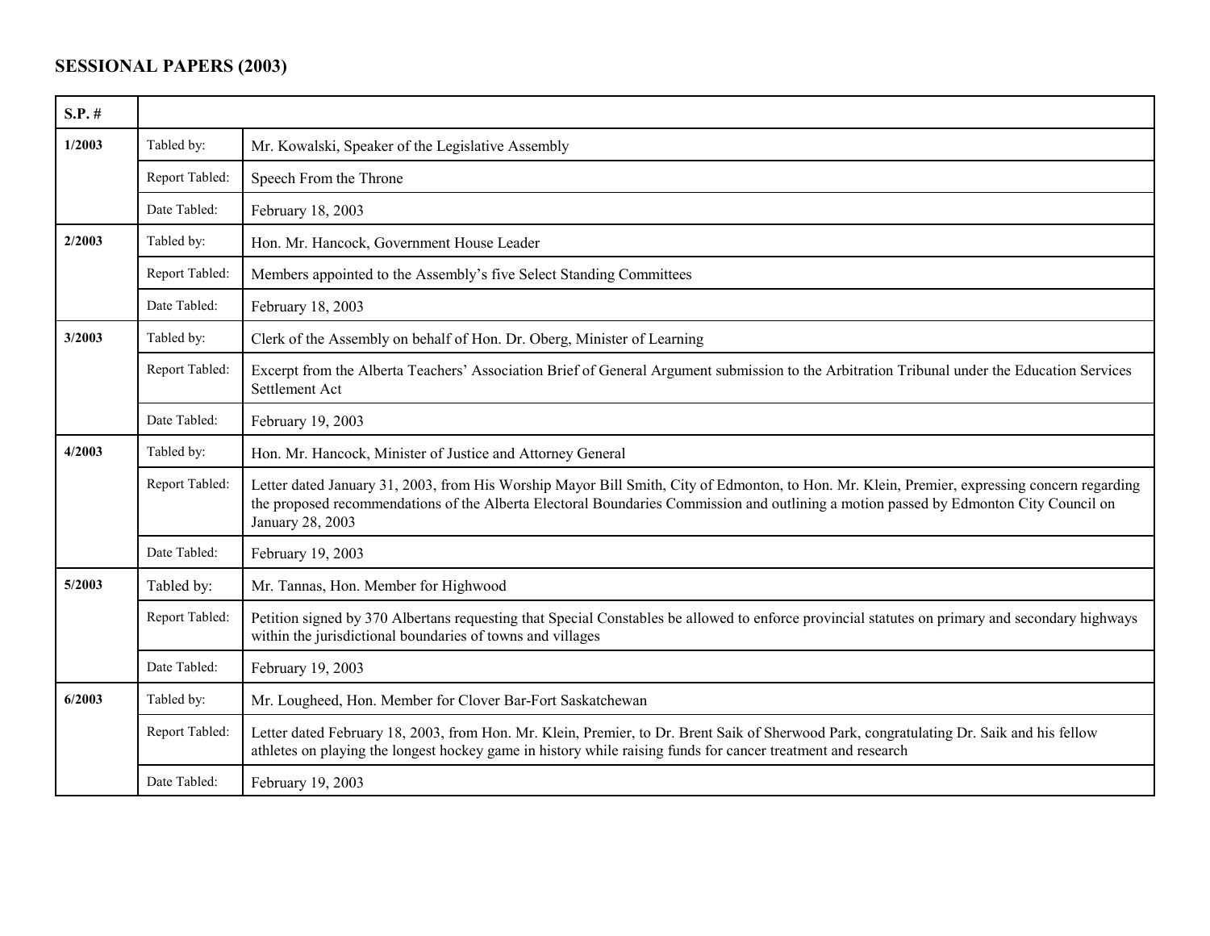# SESSIONAL PAPERS (2003)

| S.P. # | | |
|---|---|---|
| 1/2003 | Tabled by: | Mr. Kowalski, Speaker of the Legislative Assembly |
| | Report Tabled: | Speech From the Throne |
| | Date Tabled: | February 18, 2003 |
| 2/2003 | Tabled by: | Hon. Mr. Hancock, Government House Leader |
| | Report Tabled: | Members appointed to the Assembly's five Select Standing Committees |
| | Date Tabled: | February 18, 2003 |
| 3/2003 | Tabled by: | Clerk of the Assembly on behalf of Hon. Dr. Oberg, Minister of Learning |
| | Report Tabled: | Excerpt from the Alberta Teachers' Association Brief of General Argument submission to the Arbitration Tribunal under the Education Services Settlement Act |
| | Date Tabled: | February 19, 2003 |
| 4/2003 | Tabled by: | Hon. Mr. Hancock, Minister of Justice and Attorney General |
| | Report Tabled: | Letter dated January 31, 2003, from His Worship Mayor Bill Smith, City of Edmonton, to Hon. Mr. Klein, Premier, expressing concern regarding the proposed recommendations of the Alberta Electoral Boundaries Commission and outlining a motion passed by Edmonton City Council on January 28, 2003 |
| | Date Tabled: | February 19, 2003 |
| 5/2003 | Tabled by: | Mr. Tannas, Hon. Member for Highwood |
| | Report Tabled: | Petition signed by 370 Albertans requesting that Special Constables be allowed to enforce provincial statutes on primary and secondary highways within the jurisdictional boundaries of towns and villages |
| | Date Tabled: | February 19, 2003 |
| 6/2003 | Tabled by: | Mr. Lougheed, Hon. Member for Clover Bar-Fort Saskatchewan |
| | Report Tabled: | Letter dated February 18, 2003, from Hon. Mr. Klein, Premier, to Dr. Brent Saik of Sherwood Park, congratulating Dr. Saik and his fellow athletes on playing the longest hockey game in history while raising funds for cancer treatment and research |
| | Date Tabled: | February 19, 2003 |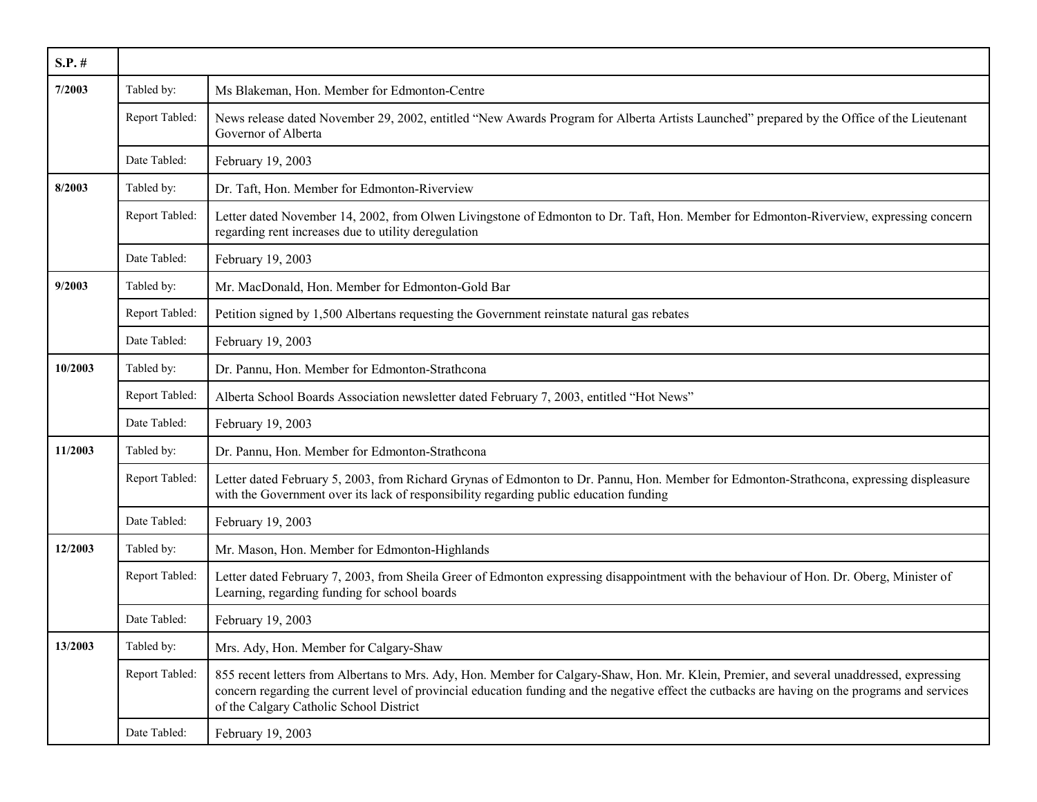| S.P. # | | |
|---|---|---|
| **7/2003** | Tabled by: | Ms Blakeman, Hon. Member for Edmonton-Centre |
| | Report Tabled: | News release dated November 29, 2002, entitled “New Awards Program for Alberta Artists Launched” prepared by the Office of the Lieutenant Governor of Alberta |
| | Date Tabled: | February 19, 2003 |
| **8/2003** | Tabled by: | Dr. Taft, Hon. Member for Edmonton-Riverview |
| | Report Tabled: | Letter dated November 14, 2002, from Olwen Livingstone of Edmonton to Dr. Taft, Hon. Member for Edmonton-Riverview, expressing concern regarding rent increases due to utility deregulation |
| | Date Tabled: | February 19, 2003 |
| **9/2003** | Tabled by: | Mr. MacDonald, Hon. Member for Edmonton-Gold Bar |
| | Report Tabled: | Petition signed by 1,500 Albertans requesting the Government reinstate natural gas rebates |
| | Date Tabled: | February 19, 2003 |
| **10/2003** | Tabled by: | Dr. Pannu, Hon. Member for Edmonton-Strathcona |
| | Report Tabled: | Alberta School Boards Association newsletter dated February 7, 2003, entitled “Hot News” |
| | Date Tabled: | February 19, 2003 |
| **11/2003** | Tabled by: | Dr. Pannu, Hon. Member for Edmonton-Strathcona |
| | Report Tabled: | Letter dated February 5, 2003, from Richard Grynas of Edmonton to Dr. Pannu, Hon. Member for Edmonton-Strathcona, expressing displeasure with the Government over its lack of responsibility regarding public education funding |
| | Date Tabled: | February 19, 2003 |
| **12/2003** | Tabled by: | Mr. Mason, Hon. Member for Edmonton-Highlands |
| | Report Tabled: | Letter dated February 7, 2003, from Sheila Greer of Edmonton expressing disappointment with the behaviour of Hon. Dr. Oberg, Minister of Learning, regarding funding for school boards |
| | Date Tabled: | February 19, 2003 |
| **13/2003** | Tabled by: | Mrs. Ady, Hon. Member for Calgary-Shaw |
| | Report Tabled: | 855 recent letters from Albertans to Mrs. Ady, Hon. Member for Calgary-Shaw, Hon. Mr. Klein, Premier, and several unaddressed, expressing concern regarding the current level of provincial education funding and the negative effect the cutbacks are having on the programs and services of the Calgary Catholic School District |
| | Date Tabled: | February 19, 2003 |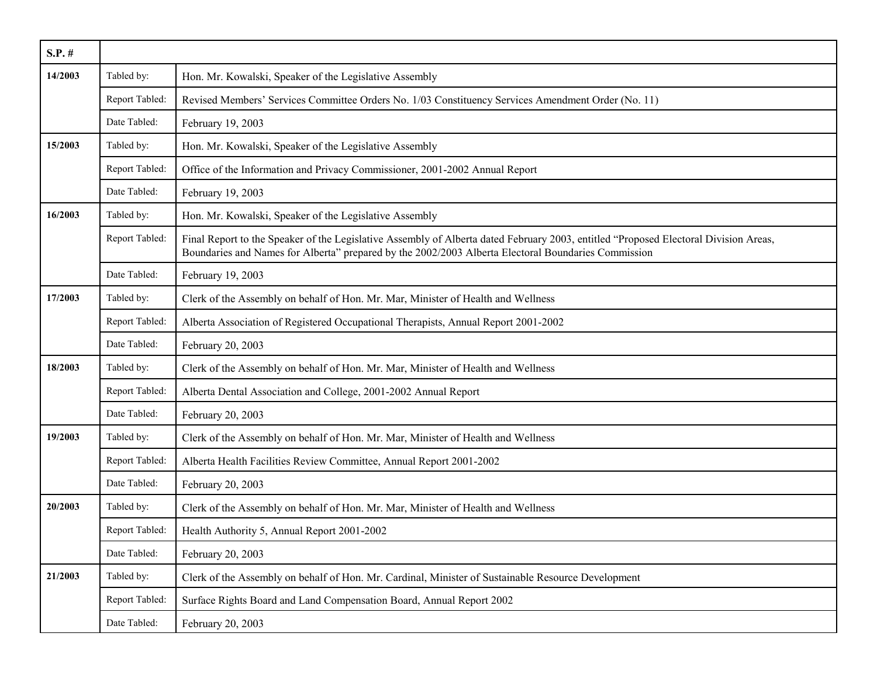| S.P. # | | |
|---|---|---|
| 14/2003 | Tabled by: | Hon. Mr. Kowalski, Speaker of the Legislative Assembly |
| | Report Tabled: | Revised Members' Services Committee Orders No. 1/03 Constituency Services Amendment Order (No. 11) |
| | Date Tabled: | February 19, 2003 |
| 15/2003 | Tabled by: | Hon. Mr. Kowalski, Speaker of the Legislative Assembly |
| | Report Tabled: | Office of the Information and Privacy Commissioner, 2001-2002 Annual Report |
| | Date Tabled: | February 19, 2003 |
| 16/2003 | Tabled by: | Hon. Mr. Kowalski, Speaker of the Legislative Assembly |
| | Report Tabled: | Final Report to the Speaker of the Legislative Assembly of Alberta dated February 2003, entitled "Proposed Electoral Division Areas, Boundaries and Names for Alberta" prepared by the 2002/2003 Alberta Electoral Boundaries Commission |
| | Date Tabled: | February 19, 2003 |
| 17/2003 | Tabled by: | Clerk of the Assembly on behalf of Hon. Mr. Mar, Minister of Health and Wellness |
| | Report Tabled: | Alberta Association of Registered Occupational Therapists, Annual Report 2001-2002 |
| | Date Tabled: | February 20, 2003 |
| 18/2003 | Tabled by: | Clerk of the Assembly on behalf of Hon. Mr. Mar, Minister of Health and Wellness |
| | Report Tabled: | Alberta Dental Association and College, 2001-2002 Annual Report |
| | Date Tabled: | February 20, 2003 |
| 19/2003 | Tabled by: | Clerk of the Assembly on behalf of Hon. Mr. Mar, Minister of Health and Wellness |
| | Report Tabled: | Alberta Health Facilities Review Committee, Annual Report 2001-2002 |
| | Date Tabled: | February 20, 2003 |
| 20/2003 | Tabled by: | Clerk of the Assembly on behalf of Hon. Mr. Mar, Minister of Health and Wellness |
| | Report Tabled: | Health Authority 5, Annual Report 2001-2002 |
| | Date Tabled: | February 20, 2003 |
| 21/2003 | Tabled by: | Clerk of the Assembly on behalf of Hon. Mr. Cardinal, Minister of Sustainable Resource Development |
| | Report Tabled: | Surface Rights Board and Land Compensation Board, Annual Report 2002 |
| | Date Tabled: | February 20, 2003 |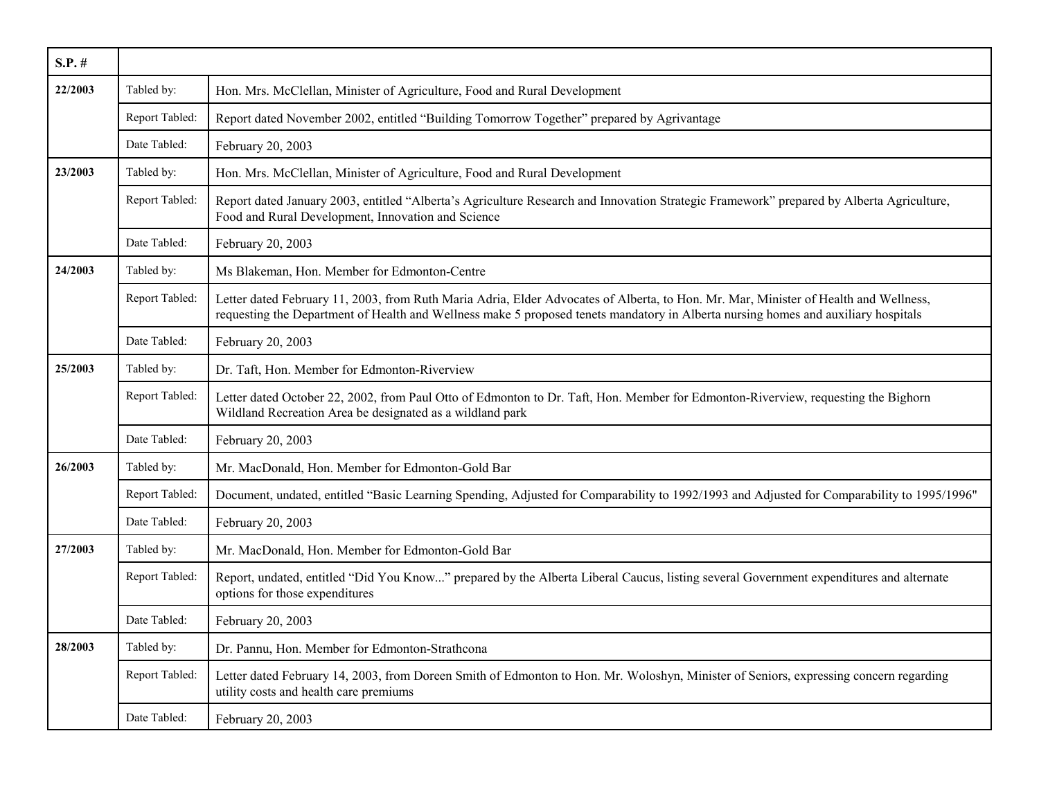| S.P. # | | |
|---|---|---|
| **22/2003** | Tabled by: | Hon. Mrs. McClellan, Minister of Agriculture, Food and Rural Development |
| | Report Tabled: | Report dated November 2002, entitled "Building Tomorrow Together" prepared by Agrivantage |
| | Date Tabled: | February 20, 2003 |
| **23/2003** | Tabled by: | Hon. Mrs. McClellan, Minister of Agriculture, Food and Rural Development |
| | Report Tabled: | Report dated January 2003, entitled "Alberta's Agriculture Research and Innovation Strategic Framework" prepared by Alberta Agriculture, Food and Rural Development, Innovation and Science |
| | Date Tabled: | February 20, 2003 |
| **24/2003** | Tabled by: | Ms Blakeman, Hon. Member for Edmonton-Centre |
| | Report Tabled: | Letter dated February 11, 2003, from Ruth Maria Adria, Elder Advocates of Alberta, to Hon. Mr. Mar, Minister of Health and Wellness, requesting the Department of Health and Wellness make 5 proposed tenets mandatory in Alberta nursing homes and auxiliary hospitals |
| | Date Tabled: | February 20, 2003 |
| **25/2003** | Tabled by: | Dr. Taft, Hon. Member for Edmonton-Riverview |
| | Report Tabled: | Letter dated October 22, 2002, from Paul Otto of Edmonton to Dr. Taft, Hon. Member for Edmonton-Riverview, requesting the Bighorn Wildland Recreation Area be designated as a wildland park |
| | Date Tabled: | February 20, 2003 |
| **26/2003** | Tabled by: | Mr. MacDonald, Hon. Member for Edmonton-Gold Bar |
| | Report Tabled: | Document, undated, entitled "Basic Learning Spending, Adjusted for Comparability to 1992/1993 and Adjusted for Comparability to 1995/1996" |
| | Date Tabled: | February 20, 2003 |
| **27/2003** | Tabled by: | Mr. MacDonald, Hon. Member for Edmonton-Gold Bar |
| | Report Tabled: | Report, undated, entitled "Did You Know..." prepared by the Alberta Liberal Caucus, listing several Government expenditures and alternate options for those expenditures |
| | Date Tabled: | February 20, 2003 |
| **28/2003** | Tabled by: | Dr. Pannu, Hon. Member for Edmonton-Strathcona |
| | Report Tabled: | Letter dated February 14, 2003, from Doreen Smith of Edmonton to Hon. Mr. Woloshyn, Minister of Seniors, expressing concern regarding utility costs and health care premiums |
| | Date Tabled: | February 20, 2003 |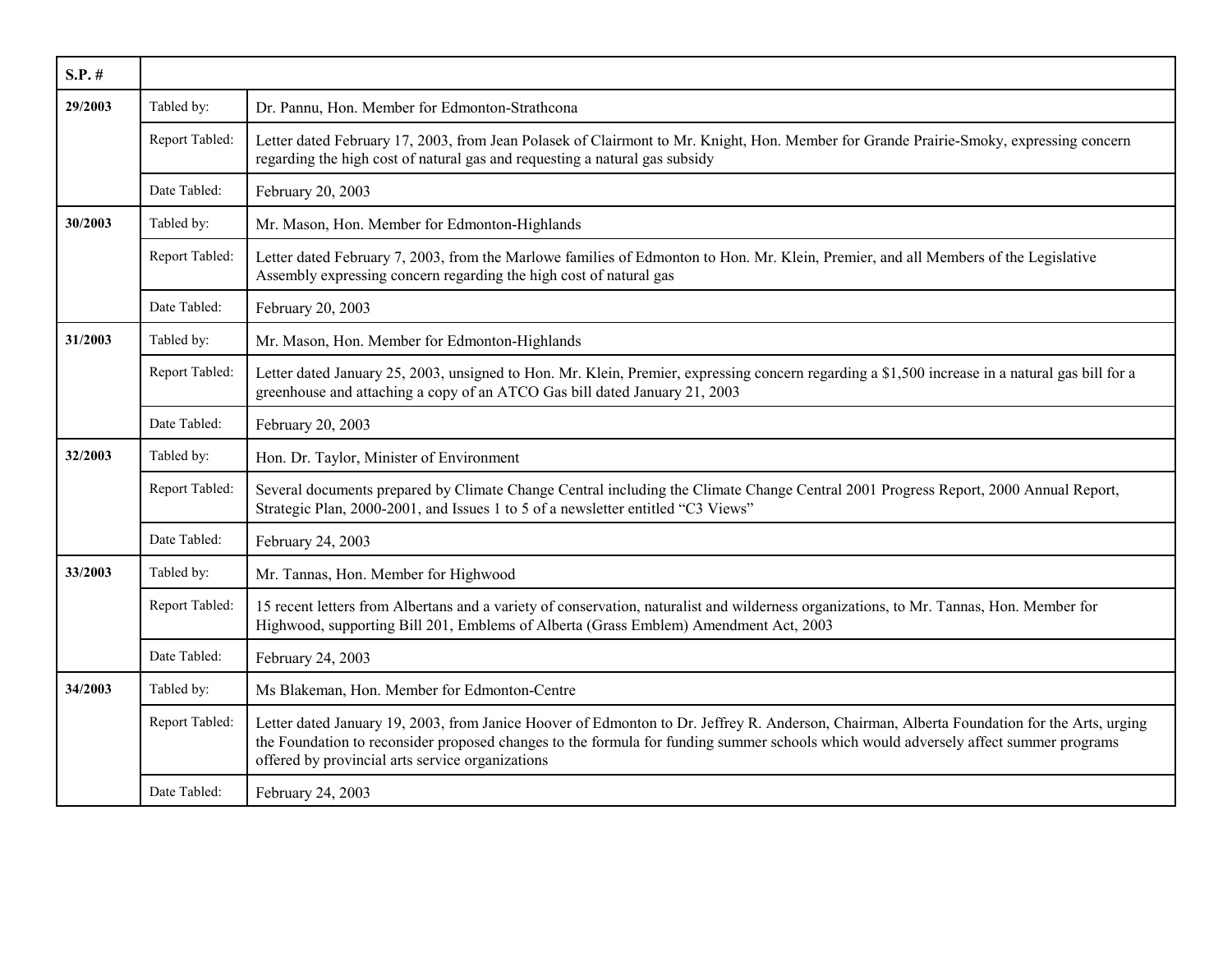| S.P. # | | |
|---|---|---|
| **29/2003** | Tabled by: | Dr. Pannu, Hon. Member for Edmonton-Strathcona |
| | Report Tabled: | Letter dated February 17, 2003, from Jean Polasek of Clairmont to Mr. Knight, Hon. Member for Grande Prairie-Smoky, expressing concern regarding the high cost of natural gas and requesting a natural gas subsidy |
| | Date Tabled: | February 20, 2003 |
| **30/2003** | Tabled by: | Mr. Mason, Hon. Member for Edmonton-Highlands |
| | Report Tabled: | Letter dated February 7, 2003, from the Marlowe families of Edmonton to Hon. Mr. Klein, Premier, and all Members of the Legislative Assembly expressing concern regarding the high cost of natural gas |
| | Date Tabled: | February 20, 2003 |
| **31/2003** | Tabled by: | Mr. Mason, Hon. Member for Edmonton-Highlands |
| | Report Tabled: | Letter dated January 25, 2003, unsigned to Hon. Mr. Klein, Premier, expressing concern regarding a $1,500 increase in a natural gas bill for a greenhouse and attaching a copy of an ATCO Gas bill dated January 21, 2003 |
| | Date Tabled: | February 20, 2003 |
| **32/2003** | Tabled by: | Hon. Dr. Taylor, Minister of Environment |
| | Report Tabled: | Several documents prepared by Climate Change Central including the Climate Change Central 2001 Progress Report, 2000 Annual Report, Strategic Plan, 2000-2001, and Issues 1 to 5 of a newsletter entitled "C3 Views" |
| | Date Tabled: | February 24, 2003 |
| **33/2003** | Tabled by: | Mr. Tannas, Hon. Member for Highwood |
| | Report Tabled: | 15 recent letters from Albertans and a variety of conservation, naturalist and wilderness organizations, to Mr. Tannas, Hon. Member for Highwood, supporting Bill 201, Emblems of Alberta (Grass Emblem) Amendment Act, 2003 |
| | Date Tabled: | February 24, 2003 |
| **34/2003** | Tabled by: | Ms Blakeman, Hon. Member for Edmonton-Centre |
| | Report Tabled: | Letter dated January 19, 2003, from Janice Hoover of Edmonton to Dr. Jeffrey R. Anderson, Chairman, Alberta Foundation for the Arts, urging the Foundation to reconsider proposed changes to the formula for funding summer schools which would adversely affect summer programs offered by provincial arts service organizations |
| | Date Tabled: | February 24, 2003 |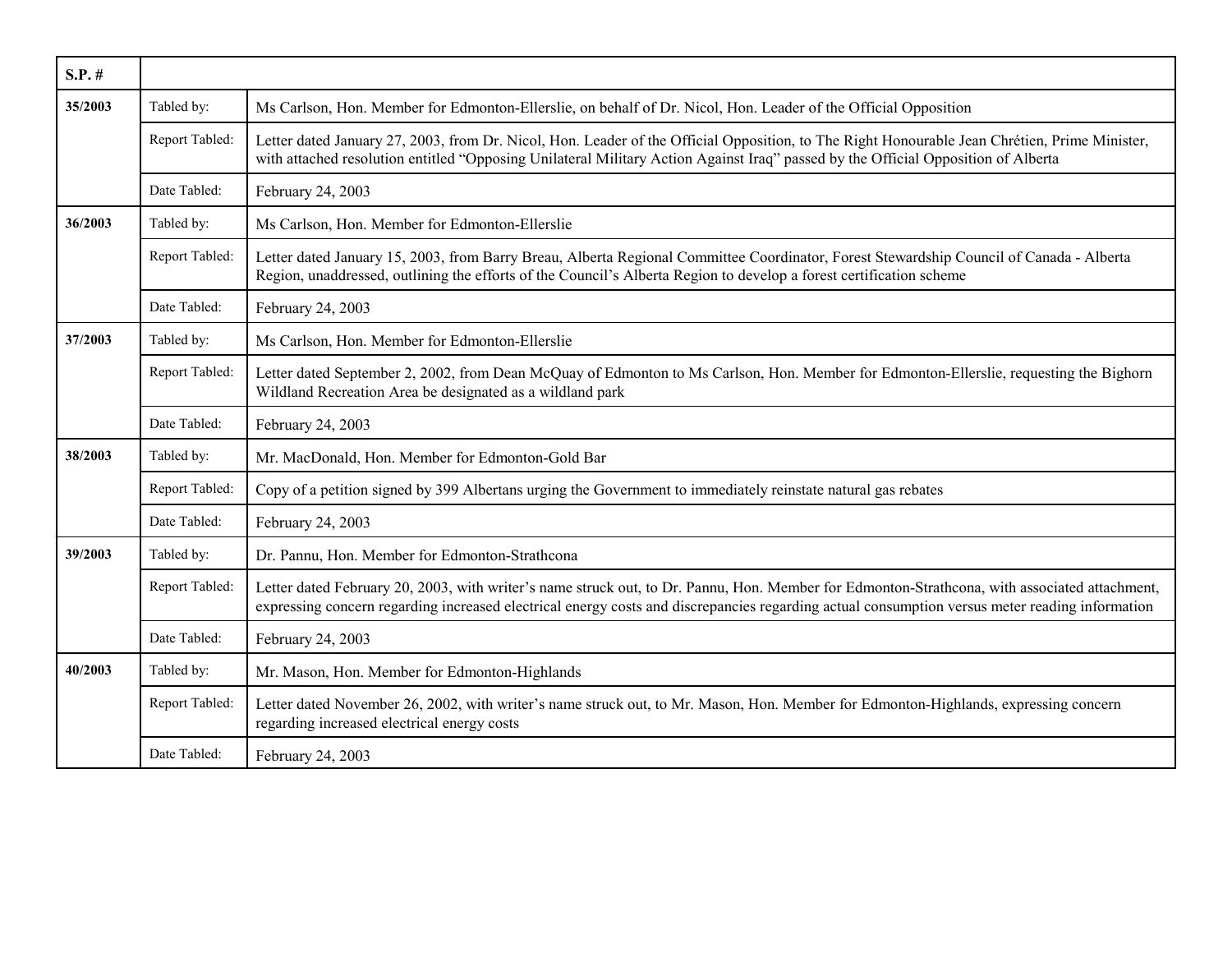| S.P. # | | |
|---|---|---|
| 35/2003 | Tabled by: | Ms Carlson, Hon. Member for Edmonton-Ellerslie, on behalf of Dr. Nicol, Hon. Leader of the Official Opposition |
| | Report Tabled: | Letter dated January 27, 2003, from Dr. Nicol, Hon. Leader of the Official Opposition, to The Right Honourable Jean Chrétien, Prime Minister, with attached resolution entitled "Opposing Unilateral Military Action Against Iraq" passed by the Official Opposition of Alberta |
| | Date Tabled: | February 24, 2003 |
| 36/2003 | Tabled by: | Ms Carlson, Hon. Member for Edmonton-Ellerslie |
| | Report Tabled: | Letter dated January 15, 2003, from Barry Breau, Alberta Regional Committee Coordinator, Forest Stewardship Council of Canada - Alberta Region, unaddressed, outlining the efforts of the Council's Alberta Region to develop a forest certification scheme |
| | Date Tabled: | February 24, 2003 |
| 37/2003 | Tabled by: | Ms Carlson, Hon. Member for Edmonton-Ellerslie |
| | Report Tabled: | Letter dated September 2, 2002, from Dean McQuay of Edmonton to Ms Carlson, Hon. Member for Edmonton-Ellerslie, requesting the Bighorn Wildland Recreation Area be designated as a wildland park |
| | Date Tabled: | February 24, 2003 |
| 38/2003 | Tabled by: | Mr. MacDonald, Hon. Member for Edmonton-Gold Bar |
| | Report Tabled: | Copy of a petition signed by 399 Albertans urging the Government to immediately reinstate natural gas rebates |
| | Date Tabled: | February 24, 2003 |
| 39/2003 | Tabled by: | Dr. Pannu, Hon. Member for Edmonton-Strathcona |
| | Report Tabled: | Letter dated February 20, 2003, with writer's name struck out, to Dr. Pannu, Hon. Member for Edmonton-Strathcona, with associated attachment, expressing concern regarding increased electrical energy costs and discrepancies regarding actual consumption versus meter reading information |
| | Date Tabled: | February 24, 2003 |
| 40/2003 | Tabled by: | Mr. Mason, Hon. Member for Edmonton-Highlands |
| | Report Tabled: | Letter dated November 26, 2002, with writer's name struck out, to Mr. Mason, Hon. Member for Edmonton-Highlands, expressing concern regarding increased electrical energy costs |
| | Date Tabled: | February 24, 2003 |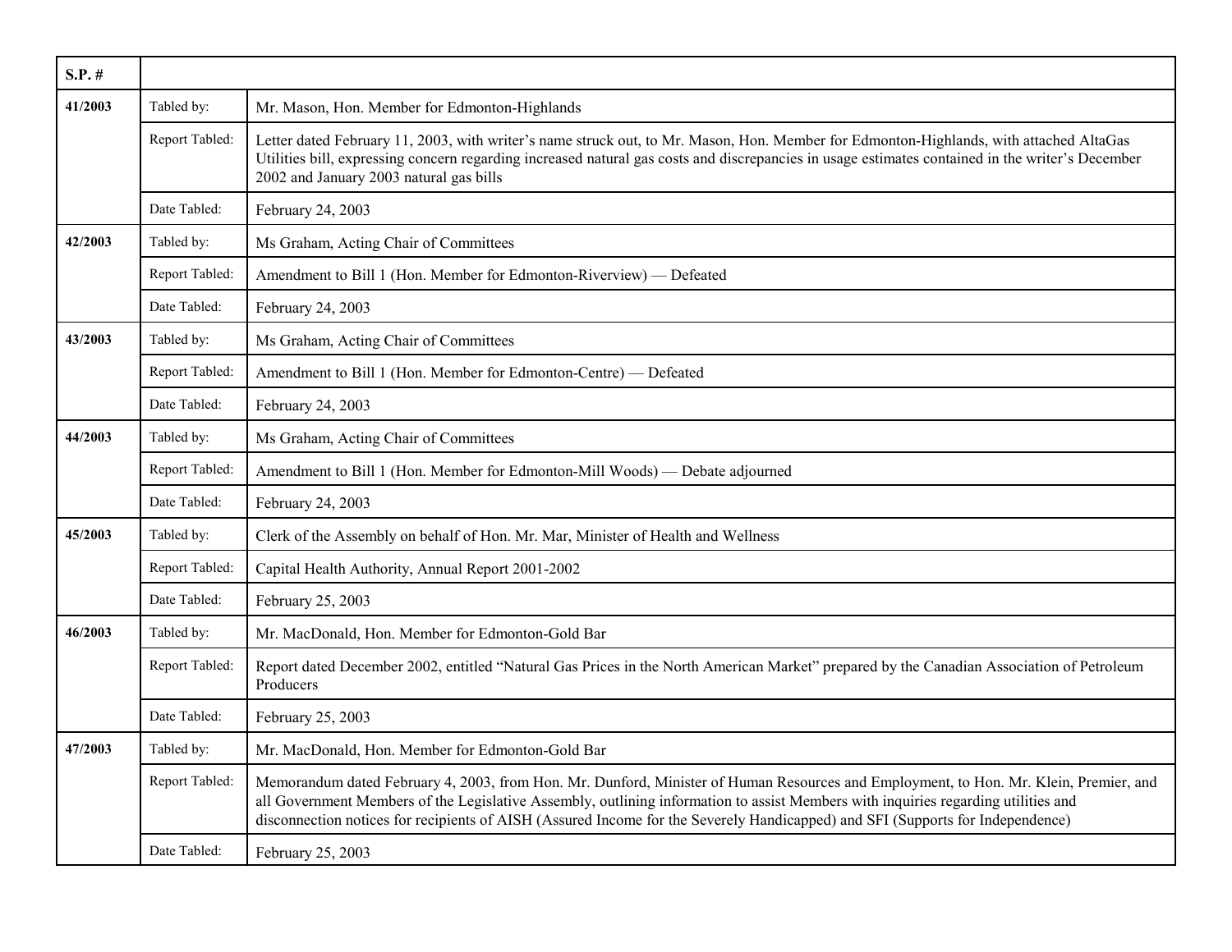| S.P. # | | |
|---|---|---|
| **41/2003** | Tabled by: | Mr. Mason, Hon. Member for Edmonton-Highlands |
| | Report Tabled: | Letter dated February 11, 2003, with writer's name struck out, to Mr. Mason, Hon. Member for Edmonton-Highlands, with attached AltaGas Utilities bill, expressing concern regarding increased natural gas costs and discrepancies in usage estimates contained in the writer's December 2002 and January 2003 natural gas bills |
| | Date Tabled: | February 24, 2003 |
| **42/2003** | Tabled by: | Ms Graham, Acting Chair of Committees |
| | Report Tabled: | Amendment to Bill 1 (Hon. Member for Edmonton-Riverview) — Defeated |
| | Date Tabled: | February 24, 2003 |
| **43/2003** | Tabled by: | Ms Graham, Acting Chair of Committees |
| | Report Tabled: | Amendment to Bill 1 (Hon. Member for Edmonton-Centre) — Defeated |
| | Date Tabled: | February 24, 2003 |
| **44/2003** | Tabled by: | Ms Graham, Acting Chair of Committees |
| | Report Tabled: | Amendment to Bill 1 (Hon. Member for Edmonton-Mill Woods) — Debate adjourned |
| | Date Tabled: | February 24, 2003 |
| **45/2003** | Tabled by: | Clerk of the Assembly on behalf of Hon. Mr. Mar, Minister of Health and Wellness |
| | Report Tabled: | Capital Health Authority, Annual Report 2001-2002 |
| | Date Tabled: | February 25, 2003 |
| **46/2003** | Tabled by: | Mr. MacDonald, Hon. Member for Edmonton-Gold Bar |
| | Report Tabled: | Report dated December 2002, entitled "Natural Gas Prices in the North American Market" prepared by the Canadian Association of Petroleum Producers |
| | Date Tabled: | February 25, 2003 |
| **47/2003** | Tabled by: | Mr. MacDonald, Hon. Member for Edmonton-Gold Bar |
| | Report Tabled: | Memorandum dated February 4, 2003, from Hon. Mr. Dunford, Minister of Human Resources and Employment, to Hon. Mr. Klein, Premier, and all Government Members of the Legislative Assembly, outlining information to assist Members with inquiries regarding utilities and disconnection notices for recipients of AISH (Assured Income for the Severely Handicapped) and SFI (Supports for Independence) |
| | Date Tabled: | February 25, 2003 |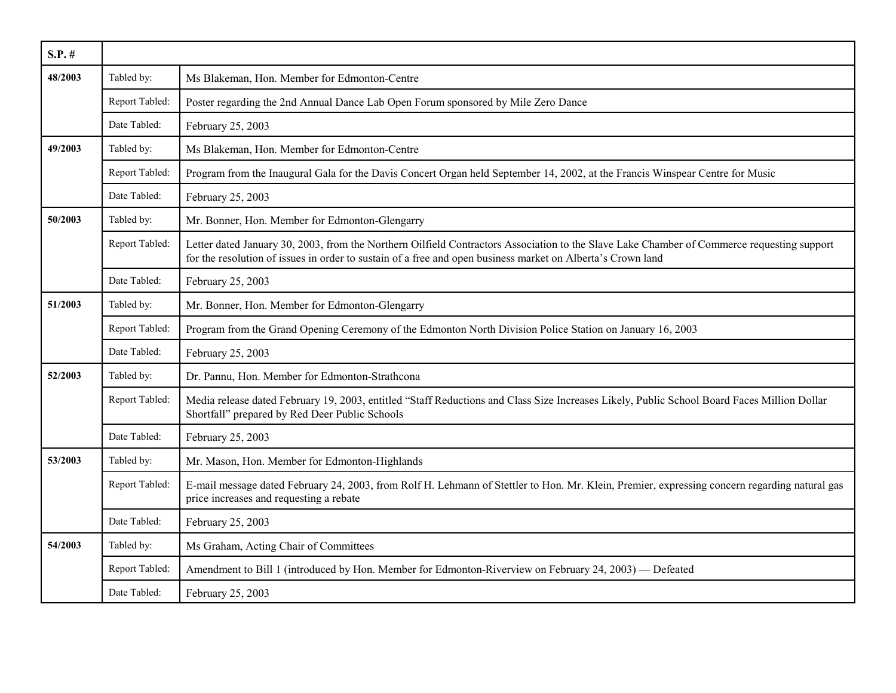| S.P. # | | |
|---|---|---|
| 48/2003 | Tabled by: | Ms Blakeman, Hon. Member for Edmonton-Centre |
| | Report Tabled: | Poster regarding the 2nd Annual Dance Lab Open Forum sponsored by Mile Zero Dance |
| | Date Tabled: | February 25, 2003 |
| 49/2003 | Tabled by: | Ms Blakeman, Hon. Member for Edmonton-Centre |
| | Report Tabled: | Program from the Inaugural Gala for the Davis Concert Organ held September 14, 2002, at the Francis Winspear Centre for Music |
| | Date Tabled: | February 25, 2003 |
| 50/2003 | Tabled by: | Mr. Bonner, Hon. Member for Edmonton-Glengarry |
| | Report Tabled: | Letter dated January 30, 2003, from the Northern Oilfield Contractors Association to the Slave Lake Chamber of Commerce requesting support for the resolution of issues in order to sustain of a free and open business market on Alberta's Crown land |
| | Date Tabled: | February 25, 2003 |
| 51/2003 | Tabled by: | Mr. Bonner, Hon. Member for Edmonton-Glengarry |
| | Report Tabled: | Program from the Grand Opening Ceremony of the Edmonton North Division Police Station on January 16, 2003 |
| | Date Tabled: | February 25, 2003 |
| 52/2003 | Tabled by: | Dr. Pannu, Hon. Member for Edmonton-Strathcona |
| | Report Tabled: | Media release dated February 19, 2003, entitled "Staff Reductions and Class Size Increases Likely, Public School Board Faces Million Dollar Shortfall" prepared by Red Deer Public Schools |
| | Date Tabled: | February 25, 2003 |
| 53/2003 | Tabled by: | Mr. Mason, Hon. Member for Edmonton-Highlands |
| | Report Tabled: | E-mail message dated February 24, 2003, from Rolf H. Lehmann of Stettler to Hon. Mr. Klein, Premier, expressing concern regarding natural gas price increases and requesting a rebate |
| | Date Tabled: | February 25, 2003 |
| 54/2003 | Tabled by: | Ms Graham, Acting Chair of Committees |
| | Report Tabled: | Amendment to Bill 1 (introduced by Hon. Member for Edmonton-Riverview on February 24, 2003) — Defeated |
| | Date Tabled: | February 25, 2003 |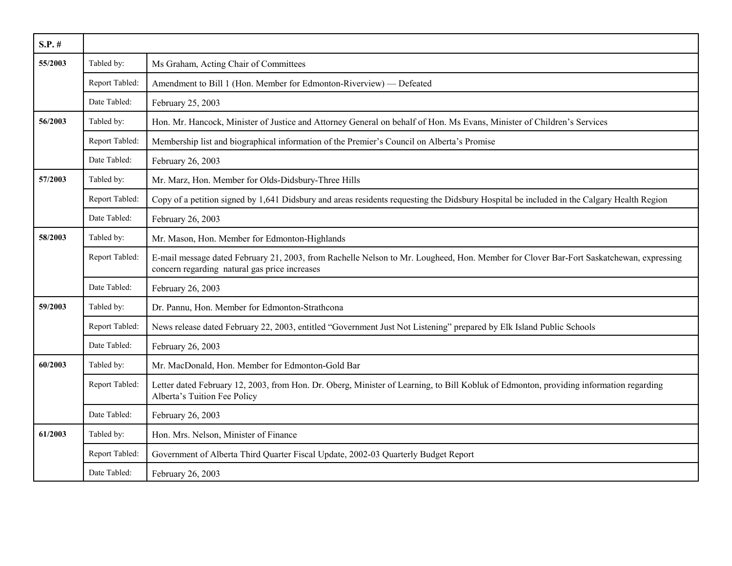| S.P. # | | |
|---|---|---|
| **55/2003** | Tabled by: | Ms Graham, Acting Chair of Committees |
| | Report Tabled: | Amendment to Bill 1 (Hon. Member for Edmonton-Riverview) — Defeated |
| | Date Tabled: | February 25, 2003 |
| **56/2003** | Tabled by: | Hon. Mr. Hancock, Minister of Justice and Attorney General on behalf of Hon. Ms Evans, Minister of Children's Services |
| | Report Tabled: | Membership list and biographical information of the Premier's Council on Alberta's Promise |
| | Date Tabled: | February 26, 2003 |
| **57/2003** | Tabled by: | Mr. Marz, Hon. Member for Olds-Didsbury-Three Hills |
| | Report Tabled: | Copy of a petition signed by 1,641 Didsbury and areas residents requesting the Didsbury Hospital be included in the Calgary Health Region |
| | Date Tabled: | February 26, 2003 |
| **58/2003** | Tabled by: | Mr. Mason, Hon. Member for Edmonton-Highlands |
| | Report Tabled: | E-mail message dated February 21, 2003, from Rachelle Nelson to Mr. Lougheed, Hon. Member for Clover Bar-Fort Saskatchewan, expressing concern regarding natural gas price increases |
| | Date Tabled: | February 26, 2003 |
| **59/2003** | Tabled by: | Dr. Pannu, Hon. Member for Edmonton-Strathcona |
| | Report Tabled: | News release dated February 22, 2003, entitled "Government Just Not Listening" prepared by Elk Island Public Schools |
| | Date Tabled: | February 26, 2003 |
| **60/2003** | Tabled by: | Mr. MacDonald, Hon. Member for Edmonton-Gold Bar |
| | Report Tabled: | Letter dated February 12, 2003, from Hon. Dr. Oberg, Minister of Learning, to Bill Kobluk of Edmonton, providing information regarding Alberta's Tuition Fee Policy |
| | Date Tabled: | February 26, 2003 |
| **61/2003** | Tabled by: | Hon. Mrs. Nelson, Minister of Finance |
| | Report Tabled: | Government of Alberta Third Quarter Fiscal Update, 2002-03 Quarterly Budget Report |
| | Date Tabled: | February 26, 2003 |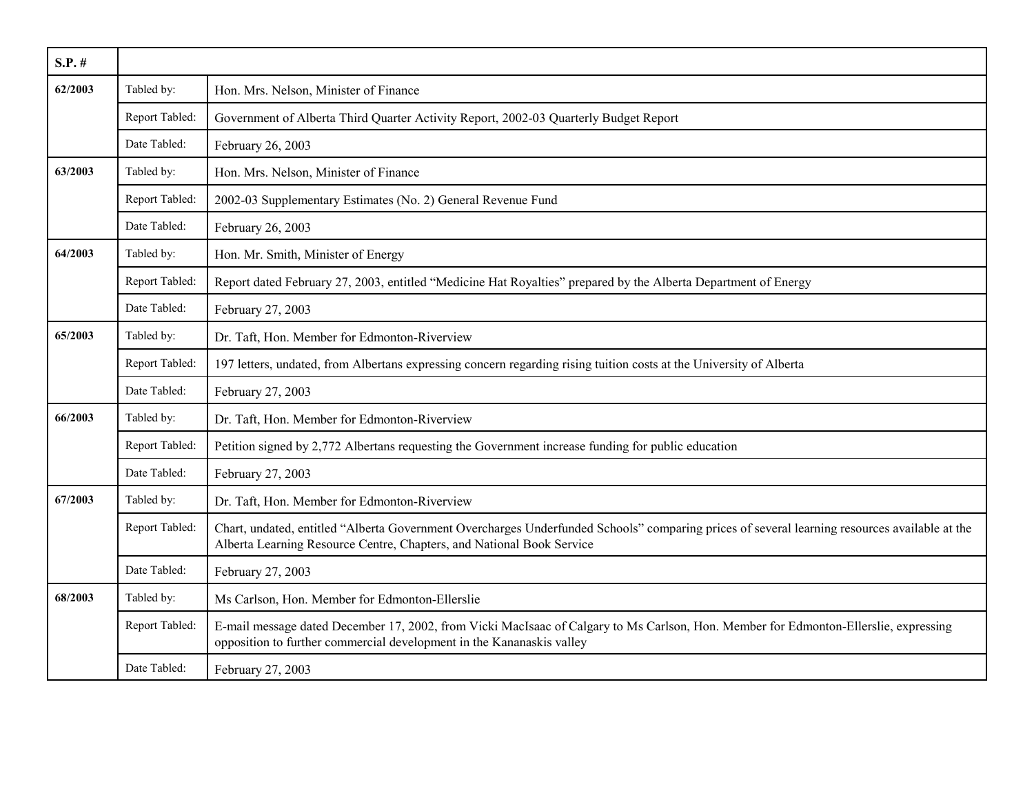| S.P. # | | |
|---|---|---|
| **62/2003** | Tabled by: | Hon. Mrs. Nelson, Minister of Finance |
| | Report Tabled: | Government of Alberta Third Quarter Activity Report, 2002-03 Quarterly Budget Report |
| | Date Tabled: | February 26, 2003 |
| **63/2003** | Tabled by: | Hon. Mrs. Nelson, Minister of Finance |
| | Report Tabled: | 2002-03 Supplementary Estimates (No. 2) General Revenue Fund |
| | Date Tabled: | February 26, 2003 |
| **64/2003** | Tabled by: | Hon. Mr. Smith, Minister of Energy |
| | Report Tabled: | Report dated February 27, 2003, entitled "Medicine Hat Royalties" prepared by the Alberta Department of Energy |
| | Date Tabled: | February 27, 2003 |
| **65/2003** | Tabled by: | Dr. Taft, Hon. Member for Edmonton-Riverview |
| | Report Tabled: | 197 letters, undated, from Albertans expressing concern regarding rising tuition costs at the University of Alberta |
| | Date Tabled: | February 27, 2003 |
| **66/2003** | Tabled by: | Dr. Taft, Hon. Member for Edmonton-Riverview |
| | Report Tabled: | Petition signed by 2,772 Albertans requesting the Government increase funding for public education |
| | Date Tabled: | February 27, 2003 |
| **67/2003** | Tabled by: | Dr. Taft, Hon. Member for Edmonton-Riverview |
| | Report Tabled: | Chart, undated, entitled "Alberta Government Overcharges Underfunded Schools" comparing prices of several learning resources available at the Alberta Learning Resource Centre, Chapters, and National Book Service |
| | Date Tabled: | February 27, 2003 |
| **68/2003** | Tabled by: | Ms Carlson, Hon. Member for Edmonton-Ellerslie |
| | Report Tabled: | E-mail message dated December 17, 2002, from Vicki MacIsaac of Calgary to Ms Carlson, Hon. Member for Edmonton-Ellerslie, expressing opposition to further commercial development in the Kananaskis valley |
| | Date Tabled: | February 27, 2003 |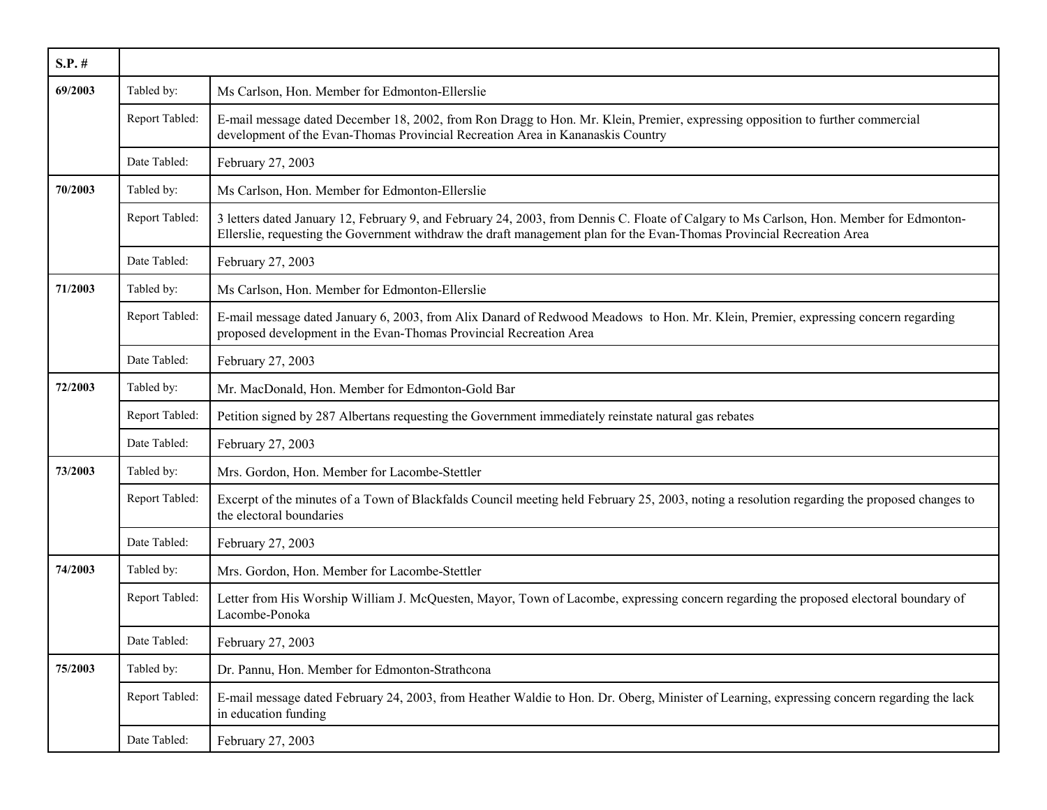| S.P. # | | |
|---|---|---|
| 69/2003 | Tabled by: | Ms Carlson, Hon. Member for Edmonton-Ellerslie |
| | Report Tabled: | E-mail message dated December 18, 2002, from Ron Dragg to Hon. Mr. Klein, Premier, expressing opposition to further commercial development of the Evan-Thomas Provincial Recreation Area in Kananaskis Country |
| | Date Tabled: | February 27, 2003 |
| 70/2003 | Tabled by: | Ms Carlson, Hon. Member for Edmonton-Ellerslie |
| | Report Tabled: | 3 letters dated January 12, February 9, and February 24, 2003, from Dennis C. Floate of Calgary to Ms Carlson, Hon. Member for Edmonton-Ellerslie, requesting the Government withdraw the draft management plan for the Evan-Thomas Provincial Recreation Area |
| | Date Tabled: | February 27, 2003 |
| 71/2003 | Tabled by: | Ms Carlson, Hon. Member for Edmonton-Ellerslie |
| | Report Tabled: | E-mail message dated January 6, 2003, from Alix Danard of Redwood Meadows to Hon. Mr. Klein, Premier, expressing concern regarding proposed development in the Evan-Thomas Provincial Recreation Area |
| | Date Tabled: | February 27, 2003 |
| 72/2003 | Tabled by: | Mr. MacDonald, Hon. Member for Edmonton-Gold Bar |
| | Report Tabled: | Petition signed by 287 Albertans requesting the Government immediately reinstate natural gas rebates |
| | Date Tabled: | February 27, 2003 |
| 73/2003 | Tabled by: | Mrs. Gordon, Hon. Member for Lacombe-Stettler |
| | Report Tabled: | Excerpt of the minutes of a Town of Blackfalds Council meeting held February 25, 2003, noting a resolution regarding the proposed changes to the electoral boundaries |
| | Date Tabled: | February 27, 2003 |
| 74/2003 | Tabled by: | Mrs. Gordon, Hon. Member for Lacombe-Stettler |
| | Report Tabled: | Letter from His Worship William J. McQuesten, Mayor, Town of Lacombe, expressing concern regarding the proposed electoral boundary of Lacombe-Ponoka |
| | Date Tabled: | February 27, 2003 |
| 75/2003 | Tabled by: | Dr. Pannu, Hon. Member for Edmonton-Strathcona |
| | Report Tabled: | E-mail message dated February 24, 2003, from Heather Waldie to Hon. Dr. Oberg, Minister of Learning, expressing concern regarding the lack in education funding |
| | Date Tabled: | February 27, 2003 |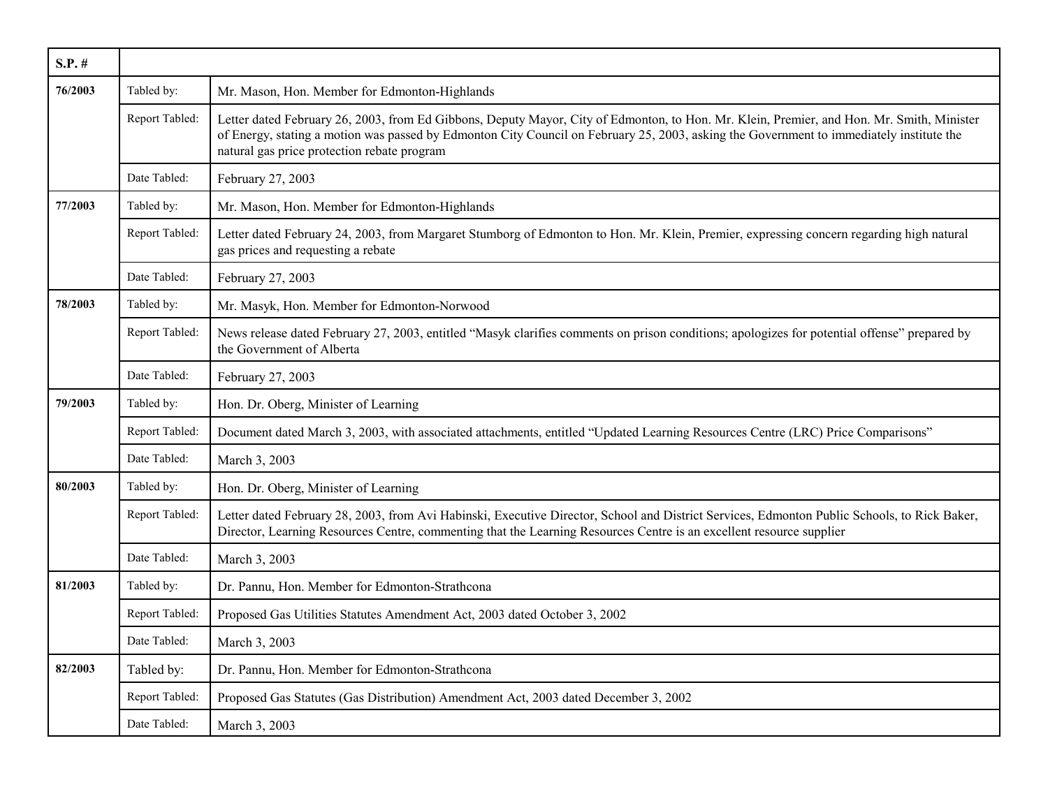| S.P. # | | |
|---|---|---|
| **76/2003** | Tabled by: | Mr. Mason, Hon. Member for Edmonton-Highlands |
| | Report Tabled: | Letter dated February 26, 2003, from Ed Gibbons, Deputy Mayor, City of Edmonton, to Hon. Mr. Klein, Premier, and Hon. Mr. Smith, Minister of Energy, stating a motion was passed by Edmonton City Council on February 25, 2003, asking the Government to immediately institute the natural gas price protection rebate program |
| | Date Tabled: | February 27, 2003 |
| **77/2003** | Tabled by: | Mr. Mason, Hon. Member for Edmonton-Highlands |
| | Report Tabled: | Letter dated February 24, 2003, from Margaret Stumborg of Edmonton to Hon. Mr. Klein, Premier, expressing concern regarding high natural gas prices and requesting a rebate |
| | Date Tabled: | February 27, 2003 |
| **78/2003** | Tabled by: | Mr. Masyk, Hon. Member for Edmonton-Norwood |
| | Report Tabled: | News release dated February 27, 2003, entitled "Masyk clarifies comments on prison conditions; apologizes for potential offense" prepared by the Government of Alberta |
| | Date Tabled: | February 27, 2003 |
| **79/2003** | Tabled by: | Hon. Dr. Oberg, Minister of Learning |
| | Report Tabled: | Document dated March 3, 2003, with associated attachments, entitled "Updated Learning Resources Centre (LRC) Price Comparisons" |
| | Date Tabled: | March 3, 2003 |
| **80/2003** | Tabled by: | Hon. Dr. Oberg, Minister of Learning |
| | Report Tabled: | Letter dated February 28, 2003, from Avi Habinski, Executive Director, School and District Services, Edmonton Public Schools, to Rick Baker, Director, Learning Resources Centre, commenting that the Learning Resources Centre is an excellent resource supplier |
| | Date Tabled: | March 3, 2003 |
| **81/2003** | Tabled by: | Dr. Pannu, Hon. Member for Edmonton-Strathcona |
| | Report Tabled: | Proposed Gas Utilities Statutes Amendment Act, 2003 dated October 3, 2002 |
| | Date Tabled: | March 3, 2003 |
| **82/2003** | Tabled by: | Dr. Pannu, Hon. Member for Edmonton-Strathcona |
| | Report Tabled: | Proposed Gas Statutes (Gas Distribution) Amendment Act, 2003 dated December 3, 2002 |
| | Date Tabled: | March 3, 2003 |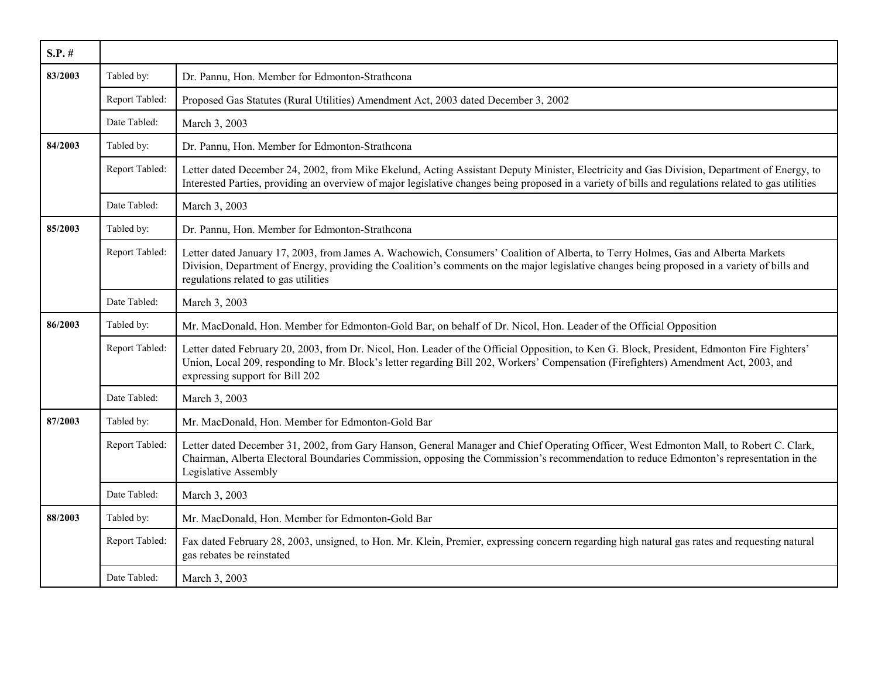| S.P. # | | |
|---|---|---|
| **83/2003** | Tabled by: | Dr. Pannu, Hon. Member for Edmonton-Strathcona |
| | Report Tabled: | Proposed Gas Statutes (Rural Utilities) Amendment Act, 2003 dated December 3, 2002 |
| | Date Tabled: | March 3, 2003 |
| **84/2003** | Tabled by: | Dr. Pannu, Hon. Member for Edmonton-Strathcona |
| | Report Tabled: | Letter dated December 24, 2002, from Mike Ekelund, Acting Assistant Deputy Minister, Electricity and Gas Division, Department of Energy, to Interested Parties, providing an overview of major legislative changes being proposed in a variety of bills and regulations related to gas utilities |
| | Date Tabled: | March 3, 2003 |
| **85/2003** | Tabled by: | Dr. Pannu, Hon. Member for Edmonton-Strathcona |
| | Report Tabled: | Letter dated January 17, 2003, from James A. Wachowich, Consumers' Coalition of Alberta, to Terry Holmes, Gas and Alberta Markets Division, Department of Energy, providing the Coalition's comments on the major legislative changes being proposed in a variety of bills and regulations related to gas utilities |
| | Date Tabled: | March 3, 2003 |
| **86/2003** | Tabled by: | Mr. MacDonald, Hon. Member for Edmonton-Gold Bar, on behalf of Dr. Nicol, Hon. Leader of the Official Opposition |
| | Report Tabled: | Letter dated February 20, 2003, from Dr. Nicol, Hon. Leader of the Official Opposition, to Ken G. Block, President, Edmonton Fire Fighters' Union, Local 209, responding to Mr. Block's letter regarding Bill 202, Workers' Compensation (Firefighters) Amendment Act, 2003, and expressing support for Bill 202 |
| | Date Tabled: | March 3, 2003 |
| **87/2003** | Tabled by: | Mr. MacDonald, Hon. Member for Edmonton-Gold Bar |
| | Report Tabled: | Letter dated December 31, 2002, from Gary Hanson, General Manager and Chief Operating Officer, West Edmonton Mall, to Robert C. Clark, Chairman, Alberta Electoral Boundaries Commission, opposing the Commission's recommendation to reduce Edmonton's representation in the Legislative Assembly |
| | Date Tabled: | March 3, 2003 |
| **88/2003** | Tabled by: | Mr. MacDonald, Hon. Member for Edmonton-Gold Bar |
| | Report Tabled: | Fax dated February 28, 2003, unsigned, to Hon. Mr. Klein, Premier, expressing concern regarding high natural gas rates and requesting natural gas rebates be reinstated |
| | Date Tabled: | March 3, 2003 |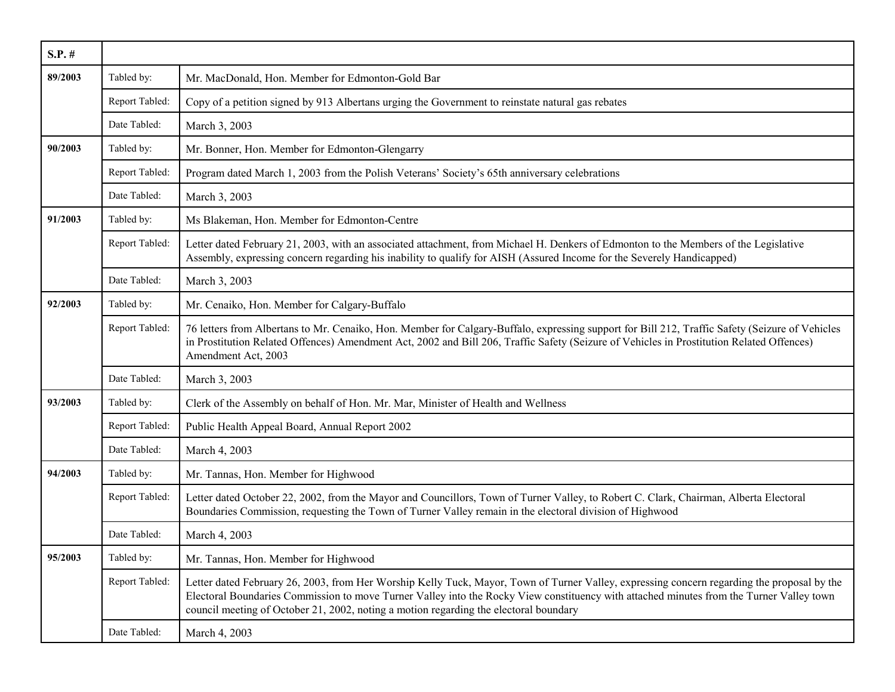| S.P. # | | |
|---|---|---|
| **89/2003** | Tabled by: | Mr. MacDonald, Hon. Member for Edmonton-Gold Bar |
| | Report Tabled: | Copy of a petition signed by 913 Albertans urging the Government to reinstate natural gas rebates |
| | Date Tabled: | March 3, 2003 |
| **90/2003** | Tabled by: | Mr. Bonner, Hon. Member for Edmonton-Glengarry |
| | Report Tabled: | Program dated March 1, 2003 from the Polish Veterans' Society's 65th anniversary celebrations |
| | Date Tabled: | March 3, 2003 |
| **91/2003** | Tabled by: | Ms Blakeman, Hon. Member for Edmonton-Centre |
| | Report Tabled: | Letter dated February 21, 2003, with an associated attachment, from Michael H. Denkers of Edmonton to the Members of the Legislative Assembly, expressing concern regarding his inability to qualify for AISH (Assured Income for the Severely Handicapped) |
| | Date Tabled: | March 3, 2003 |
| **92/2003** | Tabled by: | Mr. Cenaiko, Hon. Member for Calgary-Buffalo |
| | Report Tabled: | 76 letters from Albertans to Mr. Cenaiko, Hon. Member for Calgary-Buffalo, expressing support for Bill 212, Traffic Safety (Seizure of Vehicles in Prostitution Related Offences) Amendment Act, 2002 and Bill 206, Traffic Safety (Seizure of Vehicles in Prostitution Related Offences) Amendment Act, 2003 |
| | Date Tabled: | March 3, 2003 |
| **93/2003** | Tabled by: | Clerk of the Assembly on behalf of Hon. Mr. Mar, Minister of Health and Wellness |
| | Report Tabled: | Public Health Appeal Board, Annual Report 2002 |
| | Date Tabled: | March 4, 2003 |
| **94/2003** | Tabled by: | Mr. Tannas, Hon. Member for Highwood |
| | Report Tabled: | Letter dated October 22, 2002, from the Mayor and Councillors, Town of Turner Valley, to Robert C. Clark, Chairman, Alberta Electoral Boundaries Commission, requesting the Town of Turner Valley remain in the electoral division of Highwood |
| | Date Tabled: | March 4, 2003 |
| **95/2003** | Tabled by: | Mr. Tannas, Hon. Member for Highwood |
| | Report Tabled: | Letter dated February 26, 2003, from Her Worship Kelly Tuck, Mayor, Town of Turner Valley, expressing concern regarding the proposal by the Electoral Boundaries Commission to move Turner Valley into the Rocky View constituency with attached minutes from the Turner Valley town council meeting of October 21, 2002, noting a motion regarding the electoral boundary |
| | Date Tabled: | March 4, 2003 |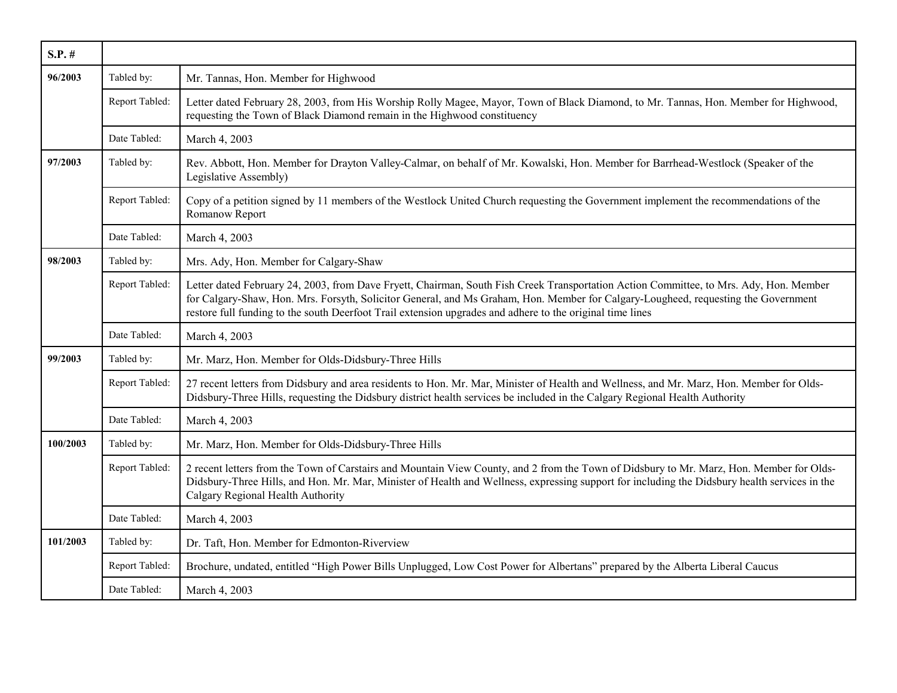| S.P. # | | |
|---|---|---|
| 96/2003 | Tabled by: | Mr. Tannas, Hon. Member for Highwood |
| | Report Tabled: | Letter dated February 28, 2003, from His Worship Rolly Magee, Mayor, Town of Black Diamond, to Mr. Tannas, Hon. Member for Highwood, requesting the Town of Black Diamond remain in the Highwood constituency |
| | Date Tabled: | March 4, 2003 |
| 97/2003 | Tabled by: | Rev. Abbott, Hon. Member for Drayton Valley-Calmar, on behalf of Mr. Kowalski, Hon. Member for Barrhead-Westlock (Speaker of the Legislative Assembly) |
| | Report Tabled: | Copy of a petition signed by 11 members of the Westlock United Church requesting the Government implement the recommendations of the Romanow Report |
| | Date Tabled: | March 4, 2003 |
| 98/2003 | Tabled by: | Mrs. Ady, Hon. Member for Calgary-Shaw |
| | Report Tabled: | Letter dated February 24, 2003, from Dave Fryett, Chairman, South Fish Creek Transportation Action Committee, to Mrs. Ady, Hon. Member for Calgary-Shaw, Hon. Mrs. Forsyth, Solicitor General, and Ms Graham, Hon. Member for Calgary-Lougheed, requesting the Government restore full funding to the south Deerfoot Trail extension upgrades and adhere to the original time lines |
| | Date Tabled: | March 4, 2003 |
| 99/2003 | Tabled by: | Mr. Marz, Hon. Member for Olds-Didsbury-Three Hills |
| | Report Tabled: | 27 recent letters from Didsbury and area residents to Hon. Mr. Mar, Minister of Health and Wellness, and Mr. Marz, Hon. Member for Olds-Didsbury-Three Hills, requesting the Didsbury district health services be included in the Calgary Regional Health Authority |
| | Date Tabled: | March 4, 2003 |
| 100/2003 | Tabled by: | Mr. Marz, Hon. Member for Olds-Didsbury-Three Hills |
| | Report Tabled: | 2 recent letters from the Town of Carstairs and Mountain View County, and 2 from the Town of Didsbury to Mr. Marz, Hon. Member for Olds-Didsbury-Three Hills, and Hon. Mr. Mar, Minister of Health and Wellness, expressing support for including the Didsbury health services in the Calgary Regional Health Authority |
| | Date Tabled: | March 4, 2003 |
| 101/2003 | Tabled by: | Dr. Taft, Hon. Member for Edmonton-Riverview |
| | Report Tabled: | Brochure, undated, entitled "High Power Bills Unplugged, Low Cost Power for Albertans" prepared by the Alberta Liberal Caucus |
| | Date Tabled: | March 4, 2003 |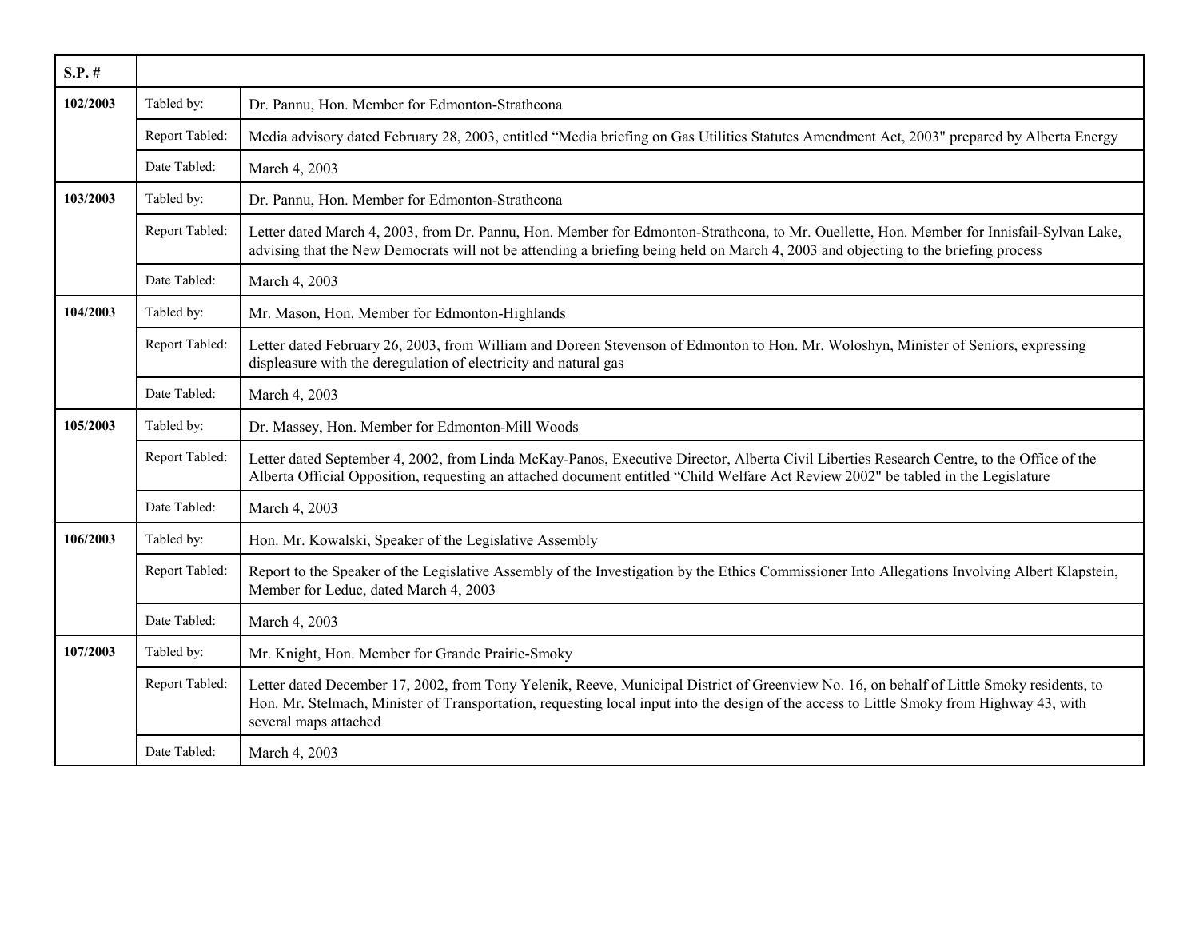| S.P. # | | |
| --- | --- | --- |
| 102/2003 | Tabled by: | Dr. Pannu, Hon. Member for Edmonton-Strathcona |
| | Report Tabled: | Media advisory dated February 28, 2003, entitled "Media briefing on Gas Utilities Statutes Amendment Act, 2003" prepared by Alberta Energy |
| | Date Tabled: | March 4, 2003 |
| 103/2003 | Tabled by: | Dr. Pannu, Hon. Member for Edmonton-Strathcona |
| | Report Tabled: | Letter dated March 4, 2003, from Dr. Pannu, Hon. Member for Edmonton-Strathcona, to Mr. Ouellette, Hon. Member for Innisfail-Sylvan Lake, advising that the New Democrats will not be attending a briefing being held on March 4, 2003 and objecting to the briefing process |
| | Date Tabled: | March 4, 2003 |
| 104/2003 | Tabled by: | Mr. Mason, Hon. Member for Edmonton-Highlands |
| | Report Tabled: | Letter dated February 26, 2003, from William and Doreen Stevenson of Edmonton to Hon. Mr. Woloshyn, Minister of Seniors, expressing displeasure with the deregulation of electricity and natural gas |
| | Date Tabled: | March 4, 2003 |
| 105/2003 | Tabled by: | Dr. Massey, Hon. Member for Edmonton-Mill Woods |
| | Report Tabled: | Letter dated September 4, 2002, from Linda McKay-Panos, Executive Director, Alberta Civil Liberties Research Centre, to the Office of the Alberta Official Opposition, requesting an attached document entitled "Child Welfare Act Review 2002" be tabled in the Legislature |
| | Date Tabled: | March 4, 2003 |
| 106/2003 | Tabled by: | Hon. Mr. Kowalski, Speaker of the Legislative Assembly |
| | Report Tabled: | Report to the Speaker of the Legislative Assembly of the Investigation by the Ethics Commissioner Into Allegations Involving Albert Klapstein, Member for Leduc, dated March 4, 2003 |
| | Date Tabled: | March 4, 2003 |
| 107/2003 | Tabled by: | Mr. Knight, Hon. Member for Grande Prairie-Smoky |
| | Report Tabled: | Letter dated December 17, 2002, from Tony Yelenik, Reeve, Municipal District of Greenview No. 16, on behalf of Little Smoky residents, to Hon. Mr. Stelmach, Minister of Transportation, requesting local input into the design of the access to Little Smoky from Highway 43, with several maps attached |
| | Date Tabled: | March 4, 2003 |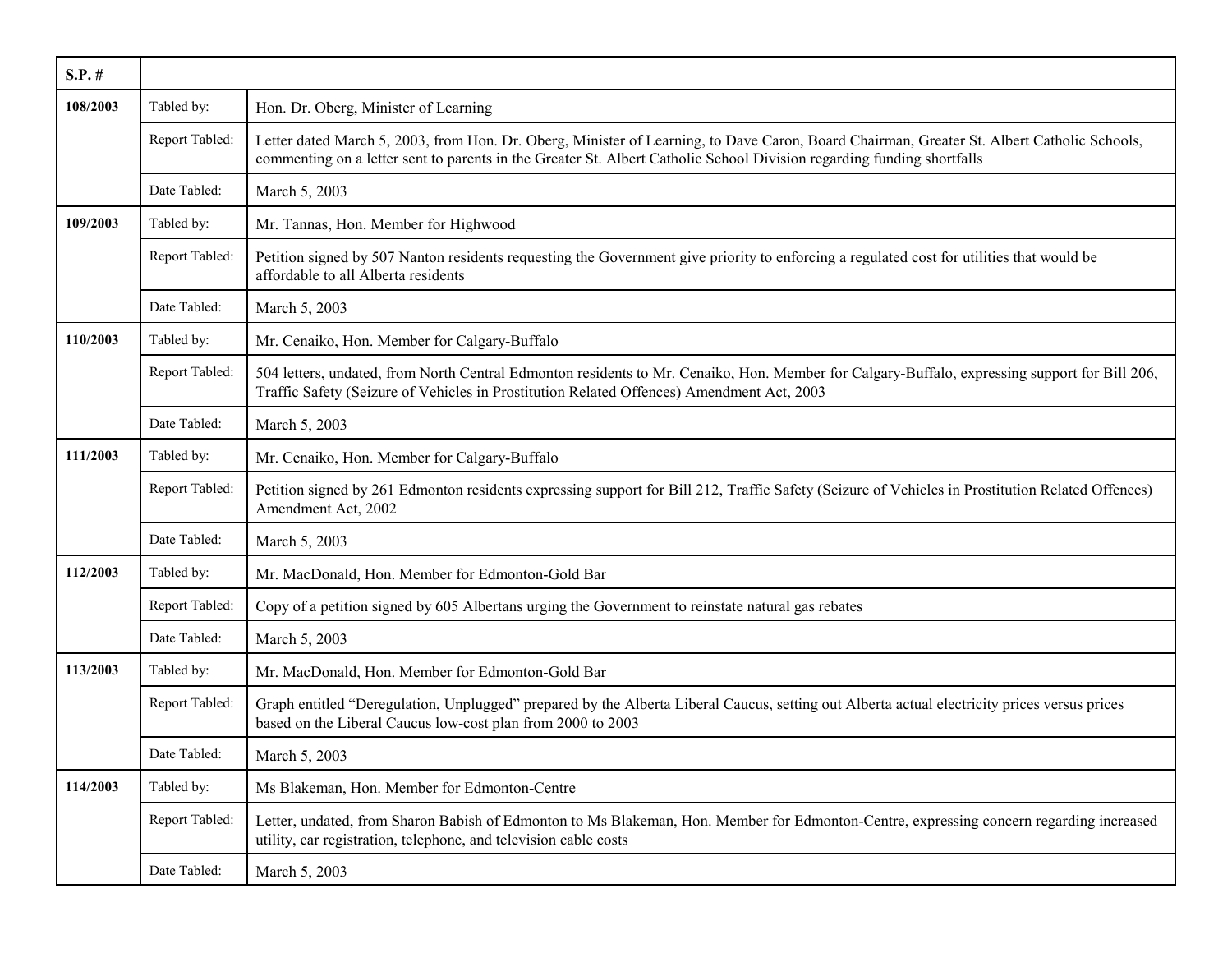| S.P. # | | |
|---|---|---|
| 108/2003 | Tabled by: | Hon. Dr. Oberg, Minister of Learning |
| | Report Tabled: | Letter dated March 5, 2003, from Hon. Dr. Oberg, Minister of Learning, to Dave Caron, Board Chairman, Greater St. Albert Catholic Schools, commenting on a letter sent to parents in the Greater St. Albert Catholic School Division regarding funding shortfalls |
| | Date Tabled: | March 5, 2003 |
| 109/2003 | Tabled by: | Mr. Tannas, Hon. Member for Highwood |
| | Report Tabled: | Petition signed by 507 Nanton residents requesting the Government give priority to enforcing a regulated cost for utilities that would be affordable to all Alberta residents |
| | Date Tabled: | March 5, 2003 |
| 110/2003 | Tabled by: | Mr. Cenaiko, Hon. Member for Calgary-Buffalo |
| | Report Tabled: | 504 letters, undated, from North Central Edmonton residents to Mr. Cenaiko, Hon. Member for Calgary-Buffalo, expressing support for Bill 206, Traffic Safety (Seizure of Vehicles in Prostitution Related Offences) Amendment Act, 2003 |
| | Date Tabled: | March 5, 2003 |
| 111/2003 | Tabled by: | Mr. Cenaiko, Hon. Member for Calgary-Buffalo |
| | Report Tabled: | Petition signed by 261 Edmonton residents expressing support for Bill 212, Traffic Safety (Seizure of Vehicles in Prostitution Related Offences) Amendment Act, 2002 |
| | Date Tabled: | March 5, 2003 |
| 112/2003 | Tabled by: | Mr. MacDonald, Hon. Member for Edmonton-Gold Bar |
| | Report Tabled: | Copy of a petition signed by 605 Albertans urging the Government to reinstate natural gas rebates |
| | Date Tabled: | March 5, 2003 |
| 113/2003 | Tabled by: | Mr. MacDonald, Hon. Member for Edmonton-Gold Bar |
| | Report Tabled: | Graph entitled "Deregulation, Unplugged" prepared by the Alberta Liberal Caucus, setting out Alberta actual electricity prices versus prices based on the Liberal Caucus low-cost plan from 2000 to 2003 |
| | Date Tabled: | March 5, 2003 |
| 114/2003 | Tabled by: | Ms Blakeman, Hon. Member for Edmonton-Centre |
| | Report Tabled: | Letter, undated, from Sharon Babish of Edmonton to Ms Blakeman, Hon. Member for Edmonton-Centre, expressing concern regarding increased utility, car registration, telephone, and television cable costs |
| | Date Tabled: | March 5, 2003 |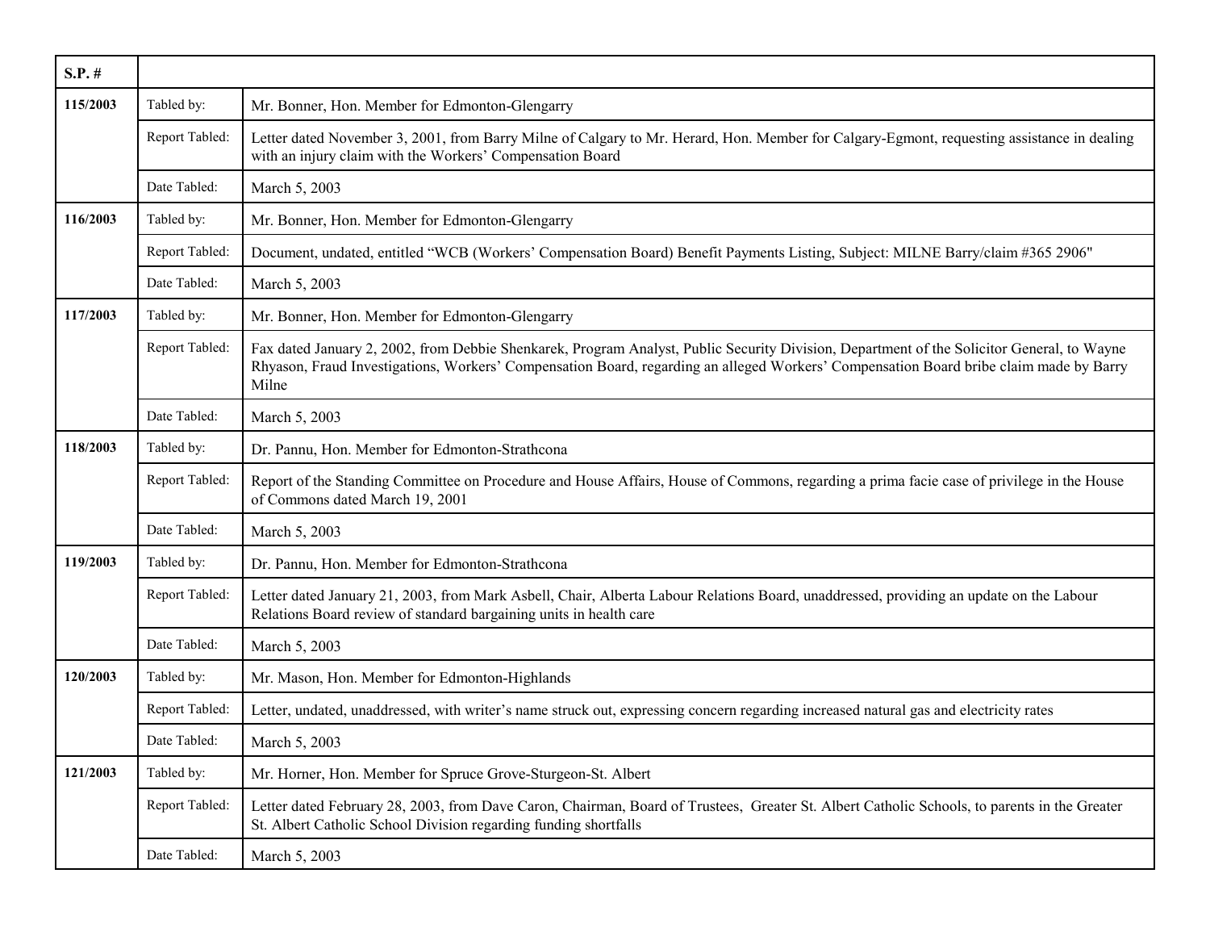| S.P. # | | |
|---|---|---|
| 115/2003 | Tabled by: | Mr. Bonner, Hon. Member for Edmonton-Glengarry |
| | Report Tabled: | Letter dated November 3, 2001, from Barry Milne of Calgary to Mr. Herard, Hon. Member for Calgary-Egmont, requesting assistance in dealing with an injury claim with the Workers' Compensation Board |
| | Date Tabled: | March 5, 2003 |
| 116/2003 | Tabled by: | Mr. Bonner, Hon. Member for Edmonton-Glengarry |
| | Report Tabled: | Document, undated, entitled "WCB (Workers' Compensation Board) Benefit Payments Listing, Subject: MILNE Barry/claim #365 2906" |
| | Date Tabled: | March 5, 2003 |
| 117/2003 | Tabled by: | Mr. Bonner, Hon. Member for Edmonton-Glengarry |
| | Report Tabled: | Fax dated January 2, 2002, from Debbie Shenkarek, Program Analyst, Public Security Division, Department of the Solicitor General, to Wayne Rhyason, Fraud Investigations, Workers' Compensation Board, regarding an alleged Workers' Compensation Board bribe claim made by Barry Milne |
| | Date Tabled: | March 5, 2003 |
| 118/2003 | Tabled by: | Dr. Pannu, Hon. Member for Edmonton-Strathcona |
| | Report Tabled: | Report of the Standing Committee on Procedure and House Affairs, House of Commons, regarding a prima facie case of privilege in the House of Commons dated March 19, 2001 |
| | Date Tabled: | March 5, 2003 |
| 119/2003 | Tabled by: | Dr. Pannu, Hon. Member for Edmonton-Strathcona |
| | Report Tabled: | Letter dated January 21, 2003, from Mark Asbell, Chair, Alberta Labour Relations Board, unaddressed, providing an update on the Labour Relations Board review of standard bargaining units in health care |
| | Date Tabled: | March 5, 2003 |
| 120/2003 | Tabled by: | Mr. Mason, Hon. Member for Edmonton-Highlands |
| | Report Tabled: | Letter, undated, unaddressed, with writer's name struck out, expressing concern regarding increased natural gas and electricity rates |
| | Date Tabled: | March 5, 2003 |
| 121/2003 | Tabled by: | Mr. Horner, Hon. Member for Spruce Grove-Sturgeon-St. Albert |
| | Report Tabled: | Letter dated February 28, 2003, from Dave Caron, Chairman, Board of Trustees, Greater St. Albert Catholic Schools, to parents in the Greater St. Albert Catholic School Division regarding funding shortfalls |
| | Date Tabled: | March 5, 2003 |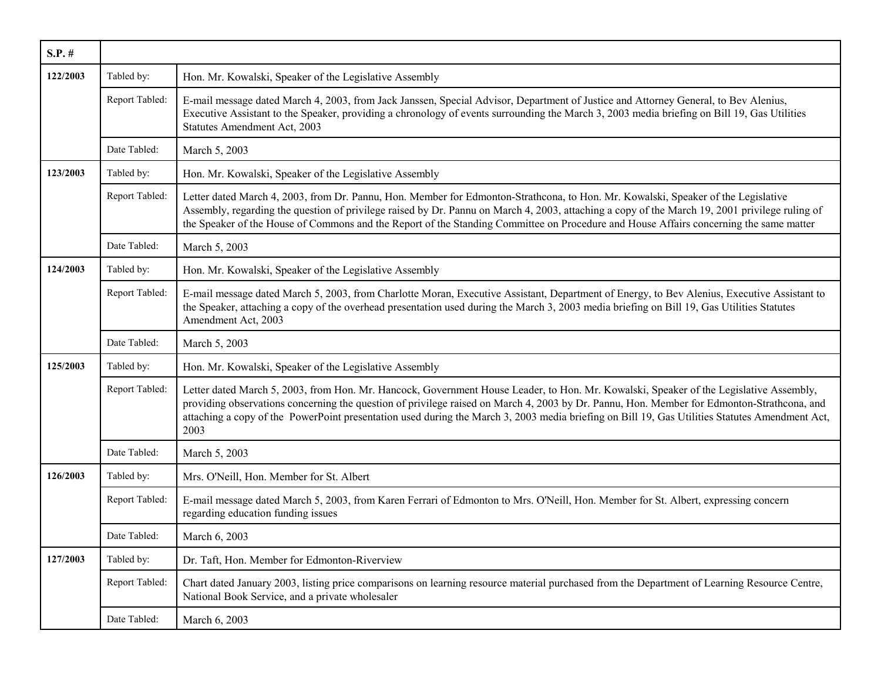| S.P. # | | |
|---|---|---|
| 122/2003 | Tabled by: | Hon. Mr. Kowalski, Speaker of the Legislative Assembly |
| | Report Tabled: | E-mail message dated March 4, 2003, from Jack Janssen, Special Advisor, Department of Justice and Attorney General, to Bev Alenius, Executive Assistant to the Speaker, providing a chronology of events surrounding the March 3, 2003 media briefing on Bill 19, Gas Utilities Statutes Amendment Act, 2003 |
| | Date Tabled: | March 5, 2003 |
| 123/2003 | Tabled by: | Hon. Mr. Kowalski, Speaker of the Legislative Assembly |
| | Report Tabled: | Letter dated March 4, 2003, from Dr. Pannu, Hon. Member for Edmonton-Strathcona, to Hon. Mr. Kowalski, Speaker of the Legislative Assembly, regarding the question of privilege raised by Dr. Pannu on March 4, 2003, attaching a copy of the March 19, 2001 privilege ruling of the Speaker of the House of Commons and the Report of the Standing Committee on Procedure and House Affairs concerning the same matter |
| | Date Tabled: | March 5, 2003 |
| 124/2003 | Tabled by: | Hon. Mr. Kowalski, Speaker of the Legislative Assembly |
| | Report Tabled: | E-mail message dated March 5, 2003, from Charlotte Moran, Executive Assistant, Department of Energy, to Bev Alenius, Executive Assistant to the Speaker, attaching a copy of the overhead presentation used during the March 3, 2003 media briefing on Bill 19, Gas Utilities Statutes Amendment Act, 2003 |
| | Date Tabled: | March 5, 2003 |
| 125/2003 | Tabled by: | Hon. Mr. Kowalski, Speaker of the Legislative Assembly |
| | Report Tabled: | Letter dated March 5, 2003, from Hon. Mr. Hancock, Government House Leader, to Hon. Mr. Kowalski, Speaker of the Legislative Assembly, providing observations concerning the question of privilege raised on March 4, 2003 by Dr. Pannu, Hon. Member for Edmonton-Strathcona, and attaching a copy of the PowerPoint presentation used during the March 3, 2003 media briefing on Bill 19, Gas Utilities Statutes Amendment Act, 2003 |
| | Date Tabled: | March 5, 2003 |
| 126/2003 | Tabled by: | Mrs. O'Neill, Hon. Member for St. Albert |
| | Report Tabled: | E-mail message dated March 5, 2003, from Karen Ferrari of Edmonton to Mrs. O'Neill, Hon. Member for St. Albert, expressing concern regarding education funding issues |
| | Date Tabled: | March 6, 2003 |
| 127/2003 | Tabled by: | Dr. Taft, Hon. Member for Edmonton-Riverview |
| | Report Tabled: | Chart dated January 2003, listing price comparisons on learning resource material purchased from the Department of Learning Resource Centre, National Book Service, and a private wholesaler |
| | Date Tabled: | March 6, 2003 |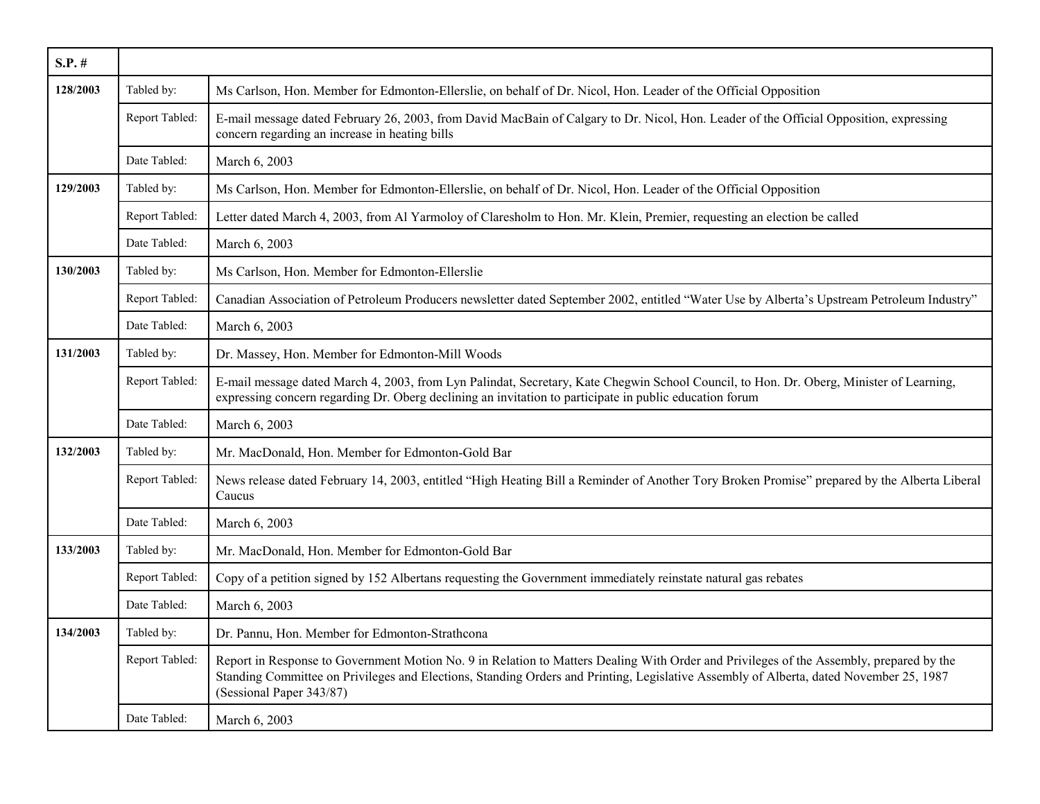| S.P. # | | |
|---|---|---|
| 128/2003 | Tabled by: | Ms Carlson, Hon. Member for Edmonton-Ellerslie, on behalf of Dr. Nicol, Hon. Leader of the Official Opposition |
| | Report Tabled: | E-mail message dated February 26, 2003, from David MacBain of Calgary to Dr. Nicol, Hon. Leader of the Official Opposition, expressing concern regarding an increase in heating bills |
| | Date Tabled: | March 6, 2003 |
| 129/2003 | Tabled by: | Ms Carlson, Hon. Member for Edmonton-Ellerslie, on behalf of Dr. Nicol, Hon. Leader of the Official Opposition |
| | Report Tabled: | Letter dated March 4, 2003, from Al Yarmoloy of Claresholm to Hon. Mr. Klein, Premier, requesting an election be called |
| | Date Tabled: | March 6, 2003 |
| 130/2003 | Tabled by: | Ms Carlson, Hon. Member for Edmonton-Ellerslie |
| | Report Tabled: | Canadian Association of Petroleum Producers newsletter dated September 2002, entitled "Water Use by Alberta's Upstream Petroleum Industry" |
| | Date Tabled: | March 6, 2003 |
| 131/2003 | Tabled by: | Dr. Massey, Hon. Member for Edmonton-Mill Woods |
| | Report Tabled: | E-mail message dated March 4, 2003, from Lyn Palindat, Secretary, Kate Chegwin School Council, to Hon. Dr. Oberg, Minister of Learning, expressing concern regarding Dr. Oberg declining an invitation to participate in public education forum |
| | Date Tabled: | March 6, 2003 |
| 132/2003 | Tabled by: | Mr. MacDonald, Hon. Member for Edmonton-Gold Bar |
| | Report Tabled: | News release dated February 14, 2003, entitled "High Heating Bill a Reminder of Another Tory Broken Promise" prepared by the Alberta Liberal Caucus |
| | Date Tabled: | March 6, 2003 |
| 133/2003 | Tabled by: | Mr. MacDonald, Hon. Member for Edmonton-Gold Bar |
| | Report Tabled: | Copy of a petition signed by 152 Albertans requesting the Government immediately reinstate natural gas rebates |
| | Date Tabled: | March 6, 2003 |
| 134/2003 | Tabled by: | Dr. Pannu, Hon. Member for Edmonton-Strathcona |
| | Report Tabled: | Report in Response to Government Motion No. 9 in Relation to Matters Dealing With Order and Privileges of the Assembly, prepared by the Standing Committee on Privileges and Elections, Standing Orders and Printing, Legislative Assembly of Alberta, dated November 25, 1987 (Sessional Paper 343/87) |
| | Date Tabled: | March 6, 2003 |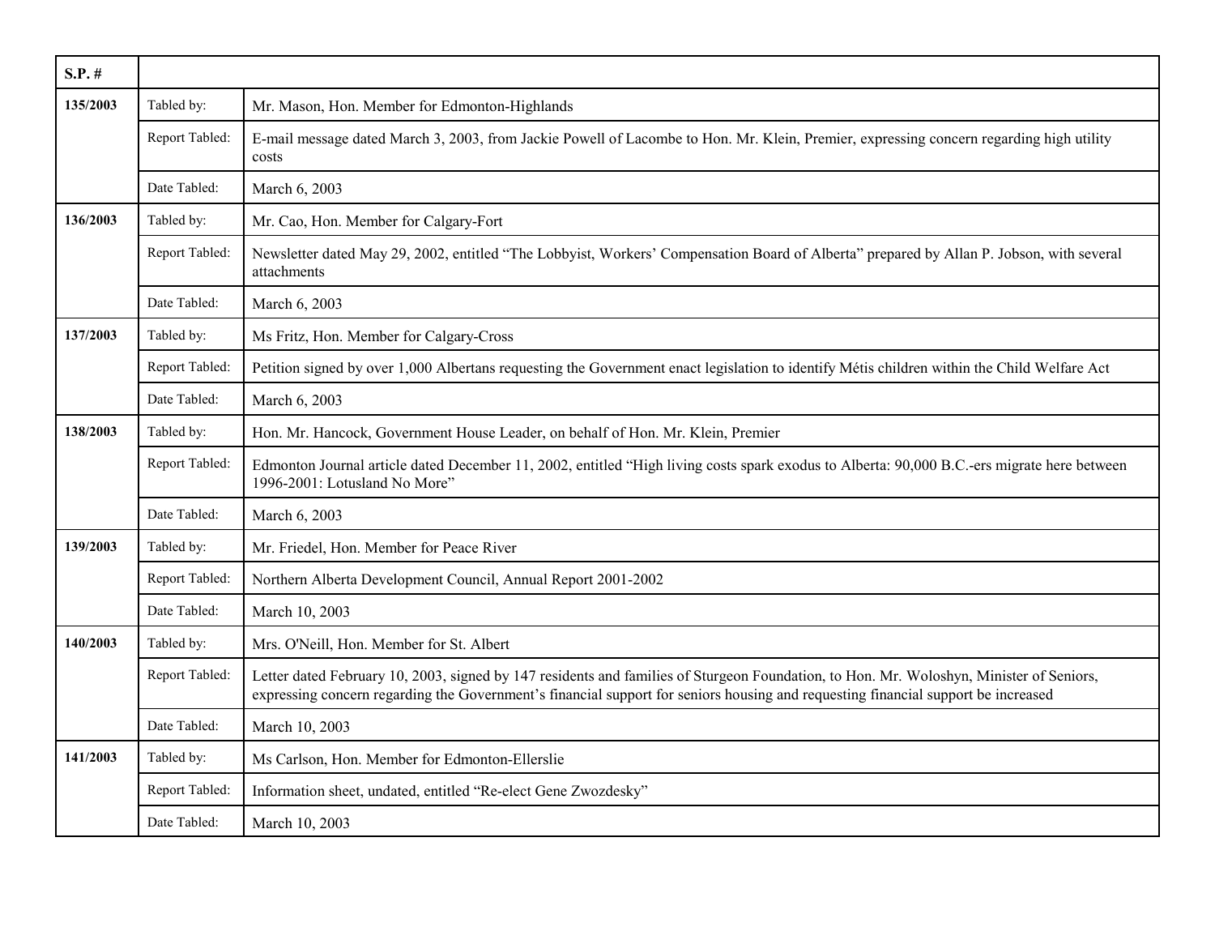| S.P. # | | |
|---|---|---|
| **135/2003** | Tabled by: | Mr. Mason, Hon. Member for Edmonton-Highlands |
| | Report Tabled: | E-mail message dated March 3, 2003, from Jackie Powell of Lacombe to Hon. Mr. Klein, Premier, expressing concern regarding high utility costs |
| | Date Tabled: | March 6, 2003 |
| **136/2003** | Tabled by: | Mr. Cao, Hon. Member for Calgary-Fort |
| | Report Tabled: | Newsletter dated May 29, 2002, entitled “The Lobbyist, Workers’ Compensation Board of Alberta” prepared by Allan P. Jobson, with several attachments |
| | Date Tabled: | March 6, 2003 |
| **137/2003** | Tabled by: | Ms Fritz, Hon. Member for Calgary-Cross |
| | Report Tabled: | Petition signed by over 1,000 Albertans requesting the Government enact legislation to identify Métis children within the Child Welfare Act |
| | Date Tabled: | March 6, 2003 |
| **138/2003** | Tabled by: | Hon. Mr. Hancock, Government House Leader, on behalf of Hon. Mr. Klein, Premier |
| | Report Tabled: | Edmonton Journal article dated December 11, 2002, entitled “High living costs spark exodus to Alberta: 90,000 B.C.-ers migrate here between 1996-2001: Lotusland No More” |
| | Date Tabled: | March 6, 2003 |
| **139/2003** | Tabled by: | Mr. Friedel, Hon. Member for Peace River |
| | Report Tabled: | Northern Alberta Development Council, Annual Report 2001-2002 |
| | Date Tabled: | March 10, 2003 |
| **140/2003** | Tabled by: | Mrs. O'Neill, Hon. Member for St. Albert |
| | Report Tabled: | Letter dated February 10, 2003, signed by 147 residents and families of Sturgeon Foundation, to Hon. Mr. Woloshyn, Minister of Seniors, expressing concern regarding the Government’s financial support for seniors housing and requesting financial support be increased |
| | Date Tabled: | March 10, 2003 |
| **141/2003** | Tabled by: | Ms Carlson, Hon. Member for Edmonton-Ellerslie |
| | Report Tabled: | Information sheet, undated, entitled “Re-elect Gene Zwozdesky” |
| | Date Tabled: | March 10, 2003 |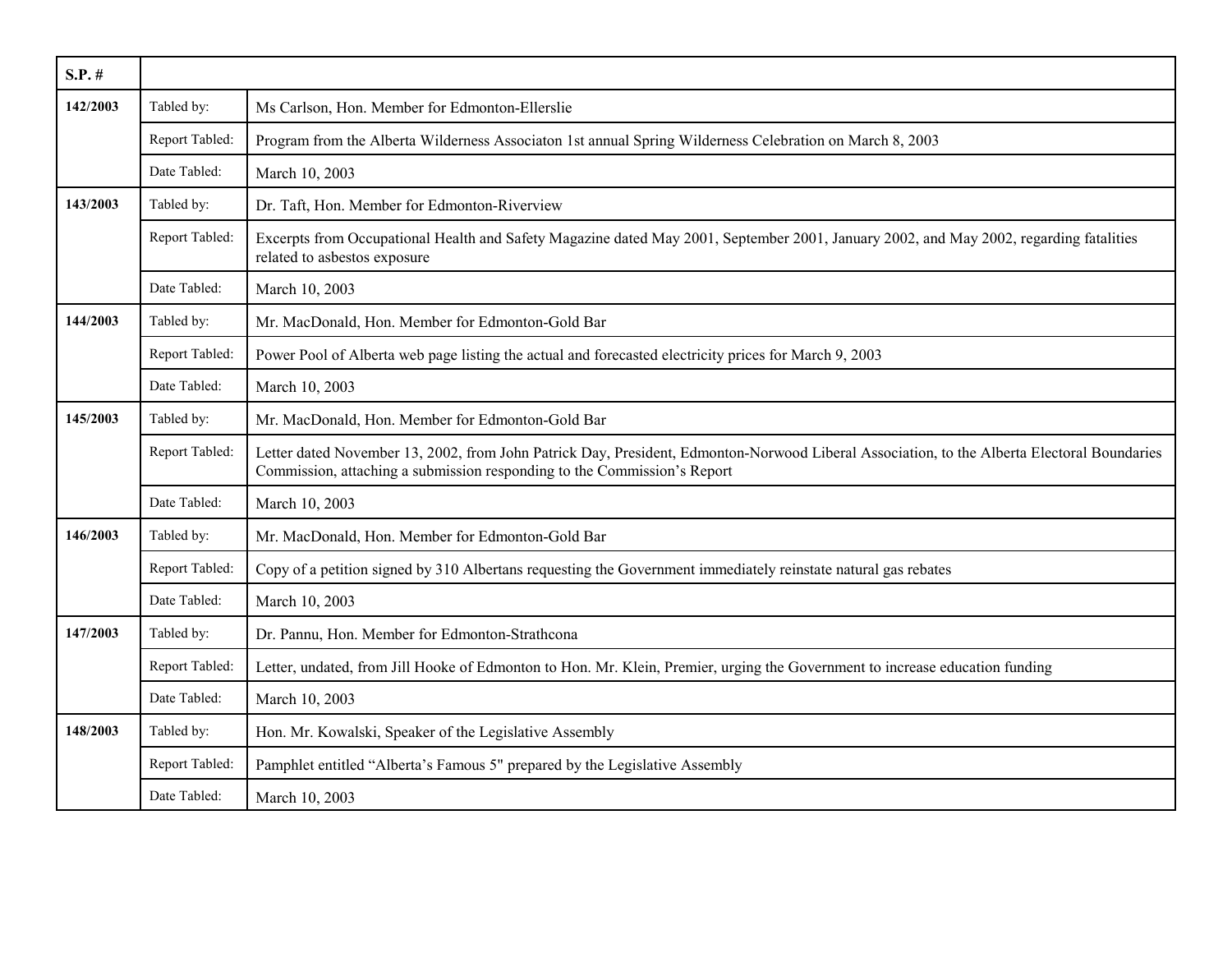| S.P. # | | |
|---|---|---|
| 142/2003 | Tabled by: | Ms Carlson, Hon. Member for Edmonton-Ellerslie |
| | Report Tabled: | Program from the Alberta Wilderness Associaton 1st annual Spring Wilderness Celebration on March 8, 2003 |
| | Date Tabled: | March 10, 2003 |
| 143/2003 | Tabled by: | Dr. Taft, Hon. Member for Edmonton-Riverview |
| | Report Tabled: | Excerpts from Occupational Health and Safety Magazine dated May 2001, September 2001, January 2002, and May 2002, regarding fatalities related to asbestos exposure |
| | Date Tabled: | March 10, 2003 |
| 144/2003 | Tabled by: | Mr. MacDonald, Hon. Member for Edmonton-Gold Bar |
| | Report Tabled: | Power Pool of Alberta web page listing the actual and forecasted electricity prices for March 9, 2003 |
| | Date Tabled: | March 10, 2003 |
| 145/2003 | Tabled by: | Mr. MacDonald, Hon. Member for Edmonton-Gold Bar |
| | Report Tabled: | Letter dated November 13, 2002, from John Patrick Day, President, Edmonton-Norwood Liberal Association, to the Alberta Electoral Boundaries Commission, attaching a submission responding to the Commission's Report |
| | Date Tabled: | March 10, 2003 |
| 146/2003 | Tabled by: | Mr. MacDonald, Hon. Member for Edmonton-Gold Bar |
| | Report Tabled: | Copy of a petition signed by 310 Albertans requesting the Government immediately reinstate natural gas rebates |
| | Date Tabled: | March 10, 2003 |
| 147/2003 | Tabled by: | Dr. Pannu, Hon. Member for Edmonton-Strathcona |
| | Report Tabled: | Letter, undated, from Jill Hooke of Edmonton to Hon. Mr. Klein, Premier, urging the Government to increase education funding |
| | Date Tabled: | March 10, 2003 |
| 148/2003 | Tabled by: | Hon. Mr. Kowalski, Speaker of the Legislative Assembly |
| | Report Tabled: | Pamphlet entitled "Alberta's Famous 5" prepared by the Legislative Assembly |
| | Date Tabled: | March 10, 2003 |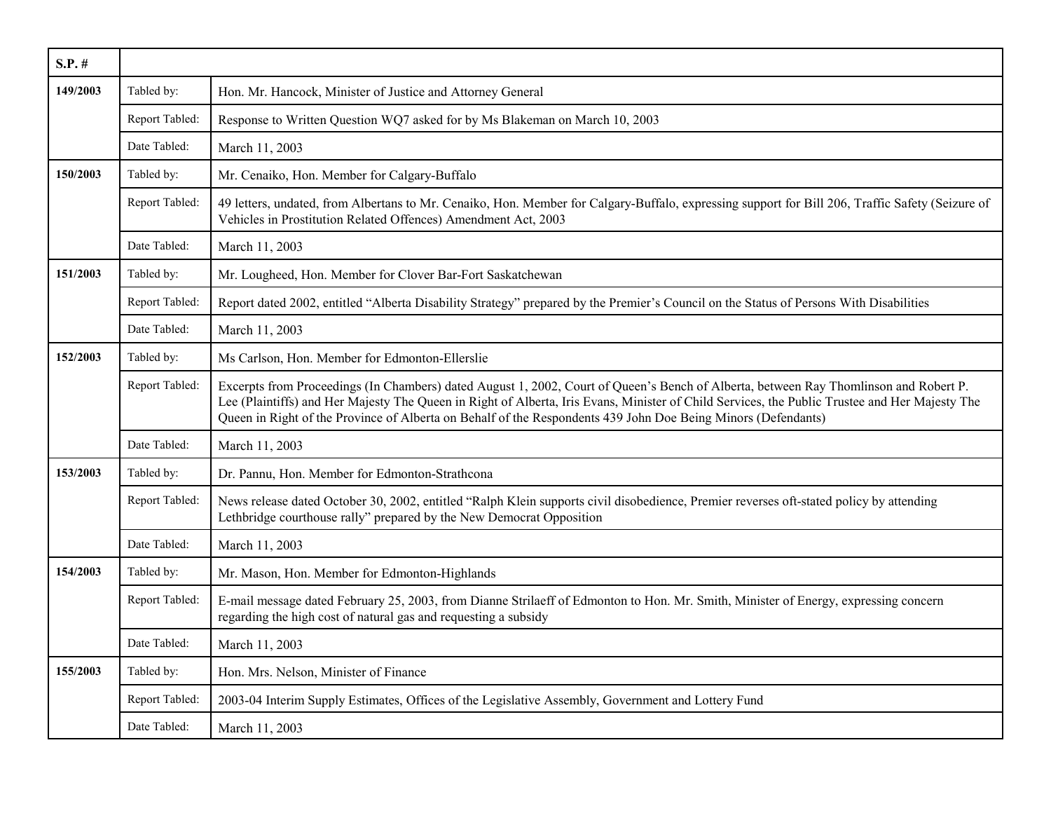| S.P. # | | |
|---|---|---|
| 149/2003 | Tabled by: | Hon. Mr. Hancock, Minister of Justice and Attorney General |
| | Report Tabled: | Response to Written Question WQ7 asked for by Ms Blakeman on March 10, 2003 |
| | Date Tabled: | March 11, 2003 |
| 150/2003 | Tabled by: | Mr. Cenaiko, Hon. Member for Calgary-Buffalo |
| | Report Tabled: | 49 letters, undated, from Albertans to Mr. Cenaiko, Hon. Member for Calgary-Buffalo, expressing support for Bill 206, Traffic Safety (Seizure of Vehicles in Prostitution Related Offences) Amendment Act, 2003 |
| | Date Tabled: | March 11, 2003 |
| 151/2003 | Tabled by: | Mr. Lougheed, Hon. Member for Clover Bar-Fort Saskatchewan |
| | Report Tabled: | Report dated 2002, entitled "Alberta Disability Strategy" prepared by the Premier's Council on the Status of Persons With Disabilities |
| | Date Tabled: | March 11, 2003 |
| 152/2003 | Tabled by: | Ms Carlson, Hon. Member for Edmonton-Ellerslie |
| | Report Tabled: | Excerpts from Proceedings (In Chambers) dated August 1, 2002, Court of Queen's Bench of Alberta, between Ray Thomlinson and Robert P. Lee (Plaintiffs) and Her Majesty The Queen in Right of Alberta, Iris Evans, Minister of Child Services, the Public Trustee and Her Majesty The Queen in Right of the Province of Alberta on Behalf of the Respondents 439 John Doe Being Minors (Defendants) |
| | Date Tabled: | March 11, 2003 |
| 153/2003 | Tabled by: | Dr. Pannu, Hon. Member for Edmonton-Strathcona |
| | Report Tabled: | News release dated October 30, 2002, entitled "Ralph Klein supports civil disobedience, Premier reverses oft-stated policy by attending Lethbridge courthouse rally" prepared by the New Democrat Opposition |
| | Date Tabled: | March 11, 2003 |
| 154/2003 | Tabled by: | Mr. Mason, Hon. Member for Edmonton-Highlands |
| | Report Tabled: | E-mail message dated February 25, 2003, from Dianne Strilaeff of Edmonton to Hon. Mr. Smith, Minister of Energy, expressing concern regarding the high cost of natural gas and requesting a subsidy |
| | Date Tabled: | March 11, 2003 |
| 155/2003 | Tabled by: | Hon. Mrs. Nelson, Minister of Finance |
| | Report Tabled: | 2003-04 Interim Supply Estimates, Offices of the Legislative Assembly, Government and Lottery Fund |
| | Date Tabled: | March 11, 2003 |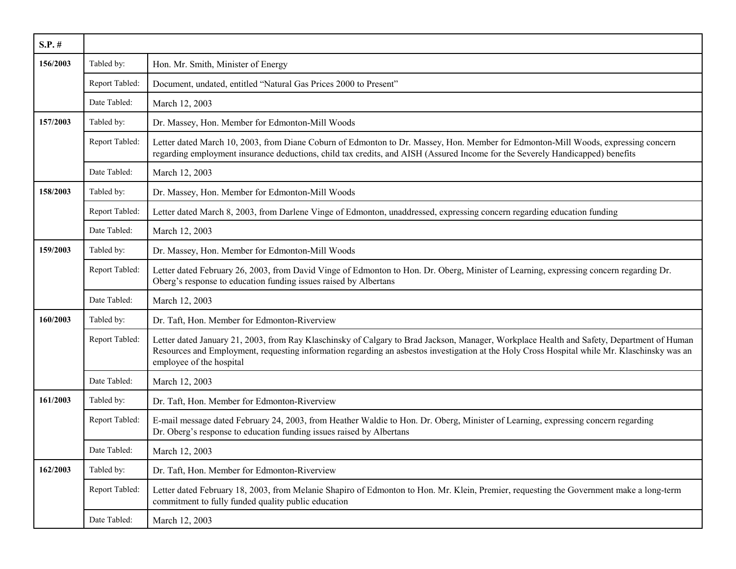| S.P. # | | |
|---|---|---|
| **156/2003** | Tabled by: | Hon. Mr. Smith, Minister of Energy |
| | Report Tabled: | Document, undated, entitled “Natural Gas Prices 2000 to Present” |
| | Date Tabled: | March 12, 2003 |
| **157/2003** | Tabled by: | Dr. Massey, Hon. Member for Edmonton-Mill Woods |
| | Report Tabled: | Letter dated March 10, 2003, from Diane Coburn of Edmonton to Dr. Massey, Hon. Member for Edmonton-Mill Woods, expressing concern regarding employment insurance deductions, child tax credits, and AISH (Assured Income for the Severely Handicapped) benefits |
| | Date Tabled: | March 12, 2003 |
| **158/2003** | Tabled by: | Dr. Massey, Hon. Member for Edmonton-Mill Woods |
| | Report Tabled: | Letter dated March 8, 2003, from Darlene Vinge of Edmonton, unaddressed, expressing concern regarding education funding |
| | Date Tabled: | March 12, 2003 |
| **159/2003** | Tabled by: | Dr. Massey, Hon. Member for Edmonton-Mill Woods |
| | Report Tabled: | Letter dated February 26, 2003, from David Vinge of Edmonton to Hon. Dr. Oberg, Minister of Learning, expressing concern regarding Dr. Oberg’s response to education funding issues raised by Albertans |
| | Date Tabled: | March 12, 2003 |
| **160/2003** | Tabled by: | Dr. Taft, Hon. Member for Edmonton-Riverview |
| | Report Tabled: | Letter dated January 21, 2003, from Ray Klaschinsky of Calgary to Brad Jackson, Manager, Workplace Health and Safety, Department of Human Resources and Employment, requesting information regarding an asbestos investigation at the Holy Cross Hospital while Mr. Klaschinsky was an employee of the hospital |
| | Date Tabled: | March 12, 2003 |
| **161/2003** | Tabled by: | Dr. Taft, Hon. Member for Edmonton-Riverview |
| | Report Tabled: | E-mail message dated February 24, 2003, from Heather Waldie to Hon. Dr. Oberg, Minister of Learning, expressing concern regarding Dr. Oberg’s response to education funding issues raised by Albertans |
| | Date Tabled: | March 12, 2003 |
| **162/2003** | Tabled by: | Dr. Taft, Hon. Member for Edmonton-Riverview |
| | Report Tabled: | Letter dated February 18, 2003, from Melanie Shapiro of Edmonton to Hon. Mr. Klein, Premier, requesting the Government make a long-term commitment to fully funded quality public education |
| | Date Tabled: | March 12, 2003 |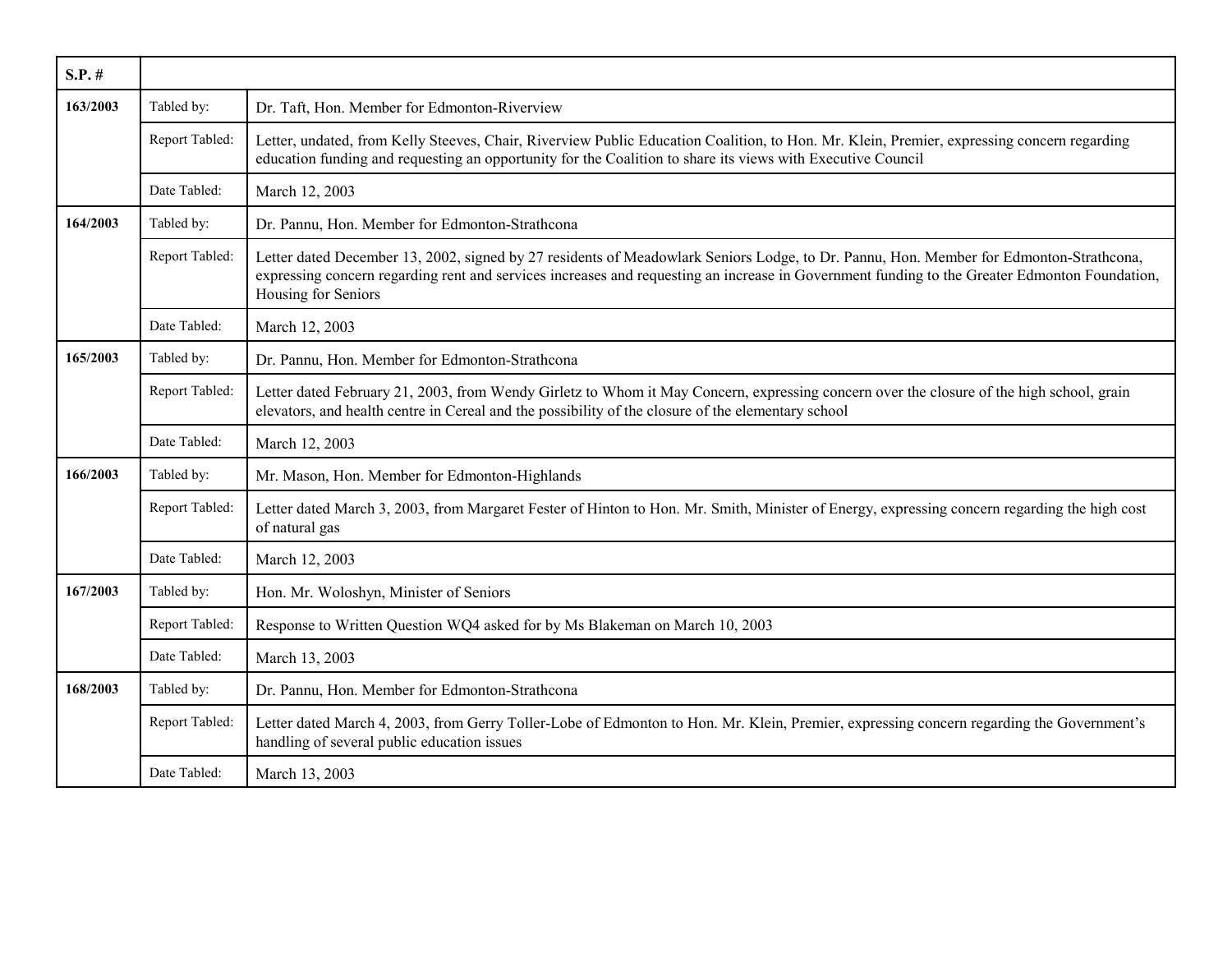| S.P. # | | |
|---|---|---|
| **163/2003** | Tabled by: | Dr. Taft, Hon. Member for Edmonton-Riverview |
| | Report Tabled: | Letter, undated, from Kelly Steeves, Chair, Riverview Public Education Coalition, to Hon. Mr. Klein, Premier, expressing concern regarding education funding and requesting an opportunity for the Coalition to share its views with Executive Council |
| | Date Tabled: | March 12, 2003 |
| **164/2003** | Tabled by: | Dr. Pannu, Hon. Member for Edmonton-Strathcona |
| | Report Tabled: | Letter dated December 13, 2002, signed by 27 residents of Meadowlark Seniors Lodge, to Dr. Pannu, Hon. Member for Edmonton-Strathcona, expressing concern regarding rent and services increases and requesting an increase in Government funding to the Greater Edmonton Foundation, Housing for Seniors |
| | Date Tabled: | March 12, 2003 |
| **165/2003** | Tabled by: | Dr. Pannu, Hon. Member for Edmonton-Strathcona |
| | Report Tabled: | Letter dated February 21, 2003, from Wendy Girletz to Whom it May Concern, expressing concern over the closure of the high school, grain elevators, and health centre in Cereal and the possibility of the closure of the elementary school |
| | Date Tabled: | March 12, 2003 |
| **166/2003** | Tabled by: | Mr. Mason, Hon. Member for Edmonton-Highlands |
| | Report Tabled: | Letter dated March 3, 2003, from Margaret Fester of Hinton to Hon. Mr. Smith, Minister of Energy, expressing concern regarding the high cost of natural gas |
| | Date Tabled: | March 12, 2003 |
| **167/2003** | Tabled by: | Hon. Mr. Woloshyn, Minister of Seniors |
| | Report Tabled: | Response to Written Question WQ4 asked for by Ms Blakeman on March 10, 2003 |
| | Date Tabled: | March 13, 2003 |
| **168/2003** | Tabled by: | Dr. Pannu, Hon. Member for Edmonton-Strathcona |
| | Report Tabled: | Letter dated March 4, 2003, from Gerry Toller-Lobe of Edmonton to Hon. Mr. Klein, Premier, expressing concern regarding the Government's handling of several public education issues |
| | Date Tabled: | March 13, 2003 |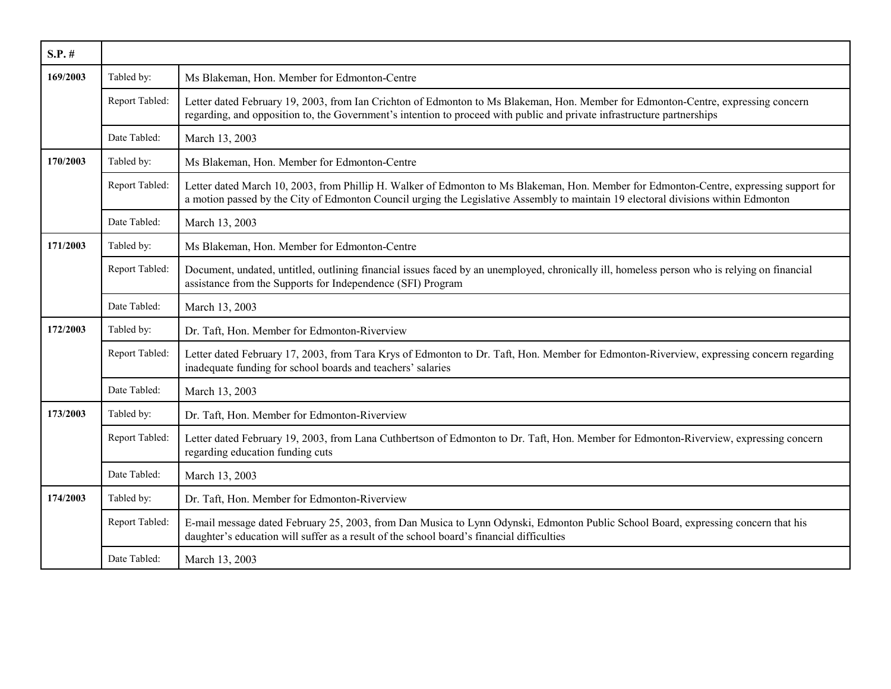| S.P. # | | |
|---|---|---|
| 169/2003 | Tabled by: | Ms Blakeman, Hon. Member for Edmonton-Centre |
| | Report Tabled: | Letter dated February 19, 2003, from Ian Crichton of Edmonton to Ms Blakeman, Hon. Member for Edmonton-Centre, expressing concern regarding, and opposition to, the Government's intention to proceed with public and private infrastructure partnerships |
| | Date Tabled: | March 13, 2003 |
| 170/2003 | Tabled by: | Ms Blakeman, Hon. Member for Edmonton-Centre |
| | Report Tabled: | Letter dated March 10, 2003, from Phillip H. Walker of Edmonton to Ms Blakeman, Hon. Member for Edmonton-Centre, expressing support for a motion passed by the City of Edmonton Council urging the Legislative Assembly to maintain 19 electoral divisions within Edmonton |
| | Date Tabled: | March 13, 2003 |
| 171/2003 | Tabled by: | Ms Blakeman, Hon. Member for Edmonton-Centre |
| | Report Tabled: | Document, undated, untitled, outlining financial issues faced by an unemployed, chronically ill, homeless person who is relying on financial assistance from the Supports for Independence (SFI) Program |
| | Date Tabled: | March 13, 2003 |
| 172/2003 | Tabled by: | Dr. Taft, Hon. Member for Edmonton-Riverview |
| | Report Tabled: | Letter dated February 17, 2003, from Tara Krys of Edmonton to Dr. Taft, Hon. Member for Edmonton-Riverview, expressing concern regarding inadequate funding for school boards and teachers' salaries |
| | Date Tabled: | March 13, 2003 |
| 173/2003 | Tabled by: | Dr. Taft, Hon. Member for Edmonton-Riverview |
| | Report Tabled: | Letter dated February 19, 2003, from Lana Cuthbertson of Edmonton to Dr. Taft, Hon. Member for Edmonton-Riverview, expressing concern regarding education funding cuts |
| | Date Tabled: | March 13, 2003 |
| 174/2003 | Tabled by: | Dr. Taft, Hon. Member for Edmonton-Riverview |
| | Report Tabled: | E-mail message dated February 25, 2003, from Dan Musica to Lynn Odynski, Edmonton Public School Board, expressing concern that his daughter's education will suffer as a result of the school board's financial difficulties |
| | Date Tabled: | March 13, 2003 |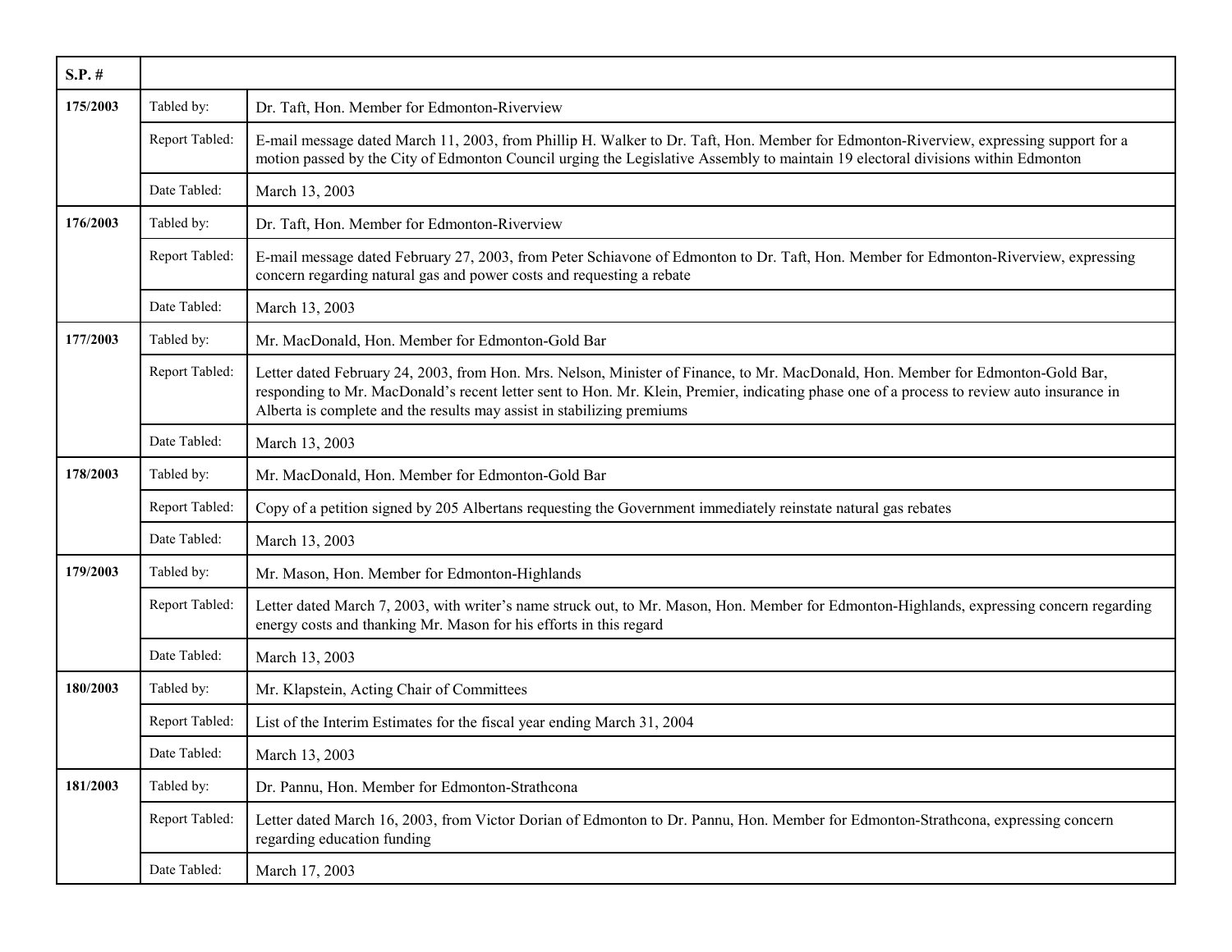| S.P. # | | |
|---|---|---|
| 175/2003 | Tabled by: | Dr. Taft, Hon. Member for Edmonton-Riverview |
| | Report Tabled: | E-mail message dated March 11, 2003, from Phillip H. Walker to Dr. Taft, Hon. Member for Edmonton-Riverview, expressing support for a motion passed by the City of Edmonton Council urging the Legislative Assembly to maintain 19 electoral divisions within Edmonton |
| | Date Tabled: | March 13, 2003 |
| 176/2003 | Tabled by: | Dr. Taft, Hon. Member for Edmonton-Riverview |
| | Report Tabled: | E-mail message dated February 27, 2003, from Peter Schiavone of Edmonton to Dr. Taft, Hon. Member for Edmonton-Riverview, expressing concern regarding natural gas and power costs and requesting a rebate |
| | Date Tabled: | March 13, 2003 |
| 177/2003 | Tabled by: | Mr. MacDonald, Hon. Member for Edmonton-Gold Bar |
| | Report Tabled: | Letter dated February 24, 2003, from Hon. Mrs. Nelson, Minister of Finance, to Mr. MacDonald, Hon. Member for Edmonton-Gold Bar, responding to Mr. MacDonald's recent letter sent to Hon. Mr. Klein, Premier, indicating phase one of a process to review auto insurance in Alberta is complete and the results may assist in stabilizing premiums |
| | Date Tabled: | March 13, 2003 |
| 178/2003 | Tabled by: | Mr. MacDonald, Hon. Member for Edmonton-Gold Bar |
| | Report Tabled: | Copy of a petition signed by 205 Albertans requesting the Government immediately reinstate natural gas rebates |
| | Date Tabled: | March 13, 2003 |
| 179/2003 | Tabled by: | Mr. Mason, Hon. Member for Edmonton-Highlands |
| | Report Tabled: | Letter dated March 7, 2003, with writer's name struck out, to Mr. Mason, Hon. Member for Edmonton-Highlands, expressing concern regarding energy costs and thanking Mr. Mason for his efforts in this regard |
| | Date Tabled: | March 13, 2003 |
| 180/2003 | Tabled by: | Mr. Klapstein, Acting Chair of Committees |
| | Report Tabled: | List of the Interim Estimates for the fiscal year ending March 31, 2004 |
| | Date Tabled: | March 13, 2003 |
| 181/2003 | Tabled by: | Dr. Pannu, Hon. Member for Edmonton-Strathcona |
| | Report Tabled: | Letter dated March 16, 2003, from Victor Dorian of Edmonton to Dr. Pannu, Hon. Member for Edmonton-Strathcona, expressing concern regarding education funding |
| | Date Tabled: | March 17, 2003 |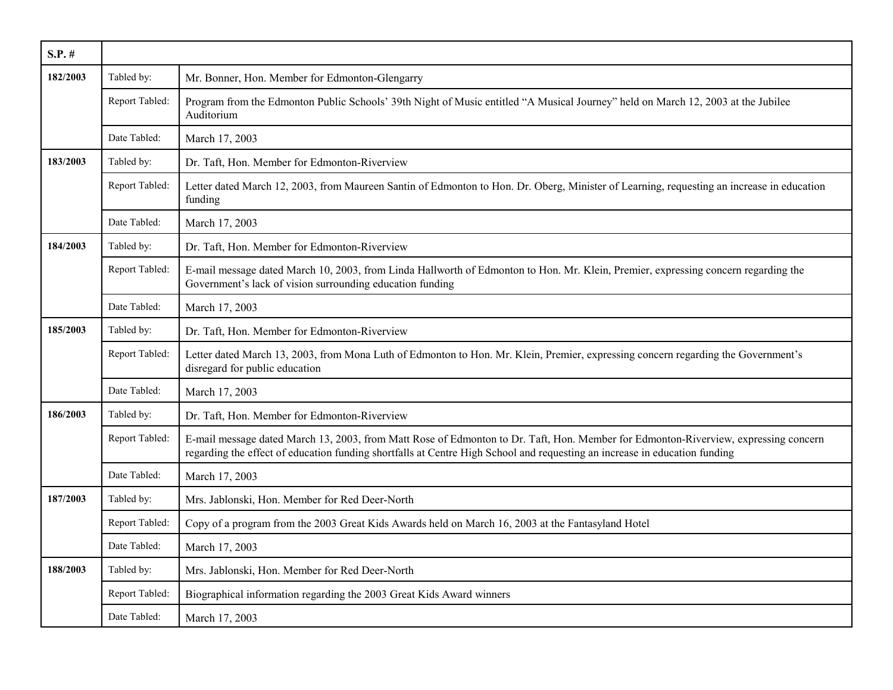| S.P. # | | |
|---|---|---|
| 182/2003 | Tabled by: | Mr. Bonner, Hon. Member for Edmonton-Glengarry |
| | Report Tabled: | Program from the Edmonton Public Schools' 39th Night of Music entitled "A Musical Journey" held on March 12, 2003 at the Jubilee Auditorium |
| | Date Tabled: | March 17, 2003 |
| 183/2003 | Tabled by: | Dr. Taft, Hon. Member for Edmonton-Riverview |
| | Report Tabled: | Letter dated March 12, 2003, from Maureen Santin of Edmonton to Hon. Dr. Oberg, Minister of Learning, requesting an increase in education funding |
| | Date Tabled: | March 17, 2003 |
| 184/2003 | Tabled by: | Dr. Taft, Hon. Member for Edmonton-Riverview |
| | Report Tabled: | E-mail message dated March 10, 2003, from Linda Hallworth of Edmonton to Hon. Mr. Klein, Premier, expressing concern regarding the Government's lack of vision surrounding education funding |
| | Date Tabled: | March 17, 2003 |
| 185/2003 | Tabled by: | Dr. Taft, Hon. Member for Edmonton-Riverview |
| | Report Tabled: | Letter dated March 13, 2003, from Mona Luth of Edmonton to Hon. Mr. Klein, Premier, expressing concern regarding the Government's disregard for public education |
| | Date Tabled: | March 17, 2003 |
| 186/2003 | Tabled by: | Dr. Taft, Hon. Member for Edmonton-Riverview |
| | Report Tabled: | E-mail message dated March 13, 2003, from Matt Rose of Edmonton to Dr. Taft, Hon. Member for Edmonton-Riverview, expressing concern regarding the effect of education funding shortfalls at Centre High School and requesting an increase in education funding |
| | Date Tabled: | March 17, 2003 |
| 187/2003 | Tabled by: | Mrs. Jablonski, Hon. Member for Red Deer-North |
| | Report Tabled: | Copy of a program from the 2003 Great Kids Awards held on March 16, 2003 at the Fantasyland Hotel |
| | Date Tabled: | March 17, 2003 |
| 188/2003 | Tabled by: | Mrs. Jablonski, Hon. Member for Red Deer-North |
| | Report Tabled: | Biographical information regarding the 2003 Great Kids Award winners |
| | Date Tabled: | March 17, 2003 |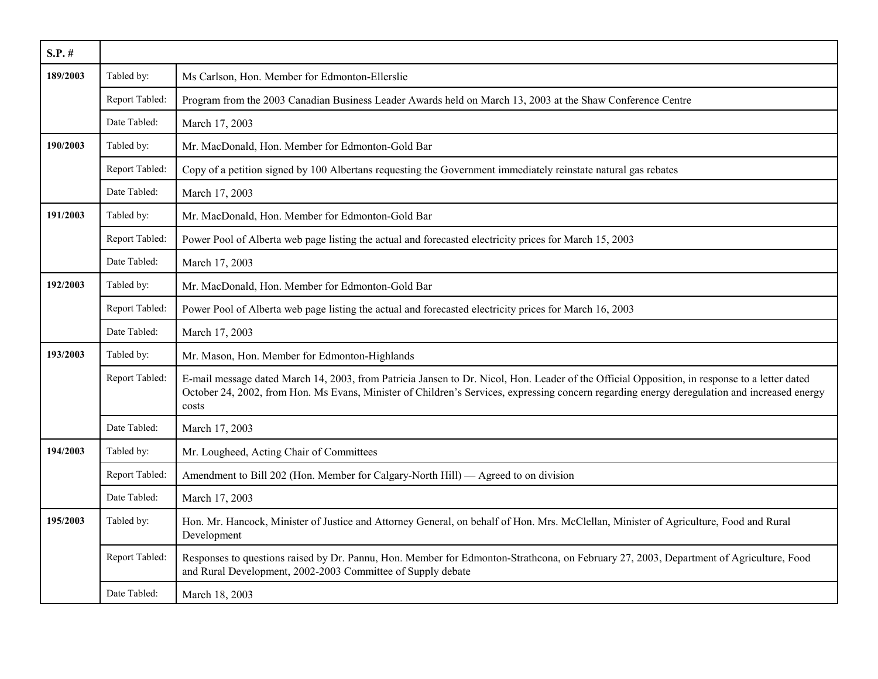| S.P. # | | |
|---|---|---|
| **189/2003** | Tabled by: | Ms Carlson, Hon. Member for Edmonton-Ellerslie |
| | Report Tabled: | Program from the 2003 Canadian Business Leader Awards held on March 13, 2003 at the Shaw Conference Centre |
| | Date Tabled: | March 17, 2003 |
| **190/2003** | Tabled by: | Mr. MacDonald, Hon. Member for Edmonton-Gold Bar |
| | Report Tabled: | Copy of a petition signed by 100 Albertans requesting the Government immediately reinstate natural gas rebates |
| | Date Tabled: | March 17, 2003 |
| **191/2003** | Tabled by: | Mr. MacDonald, Hon. Member for Edmonton-Gold Bar |
| | Report Tabled: | Power Pool of Alberta web page listing the actual and forecasted electricity prices for March 15, 2003 |
| | Date Tabled: | March 17, 2003 |
| **192/2003** | Tabled by: | Mr. MacDonald, Hon. Member for Edmonton-Gold Bar |
| | Report Tabled: | Power Pool of Alberta web page listing the actual and forecasted electricity prices for March 16, 2003 |
| | Date Tabled: | March 17, 2003 |
| **193/2003** | Tabled by: | Mr. Mason, Hon. Member for Edmonton-Highlands |
| | Report Tabled: | E-mail message dated March 14, 2003, from Patricia Jansen to Dr. Nicol, Hon. Leader of the Official Opposition, in response to a letter dated October 24, 2002, from Hon. Ms Evans, Minister of Children's Services, expressing concern regarding energy deregulation and increased energy costs |
| | Date Tabled: | March 17, 2003 |
| **194/2003** | Tabled by: | Mr. Lougheed, Acting Chair of Committees |
| | Report Tabled: | Amendment to Bill 202 (Hon. Member for Calgary-North Hill) — Agreed to on division |
| | Date Tabled: | March 17, 2003 |
| **195/2003** | Tabled by: | Hon. Mr. Hancock, Minister of Justice and Attorney General, on behalf of Hon. Mrs. McClellan, Minister of Agriculture, Food and Rural Development |
| | Report Tabled: | Responses to questions raised by Dr. Pannu, Hon. Member for Edmonton-Strathcona, on February 27, 2003, Department of Agriculture, Food and Rural Development, 2002-2003 Committee of Supply debate |
| | Date Tabled: | March 18, 2003 |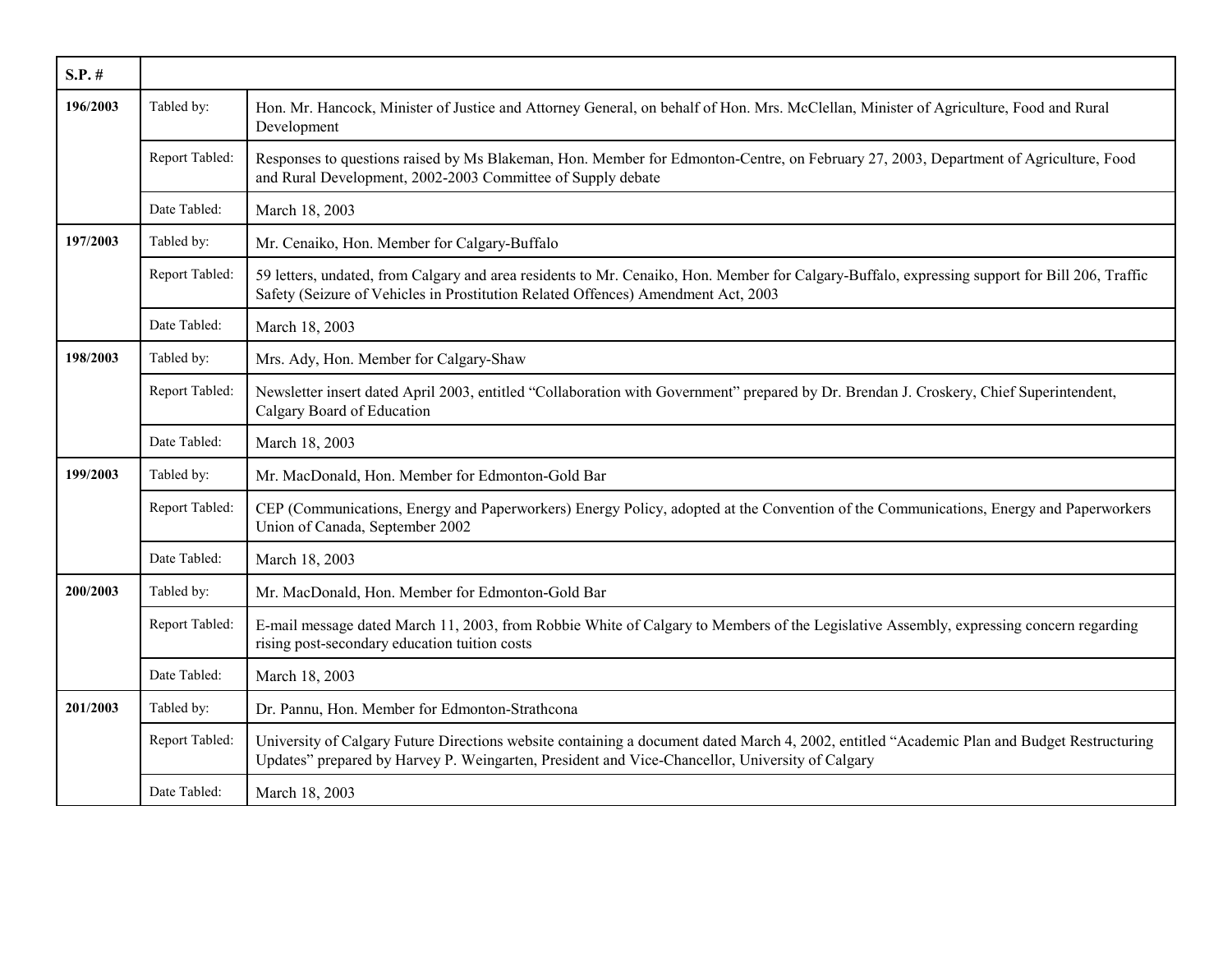| S.P. # | | |
|---|---|---|
| 196/2003 | Tabled by: | Hon. Mr. Hancock, Minister of Justice and Attorney General, on behalf of Hon. Mrs. McClellan, Minister of Agriculture, Food and Rural Development |
| | Report Tabled: | Responses to questions raised by Ms Blakeman, Hon. Member for Edmonton-Centre, on February 27, 2003, Department of Agriculture, Food and Rural Development, 2002-2003 Committee of Supply debate |
| | Date Tabled: | March 18, 2003 |
| 197/2003 | Tabled by: | Mr. Cenaiko, Hon. Member for Calgary-Buffalo |
| | Report Tabled: | 59 letters, undated, from Calgary and area residents to Mr. Cenaiko, Hon. Member for Calgary-Buffalo, expressing support for Bill 206, Traffic Safety (Seizure of Vehicles in Prostitution Related Offences) Amendment Act, 2003 |
| | Date Tabled: | March 18, 2003 |
| 198/2003 | Tabled by: | Mrs. Ady, Hon. Member for Calgary-Shaw |
| | Report Tabled: | Newsletter insert dated April 2003, entitled "Collaboration with Government" prepared by Dr. Brendan J. Croskery, Chief Superintendent, Calgary Board of Education |
| | Date Tabled: | March 18, 2003 |
| 199/2003 | Tabled by: | Mr. MacDonald, Hon. Member for Edmonton-Gold Bar |
| | Report Tabled: | CEP (Communications, Energy and Paperworkers) Energy Policy, adopted at the Convention of the Communications, Energy and Paperworkers Union of Canada, September 2002 |
| | Date Tabled: | March 18, 2003 |
| 200/2003 | Tabled by: | Mr. MacDonald, Hon. Member for Edmonton-Gold Bar |
| | Report Tabled: | E-mail message dated March 11, 2003, from Robbie White of Calgary to Members of the Legislative Assembly, expressing concern regarding rising post-secondary education tuition costs |
| | Date Tabled: | March 18, 2003 |
| 201/2003 | Tabled by: | Dr. Pannu, Hon. Member for Edmonton-Strathcona |
| | Report Tabled: | University of Calgary Future Directions website containing a document dated March 4, 2002, entitled "Academic Plan and Budget Restructuring Updates" prepared by Harvey P. Weingarten, President and Vice-Chancellor, University of Calgary |
| | Date Tabled: | March 18, 2003 |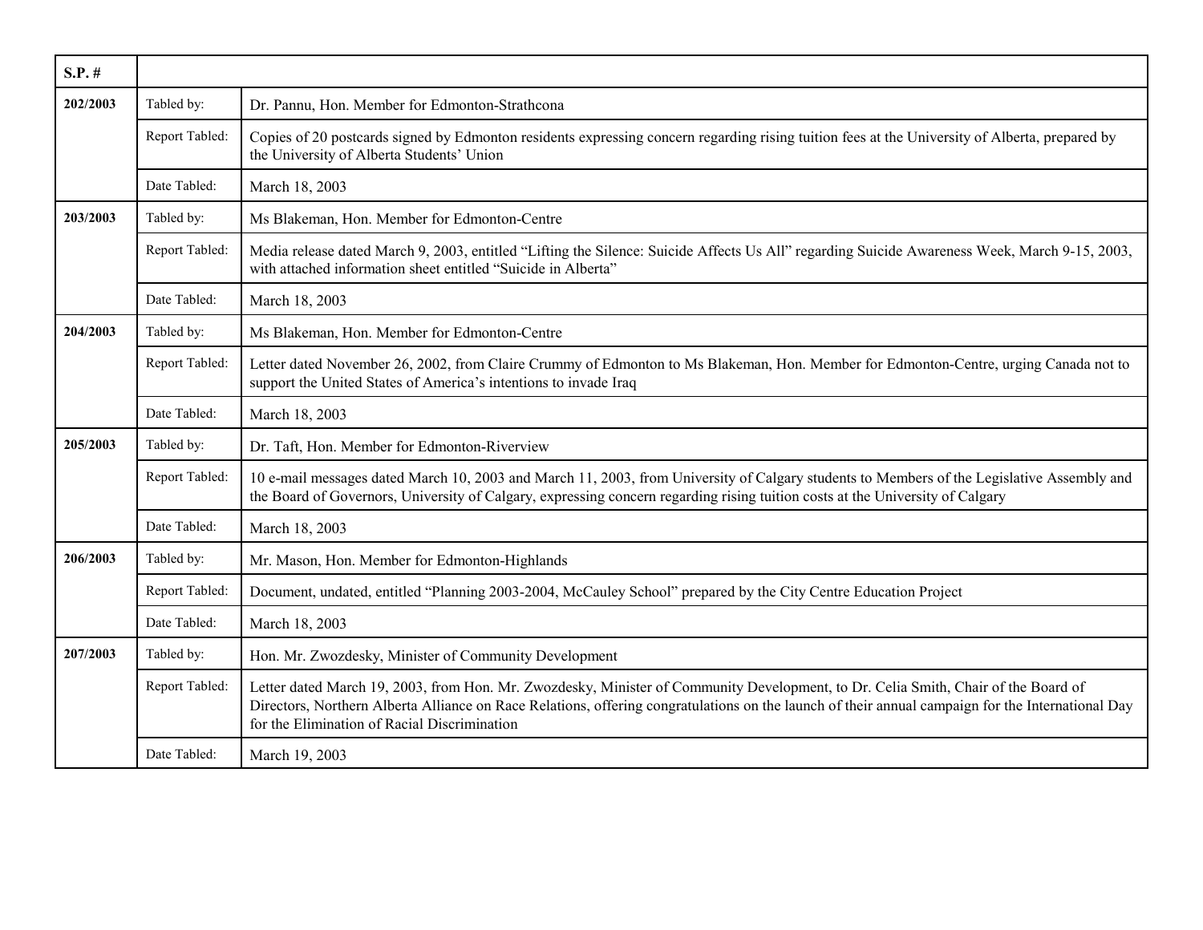| S.P. # | | |
|---|---|---|
| **202/2003** | Tabled by: | Dr. Pannu, Hon. Member for Edmonton-Strathcona |
| | Report Tabled: | Copies of 20 postcards signed by Edmonton residents expressing concern regarding rising tuition fees at the University of Alberta, prepared by the University of Alberta Students' Union |
| | Date Tabled: | March 18, 2003 |
| **203/2003** | Tabled by: | Ms Blakeman, Hon. Member for Edmonton-Centre |
| | Report Tabled: | Media release dated March 9, 2003, entitled "Lifting the Silence: Suicide Affects Us All" regarding Suicide Awareness Week, March 9-15, 2003, with attached information sheet entitled "Suicide in Alberta" |
| | Date Tabled: | March 18, 2003 |
| **204/2003** | Tabled by: | Ms Blakeman, Hon. Member for Edmonton-Centre |
| | Report Tabled: | Letter dated November 26, 2002, from Claire Crummy of Edmonton to Ms Blakeman, Hon. Member for Edmonton-Centre, urging Canada not to support the United States of America's intentions to invade Iraq |
| | Date Tabled: | March 18, 2003 |
| **205/2003** | Tabled by: | Dr. Taft, Hon. Member for Edmonton-Riverview |
| | Report Tabled: | 10 e-mail messages dated March 10, 2003 and March 11, 2003, from University of Calgary students to Members of the Legislative Assembly and the Board of Governors, University of Calgary, expressing concern regarding rising tuition costs at the University of Calgary |
| | Date Tabled: | March 18, 2003 |
| **206/2003** | Tabled by: | Mr. Mason, Hon. Member for Edmonton-Highlands |
| | Report Tabled: | Document, undated, entitled "Planning 2003-2004, McCauley School" prepared by the City Centre Education Project |
| | Date Tabled: | March 18, 2003 |
| **207/2003** | Tabled by: | Hon. Mr. Zwozdesky, Minister of Community Development |
| | Report Tabled: | Letter dated March 19, 2003, from Hon. Mr. Zwozdesky, Minister of Community Development, to Dr. Celia Smith, Chair of the Board of Directors, Northern Alberta Alliance on Race Relations, offering congratulations on the launch of their annual campaign for the International Day for the Elimination of Racial Discrimination |
| | Date Tabled: | March 19, 2003 |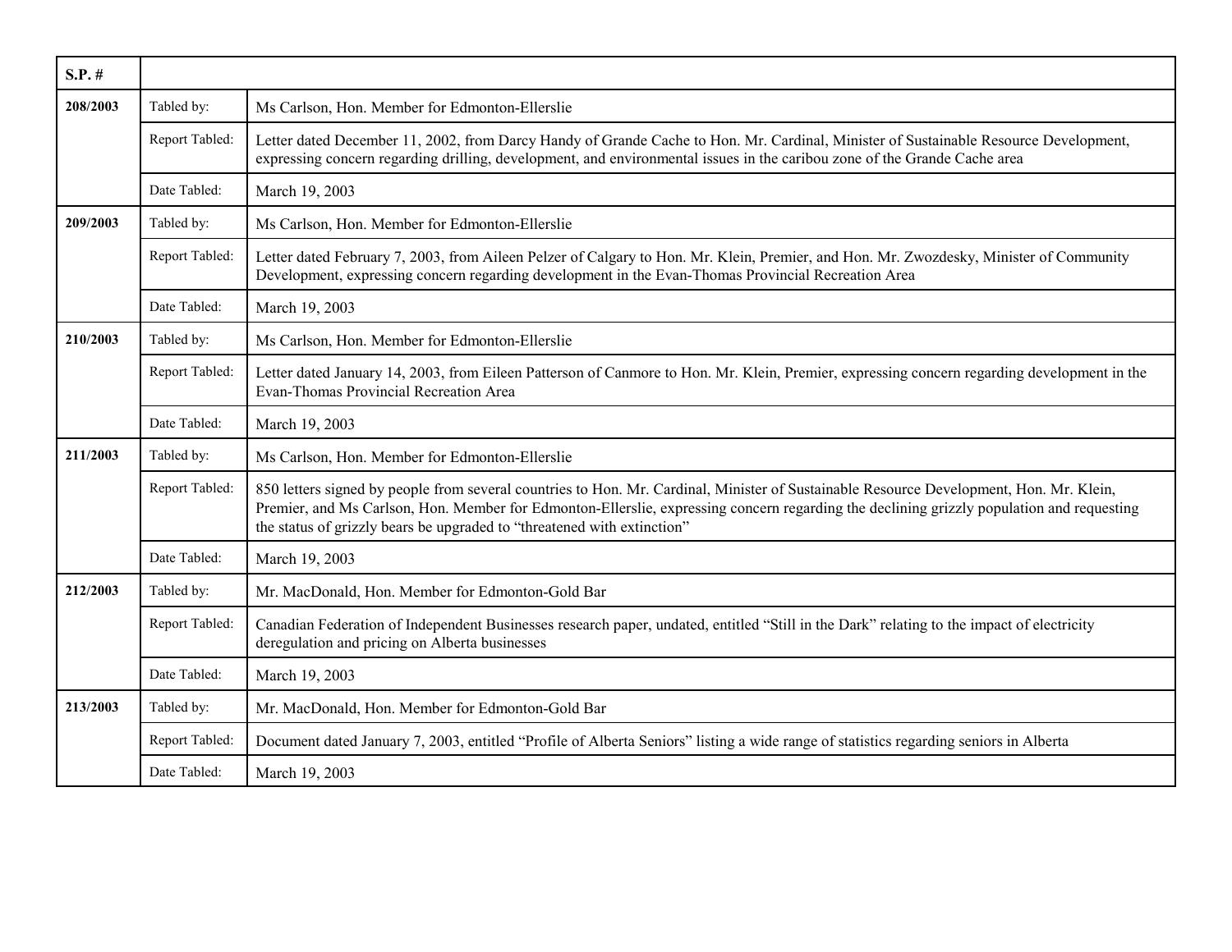| S.P. # | | |
|---|---|---|
| 208/2003 | Tabled by: | Ms Carlson, Hon. Member for Edmonton-Ellerslie |
| | Report Tabled: | Letter dated December 11, 2002, from Darcy Handy of Grande Cache to Hon. Mr. Cardinal, Minister of Sustainable Resource Development, expressing concern regarding drilling, development, and environmental issues in the caribou zone of the Grande Cache area |
| | Date Tabled: | March 19, 2003 |
| 209/2003 | Tabled by: | Ms Carlson, Hon. Member for Edmonton-Ellerslie |
| | Report Tabled: | Letter dated February 7, 2003, from Aileen Pelzer of Calgary to Hon. Mr. Klein, Premier, and Hon. Mr. Zwozdesky, Minister of Community Development, expressing concern regarding development in the Evan-Thomas Provincial Recreation Area |
| | Date Tabled: | March 19, 2003 |
| 210/2003 | Tabled by: | Ms Carlson, Hon. Member for Edmonton-Ellerslie |
| | Report Tabled: | Letter dated January 14, 2003, from Eileen Patterson of Canmore to Hon. Mr. Klein, Premier, expressing concern regarding development in the Evan-Thomas Provincial Recreation Area |
| | Date Tabled: | March 19, 2003 |
| 211/2003 | Tabled by: | Ms Carlson, Hon. Member for Edmonton-Ellerslie |
| | Report Tabled: | 850 letters signed by people from several countries to Hon. Mr. Cardinal, Minister of Sustainable Resource Development, Hon. Mr. Klein, Premier, and Ms Carlson, Hon. Member for Edmonton-Ellerslie, expressing concern regarding the declining grizzly population and requesting the status of grizzly bears be upgraded to "threatened with extinction" |
| | Date Tabled: | March 19, 2003 |
| 212/2003 | Tabled by: | Mr. MacDonald, Hon. Member for Edmonton-Gold Bar |
| | Report Tabled: | Canadian Federation of Independent Businesses research paper, undated, entitled "Still in the Dark" relating to the impact of electricity deregulation and pricing on Alberta businesses |
| | Date Tabled: | March 19, 2003 |
| 213/2003 | Tabled by: | Mr. MacDonald, Hon. Member for Edmonton-Gold Bar |
| | Report Tabled: | Document dated January 7, 2003, entitled "Profile of Alberta Seniors" listing a wide range of statistics regarding seniors in Alberta |
| | Date Tabled: | March 19, 2003 |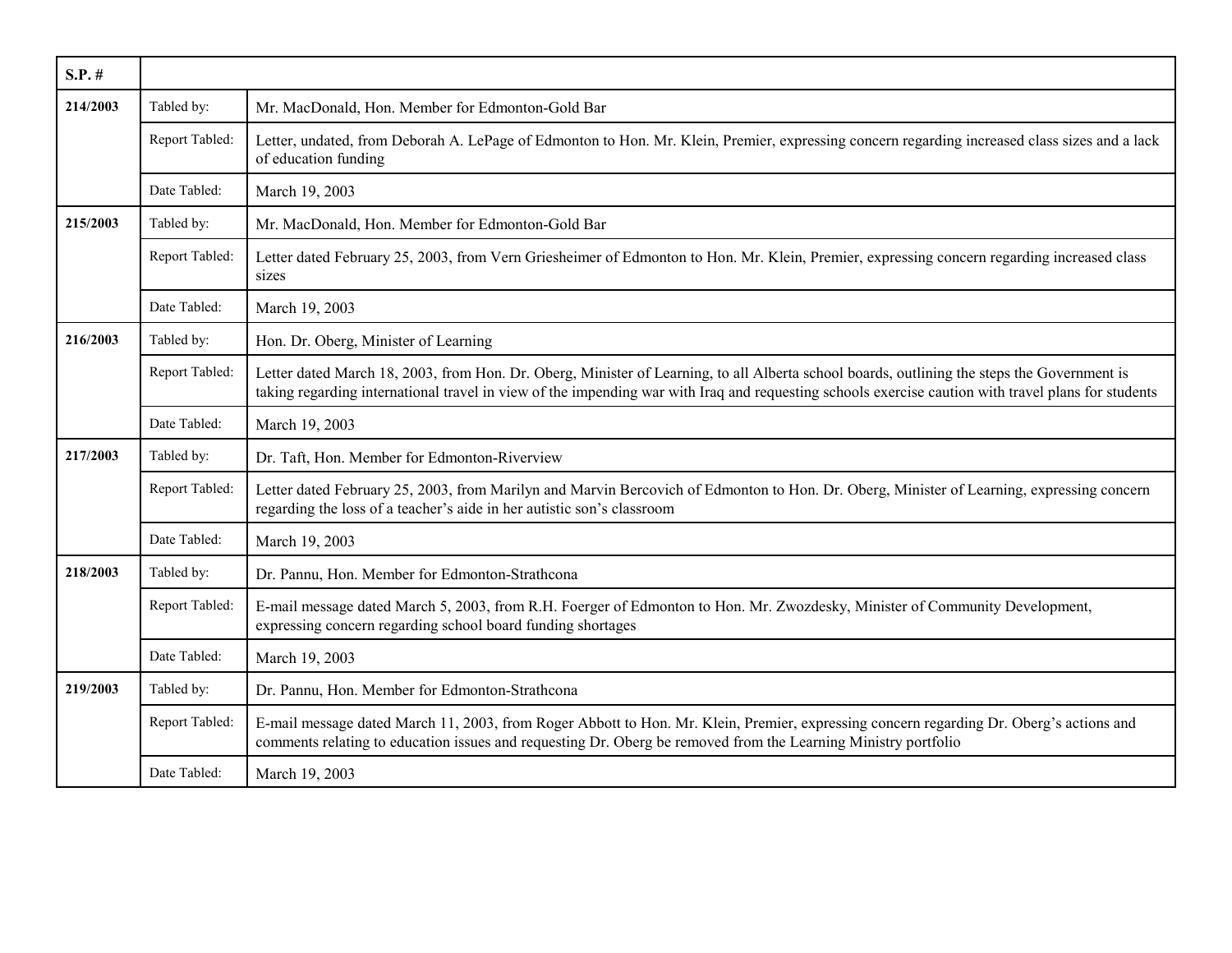| S.P. # | | |
|---|---|---|
| 214/2003 | Tabled by: | Mr. MacDonald, Hon. Member for Edmonton-Gold Bar |
| | Report Tabled: | Letter, undated, from Deborah A. LePage of Edmonton to Hon. Mr. Klein, Premier, expressing concern regarding increased class sizes and a lack of education funding |
| | Date Tabled: | March 19, 2003 |
| 215/2003 | Tabled by: | Mr. MacDonald, Hon. Member for Edmonton-Gold Bar |
| | Report Tabled: | Letter dated February 25, 2003, from Vern Griesheimer of Edmonton to Hon. Mr. Klein, Premier, expressing concern regarding increased class sizes |
| | Date Tabled: | March 19, 2003 |
| 216/2003 | Tabled by: | Hon. Dr. Oberg, Minister of Learning |
| | Report Tabled: | Letter dated March 18, 2003, from Hon. Dr. Oberg, Minister of Learning, to all Alberta school boards, outlining the steps the Government is taking regarding international travel in view of the impending war with Iraq and requesting schools exercise caution with travel plans for students |
| | Date Tabled: | March 19, 2003 |
| 217/2003 | Tabled by: | Dr. Taft, Hon. Member for Edmonton-Riverview |
| | Report Tabled: | Letter dated February 25, 2003, from Marilyn and Marvin Bercovich of Edmonton to Hon. Dr. Oberg, Minister of Learning, expressing concern regarding the loss of a teacher's aide in her autistic son's classroom |
| | Date Tabled: | March 19, 2003 |
| 218/2003 | Tabled by: | Dr. Pannu, Hon. Member for Edmonton-Strathcona |
| | Report Tabled: | E-mail message dated March 5, 2003, from R.H. Foerger of Edmonton to Hon. Mr. Zwozdesky, Minister of Community Development, expressing concern regarding school board funding shortages |
| | Date Tabled: | March 19, 2003 |
| 219/2003 | Tabled by: | Dr. Pannu, Hon. Member for Edmonton-Strathcona |
| | Report Tabled: | E-mail message dated March 11, 2003, from Roger Abbott to Hon. Mr. Klein, Premier, expressing concern regarding Dr. Oberg's actions and comments relating to education issues and requesting Dr. Oberg be removed from the Learning Ministry portfolio |
| | Date Tabled: | March 19, 2003 |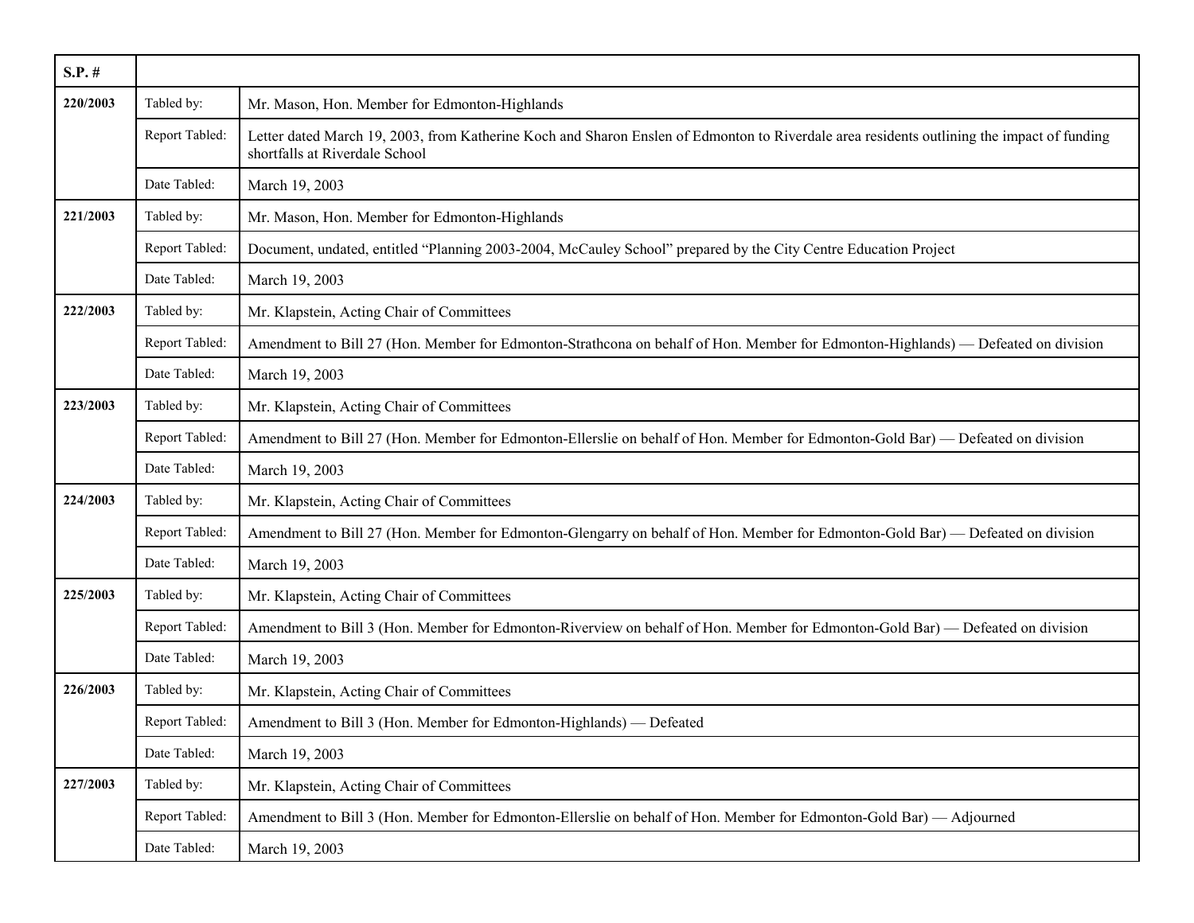| S.P. # | | |
|---|---|---|
| 220/2003 | Tabled by: | Mr. Mason, Hon. Member for Edmonton-Highlands |
| | Report Tabled: | Letter dated March 19, 2003, from Katherine Koch and Sharon Enslen of Edmonton to Riverdale area residents outlining the impact of funding shortfalls at Riverdale School |
| | Date Tabled: | March 19, 2003 |
| 221/2003 | Tabled by: | Mr. Mason, Hon. Member for Edmonton-Highlands |
| | Report Tabled: | Document, undated, entitled "Planning 2003-2004, McCauley School" prepared by the City Centre Education Project |
| | Date Tabled: | March 19, 2003 |
| 222/2003 | Tabled by: | Mr. Klapstein, Acting Chair of Committees |
| | Report Tabled: | Amendment to Bill 27 (Hon. Member for Edmonton-Strathcona on behalf of Hon. Member for Edmonton-Highlands) — Defeated on division |
| | Date Tabled: | March 19, 2003 |
| 223/2003 | Tabled by: | Mr. Klapstein, Acting Chair of Committees |
| | Report Tabled: | Amendment to Bill 27 (Hon. Member for Edmonton-Ellerslie on behalf of Hon. Member for Edmonton-Gold Bar) — Defeated on division |
| | Date Tabled: | March 19, 2003 |
| 224/2003 | Tabled by: | Mr. Klapstein, Acting Chair of Committees |
| | Report Tabled: | Amendment to Bill 27 (Hon. Member for Edmonton-Glengarry on behalf of Hon. Member for Edmonton-Gold Bar) — Defeated on division |
| | Date Tabled: | March 19, 2003 |
| 225/2003 | Tabled by: | Mr. Klapstein, Acting Chair of Committees |
| | Report Tabled: | Amendment to Bill 3 (Hon. Member for Edmonton-Riverview on behalf of Hon. Member for Edmonton-Gold Bar) — Defeated on division |
| | Date Tabled: | March 19, 2003 |
| 226/2003 | Tabled by: | Mr. Klapstein, Acting Chair of Committees |
| | Report Tabled: | Amendment to Bill 3 (Hon. Member for Edmonton-Highlands) — Defeated |
| | Date Tabled: | March 19, 2003 |
| 227/2003 | Tabled by: | Mr. Klapstein, Acting Chair of Committees |
| | Report Tabled: | Amendment to Bill 3 (Hon. Member for Edmonton-Ellerslie on behalf of Hon. Member for Edmonton-Gold Bar) — Adjourned |
| | Date Tabled: | March 19, 2003 |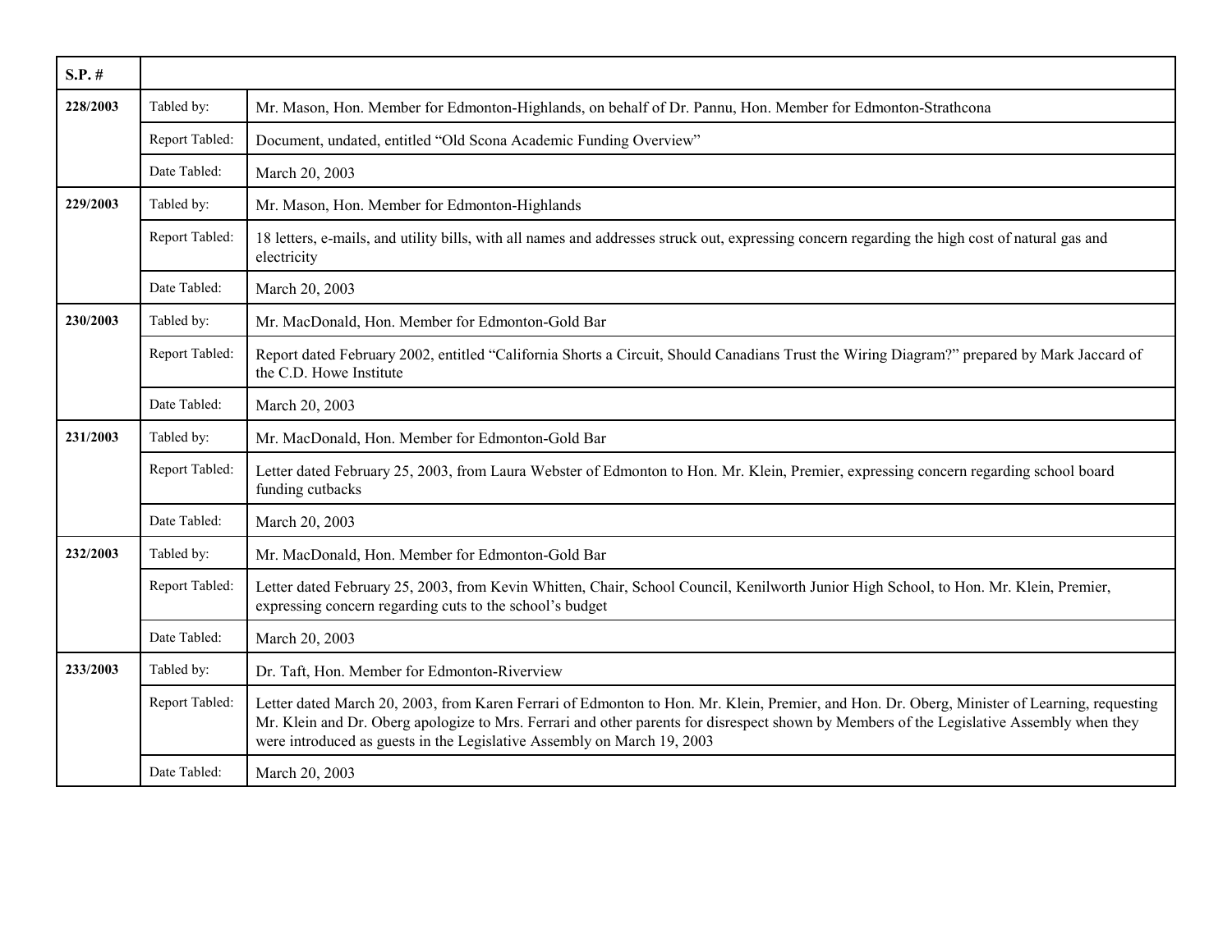| S.P. # | | |
|---|---|---|
| 228/2003 | Tabled by: | Mr. Mason, Hon. Member for Edmonton-Highlands, on behalf of Dr. Pannu, Hon. Member for Edmonton-Strathcona |
| | Report Tabled: | Document, undated, entitled "Old Scona Academic Funding Overview" |
| | Date Tabled: | March 20, 2003 |
| 229/2003 | Tabled by: | Mr. Mason, Hon. Member for Edmonton-Highlands |
| | Report Tabled: | 18 letters, e-mails, and utility bills, with all names and addresses struck out, expressing concern regarding the high cost of natural gas and electricity |
| | Date Tabled: | March 20, 2003 |
| 230/2003 | Tabled by: | Mr. MacDonald, Hon. Member for Edmonton-Gold Bar |
| | Report Tabled: | Report dated February 2002, entitled "California Shorts a Circuit, Should Canadians Trust the Wiring Diagram?" prepared by Mark Jaccard of the C.D. Howe Institute |
| | Date Tabled: | March 20, 2003 |
| 231/2003 | Tabled by: | Mr. MacDonald, Hon. Member for Edmonton-Gold Bar |
| | Report Tabled: | Letter dated February 25, 2003, from Laura Webster of Edmonton to Hon. Mr. Klein, Premier, expressing concern regarding school board funding cutbacks |
| | Date Tabled: | March 20, 2003 |
| 232/2003 | Tabled by: | Mr. MacDonald, Hon. Member for Edmonton-Gold Bar |
| | Report Tabled: | Letter dated February 25, 2003, from Kevin Whitten, Chair, School Council, Kenilworth Junior High School, to Hon. Mr. Klein, Premier, expressing concern regarding cuts to the school's budget |
| | Date Tabled: | March 20, 2003 |
| 233/2003 | Tabled by: | Dr. Taft, Hon. Member for Edmonton-Riverview |
| | Report Tabled: | Letter dated March 20, 2003, from Karen Ferrari of Edmonton to Hon. Mr. Klein, Premier, and Hon. Dr. Oberg, Minister of Learning, requesting Mr. Klein and Dr. Oberg apologize to Mrs. Ferrari and other parents for disrespect shown by Members of the Legislative Assembly when they were introduced as guests in the Legislative Assembly on March 19, 2003 |
| | Date Tabled: | March 20, 2003 |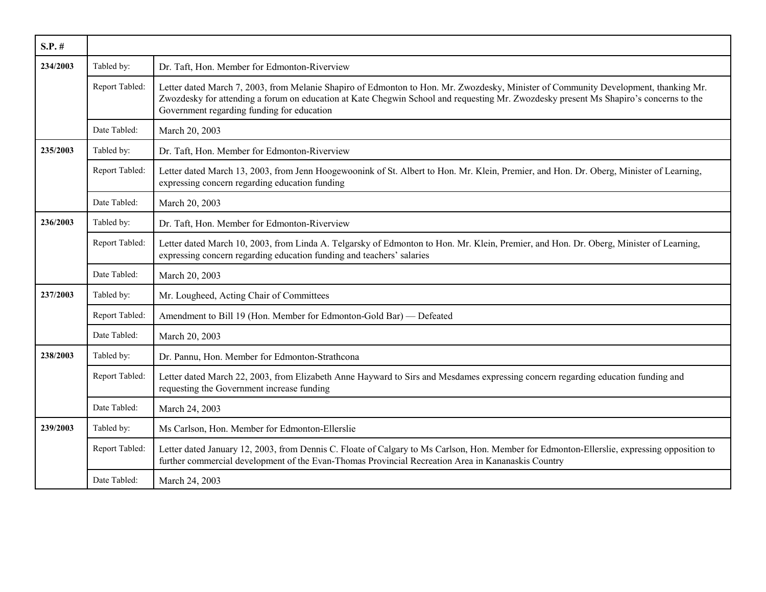| S.P. # | | |
|---|---|---|
| 234/2003 | Tabled by: | Dr. Taft, Hon. Member for Edmonton-Riverview |
| | Report Tabled: | Letter dated March 7, 2003, from Melanie Shapiro of Edmonton to Hon. Mr. Zwozdesky, Minister of Community Development, thanking Mr. Zwozdesky for attending a forum on education at Kate Chegwin School and requesting Mr. Zwozdesky present Ms Shapiro's concerns to the Government regarding funding for education |
| | Date Tabled: | March 20, 2003 |
| 235/2003 | Tabled by: | Dr. Taft, Hon. Member for Edmonton-Riverview |
| | Report Tabled: | Letter dated March 13, 2003, from Jenn Hoogewoonink of St. Albert to Hon. Mr. Klein, Premier, and Hon. Dr. Oberg, Minister of Learning, expressing concern regarding education funding |
| | Date Tabled: | March 20, 2003 |
| 236/2003 | Tabled by: | Dr. Taft, Hon. Member for Edmonton-Riverview |
| | Report Tabled: | Letter dated March 10, 2003, from Linda A. Telgarsky of Edmonton to Hon. Mr. Klein, Premier, and Hon. Dr. Oberg, Minister of Learning, expressing concern regarding education funding and teachers' salaries |
| | Date Tabled: | March 20, 2003 |
| 237/2003 | Tabled by: | Mr. Lougheed, Acting Chair of Committees |
| | Report Tabled: | Amendment to Bill 19 (Hon. Member for Edmonton-Gold Bar) — Defeated |
| | Date Tabled: | March 20, 2003 |
| 238/2003 | Tabled by: | Dr. Pannu, Hon. Member for Edmonton-Strathcona |
| | Report Tabled: | Letter dated March 22, 2003, from Elizabeth Anne Hayward to Sirs and Mesdames expressing concern regarding education funding and requesting the Government increase funding |
| | Date Tabled: | March 24, 2003 |
| 239/2003 | Tabled by: | Ms Carlson, Hon. Member for Edmonton-Ellerslie |
| | Report Tabled: | Letter dated January 12, 2003, from Dennis C. Floate of Calgary to Ms Carlson, Hon. Member for Edmonton-Ellerslie, expressing opposition to further commercial development of the Evan-Thomas Provincial Recreation Area in Kananaskis Country |
| | Date Tabled: | March 24, 2003 |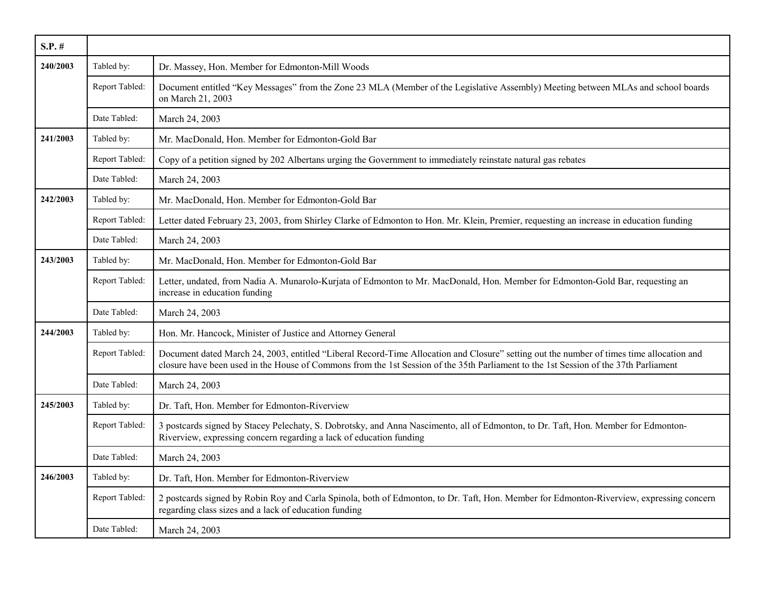| S.P. # | | |
|---|---|---|
| **240/2003** | Tabled by: | Dr. Massey, Hon. Member for Edmonton-Mill Woods |
| | Report Tabled: | Document entitled "Key Messages" from the Zone 23 MLA (Member of the Legislative Assembly) Meeting between MLAs and school boards on March 21, 2003 |
| | Date Tabled: | March 24, 2003 |
| **241/2003** | Tabled by: | Mr. MacDonald, Hon. Member for Edmonton-Gold Bar |
| | Report Tabled: | Copy of a petition signed by 202 Albertans urging the Government to immediately reinstate natural gas rebates |
| | Date Tabled: | March 24, 2003 |
| **242/2003** | Tabled by: | Mr. MacDonald, Hon. Member for Edmonton-Gold Bar |
| | Report Tabled: | Letter dated February 23, 2003, from Shirley Clarke of Edmonton to Hon. Mr. Klein, Premier, requesting an increase in education funding |
| | Date Tabled: | March 24, 2003 |
| **243/2003** | Tabled by: | Mr. MacDonald, Hon. Member for Edmonton-Gold Bar |
| | Report Tabled: | Letter, undated, from Nadia A. Munarolo-Kurjata of Edmonton to Mr. MacDonald, Hon. Member for Edmonton-Gold Bar, requesting an increase in education funding |
| | Date Tabled: | March 24, 2003 |
| **244/2003** | Tabled by: | Hon. Mr. Hancock, Minister of Justice and Attorney General |
| | Report Tabled: | Document dated March 24, 2003, entitled "Liberal Record-Time Allocation and Closure" setting out the number of times time allocation and closure have been used in the House of Commons from the 1st Session of the 35th Parliament to the 1st Session of the 37th Parliament |
| | Date Tabled: | March 24, 2003 |
| **245/2003** | Tabled by: | Dr. Taft, Hon. Member for Edmonton-Riverview |
| | Report Tabled: | 3 postcards signed by Stacey Pelechaty, S. Dobrotsky, and Anna Nascimento, all of Edmonton, to Dr. Taft, Hon. Member for Edmonton-Riverview, expressing concern regarding a lack of education funding |
| | Date Tabled: | March 24, 2003 |
| **246/2003** | Tabled by: | Dr. Taft, Hon. Member for Edmonton-Riverview |
| | Report Tabled: | 2 postcards signed by Robin Roy and Carla Spinola, both of Edmonton, to Dr. Taft, Hon. Member for Edmonton-Riverview, expressing concern regarding class sizes and a lack of education funding |
| | Date Tabled: | March 24, 2003 |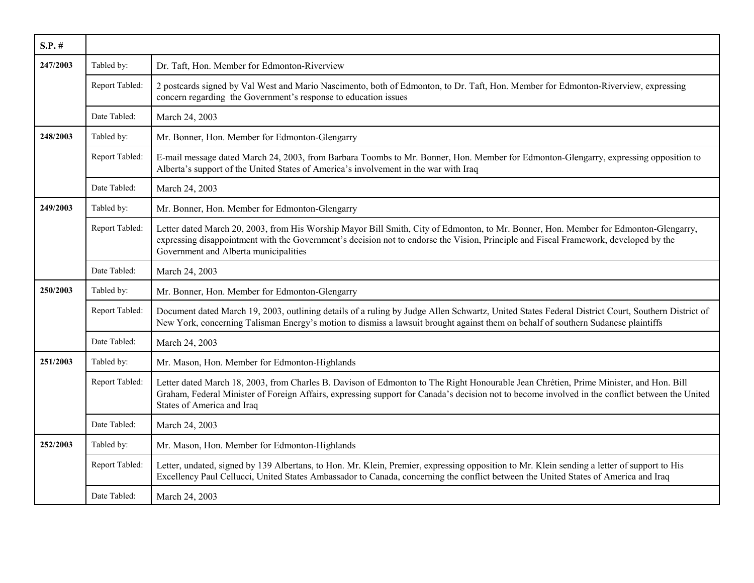| S.P. # | | |
|---|---|---|
| 247/2003 | Tabled by: | Dr. Taft, Hon. Member for Edmonton-Riverview |
| | Report Tabled: | 2 postcards signed by Val West and Mario Nascimento, both of Edmonton, to Dr. Taft, Hon. Member for Edmonton-Riverview, expressing concern regarding the Government's response to education issues |
| | Date Tabled: | March 24, 2003 |
| 248/2003 | Tabled by: | Mr. Bonner, Hon. Member for Edmonton-Glengarry |
| | Report Tabled: | E-mail message dated March 24, 2003, from Barbara Toombs to Mr. Bonner, Hon. Member for Edmonton-Glengarry, expressing opposition to Alberta's support of the United States of America's involvement in the war with Iraq |
| | Date Tabled: | March 24, 2003 |
| 249/2003 | Tabled by: | Mr. Bonner, Hon. Member for Edmonton-Glengarry |
| | Report Tabled: | Letter dated March 20, 2003, from His Worship Mayor Bill Smith, City of Edmonton, to Mr. Bonner, Hon. Member for Edmonton-Glengarry, expressing disappointment with the Government's decision not to endorse the Vision, Principle and Fiscal Framework, developed by the Government and Alberta municipalities |
| | Date Tabled: | March 24, 2003 |
| 250/2003 | Tabled by: | Mr. Bonner, Hon. Member for Edmonton-Glengarry |
| | Report Tabled: | Document dated March 19, 2003, outlining details of a ruling by Judge Allen Schwartz, United States Federal District Court, Southern District of New York, concerning Talisman Energy's motion to dismiss a lawsuit brought against them on behalf of southern Sudanese plaintiffs |
| | Date Tabled: | March 24, 2003 |
| 251/2003 | Tabled by: | Mr. Mason, Hon. Member for Edmonton-Highlands |
| | Report Tabled: | Letter dated March 18, 2003, from Charles B. Davison of Edmonton to The Right Honourable Jean Chrétien, Prime Minister, and Hon. Bill Graham, Federal Minister of Foreign Affairs, expressing support for Canada's decision not to become involved in the conflict between the United States of America and Iraq |
| | Date Tabled: | March 24, 2003 |
| 252/2003 | Tabled by: | Mr. Mason, Hon. Member for Edmonton-Highlands |
| | Report Tabled: | Letter, undated, signed by 139 Albertans, to Hon. Mr. Klein, Premier, expressing opposition to Mr. Klein sending a letter of support to His Excellency Paul Cellucci, United States Ambassador to Canada, concerning the conflict between the United States of America and Iraq |
| | Date Tabled: | March 24, 2003 |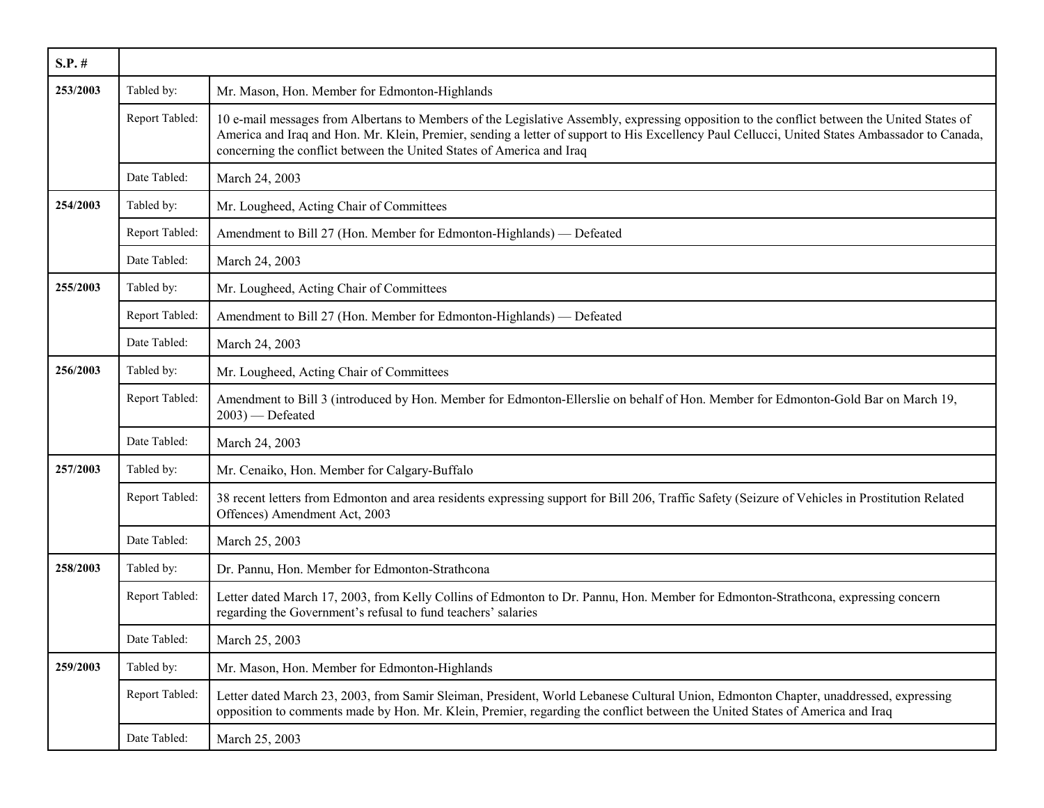| S.P. # | | |
|---|---|---|
| 253/2003 | Tabled by: | Mr. Mason, Hon. Member for Edmonton-Highlands |
| | Report Tabled: | 10 e-mail messages from Albertans to Members of the Legislative Assembly, expressing opposition to the conflict between the United States of America and Iraq and Hon. Mr. Klein, Premier, sending a letter of support to His Excellency Paul Cellucci, United States Ambassador to Canada, concerning the conflict between the United States of America and Iraq |
| | Date Tabled: | March 24, 2003 |
| 254/2003 | Tabled by: | Mr. Lougheed, Acting Chair of Committees |
| | Report Tabled: | Amendment to Bill 27 (Hon. Member for Edmonton-Highlands) — Defeated |
| | Date Tabled: | March 24, 2003 |
| 255/2003 | Tabled by: | Mr. Lougheed, Acting Chair of Committees |
| | Report Tabled: | Amendment to Bill 27 (Hon. Member for Edmonton-Highlands) — Defeated |
| | Date Tabled: | March 24, 2003 |
| 256/2003 | Tabled by: | Mr. Lougheed, Acting Chair of Committees |
| | Report Tabled: | Amendment to Bill 3 (introduced by Hon. Member for Edmonton-Ellerslie on behalf of Hon. Member for Edmonton-Gold Bar on March 19, 2003) — Defeated |
| | Date Tabled: | March 24, 2003 |
| 257/2003 | Tabled by: | Mr. Cenaiko, Hon. Member for Calgary-Buffalo |
| | Report Tabled: | 38 recent letters from Edmonton and area residents expressing support for Bill 206, Traffic Safety (Seizure of Vehicles in Prostitution Related Offences) Amendment Act, 2003 |
| | Date Tabled: | March 25, 2003 |
| 258/2003 | Tabled by: | Dr. Pannu, Hon. Member for Edmonton-Strathcona |
| | Report Tabled: | Letter dated March 17, 2003, from Kelly Collins of Edmonton to Dr. Pannu, Hon. Member for Edmonton-Strathcona, expressing concern regarding the Government's refusal to fund teachers' salaries |
| | Date Tabled: | March 25, 2003 |
| 259/2003 | Tabled by: | Mr. Mason, Hon. Member for Edmonton-Highlands |
| | Report Tabled: | Letter dated March 23, 2003, from Samir Sleiman, President, World Lebanese Cultural Union, Edmonton Chapter, unaddressed, expressing opposition to comments made by Hon. Mr. Klein, Premier, regarding the conflict between the United States of America and Iraq |
| | Date Tabled: | March 25, 2003 |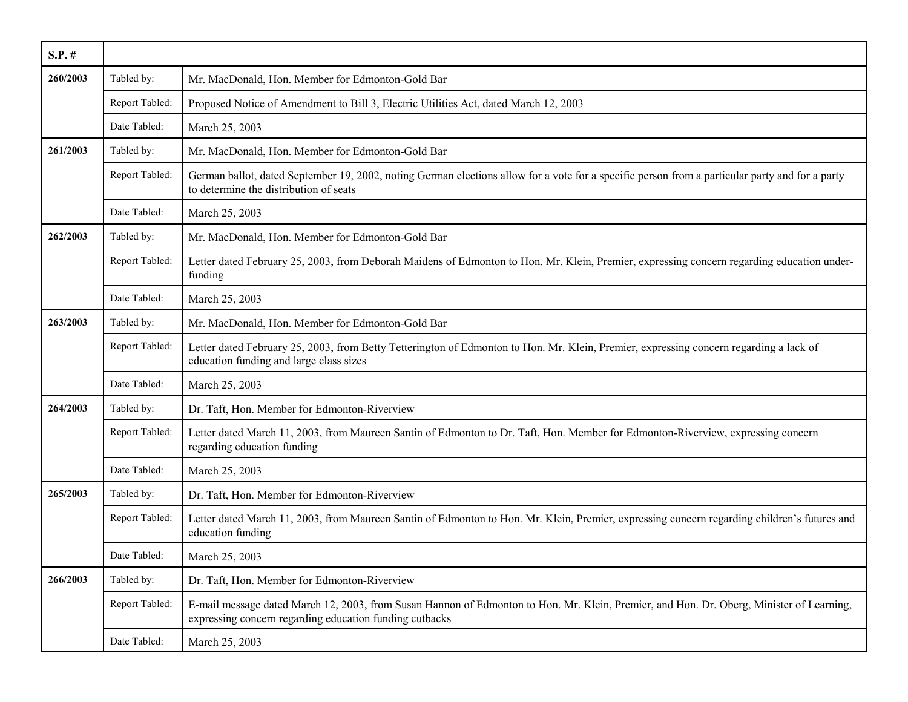| S.P. # | | |
|---|---|---|
| 260/2003 | Tabled by: | Mr. MacDonald, Hon. Member for Edmonton-Gold Bar |
| | Report Tabled: | Proposed Notice of Amendment to Bill 3, Electric Utilities Act, dated March 12, 2003 |
| | Date Tabled: | March 25, 2003 |
| 261/2003 | Tabled by: | Mr. MacDonald, Hon. Member for Edmonton-Gold Bar |
| | Report Tabled: | German ballot, dated September 19, 2002, noting German elections allow for a vote for a specific person from a particular party and for a party to determine the distribution of seats |
| | Date Tabled: | March 25, 2003 |
| 262/2003 | Tabled by: | Mr. MacDonald, Hon. Member for Edmonton-Gold Bar |
| | Report Tabled: | Letter dated February 25, 2003, from Deborah Maidens of Edmonton to Hon. Mr. Klein, Premier, expressing concern regarding education under-funding |
| | Date Tabled: | March 25, 2003 |
| 263/2003 | Tabled by: | Mr. MacDonald, Hon. Member for Edmonton-Gold Bar |
| | Report Tabled: | Letter dated February 25, 2003, from Betty Tetterington of Edmonton to Hon. Mr. Klein, Premier, expressing concern regarding a lack of education funding and large class sizes |
| | Date Tabled: | March 25, 2003 |
| 264/2003 | Tabled by: | Dr. Taft, Hon. Member for Edmonton-Riverview |
| | Report Tabled: | Letter dated March 11, 2003, from Maureen Santin of Edmonton to Dr. Taft, Hon. Member for Edmonton-Riverview, expressing concern regarding education funding |
| | Date Tabled: | March 25, 2003 |
| 265/2003 | Tabled by: | Dr. Taft, Hon. Member for Edmonton-Riverview |
| | Report Tabled: | Letter dated March 11, 2003, from Maureen Santin of Edmonton to Hon. Mr. Klein, Premier, expressing concern regarding children's futures and education funding |
| | Date Tabled: | March 25, 2003 |
| 266/2003 | Tabled by: | Dr. Taft, Hon. Member for Edmonton-Riverview |
| | Report Tabled: | E-mail message dated March 12, 2003, from Susan Hannon of Edmonton to Hon. Mr. Klein, Premier, and Hon. Dr. Oberg, Minister of Learning, expressing concern regarding education funding cutbacks |
| | Date Tabled: | March 25, 2003 |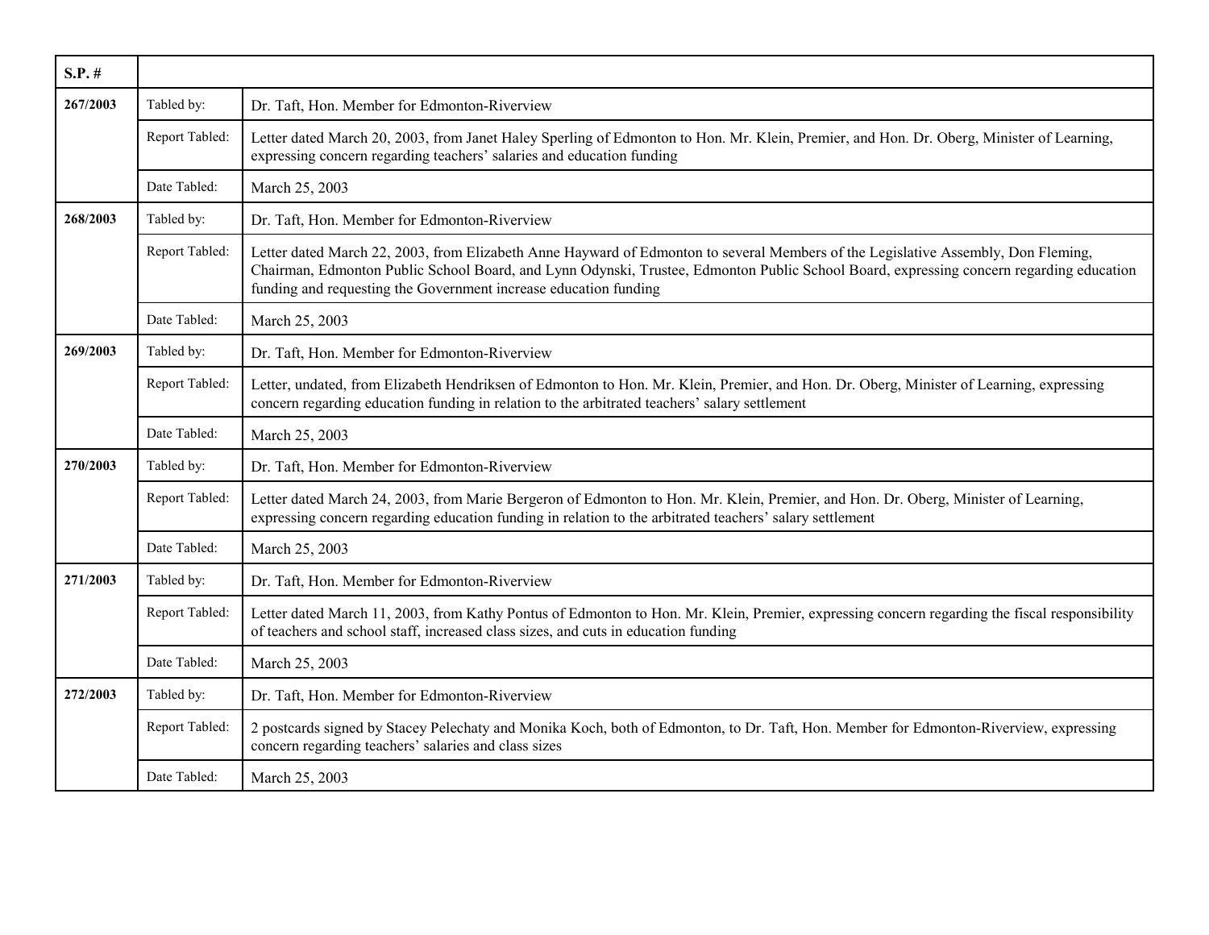| S.P. # | | |
|---|---|---|
| 267/2003 | Tabled by: | Dr. Taft, Hon. Member for Edmonton-Riverview |
| | Report Tabled: | Letter dated March 20, 2003, from Janet Haley Sperling of Edmonton to Hon. Mr. Klein, Premier, and Hon. Dr. Oberg, Minister of Learning, expressing concern regarding teachers' salaries and education funding |
| | Date Tabled: | March 25, 2003 |
| 268/2003 | Tabled by: | Dr. Taft, Hon. Member for Edmonton-Riverview |
| | Report Tabled: | Letter dated March 22, 2003, from Elizabeth Anne Hayward of Edmonton to several Members of the Legislative Assembly, Don Fleming, Chairman, Edmonton Public School Board, and Lynn Odynski, Trustee, Edmonton Public School Board, expressing concern regarding education funding and requesting the Government increase education funding |
| | Date Tabled: | March 25, 2003 |
| 269/2003 | Tabled by: | Dr. Taft, Hon. Member for Edmonton-Riverview |
| | Report Tabled: | Letter, undated, from Elizabeth Hendriksen of Edmonton to Hon. Mr. Klein, Premier, and Hon. Dr. Oberg, Minister of Learning, expressing concern regarding education funding in relation to the arbitrated teachers' salary settlement |
| | Date Tabled: | March 25, 2003 |
| 270/2003 | Tabled by: | Dr. Taft, Hon. Member for Edmonton-Riverview |
| | Report Tabled: | Letter dated March 24, 2003, from Marie Bergeron of Edmonton to Hon. Mr. Klein, Premier, and Hon. Dr. Oberg, Minister of Learning, expressing concern regarding education funding in relation to the arbitrated teachers' salary settlement |
| | Date Tabled: | March 25, 2003 |
| 271/2003 | Tabled by: | Dr. Taft, Hon. Member for Edmonton-Riverview |
| | Report Tabled: | Letter dated March 11, 2003, from Kathy Pontus of Edmonton to Hon. Mr. Klein, Premier, expressing concern regarding the fiscal responsibility of teachers and school staff, increased class sizes, and cuts in education funding |
| | Date Tabled: | March 25, 2003 |
| 272/2003 | Tabled by: | Dr. Taft, Hon. Member for Edmonton-Riverview |
| | Report Tabled: | 2 postcards signed by Stacey Pelechaty and Monika Koch, both of Edmonton, to Dr. Taft, Hon. Member for Edmonton-Riverview, expressing concern regarding teachers' salaries and class sizes |
| | Date Tabled: | March 25, 2003 |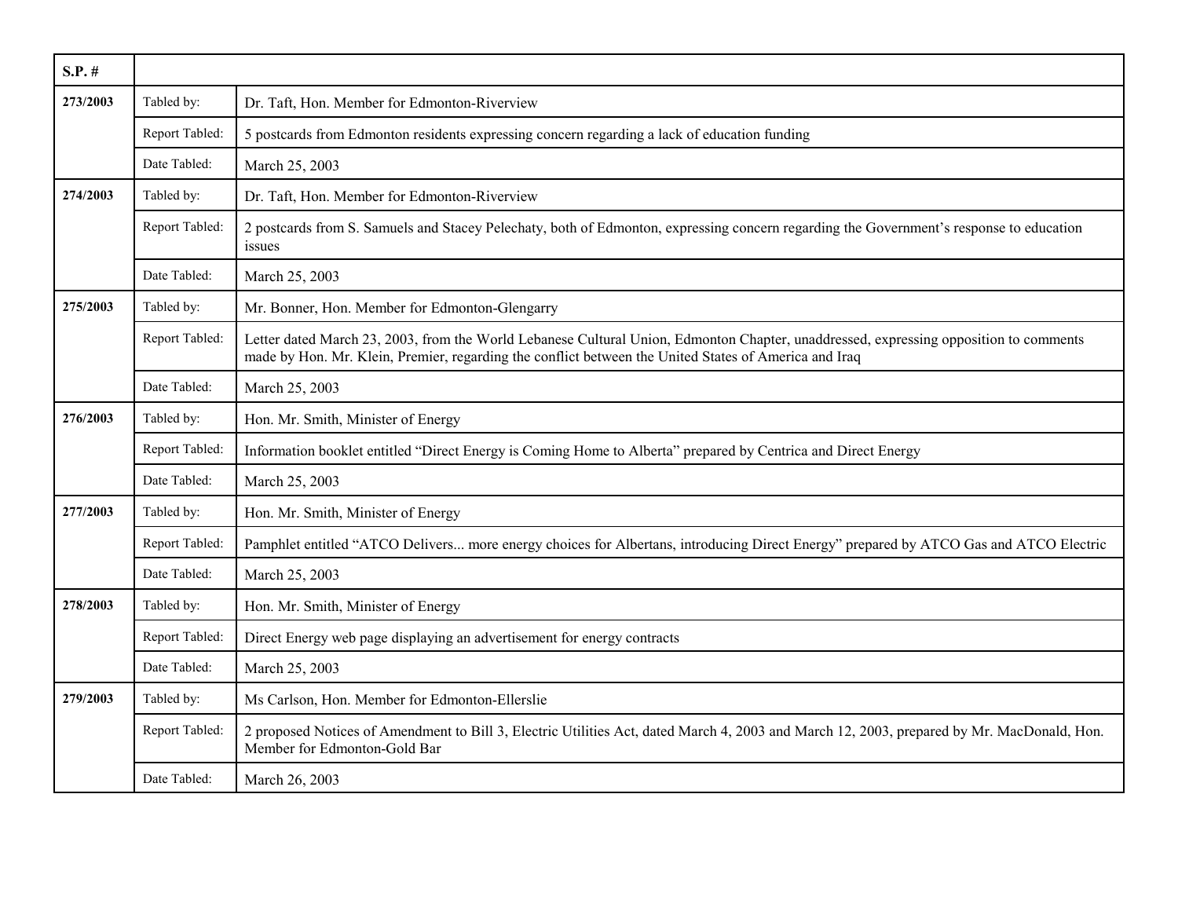| S.P. # | | |
|---|---|---|
| **273/2003** | Tabled by: | Dr. Taft, Hon. Member for Edmonton-Riverview |
| | Report Tabled: | 5 postcards from Edmonton residents expressing concern regarding a lack of education funding |
| | Date Tabled: | March 25, 2003 |
| **274/2003** | Tabled by: | Dr. Taft, Hon. Member for Edmonton-Riverview |
| | Report Tabled: | 2 postcards from S. Samuels and Stacey Pelechaty, both of Edmonton, expressing concern regarding the Government's response to education issues |
| | Date Tabled: | March 25, 2003 |
| **275/2003** | Tabled by: | Mr. Bonner, Hon. Member for Edmonton-Glengarry |
| | Report Tabled: | Letter dated March 23, 2003, from the World Lebanese Cultural Union, Edmonton Chapter, unaddressed, expressing opposition to comments made by Hon. Mr. Klein, Premier, regarding the conflict between the United States of America and Iraq |
| | Date Tabled: | March 25, 2003 |
| **276/2003** | Tabled by: | Hon. Mr. Smith, Minister of Energy |
| | Report Tabled: | Information booklet entitled "Direct Energy is Coming Home to Alberta" prepared by Centrica and Direct Energy |
| | Date Tabled: | March 25, 2003 |
| **277/2003** | Tabled by: | Hon. Mr. Smith, Minister of Energy |
| | Report Tabled: | Pamphlet entitled "ATCO Delivers... more energy choices for Albertans, introducing Direct Energy" prepared by ATCO Gas and ATCO Electric |
| | Date Tabled: | March 25, 2003 |
| **278/2003** | Tabled by: | Hon. Mr. Smith, Minister of Energy |
| | Report Tabled: | Direct Energy web page displaying an advertisement for energy contracts |
| | Date Tabled: | March 25, 2003 |
| **279/2003** | Tabled by: | Ms Carlson, Hon. Member for Edmonton-Ellerslie |
| | Report Tabled: | 2 proposed Notices of Amendment to Bill 3, Electric Utilities Act, dated March 4, 2003 and March 12, 2003, prepared by Mr. MacDonald, Hon. Member for Edmonton-Gold Bar |
| | Date Tabled: | March 26, 2003 |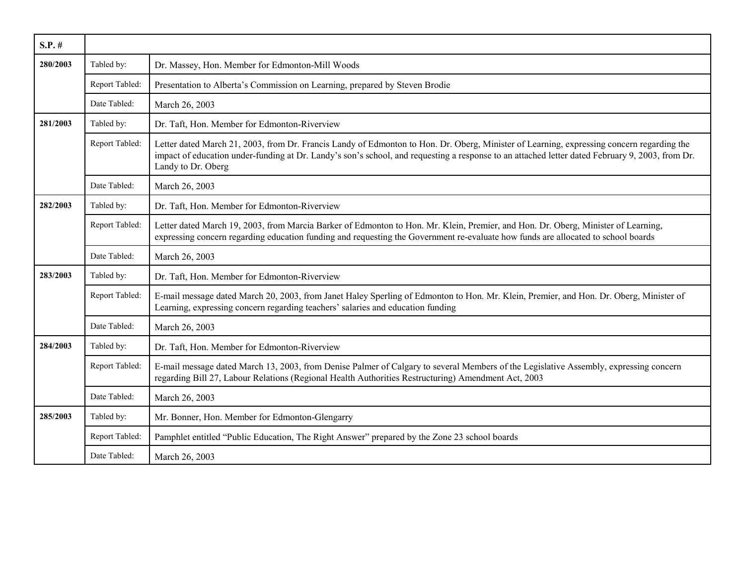| S.P. # | | |
|---|---|---|
| 280/2003 | Tabled by: | Dr. Massey, Hon. Member for Edmonton-Mill Woods |
| | Report Tabled: | Presentation to Alberta's Commission on Learning, prepared by Steven Brodie |
| | Date Tabled: | March 26, 2003 |
| 281/2003 | Tabled by: | Dr. Taft, Hon. Member for Edmonton-Riverview |
| | Report Tabled: | Letter dated March 21, 2003, from Dr. Francis Landy of Edmonton to Hon. Dr. Oberg, Minister of Learning, expressing concern regarding the impact of education under-funding at Dr. Landy's son's school, and requesting a response to an attached letter dated February 9, 2003, from Dr. Landy to Dr. Oberg |
| | Date Tabled: | March 26, 2003 |
| 282/2003 | Tabled by: | Dr. Taft, Hon. Member for Edmonton-Riverview |
| | Report Tabled: | Letter dated March 19, 2003, from Marcia Barker of Edmonton to Hon. Mr. Klein, Premier, and Hon. Dr. Oberg, Minister of Learning, expressing concern regarding education funding and requesting the Government re-evaluate how funds are allocated to school boards |
| | Date Tabled: | March 26, 2003 |
| 283/2003 | Tabled by: | Dr. Taft, Hon. Member for Edmonton-Riverview |
| | Report Tabled: | E-mail message dated March 20, 2003, from Janet Haley Sperling of Edmonton to Hon. Mr. Klein, Premier, and Hon. Dr. Oberg, Minister of Learning, expressing concern regarding teachers' salaries and education funding |
| | Date Tabled: | March 26, 2003 |
| 284/2003 | Tabled by: | Dr. Taft, Hon. Member for Edmonton-Riverview |
| | Report Tabled: | E-mail message dated March 13, 2003, from Denise Palmer of Calgary to several Members of the Legislative Assembly, expressing concern regarding Bill 27, Labour Relations (Regional Health Authorities Restructuring) Amendment Act, 2003 |
| | Date Tabled: | March 26, 2003 |
| 285/2003 | Tabled by: | Mr. Bonner, Hon. Member for Edmonton-Glengarry |
| | Report Tabled: | Pamphlet entitled "Public Education, The Right Answer" prepared by the Zone 23 school boards |
| | Date Tabled: | March 26, 2003 |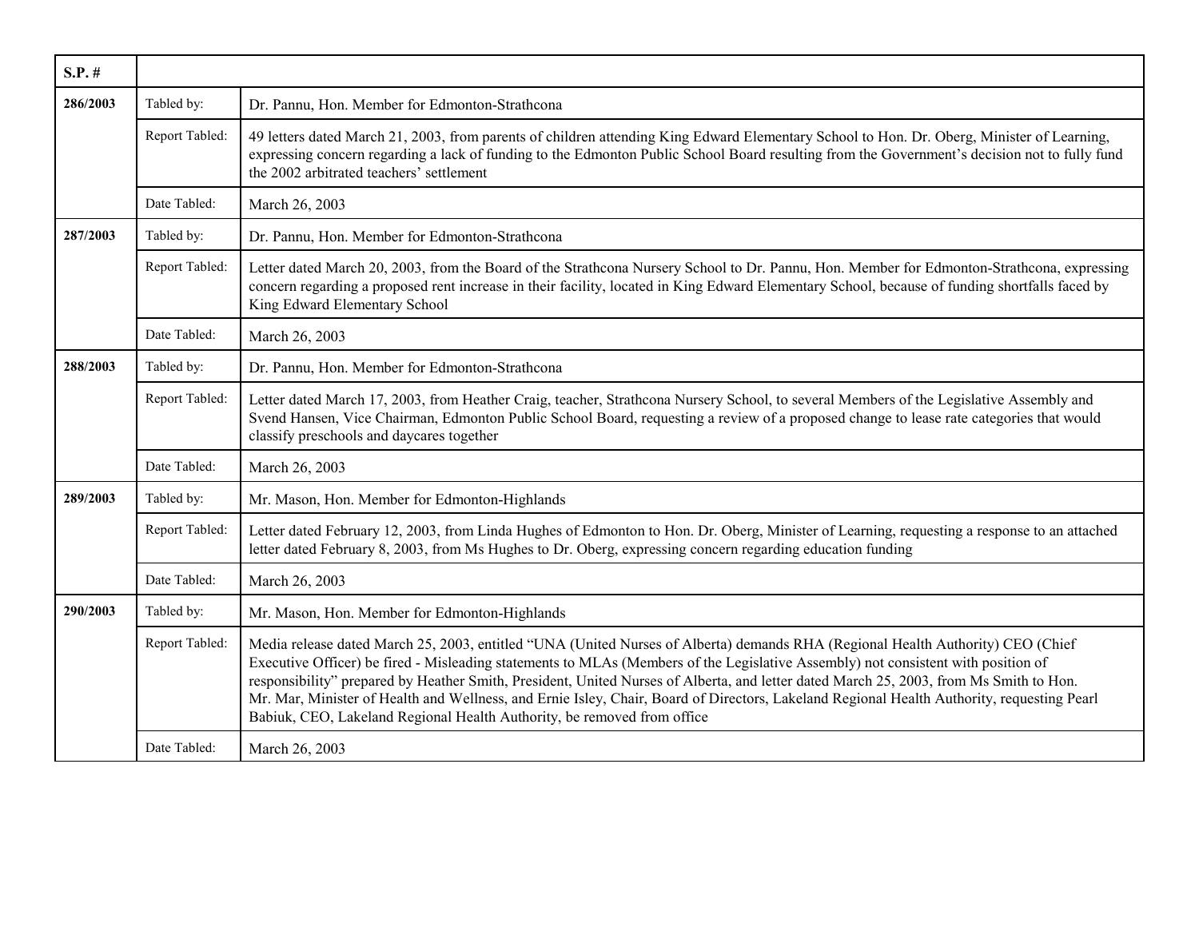| S.P. # | | |
|---|---|---|
| 286/2003 | Tabled by: | Dr. Pannu, Hon. Member for Edmonton-Strathcona |
| | Report Tabled: | 49 letters dated March 21, 2003, from parents of children attending King Edward Elementary School to Hon. Dr. Oberg, Minister of Learning, expressing concern regarding a lack of funding to the Edmonton Public School Board resulting from the Government's decision not to fully fund the 2002 arbitrated teachers' settlement |
| | Date Tabled: | March 26, 2003 |
| 287/2003 | Tabled by: | Dr. Pannu, Hon. Member for Edmonton-Strathcona |
| | Report Tabled: | Letter dated March 20, 2003, from the Board of the Strathcona Nursery School to Dr. Pannu, Hon. Member for Edmonton-Strathcona, expressing concern regarding a proposed rent increase in their facility, located in King Edward Elementary School, because of funding shortfalls faced by King Edward Elementary School |
| | Date Tabled: | March 26, 2003 |
| 288/2003 | Tabled by: | Dr. Pannu, Hon. Member for Edmonton-Strathcona |
| | Report Tabled: | Letter dated March 17, 2003, from Heather Craig, teacher, Strathcona Nursery School, to several Members of the Legislative Assembly and Svend Hansen, Vice Chairman, Edmonton Public School Board, requesting a review of a proposed change to lease rate categories that would classify preschools and daycares together |
| | Date Tabled: | March 26, 2003 |
| 289/2003 | Tabled by: | Mr. Mason, Hon. Member for Edmonton-Highlands |
| | Report Tabled: | Letter dated February 12, 2003, from Linda Hughes of Edmonton to Hon. Dr. Oberg, Minister of Learning, requesting a response to an attached letter dated February 8, 2003, from Ms Hughes to Dr. Oberg, expressing concern regarding education funding |
| | Date Tabled: | March 26, 2003 |
| 290/2003 | Tabled by: | Mr. Mason, Hon. Member for Edmonton-Highlands |
| | Report Tabled: | Media release dated March 25, 2003, entitled "UNA (United Nurses of Alberta) demands RHA (Regional Health Authority) CEO (Chief Executive Officer) be fired - Misleading statements to MLAs (Members of the Legislative Assembly) not consistent with position of responsibility" prepared by Heather Smith, President, United Nurses of Alberta, and letter dated March 25, 2003, from Ms Smith to Hon. Mr. Mar, Minister of Health and Wellness, and Ernie Isley, Chair, Board of Directors, Lakeland Regional Health Authority, requesting Pearl Babiuk, CEO, Lakeland Regional Health Authority, be removed from office |
| | Date Tabled: | March 26, 2003 |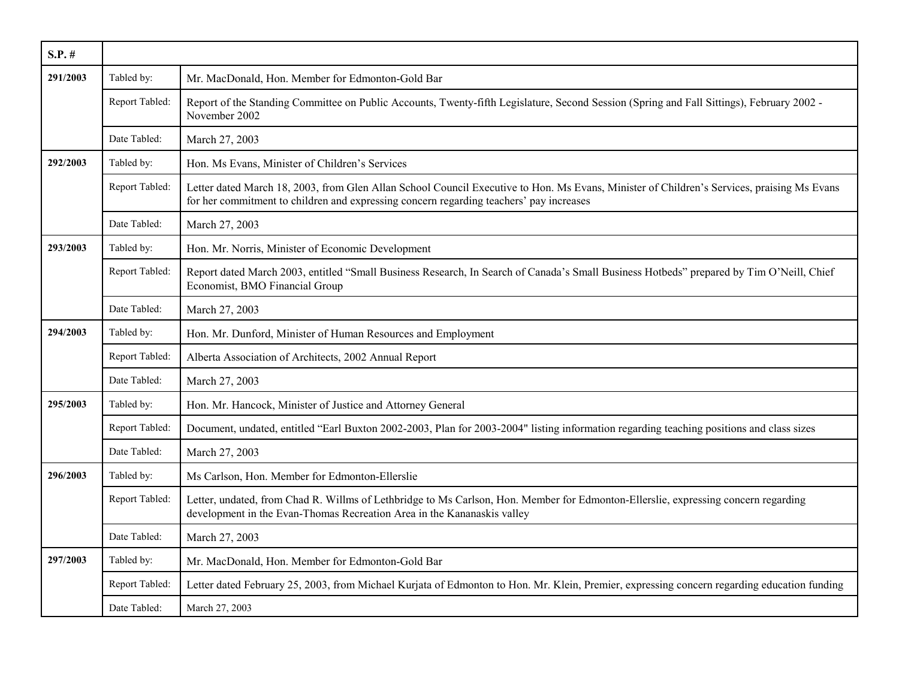| S.P. # | | |
|---|---|---|
| **291/2003** | Tabled by: | Mr. MacDonald, Hon. Member for Edmonton-Gold Bar |
| | Report Tabled: | Report of the Standing Committee on Public Accounts, Twenty-fifth Legislature, Second Session (Spring and Fall Sittings), February 2002 - November 2002 |
| | Date Tabled: | March 27, 2003 |
| **292/2003** | Tabled by: | Hon. Ms Evans, Minister of Children's Services |
| | Report Tabled: | Letter dated March 18, 2003, from Glen Allan School Council Executive to Hon. Ms Evans, Minister of Children's Services, praising Ms Evans for her commitment to children and expressing concern regarding teachers' pay increases |
| | Date Tabled: | March 27, 2003 |
| **293/2003** | Tabled by: | Hon. Mr. Norris, Minister of Economic Development |
| | Report Tabled: | Report dated March 2003, entitled "Small Business Research, In Search of Canada's Small Business Hotbeds" prepared by Tim O'Neill, Chief Economist, BMO Financial Group |
| | Date Tabled: | March 27, 2003 |
| **294/2003** | Tabled by: | Hon. Mr. Dunford, Minister of Human Resources and Employment |
| | Report Tabled: | Alberta Association of Architects, 2002 Annual Report |
| | Date Tabled: | March 27, 2003 |
| **295/2003** | Tabled by: | Hon. Mr. Hancock, Minister of Justice and Attorney General |
| | Report Tabled: | Document, undated, entitled "Earl Buxton 2002-2003, Plan for 2003-2004" listing information regarding teaching positions and class sizes |
| | Date Tabled: | March 27, 2003 |
| **296/2003** | Tabled by: | Ms Carlson, Hon. Member for Edmonton-Ellerslie |
| | Report Tabled: | Letter, undated, from Chad R. Willms of Lethbridge to Ms Carlson, Hon. Member for Edmonton-Ellerslie, expressing concern regarding development in the Evan-Thomas Recreation Area in the Kananaskis valley |
| | Date Tabled: | March 27, 2003 |
| **297/2003** | Tabled by: | Mr. MacDonald, Hon. Member for Edmonton-Gold Bar |
| | Report Tabled: | Letter dated February 25, 2003, from Michael Kurjata of Edmonton to Hon. Mr. Klein, Premier, expressing concern regarding education funding |
| | Date Tabled: | March 27, 2003 |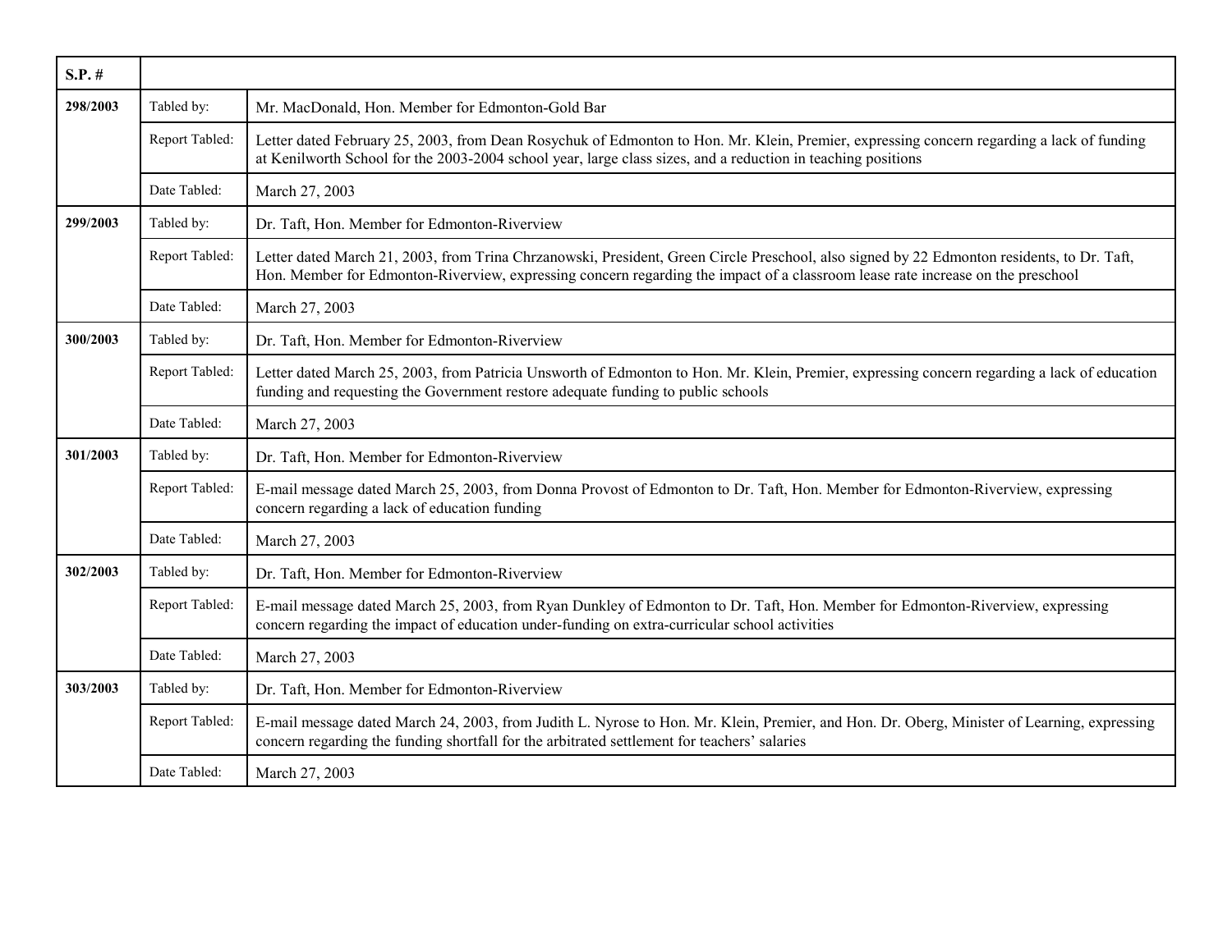| S.P. # | | |
|---|---|---|
| **298/2003** | Tabled by: | Mr. MacDonald, Hon. Member for Edmonton-Gold Bar |
| | Report Tabled: | Letter dated February 25, 2003, from Dean Rosychuk of Edmonton to Hon. Mr. Klein, Premier, expressing concern regarding a lack of funding at Kenilworth School for the 2003-2004 school year, large class sizes, and a reduction in teaching positions |
| | Date Tabled: | March 27, 2003 |
| **299/2003** | Tabled by: | Dr. Taft, Hon. Member for Edmonton-Riverview |
| | Report Tabled: | Letter dated March 21, 2003, from Trina Chrzanowski, President, Green Circle Preschool, also signed by 22 Edmonton residents, to Dr. Taft, Hon. Member for Edmonton-Riverview, expressing concern regarding the impact of a classroom lease rate increase on the preschool |
| | Date Tabled: | March 27, 2003 |
| **300/2003** | Tabled by: | Dr. Taft, Hon. Member for Edmonton-Riverview |
| | Report Tabled: | Letter dated March 25, 2003, from Patricia Unsworth of Edmonton to Hon. Mr. Klein, Premier, expressing concern regarding a lack of education funding and requesting the Government restore adequate funding to public schools |
| | Date Tabled: | March 27, 2003 |
| **301/2003** | Tabled by: | Dr. Taft, Hon. Member for Edmonton-Riverview |
| | Report Tabled: | E-mail message dated March 25, 2003, from Donna Provost of Edmonton to Dr. Taft, Hon. Member for Edmonton-Riverview, expressing concern regarding a lack of education funding |
| | Date Tabled: | March 27, 2003 |
| **302/2003** | Tabled by: | Dr. Taft, Hon. Member for Edmonton-Riverview |
| | Report Tabled: | E-mail message dated March 25, 2003, from Ryan Dunkley of Edmonton to Dr. Taft, Hon. Member for Edmonton-Riverview, expressing concern regarding the impact of education under-funding on extra-curricular school activities |
| | Date Tabled: | March 27, 2003 |
| **303/2003** | Tabled by: | Dr. Taft, Hon. Member for Edmonton-Riverview |
| | Report Tabled: | E-mail message dated March 24, 2003, from Judith L. Nyrose to Hon. Mr. Klein, Premier, and Hon. Dr. Oberg, Minister of Learning, expressing concern regarding the funding shortfall for the arbitrated settlement for teachers' salaries |
| | Date Tabled: | March 27, 2003 |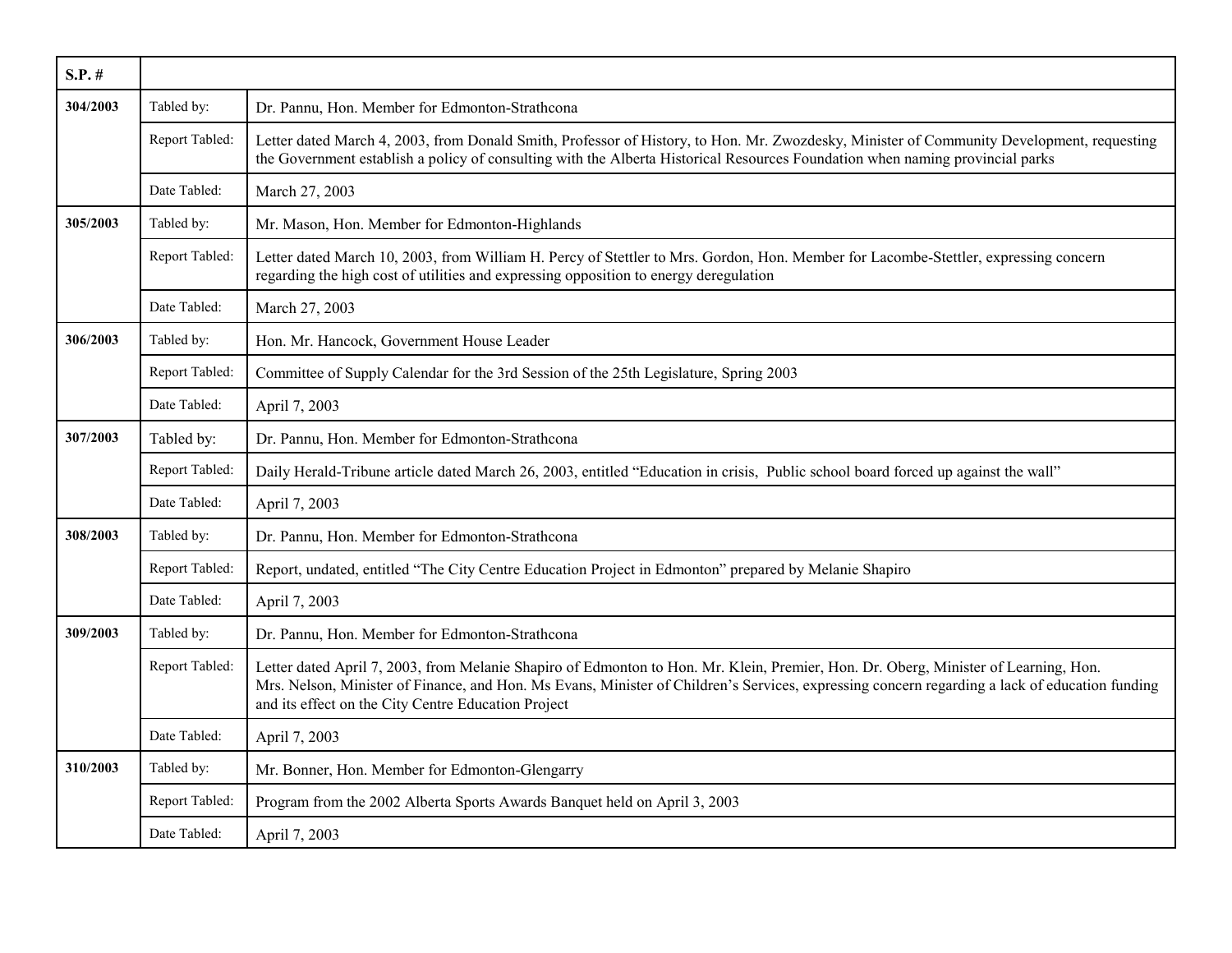| S.P. # | | |
|---|---|---|
| **304/2003** | Tabled by: | Dr. Pannu, Hon. Member for Edmonton-Strathcona |
| | Report Tabled: | Letter dated March 4, 2003, from Donald Smith, Professor of History, to Hon. Mr. Zwozdesky, Minister of Community Development, requesting the Government establish a policy of consulting with the Alberta Historical Resources Foundation when naming provincial parks |
| | Date Tabled: | March 27, 2003 |
| **305/2003** | Tabled by: | Mr. Mason, Hon. Member for Edmonton-Highlands |
| | Report Tabled: | Letter dated March 10, 2003, from William H. Percy of Stettler to Mrs. Gordon, Hon. Member for Lacombe-Stettler, expressing concern regarding the high cost of utilities and expressing opposition to energy deregulation |
| | Date Tabled: | March 27, 2003 |
| **306/2003** | Tabled by: | Hon. Mr. Hancock, Government House Leader |
| | Report Tabled: | Committee of Supply Calendar for the 3rd Session of the 25th Legislature, Spring 2003 |
| | Date Tabled: | April 7, 2003 |
| **307/2003** | Tabled by: | Dr. Pannu, Hon. Member for Edmonton-Strathcona |
| | Report Tabled: | Daily Herald-Tribune article dated March 26, 2003, entitled "Education in crisis, Public school board forced up against the wall" |
| | Date Tabled: | April 7, 2003 |
| **308/2003** | Tabled by: | Dr. Pannu, Hon. Member for Edmonton-Strathcona |
| | Report Tabled: | Report, undated, entitled "The City Centre Education Project in Edmonton" prepared by Melanie Shapiro |
| | Date Tabled: | April 7, 2003 |
| **309/2003** | Tabled by: | Dr. Pannu, Hon. Member for Edmonton-Strathcona |
| | Report Tabled: | Letter dated April 7, 2003, from Melanie Shapiro of Edmonton to Hon. Mr. Klein, Premier, Hon. Dr. Oberg, Minister of Learning, Hon. Mrs. Nelson, Minister of Finance, and Hon. Ms Evans, Minister of Children's Services, expressing concern regarding a lack of education funding and its effect on the City Centre Education Project |
| | Date Tabled: | April 7, 2003 |
| **310/2003** | Tabled by: | Mr. Bonner, Hon. Member for Edmonton-Glengarry |
| | Report Tabled: | Program from the 2002 Alberta Sports Awards Banquet held on April 3, 2003 |
| | Date Tabled: | April 7, 2003 |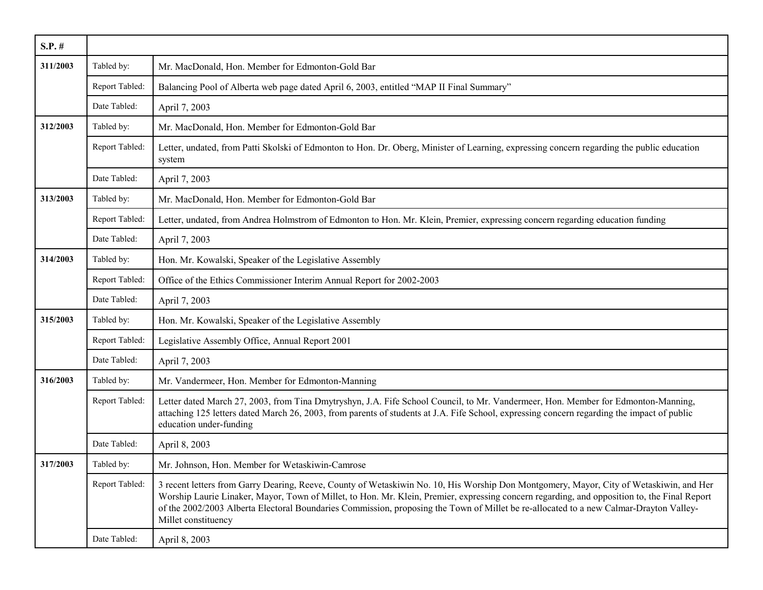| S.P. # | | |
|---|---|---|
| 311/2003 | Tabled by: | Mr. MacDonald, Hon. Member for Edmonton-Gold Bar |
| | Report Tabled: | Balancing Pool of Alberta web page dated April 6, 2003, entitled "MAP II Final Summary" |
| | Date Tabled: | April 7, 2003 |
| 312/2003 | Tabled by: | Mr. MacDonald, Hon. Member for Edmonton-Gold Bar |
| | Report Tabled: | Letter, undated, from Patti Skolski of Edmonton to Hon. Dr. Oberg, Minister of Learning, expressing concern regarding the public education system |
| | Date Tabled: | April 7, 2003 |
| 313/2003 | Tabled by: | Mr. MacDonald, Hon. Member for Edmonton-Gold Bar |
| | Report Tabled: | Letter, undated, from Andrea Holmstrom of Edmonton to Hon. Mr. Klein, Premier, expressing concern regarding education funding |
| | Date Tabled: | April 7, 2003 |
| 314/2003 | Tabled by: | Hon. Mr. Kowalski, Speaker of the Legislative Assembly |
| | Report Tabled: | Office of the Ethics Commissioner Interim Annual Report for 2002-2003 |
| | Date Tabled: | April 7, 2003 |
| 315/2003 | Tabled by: | Hon. Mr. Kowalski, Speaker of the Legislative Assembly |
| | Report Tabled: | Legislative Assembly Office, Annual Report 2001 |
| | Date Tabled: | April 7, 2003 |
| 316/2003 | Tabled by: | Mr. Vandermeer, Hon. Member for Edmonton-Manning |
| | Report Tabled: | Letter dated March 27, 2003, from Tina Dmytryshyn, J.A. Fife School Council, to Mr. Vandermeer, Hon. Member for Edmonton-Manning, attaching 125 letters dated March 26, 2003, from parents of students at J.A. Fife School, expressing concern regarding the impact of public education under-funding |
| | Date Tabled: | April 8, 2003 |
| 317/2003 | Tabled by: | Mr. Johnson, Hon. Member for Wetaskiwin-Camrose |
| | Report Tabled: | 3 recent letters from Garry Dearing, Reeve, County of Wetaskiwin No. 10, His Worship Don Montgomery, Mayor, City of Wetaskiwin, and Her Worship Laurie Linaker, Mayor, Town of Millet, to Hon. Mr. Klein, Premier, expressing concern regarding, and opposition to, the Final Report of the 2002/2003 Alberta Electoral Boundaries Commission, proposing the Town of Millet be re-allocated to a new Calmar-Drayton Valley-Millet constituency |
| | Date Tabled: | April 8, 2003 |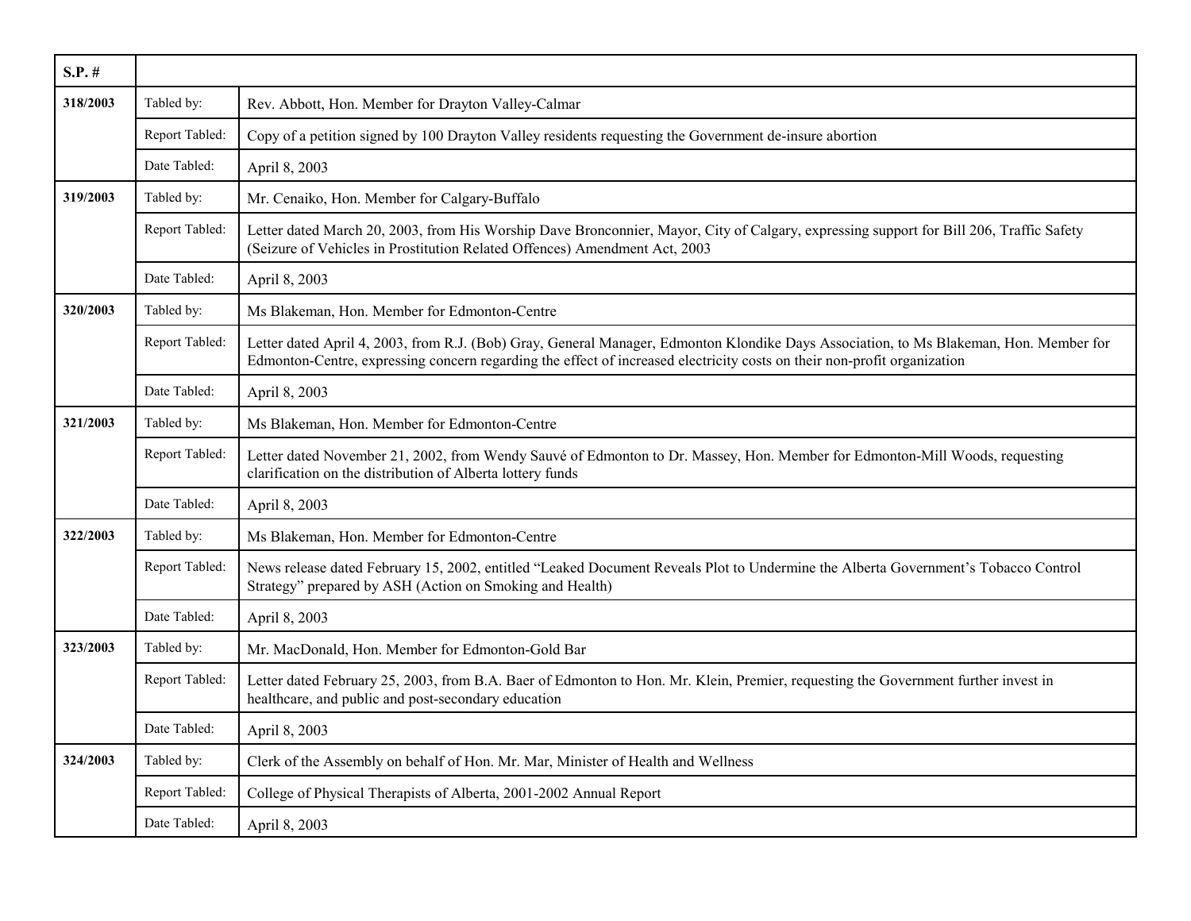| S.P. # | | |
|---|---|---|
| 318/2003 | Tabled by: | Rev. Abbott, Hon. Member for Drayton Valley-Calmar |
| | Report Tabled: | Copy of a petition signed by 100 Drayton Valley residents requesting the Government de-insure abortion |
| | Date Tabled: | April 8, 2003 |
| 319/2003 | Tabled by: | Mr. Cenaiko, Hon. Member for Calgary-Buffalo |
| | Report Tabled: | Letter dated March 20, 2003, from His Worship Dave Bronconnier, Mayor, City of Calgary, expressing support for Bill 206, Traffic Safety (Seizure of Vehicles in Prostitution Related Offences) Amendment Act, 2003 |
| | Date Tabled: | April 8, 2003 |
| 320/2003 | Tabled by: | Ms Blakeman, Hon. Member for Edmonton-Centre |
| | Report Tabled: | Letter dated April 4, 2003, from R.J. (Bob) Gray, General Manager, Edmonton Klondike Days Association, to Ms Blakeman, Hon. Member for Edmonton-Centre, expressing concern regarding the effect of increased electricity costs on their non-profit organization |
| | Date Tabled: | April 8, 2003 |
| 321/2003 | Tabled by: | Ms Blakeman, Hon. Member for Edmonton-Centre |
| | Report Tabled: | Letter dated November 21, 2002, from Wendy Sauvé of Edmonton to Dr. Massey, Hon. Member for Edmonton-Mill Woods, requesting clarification on the distribution of Alberta lottery funds |
| | Date Tabled: | April 8, 2003 |
| 322/2003 | Tabled by: | Ms Blakeman, Hon. Member for Edmonton-Centre |
| | Report Tabled: | News release dated February 15, 2002, entitled "Leaked Document Reveals Plot to Undermine the Alberta Government's Tobacco Control Strategy" prepared by ASH (Action on Smoking and Health) |
| | Date Tabled: | April 8, 2003 |
| 323/2003 | Tabled by: | Mr. MacDonald, Hon. Member for Edmonton-Gold Bar |
| | Report Tabled: | Letter dated February 25, 2003, from B.A. Baer of Edmonton to Hon. Mr. Klein, Premier, requesting the Government further invest in healthcare, and public and post-secondary education |
| | Date Tabled: | April 8, 2003 |
| 324/2003 | Tabled by: | Clerk of the Assembly on behalf of Hon. Mr. Mar, Minister of Health and Wellness |
| | Report Tabled: | College of Physical Therapists of Alberta, 2001-2002 Annual Report |
| | Date Tabled: | April 8, 2003 |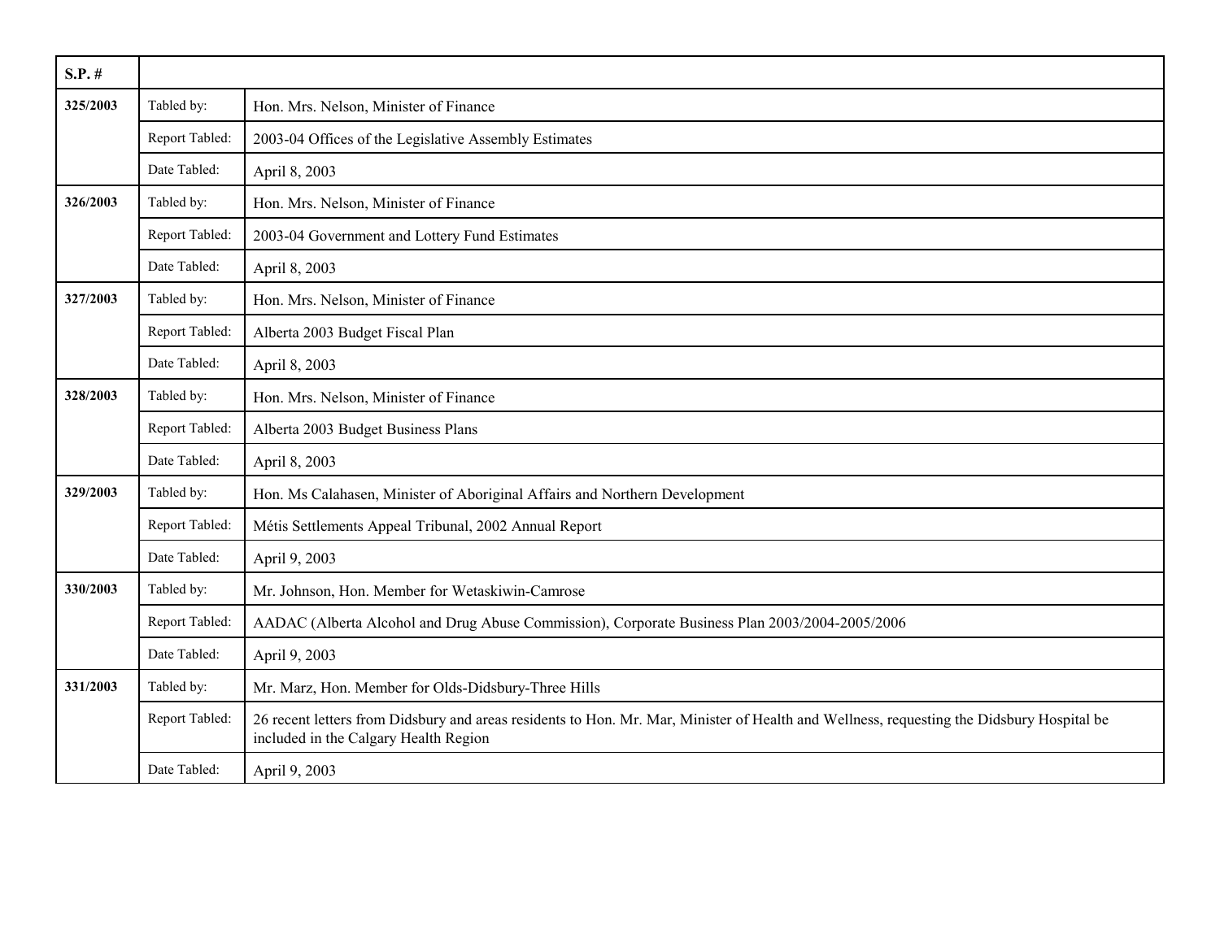| S.P. # | | |
|---|---|---|
| **325/2003** | Tabled by: | Hon. Mrs. Nelson, Minister of Finance |
| | Report Tabled: | 2003-04 Offices of the Legislative Assembly Estimates |
| | Date Tabled: | April 8, 2003 |
| **326/2003** | Tabled by: | Hon. Mrs. Nelson, Minister of Finance |
| | Report Tabled: | 2003-04 Government and Lottery Fund Estimates |
| | Date Tabled: | April 8, 2003 |
| **327/2003** | Tabled by: | Hon. Mrs. Nelson, Minister of Finance |
| | Report Tabled: | Alberta 2003 Budget Fiscal Plan |
| | Date Tabled: | April 8, 2003 |
| **328/2003** | Tabled by: | Hon. Mrs. Nelson, Minister of Finance |
| | Report Tabled: | Alberta 2003 Budget Business Plans |
| | Date Tabled: | April 8, 2003 |
| **329/2003** | Tabled by: | Hon. Ms Calahasen, Minister of Aboriginal Affairs and Northern Development |
| | Report Tabled: | Métis Settlements Appeal Tribunal, 2002 Annual Report |
| | Date Tabled: | April 9, 2003 |
| **330/2003** | Tabled by: | Mr. Johnson, Hon. Member for Wetaskiwin-Camrose |
| | Report Tabled: | AADAC (Alberta Alcohol and Drug Abuse Commission), Corporate Business Plan 2003/2004-2005/2006 |
| | Date Tabled: | April 9, 2003 |
| **331/2003** | Tabled by: | Mr. Marz, Hon. Member for Olds-Didsbury-Three Hills |
| | Report Tabled: | 26 recent letters from Didsbury and areas residents to Hon. Mr. Mar, Minister of Health and Wellness, requesting the Didsbury Hospital be included in the Calgary Health Region |
| | Date Tabled: | April 9, 2003 |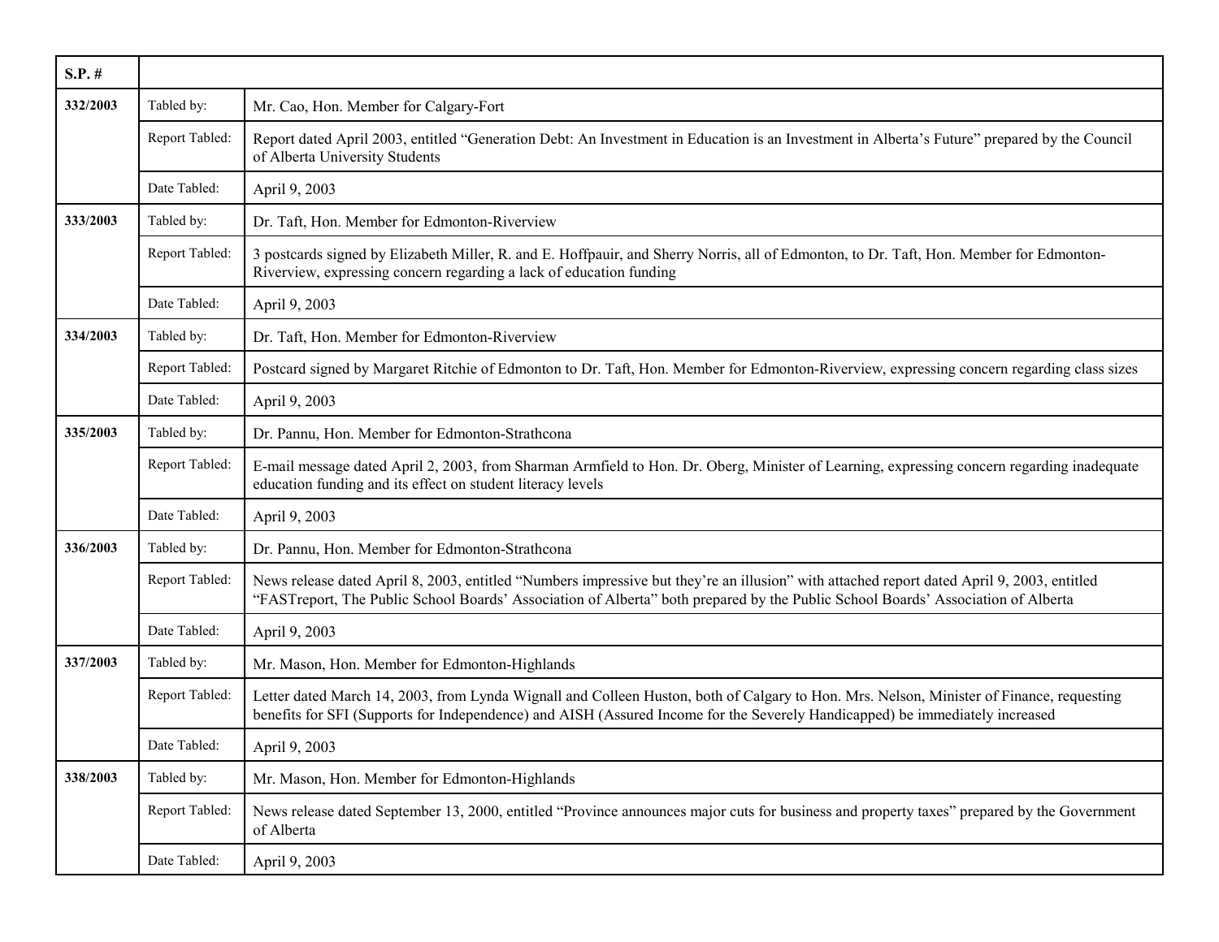| S.P. # | | |
|---|---|---|
| 332/2003 | Tabled by: | Mr. Cao, Hon. Member for Calgary-Fort |
| | Report Tabled: | Report dated April 2003, entitled “Generation Debt: An Investment in Education is an Investment in Alberta’s Future” prepared by the Council of Alberta University Students |
| | Date Tabled: | April 9, 2003 |
| 333/2003 | Tabled by: | Dr. Taft, Hon. Member for Edmonton-Riverview |
| | Report Tabled: | 3 postcards signed by Elizabeth Miller, R. and E. Hoffpauir, and Sherry Norris, all of Edmonton, to Dr. Taft, Hon. Member for Edmonton-Riverview, expressing concern regarding a lack of education funding |
| | Date Tabled: | April 9, 2003 |
| 334/2003 | Tabled by: | Dr. Taft, Hon. Member for Edmonton-Riverview |
| | Report Tabled: | Postcard signed by Margaret Ritchie of Edmonton to Dr. Taft, Hon. Member for Edmonton-Riverview, expressing concern regarding class sizes |
| | Date Tabled: | April 9, 2003 |
| 335/2003 | Tabled by: | Dr. Pannu, Hon. Member for Edmonton-Strathcona |
| | Report Tabled: | E-mail message dated April 2, 2003, from Sharman Armfield to Hon. Dr. Oberg, Minister of Learning, expressing concern regarding inadequate education funding and its effect on student literacy levels |
| | Date Tabled: | April 9, 2003 |
| 336/2003 | Tabled by: | Dr. Pannu, Hon. Member for Edmonton-Strathcona |
| | Report Tabled: | News release dated April 8, 2003, entitled “Numbers impressive but they’re an illusion” with attached report dated April 9, 2003, entitled “FASTreport, The Public School Boards’ Association of Alberta” both prepared by the Public School Boards’ Association of Alberta |
| | Date Tabled: | April 9, 2003 |
| 337/2003 | Tabled by: | Mr. Mason, Hon. Member for Edmonton-Highlands |
| | Report Tabled: | Letter dated March 14, 2003, from Lynda Wignall and Colleen Huston, both of Calgary to Hon. Mrs. Nelson, Minister of Finance, requesting benefits for SFI (Supports for Independence) and AISH (Assured Income for the Severely Handicapped) be immediately increased |
| | Date Tabled: | April 9, 2003 |
| 338/2003 | Tabled by: | Mr. Mason, Hon. Member for Edmonton-Highlands |
| | Report Tabled: | News release dated September 13, 2000, entitled “Province announces major cuts for business and property taxes” prepared by the Government of Alberta |
| | Date Tabled: | April 9, 2003 |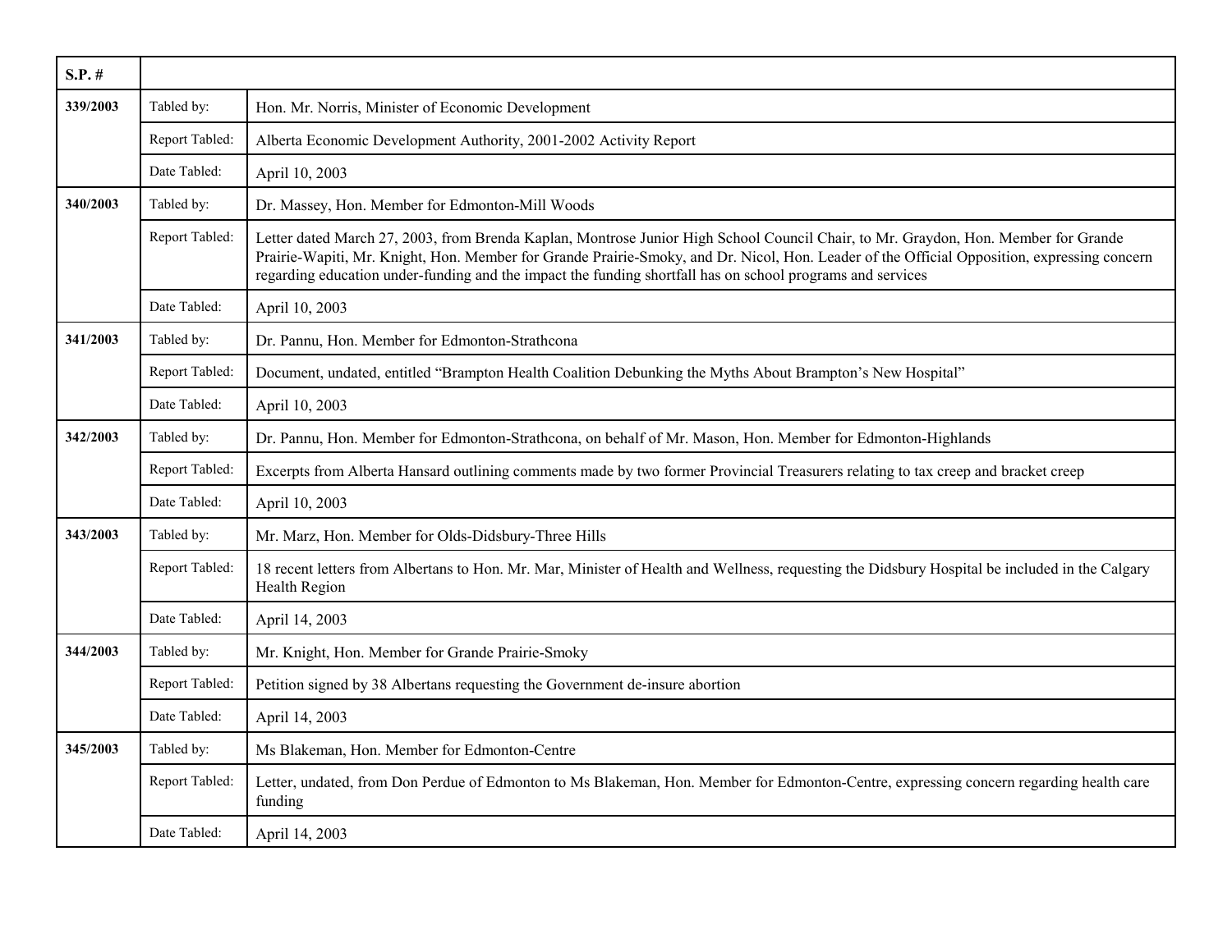| S.P. # | | |
|---|---|---|
| 339/2003 | Tabled by: | Hon. Mr. Norris, Minister of Economic Development |
| | Report Tabled: | Alberta Economic Development Authority, 2001-2002 Activity Report |
| | Date Tabled: | April 10, 2003 |
| 340/2003 | Tabled by: | Dr. Massey, Hon. Member for Edmonton-Mill Woods |
| | Report Tabled: | Letter dated March 27, 2003, from Brenda Kaplan, Montrose Junior High School Council Chair, to Mr. Graydon, Hon. Member for Grande Prairie-Wapiti, Mr. Knight, Hon. Member for Grande Prairie-Smoky, and Dr. Nicol, Hon. Leader of the Official Opposition, expressing concern regarding education under-funding and the impact the funding shortfall has on school programs and services |
| | Date Tabled: | April 10, 2003 |
| 341/2003 | Tabled by: | Dr. Pannu, Hon. Member for Edmonton-Strathcona |
| | Report Tabled: | Document, undated, entitled "Brampton Health Coalition Debunking the Myths About Brampton's New Hospital" |
| | Date Tabled: | April 10, 2003 |
| 342/2003 | Tabled by: | Dr. Pannu, Hon. Member for Edmonton-Strathcona, on behalf of Mr. Mason, Hon. Member for Edmonton-Highlands |
| | Report Tabled: | Excerpts from Alberta Hansard outlining comments made by two former Provincial Treasurers relating to tax creep and bracket creep |
| | Date Tabled: | April 10, 2003 |
| 343/2003 | Tabled by: | Mr. Marz, Hon. Member for Olds-Didsbury-Three Hills |
| | Report Tabled: | 18 recent letters from Albertans to Hon. Mr. Mar, Minister of Health and Wellness, requesting the Didsbury Hospital be included in the Calgary Health Region |
| | Date Tabled: | April 14, 2003 |
| 344/2003 | Tabled by: | Mr. Knight, Hon. Member for Grande Prairie-Smoky |
| | Report Tabled: | Petition signed by 38 Albertans requesting the Government de-insure abortion |
| | Date Tabled: | April 14, 2003 |
| 345/2003 | Tabled by: | Ms Blakeman, Hon. Member for Edmonton-Centre |
| | Report Tabled: | Letter, undated, from Don Perdue of Edmonton to Ms Blakeman, Hon. Member for Edmonton-Centre, expressing concern regarding health care funding |
| | Date Tabled: | April 14, 2003 |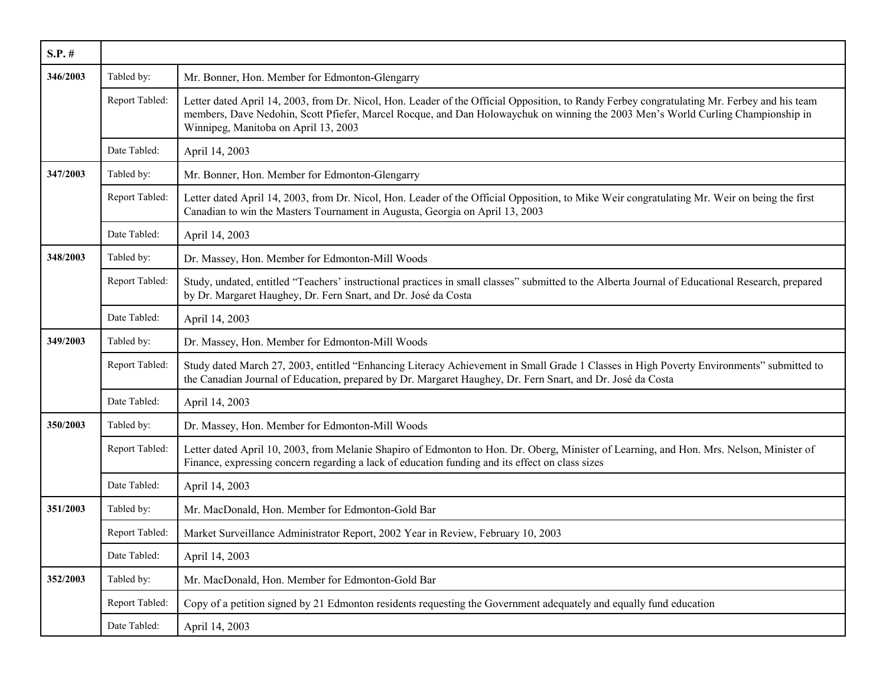| S.P. # | | |
|---|---|---|
| **346/2003** | Tabled by: | Mr. Bonner, Hon. Member for Edmonton-Glengarry |
| | Report Tabled: | Letter dated April 14, 2003, from Dr. Nicol, Hon. Leader of the Official Opposition, to Randy Ferbey congratulating Mr. Ferbey and his team members, Dave Nedohin, Scott Pfiefer, Marcel Rocque, and Dan Holowaychuk on winning the 2003 Men's World Curling Championship in Winnipeg, Manitoba on April 13, 2003 |
| | Date Tabled: | April 14, 2003 |
| **347/2003** | Tabled by: | Mr. Bonner, Hon. Member for Edmonton-Glengarry |
| | Report Tabled: | Letter dated April 14, 2003, from Dr. Nicol, Hon. Leader of the Official Opposition, to Mike Weir congratulating Mr. Weir on being the first Canadian to win the Masters Tournament in Augusta, Georgia on April 13, 2003 |
| | Date Tabled: | April 14, 2003 |
| **348/2003** | Tabled by: | Dr. Massey, Hon. Member for Edmonton-Mill Woods |
| | Report Tabled: | Study, undated, entitled "Teachers' instructional practices in small classes" submitted to the Alberta Journal of Educational Research, prepared by Dr. Margaret Haughey, Dr. Fern Snart, and Dr. José da Costa |
| | Date Tabled: | April 14, 2003 |
| **349/2003** | Tabled by: | Dr. Massey, Hon. Member for Edmonton-Mill Woods |
| | Report Tabled: | Study dated March 27, 2003, entitled "Enhancing Literacy Achievement in Small Grade 1 Classes in High Poverty Environments" submitted to the Canadian Journal of Education, prepared by Dr. Margaret Haughey, Dr. Fern Snart, and Dr. José da Costa |
| | Date Tabled: | April 14, 2003 |
| **350/2003** | Tabled by: | Dr. Massey, Hon. Member for Edmonton-Mill Woods |
| | Report Tabled: | Letter dated April 10, 2003, from Melanie Shapiro of Edmonton to Hon. Dr. Oberg, Minister of Learning, and Hon. Mrs. Nelson, Minister of Finance, expressing concern regarding a lack of education funding and its effect on class sizes |
| | Date Tabled: | April 14, 2003 |
| **351/2003** | Tabled by: | Mr. MacDonald, Hon. Member for Edmonton-Gold Bar |
| | Report Tabled: | Market Surveillance Administrator Report, 2002 Year in Review, February 10, 2003 |
| | Date Tabled: | April 14, 2003 |
| **352/2003** | Tabled by: | Mr. MacDonald, Hon. Member for Edmonton-Gold Bar |
| | Report Tabled: | Copy of a petition signed by 21 Edmonton residents requesting the Government adequately and equally fund education |
| | Date Tabled: | April 14, 2003 |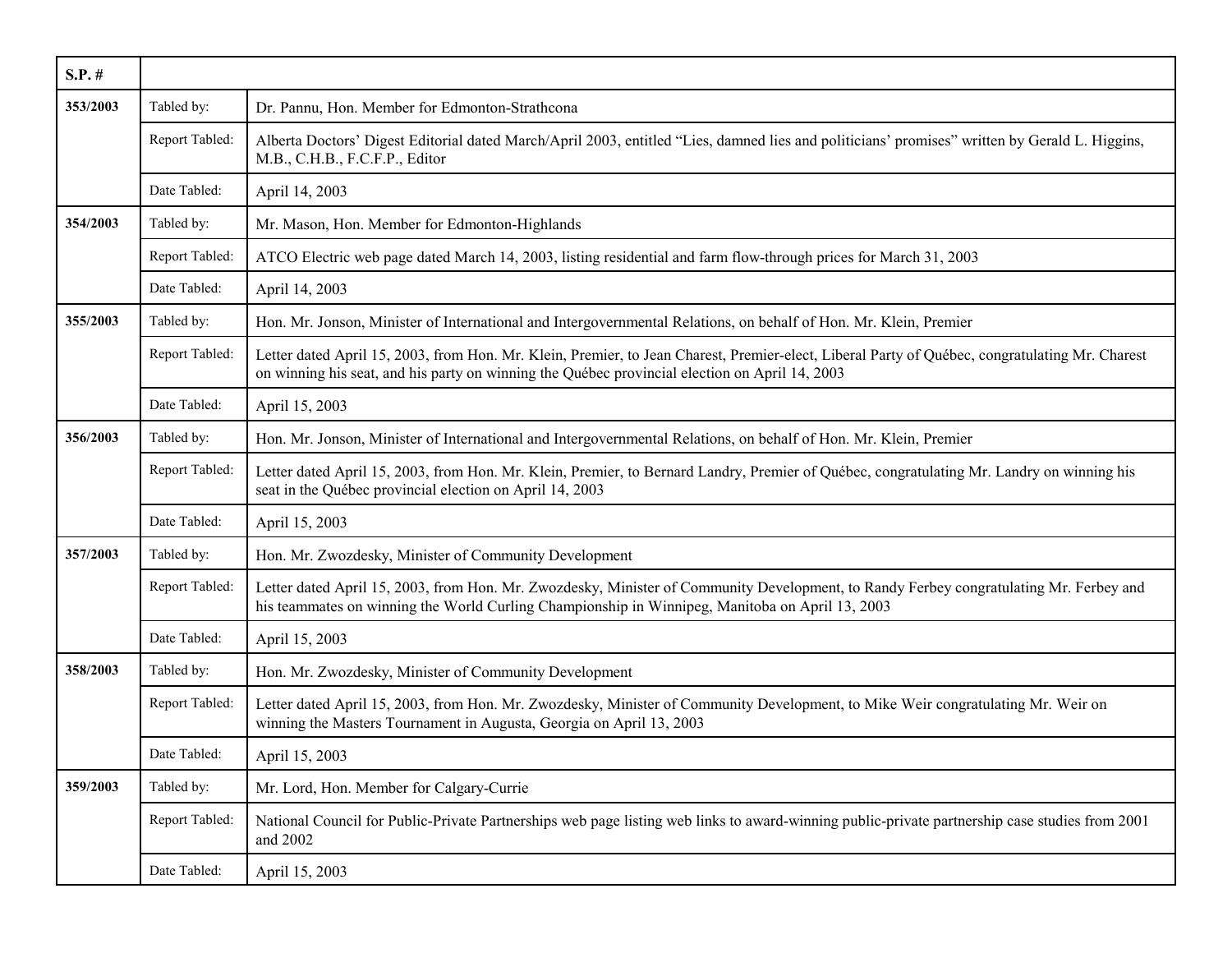| S.P. # | | |
|---|---|---|
| 353/2003 | Tabled by: | Dr. Pannu, Hon. Member for Edmonton-Strathcona |
| | Report Tabled: | Alberta Doctors' Digest Editorial dated March/April 2003, entitled "Lies, damned lies and politicians' promises" written by Gerald L. Higgins, M.B., C.H.B., F.C.F.P., Editor |
| | Date Tabled: | April 14, 2003 |
| 354/2003 | Tabled by: | Mr. Mason, Hon. Member for Edmonton-Highlands |
| | Report Tabled: | ATCO Electric web page dated March 14, 2003, listing residential and farm flow-through prices for March 31, 2003 |
| | Date Tabled: | April 14, 2003 |
| 355/2003 | Tabled by: | Hon. Mr. Jonson, Minister of International and Intergovernmental Relations, on behalf of Hon. Mr. Klein, Premier |
| | Report Tabled: | Letter dated April 15, 2003, from Hon. Mr. Klein, Premier, to Jean Charest, Premier-elect, Liberal Party of Québec, congratulating Mr. Charest on winning his seat, and his party on winning the Québec provincial election on April 14, 2003 |
| | Date Tabled: | April 15, 2003 |
| 356/2003 | Tabled by: | Hon. Mr. Jonson, Minister of International and Intergovernmental Relations, on behalf of Hon. Mr. Klein, Premier |
| | Report Tabled: | Letter dated April 15, 2003, from Hon. Mr. Klein, Premier, to Bernard Landry, Premier of Québec, congratulating Mr. Landry on winning his seat in the Québec provincial election on April 14, 2003 |
| | Date Tabled: | April 15, 2003 |
| 357/2003 | Tabled by: | Hon. Mr. Zwozdesky, Minister of Community Development |
| | Report Tabled: | Letter dated April 15, 2003, from Hon. Mr. Zwozdesky, Minister of Community Development, to Randy Ferbey congratulating Mr. Ferbey and his teammates on winning the World Curling Championship in Winnipeg, Manitoba on April 13, 2003 |
| | Date Tabled: | April 15, 2003 |
| 358/2003 | Tabled by: | Hon. Mr. Zwozdesky, Minister of Community Development |
| | Report Tabled: | Letter dated April 15, 2003, from Hon. Mr. Zwozdesky, Minister of Community Development, to Mike Weir congratulating Mr. Weir on winning the Masters Tournament in Augusta, Georgia on April 13, 2003 |
| | Date Tabled: | April 15, 2003 |
| 359/2003 | Tabled by: | Mr. Lord, Hon. Member for Calgary-Currie |
| | Report Tabled: | National Council for Public-Private Partnerships web page listing web links to award-winning public-private partnership case studies from 2001 and 2002 |
| | Date Tabled: | April 15, 2003 |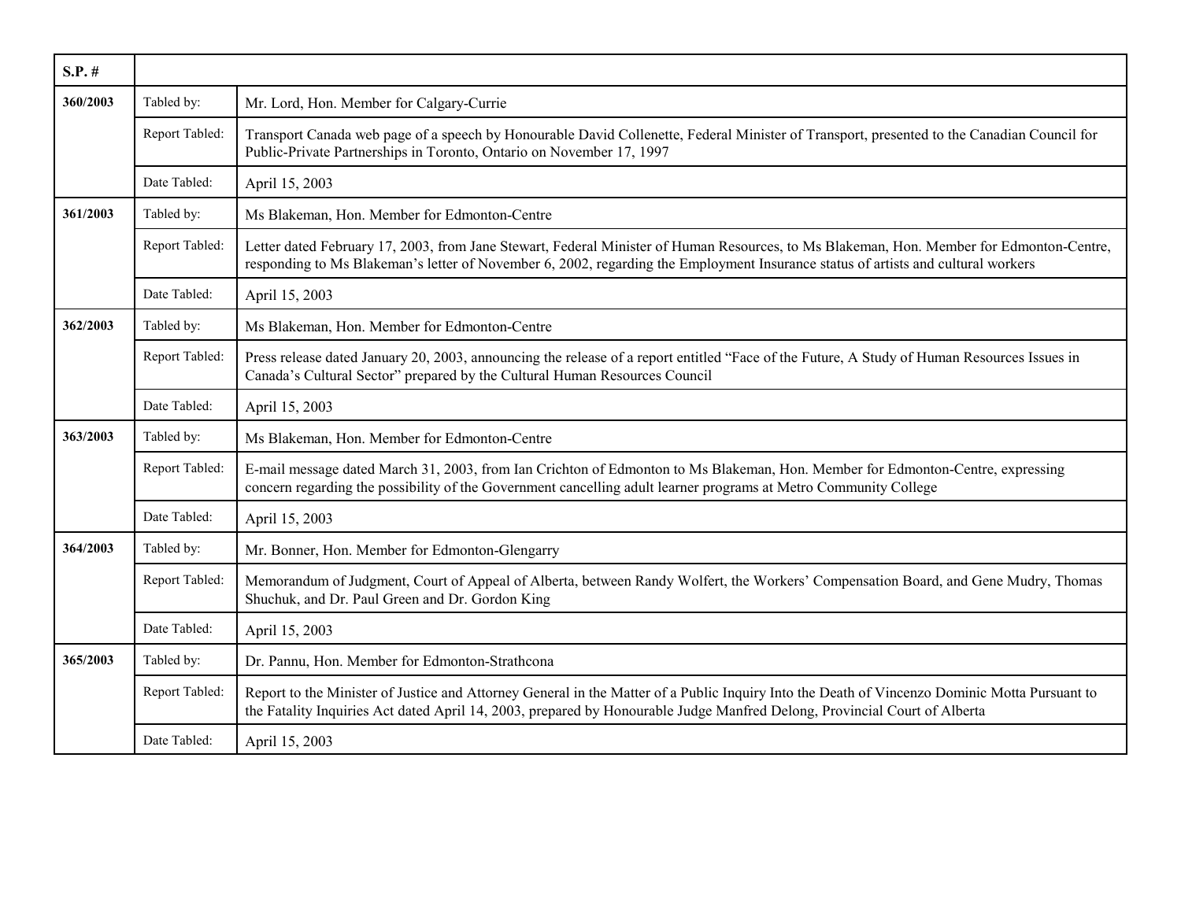| S.P. # | | |
|---|---|---|
| **360/2003** | Tabled by: | Mr. Lord, Hon. Member for Calgary-Currie |
| | Report Tabled: | Transport Canada web page of a speech by Honourable David Collenette, Federal Minister of Transport, presented to the Canadian Council for Public-Private Partnerships in Toronto, Ontario on November 17, 1997 |
| | Date Tabled: | April 15, 2003 |
| **361/2003** | Tabled by: | Ms Blakeman, Hon. Member for Edmonton-Centre |
| | Report Tabled: | Letter dated February 17, 2003, from Jane Stewart, Federal Minister of Human Resources, to Ms Blakeman, Hon. Member for Edmonton-Centre, responding to Ms Blakeman's letter of November 6, 2002, regarding the Employment Insurance status of artists and cultural workers |
| | Date Tabled: | April 15, 2003 |
| **362/2003** | Tabled by: | Ms Blakeman, Hon. Member for Edmonton-Centre |
| | Report Tabled: | Press release dated January 20, 2003, announcing the release of a report entitled "Face of the Future, A Study of Human Resources Issues in Canada's Cultural Sector" prepared by the Cultural Human Resources Council |
| | Date Tabled: | April 15, 2003 |
| **363/2003** | Tabled by: | Ms Blakeman, Hon. Member for Edmonton-Centre |
| | Report Tabled: | E-mail message dated March 31, 2003, from Ian Crichton of Edmonton to Ms Blakeman, Hon. Member for Edmonton-Centre, expressing concern regarding the possibility of the Government cancelling adult learner programs at Metro Community College |
| | Date Tabled: | April 15, 2003 |
| **364/2003** | Tabled by: | Mr. Bonner, Hon. Member for Edmonton-Glengarry |
| | Report Tabled: | Memorandum of Judgment, Court of Appeal of Alberta, between Randy Wolfert, the Workers' Compensation Board, and Gene Mudry, Thomas Shuchuk, and Dr. Paul Green and Dr. Gordon King |
| | Date Tabled: | April 15, 2003 |
| **365/2003** | Tabled by: | Dr. Pannu, Hon. Member for Edmonton-Strathcona |
| | Report Tabled: | Report to the Minister of Justice and Attorney General in the Matter of a Public Inquiry Into the Death of Vincenzo Dominic Motta Pursuant to the Fatality Inquiries Act dated April 14, 2003, prepared by Honourable Judge Manfred Delong, Provincial Court of Alberta |
| | Date Tabled: | April 15, 2003 |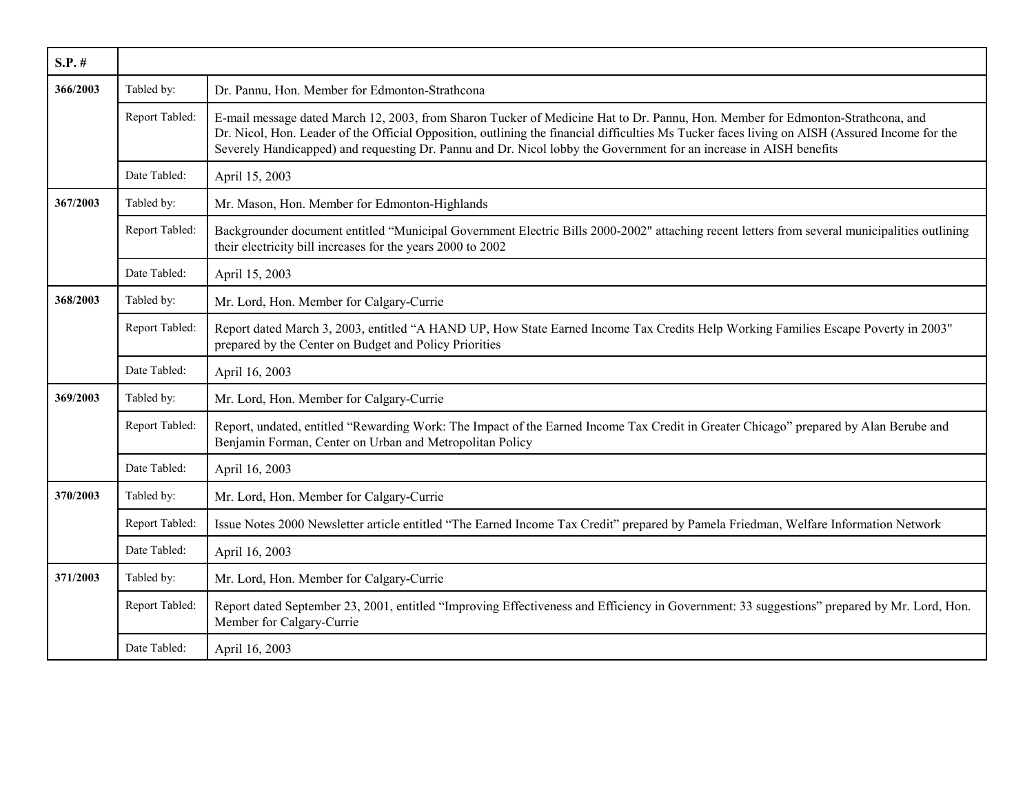| S.P. # | | |
|---|---|---|
| **366/2003** | Tabled by: | Dr. Pannu, Hon. Member for Edmonton-Strathcona |
| | Report Tabled: | E-mail message dated March 12, 2003, from Sharon Tucker of Medicine Hat to Dr. Pannu, Hon. Member for Edmonton-Strathcona, and Dr. Nicol, Hon. Leader of the Official Opposition, outlining the financial difficulties Ms Tucker faces living on AISH (Assured Income for the Severely Handicapped) and requesting Dr. Pannu and Dr. Nicol lobby the Government for an increase in AISH benefits |
| | Date Tabled: | April 15, 2003 |
| **367/2003** | Tabled by: | Mr. Mason, Hon. Member for Edmonton-Highlands |
| | Report Tabled: | Backgrounder document entitled "Municipal Government Electric Bills 2000-2002" attaching recent letters from several municipalities outlining their electricity bill increases for the years 2000 to 2002 |
| | Date Tabled: | April 15, 2003 |
| **368/2003** | Tabled by: | Mr. Lord, Hon. Member for Calgary-Currie |
| | Report Tabled: | Report dated March 3, 2003, entitled "A HAND UP, How State Earned Income Tax Credits Help Working Families Escape Poverty in 2003" prepared by the Center on Budget and Policy Priorities |
| | Date Tabled: | April 16, 2003 |
| **369/2003** | Tabled by: | Mr. Lord, Hon. Member for Calgary-Currie |
| | Report Tabled: | Report, undated, entitled "Rewarding Work: The Impact of the Earned Income Tax Credit in Greater Chicago" prepared by Alan Berube and Benjamin Forman, Center on Urban and Metropolitan Policy |
| | Date Tabled: | April 16, 2003 |
| **370/2003** | Tabled by: | Mr. Lord, Hon. Member for Calgary-Currie |
| | Report Tabled: | Issue Notes 2000 Newsletter article entitled "The Earned Income Tax Credit" prepared by Pamela Friedman, Welfare Information Network |
| | Date Tabled: | April 16, 2003 |
| **371/2003** | Tabled by: | Mr. Lord, Hon. Member for Calgary-Currie |
| | Report Tabled: | Report dated September 23, 2001, entitled "Improving Effectiveness and Efficiency in Government: 33 suggestions" prepared by Mr. Lord, Hon. Member for Calgary-Currie |
| | Date Tabled: | April 16, 2003 |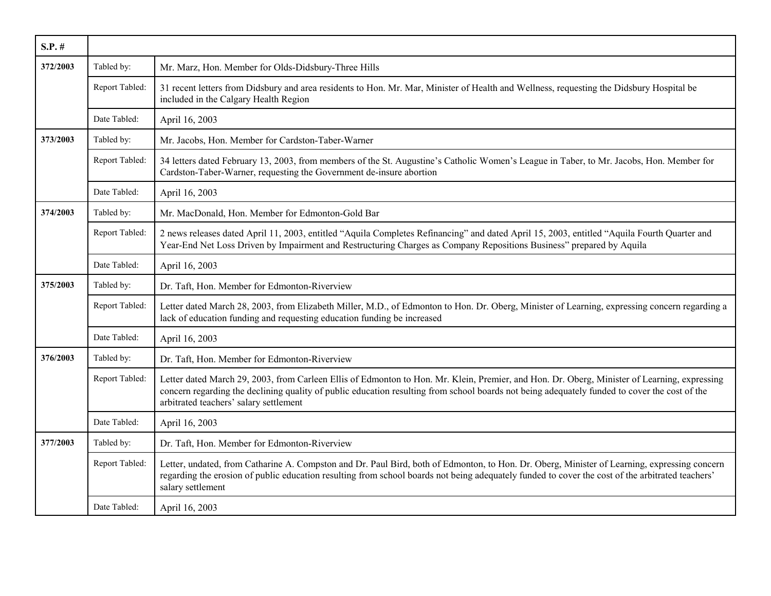| S.P. # | | |
|---|---|---|
| 372/2003 | Tabled by: | Mr. Marz, Hon. Member for Olds-Didsbury-Three Hills |
| | Report Tabled: | 31 recent letters from Didsbury and area residents to Hon. Mr. Mar, Minister of Health and Wellness, requesting the Didsbury Hospital be included in the Calgary Health Region |
| | Date Tabled: | April 16, 2003 |
| 373/2003 | Tabled by: | Mr. Jacobs, Hon. Member for Cardston-Taber-Warner |
| | Report Tabled: | 34 letters dated February 13, 2003, from members of the St. Augustine's Catholic Women's League in Taber, to Mr. Jacobs, Hon. Member for Cardston-Taber-Warner, requesting the Government de-insure abortion |
| | Date Tabled: | April 16, 2003 |
| 374/2003 | Tabled by: | Mr. MacDonald, Hon. Member for Edmonton-Gold Bar |
| | Report Tabled: | 2 news releases dated April 11, 2003, entitled "Aquila Completes Refinancing" and dated April 15, 2003, entitled "Aquila Fourth Quarter and Year-End Net Loss Driven by Impairment and Restructuring Charges as Company Repositions Business" prepared by Aquila |
| | Date Tabled: | April 16, 2003 |
| 375/2003 | Tabled by: | Dr. Taft, Hon. Member for Edmonton-Riverview |
| | Report Tabled: | Letter dated March 28, 2003, from Elizabeth Miller, M.D., of Edmonton to Hon. Dr. Oberg, Minister of Learning, expressing concern regarding a lack of education funding and requesting education funding be increased |
| | Date Tabled: | April 16, 2003 |
| 376/2003 | Tabled by: | Dr. Taft, Hon. Member for Edmonton-Riverview |
| | Report Tabled: | Letter dated March 29, 2003, from Carleen Ellis of Edmonton to Hon. Mr. Klein, Premier, and Hon. Dr. Oberg, Minister of Learning, expressing concern regarding the declining quality of public education resulting from school boards not being adequately funded to cover the cost of the arbitrated teachers' salary settlement |
| | Date Tabled: | April 16, 2003 |
| 377/2003 | Tabled by: | Dr. Taft, Hon. Member for Edmonton-Riverview |
| | Report Tabled: | Letter, undated, from Catharine A. Compston and Dr. Paul Bird, both of Edmonton, to Hon. Dr. Oberg, Minister of Learning, expressing concern regarding the erosion of public education resulting from school boards not being adequately funded to cover the cost of the arbitrated teachers' salary settlement |
| | Date Tabled: | April 16, 2003 |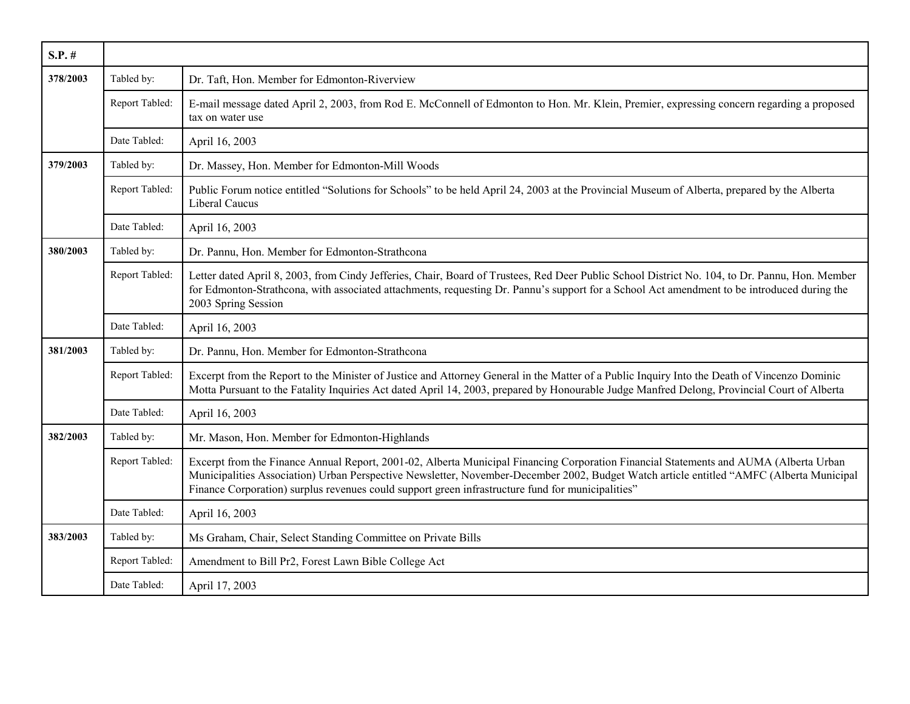| S.P. # | | |
|---|---|---|
| **378/2003** | Tabled by: | Dr. Taft, Hon. Member for Edmonton-Riverview |
| | Report Tabled: | E-mail message dated April 2, 2003, from Rod E. McConnell of Edmonton to Hon. Mr. Klein, Premier, expressing concern regarding a proposed tax on water use |
| | Date Tabled: | April 16, 2003 |
| **379/2003** | Tabled by: | Dr. Massey, Hon. Member for Edmonton-Mill Woods |
| | Report Tabled: | Public Forum notice entitled "Solutions for Schools" to be held April 24, 2003 at the Provincial Museum of Alberta, prepared by the Alberta Liberal Caucus |
| | Date Tabled: | April 16, 2003 |
| **380/2003** | Tabled by: | Dr. Pannu, Hon. Member for Edmonton-Strathcona |
| | Report Tabled: | Letter dated April 8, 2003, from Cindy Jefferies, Chair, Board of Trustees, Red Deer Public School District No. 104, to Dr. Pannu, Hon. Member for Edmonton-Strathcona, with associated attachments, requesting Dr. Pannu's support for a School Act amendment to be introduced during the 2003 Spring Session |
| | Date Tabled: | April 16, 2003 |
| **381/2003** | Tabled by: | Dr. Pannu, Hon. Member for Edmonton-Strathcona |
| | Report Tabled: | Excerpt from the Report to the Minister of Justice and Attorney General in the Matter of a Public Inquiry Into the Death of Vincenzo Dominic Motta Pursuant to the Fatality Inquiries Act dated April 14, 2003, prepared by Honourable Judge Manfred Delong, Provincial Court of Alberta |
| | Date Tabled: | April 16, 2003 |
| **382/2003** | Tabled by: | Mr. Mason, Hon. Member for Edmonton-Highlands |
| | Report Tabled: | Excerpt from the Finance Annual Report, 2001-02, Alberta Municipal Financing Corporation Financial Statements and AUMA (Alberta Urban Municipalities Association) Urban Perspective Newsletter, November-December 2002, Budget Watch article entitled "AMFC (Alberta Municipal Finance Corporation) surplus revenues could support green infrastructure fund for municipalities" |
| | Date Tabled: | April 16, 2003 |
| **383/2003** | Tabled by: | Ms Graham, Chair, Select Standing Committee on Private Bills |
| | Report Tabled: | Amendment to Bill Pr2, Forest Lawn Bible College Act |
| | Date Tabled: | April 17, 2003 |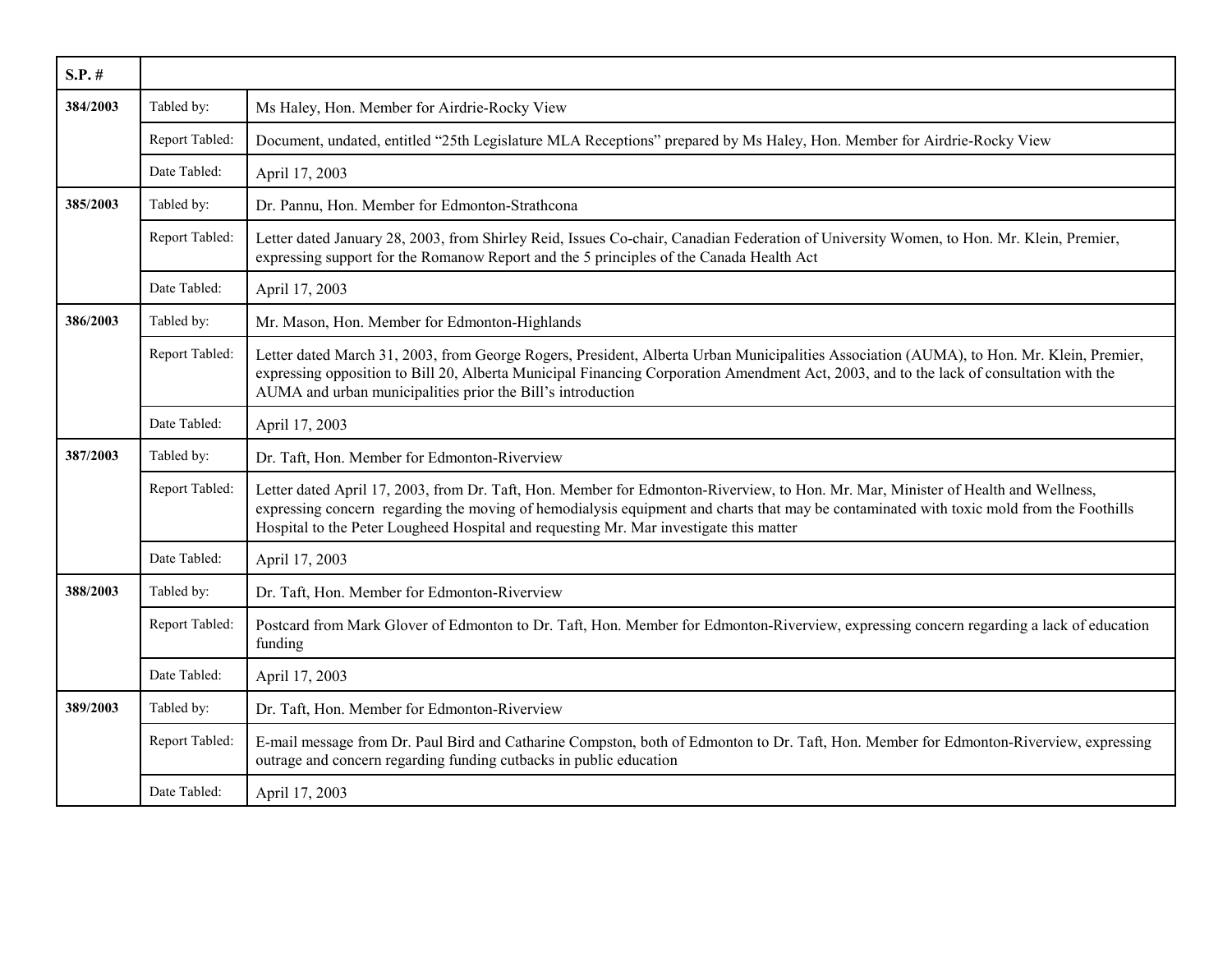| S.P. # | | |
|---|---|---|
| 384/2003 | Tabled by: | Ms Haley, Hon. Member for Airdrie-Rocky View |
| | Report Tabled: | Document, undated, entitled “25th Legislature MLA Receptions” prepared by Ms Haley, Hon. Member for Airdrie-Rocky View |
| | Date Tabled: | April 17, 2003 |
| 385/2003 | Tabled by: | Dr. Pannu, Hon. Member for Edmonton-Strathcona |
| | Report Tabled: | Letter dated January 28, 2003, from Shirley Reid, Issues Co-chair, Canadian Federation of University Women, to Hon. Mr. Klein, Premier, expressing support for the Romanow Report and the 5 principles of the Canada Health Act |
| | Date Tabled: | April 17, 2003 |
| 386/2003 | Tabled by: | Mr. Mason, Hon. Member for Edmonton-Highlands |
| | Report Tabled: | Letter dated March 31, 2003, from George Rogers, President, Alberta Urban Municipalities Association (AUMA), to Hon. Mr. Klein, Premier, expressing opposition to Bill 20, Alberta Municipal Financing Corporation Amendment Act, 2003, and to the lack of consultation with the AUMA and urban municipalities prior the Bill’s introduction |
| | Date Tabled: | April 17, 2003 |
| 387/2003 | Tabled by: | Dr. Taft, Hon. Member for Edmonton-Riverview |
| | Report Tabled: | Letter dated April 17, 2003, from Dr. Taft, Hon. Member for Edmonton-Riverview, to Hon. Mr. Mar, Minister of Health and Wellness, expressing concern regarding the moving of hemodialysis equipment and charts that may be contaminated with toxic mold from the Foothills Hospital to the Peter Lougheed Hospital and requesting Mr. Mar investigate this matter |
| | Date Tabled: | April 17, 2003 |
| 388/2003 | Tabled by: | Dr. Taft, Hon. Member for Edmonton-Riverview |
| | Report Tabled: | Postcard from Mark Glover of Edmonton to Dr. Taft, Hon. Member for Edmonton-Riverview, expressing concern regarding a lack of education funding |
| | Date Tabled: | April 17, 2003 |
| 389/2003 | Tabled by: | Dr. Taft, Hon. Member for Edmonton-Riverview |
| | Report Tabled: | E-mail message from Dr. Paul Bird and Catharine Compston, both of Edmonton to Dr. Taft, Hon. Member for Edmonton-Riverview, expressing outrage and concern regarding funding cutbacks in public education |
| | Date Tabled: | April 17, 2003 |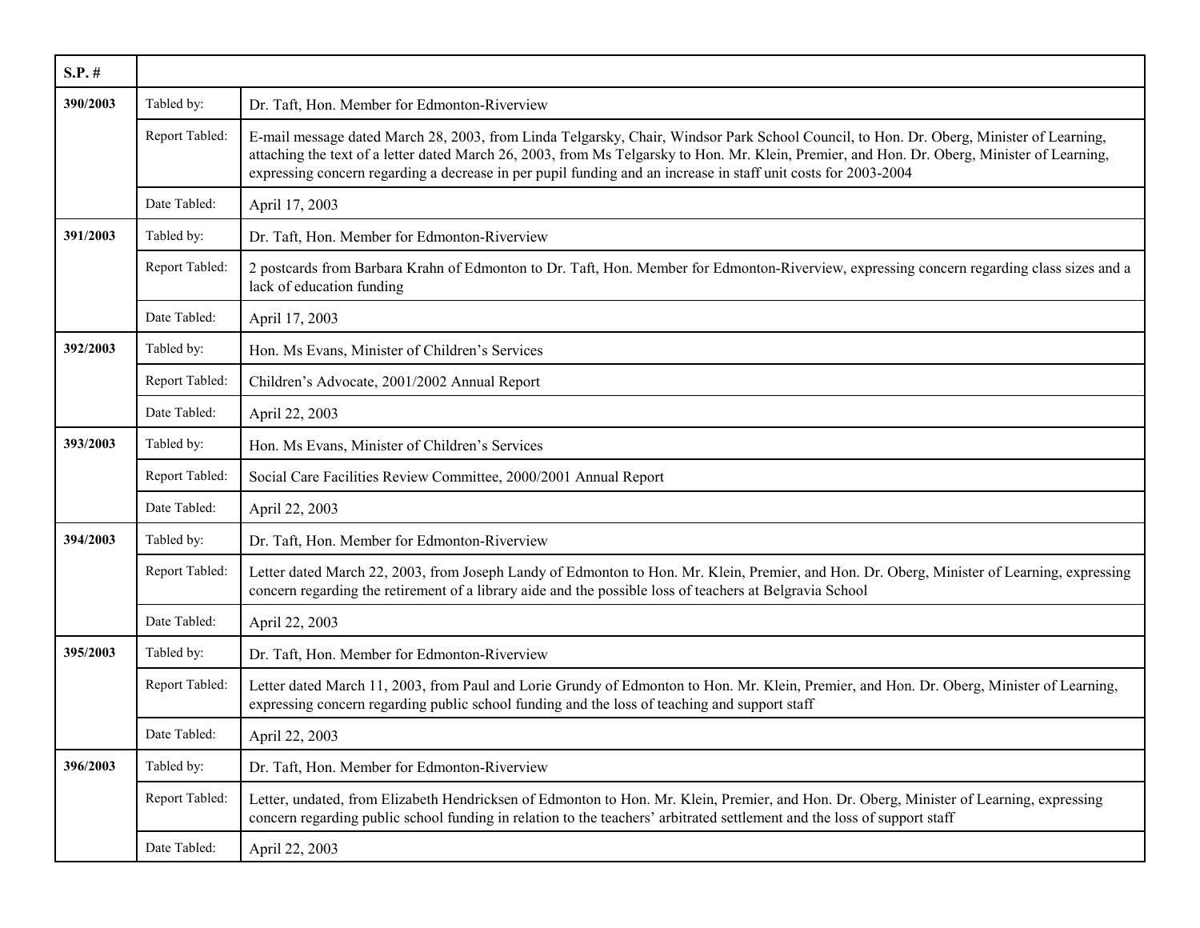| S.P. # | | |
|---|---|---|
| **390/2003** | Tabled by: | Dr. Taft, Hon. Member for Edmonton-Riverview |
| | Report Tabled: | E-mail message dated March 28, 2003, from Linda Telgarsky, Chair, Windsor Park School Council, to Hon. Dr. Oberg, Minister of Learning, attaching the text of a letter dated March 26, 2003, from Ms Telgarsky to Hon. Mr. Klein, Premier, and Hon. Dr. Oberg, Minister of Learning, expressing concern regarding a decrease in per pupil funding and an increase in staff unit costs for 2003-2004 |
| | Date Tabled: | April 17, 2003 |
| **391/2003** | Tabled by: | Dr. Taft, Hon. Member for Edmonton-Riverview |
| | Report Tabled: | 2 postcards from Barbara Krahn of Edmonton to Dr. Taft, Hon. Member for Edmonton-Riverview, expressing concern regarding class sizes and a lack of education funding |
| | Date Tabled: | April 17, 2003 |
| **392/2003** | Tabled by: | Hon. Ms Evans, Minister of Children's Services |
| | Report Tabled: | Children's Advocate, 2001/2002 Annual Report |
| | Date Tabled: | April 22, 2003 |
| **393/2003** | Tabled by: | Hon. Ms Evans, Minister of Children's Services |
| | Report Tabled: | Social Care Facilities Review Committee, 2000/2001 Annual Report |
| | Date Tabled: | April 22, 2003 |
| **394/2003** | Tabled by: | Dr. Taft, Hon. Member for Edmonton-Riverview |
| | Report Tabled: | Letter dated March 22, 2003, from Joseph Landy of Edmonton to Hon. Mr. Klein, Premier, and Hon. Dr. Oberg, Minister of Learning, expressing concern regarding the retirement of a library aide and the possible loss of teachers at Belgravia School |
| | Date Tabled: | April 22, 2003 |
| **395/2003** | Tabled by: | Dr. Taft, Hon. Member for Edmonton-Riverview |
| | Report Tabled: | Letter dated March 11, 2003, from Paul and Lorie Grundy of Edmonton to Hon. Mr. Klein, Premier, and Hon. Dr. Oberg, Minister of Learning, expressing concern regarding public school funding and the loss of teaching and support staff |
| | Date Tabled: | April 22, 2003 |
| **396/2003** | Tabled by: | Dr. Taft, Hon. Member for Edmonton-Riverview |
| | Report Tabled: | Letter, undated, from Elizabeth Hendricksen of Edmonton to Hon. Mr. Klein, Premier, and Hon. Dr. Oberg, Minister of Learning, expressing concern regarding public school funding in relation to the teachers' arbitrated settlement and the loss of support staff |
| | Date Tabled: | April 22, 2003 |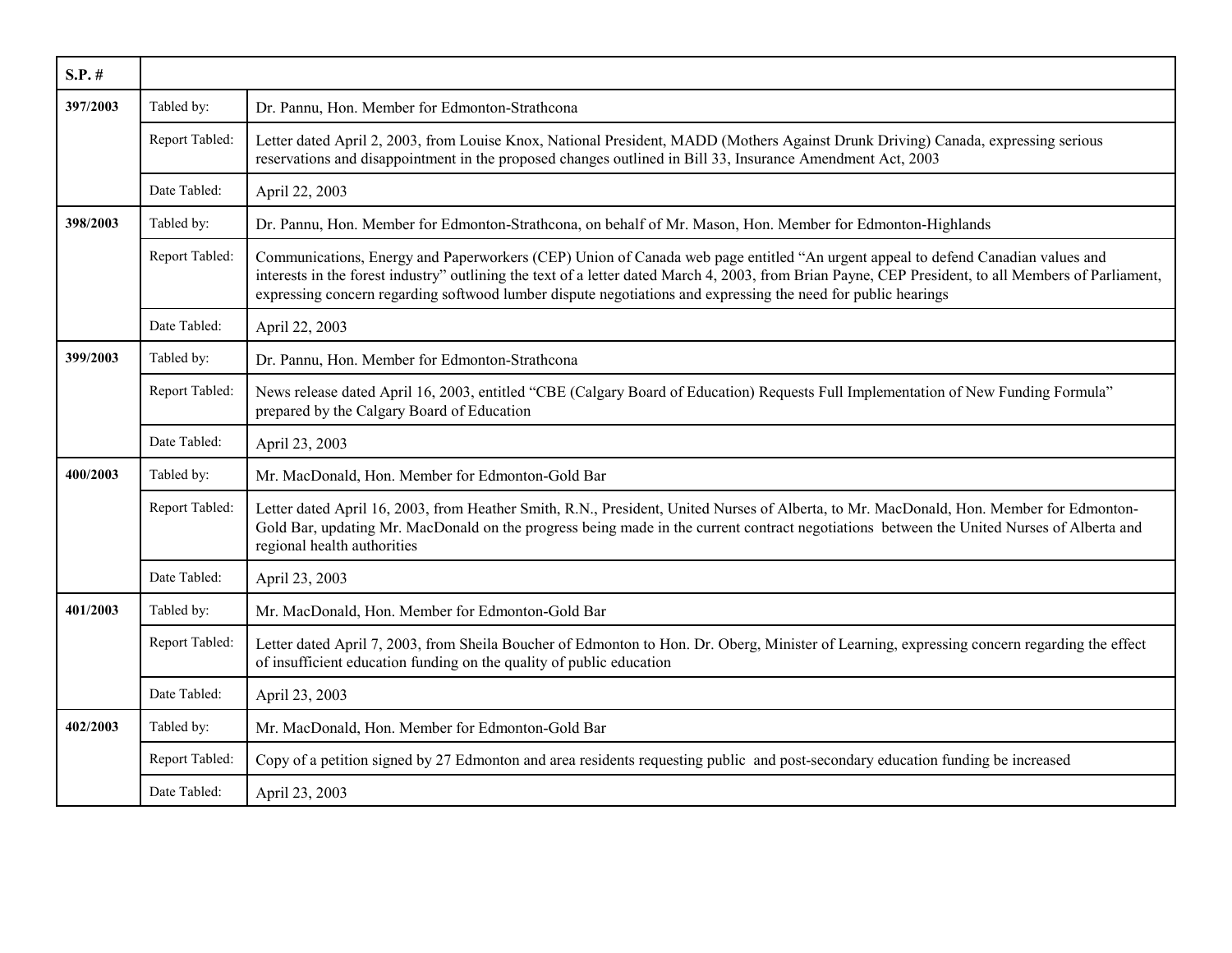| S.P. # | | |
|---|---|---|
| **397/2003** | Tabled by: | Dr. Pannu, Hon. Member for Edmonton-Strathcona |
| | Report Tabled: | Letter dated April 2, 2003, from Louise Knox, National President, MADD (Mothers Against Drunk Driving) Canada, expressing serious reservations and disappointment in the proposed changes outlined in Bill 33, Insurance Amendment Act, 2003 |
| | Date Tabled: | April 22, 2003 |
| **398/2003** | Tabled by: | Dr. Pannu, Hon. Member for Edmonton-Strathcona, on behalf of Mr. Mason, Hon. Member for Edmonton-Highlands |
| | Report Tabled: | Communications, Energy and Paperworkers (CEP) Union of Canada web page entitled "An urgent appeal to defend Canadian values and interests in the forest industry" outlining the text of a letter dated March 4, 2003, from Brian Payne, CEP President, to all Members of Parliament, expressing concern regarding softwood lumber dispute negotiations and expressing the need for public hearings |
| | Date Tabled: | April 22, 2003 |
| **399/2003** | Tabled by: | Dr. Pannu, Hon. Member for Edmonton-Strathcona |
| | Report Tabled: | News release dated April 16, 2003, entitled "CBE (Calgary Board of Education) Requests Full Implementation of New Funding Formula" prepared by the Calgary Board of Education |
| | Date Tabled: | April 23, 2003 |
| **400/2003** | Tabled by: | Mr. MacDonald, Hon. Member for Edmonton-Gold Bar |
| | Report Tabled: | Letter dated April 16, 2003, from Heather Smith, R.N., President, United Nurses of Alberta, to Mr. MacDonald, Hon. Member for Edmonton-Gold Bar, updating Mr. MacDonald on the progress being made in the current contract negotiations between the United Nurses of Alberta and regional health authorities |
| | Date Tabled: | April 23, 2003 |
| **401/2003** | Tabled by: | Mr. MacDonald, Hon. Member for Edmonton-Gold Bar |
| | Report Tabled: | Letter dated April 7, 2003, from Sheila Boucher of Edmonton to Hon. Dr. Oberg, Minister of Learning, expressing concern regarding the effect of insufficient education funding on the quality of public education |
| | Date Tabled: | April 23, 2003 |
| **402/2003** | Tabled by: | Mr. MacDonald, Hon. Member for Edmonton-Gold Bar |
| | Report Tabled: | Copy of a petition signed by 27 Edmonton and area residents requesting public and post-secondary education funding be increased |
| | Date Tabled: | April 23, 2003 |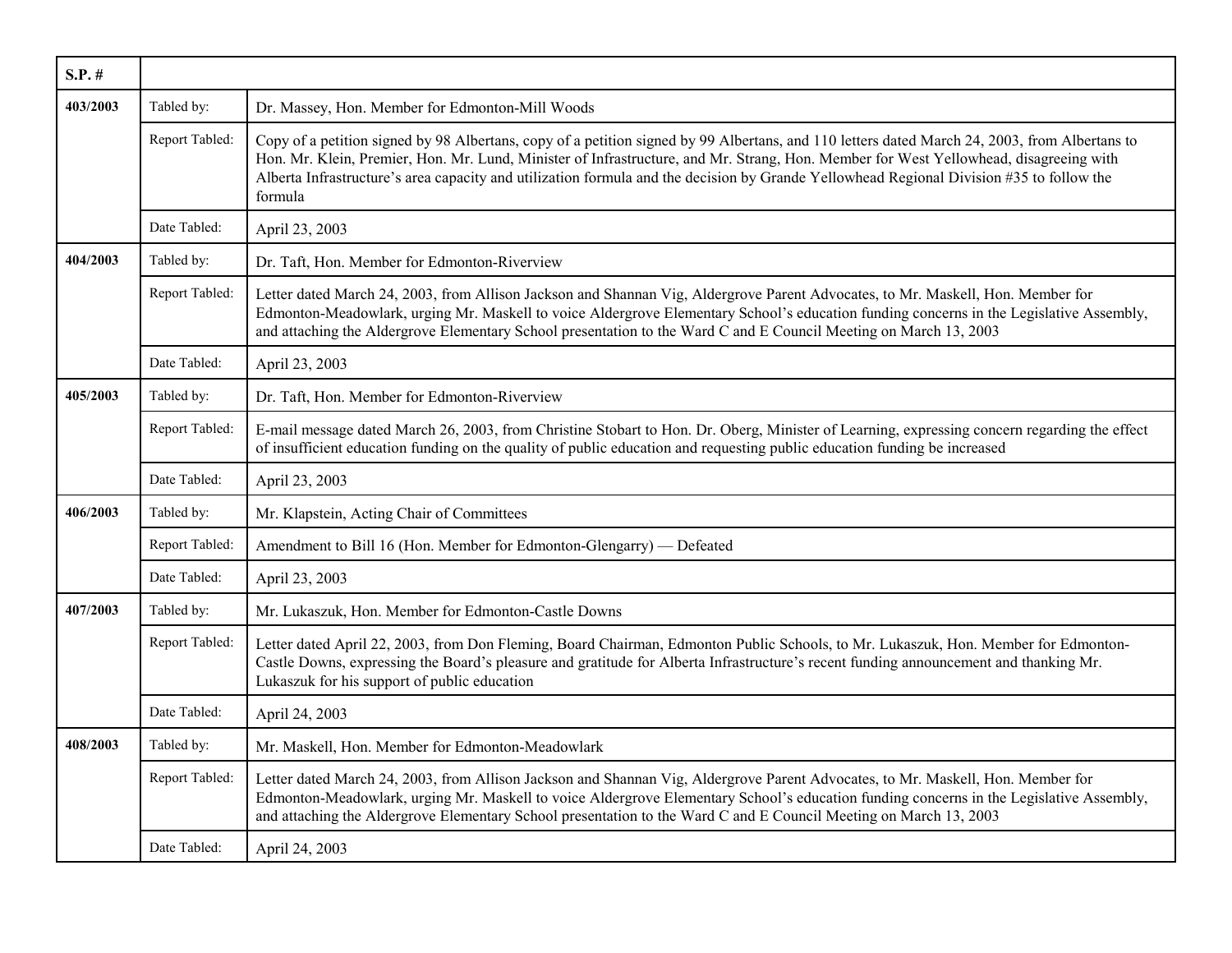| S.P. # | | |
|---|---|---|
| 403/2003 | Tabled by: | Dr. Massey, Hon. Member for Edmonton-Mill Woods |
| | Report Tabled: | Copy of a petition signed by 98 Albertans, copy of a petition signed by 99 Albertans, and 110 letters dated March 24, 2003, from Albertans to Hon. Mr. Klein, Premier, Hon. Mr. Lund, Minister of Infrastructure, and Mr. Strang, Hon. Member for West Yellowhead, disagreeing with Alberta Infrastructure's area capacity and utilization formula and the decision by Grande Yellowhead Regional Division #35 to follow the formula |
| | Date Tabled: | April 23, 2003 |
| 404/2003 | Tabled by: | Dr. Taft, Hon. Member for Edmonton-Riverview |
| | Report Tabled: | Letter dated March 24, 2003, from Allison Jackson and Shannan Vig, Aldergrove Parent Advocates, to Mr. Maskell, Hon. Member for Edmonton-Meadowlark, urging Mr. Maskell to voice Aldergrove Elementary School's education funding concerns in the Legislative Assembly, and attaching the Aldergrove Elementary School presentation to the Ward C and E Council Meeting on March 13, 2003 |
| | Date Tabled: | April 23, 2003 |
| 405/2003 | Tabled by: | Dr. Taft, Hon. Member for Edmonton-Riverview |
| | Report Tabled: | E-mail message dated March 26, 2003, from Christine Stobart to Hon. Dr. Oberg, Minister of Learning, expressing concern regarding the effect of insufficient education funding on the quality of public education and requesting public education funding be increased |
| | Date Tabled: | April 23, 2003 |
| 406/2003 | Tabled by: | Mr. Klapstein, Acting Chair of Committees |
| | Report Tabled: | Amendment to Bill 16 (Hon. Member for Edmonton-Glengarry) — Defeated |
| | Date Tabled: | April 23, 2003 |
| 407/2003 | Tabled by: | Mr. Lukaszuk, Hon. Member for Edmonton-Castle Downs |
| | Report Tabled: | Letter dated April 22, 2003, from Don Fleming, Board Chairman, Edmonton Public Schools, to Mr. Lukaszuk, Hon. Member for Edmonton-Castle Downs, expressing the Board's pleasure and gratitude for Alberta Infrastructure's recent funding announcement and thanking Mr. Lukaszuk for his support of public education |
| | Date Tabled: | April 24, 2003 |
| 408/2003 | Tabled by: | Mr. Maskell, Hon. Member for Edmonton-Meadowlark |
| | Report Tabled: | Letter dated March 24, 2003, from Allison Jackson and Shannan Vig, Aldergrove Parent Advocates, to Mr. Maskell, Hon. Member for Edmonton-Meadowlark, urging Mr. Maskell to voice Aldergrove Elementary School's education funding concerns in the Legislative Assembly, and attaching the Aldergrove Elementary School presentation to the Ward C and E Council Meeting on March 13, 2003 |
| | Date Tabled: | April 24, 2003 |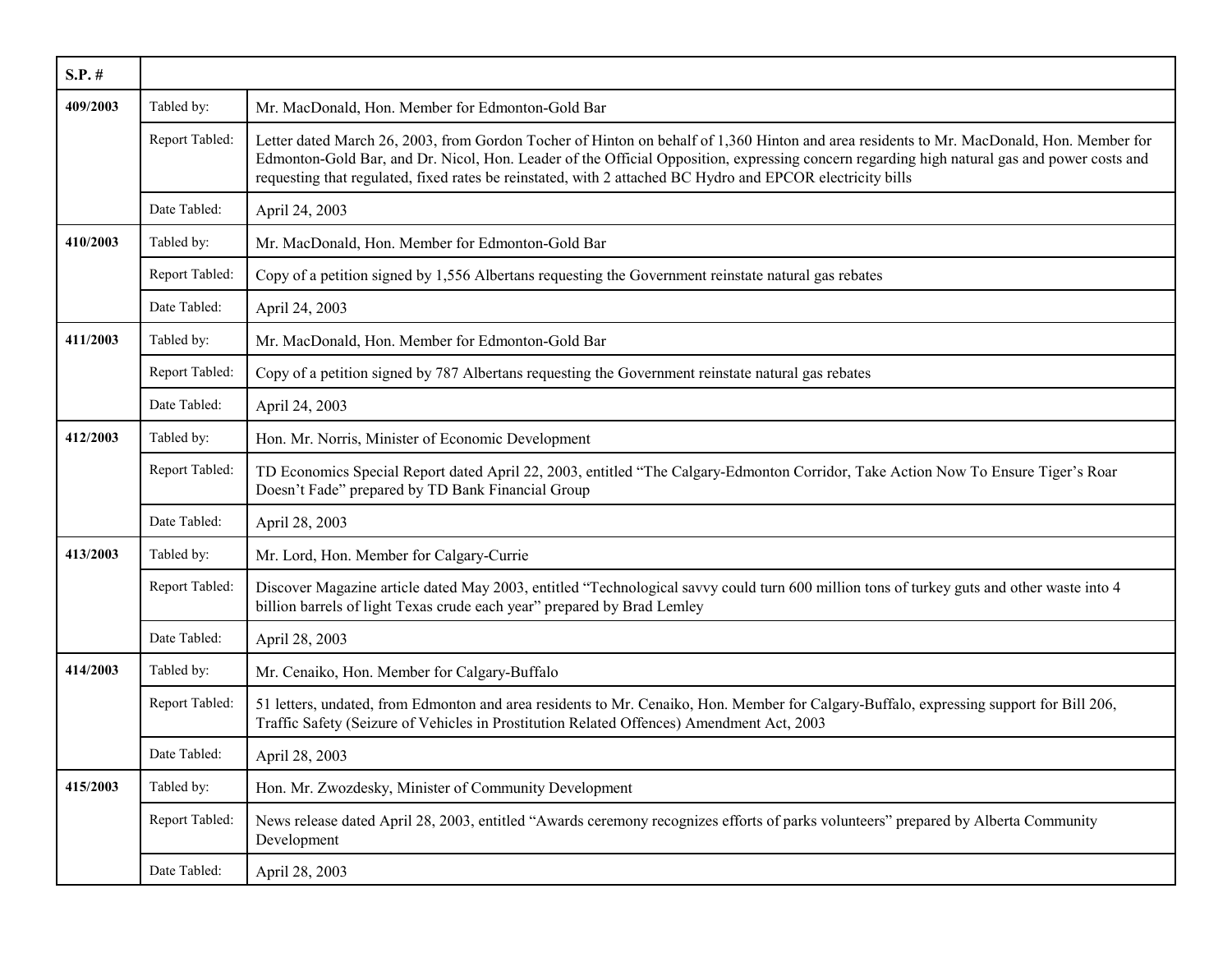| S.P. # | | |
|---|---|---|
| **409/2003** | Tabled by: | Mr. MacDonald, Hon. Member for Edmonton-Gold Bar |
| | Report Tabled: | Letter dated March 26, 2003, from Gordon Tocher of Hinton on behalf of 1,360 Hinton and area residents to Mr. MacDonald, Hon. Member for Edmonton-Gold Bar, and Dr. Nicol, Hon. Leader of the Official Opposition, expressing concern regarding high natural gas and power costs and requesting that regulated, fixed rates be reinstated, with 2 attached BC Hydro and EPCOR electricity bills |
| | Date Tabled: | April 24, 2003 |
| **410/2003** | Tabled by: | Mr. MacDonald, Hon. Member for Edmonton-Gold Bar |
| | Report Tabled: | Copy of a petition signed by 1,556 Albertans requesting the Government reinstate natural gas rebates |
| | Date Tabled: | April 24, 2003 |
| **411/2003** | Tabled by: | Mr. MacDonald, Hon. Member for Edmonton-Gold Bar |
| | Report Tabled: | Copy of a petition signed by 787 Albertans requesting the Government reinstate natural gas rebates |
| | Date Tabled: | April 24, 2003 |
| **412/2003** | Tabled by: | Hon. Mr. Norris, Minister of Economic Development |
| | Report Tabled: | TD Economics Special Report dated April 22, 2003, entitled "The Calgary-Edmonton Corridor, Take Action Now To Ensure Tiger's Roar Doesn't Fade" prepared by TD Bank Financial Group |
| | Date Tabled: | April 28, 2003 |
| **413/2003** | Tabled by: | Mr. Lord, Hon. Member for Calgary-Currie |
| | Report Tabled: | Discover Magazine article dated May 2003, entitled "Technological savvy could turn 600 million tons of turkey guts and other waste into 4 billion barrels of light Texas crude each year" prepared by Brad Lemley |
| | Date Tabled: | April 28, 2003 |
| **414/2003** | Tabled by: | Mr. Cenaiko, Hon. Member for Calgary-Buffalo |
| | Report Tabled: | 51 letters, undated, from Edmonton and area residents to Mr. Cenaiko, Hon. Member for Calgary-Buffalo, expressing support for Bill 206, Traffic Safety (Seizure of Vehicles in Prostitution Related Offences) Amendment Act, 2003 |
| | Date Tabled: | April 28, 2003 |
| **415/2003** | Tabled by: | Hon. Mr. Zwozdesky, Minister of Community Development |
| | Report Tabled: | News release dated April 28, 2003, entitled "Awards ceremony recognizes efforts of parks volunteers" prepared by Alberta Community Development |
| | Date Tabled: | April 28, 2003 |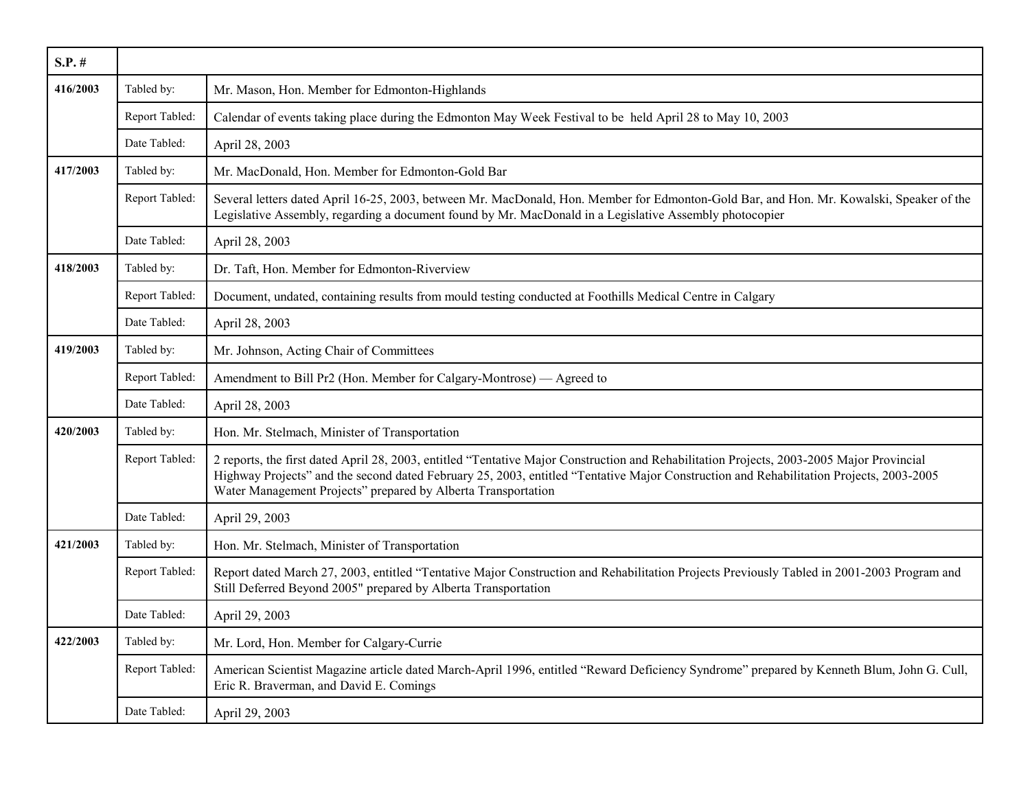| S.P. # | | |
|---|---|---|
| 416/2003 | Tabled by: | Mr. Mason, Hon. Member for Edmonton-Highlands |
| | Report Tabled: | Calendar of events taking place during the Edmonton May Week Festival to be held April 28 to May 10, 2003 |
| | Date Tabled: | April 28, 2003 |
| 417/2003 | Tabled by: | Mr. MacDonald, Hon. Member for Edmonton-Gold Bar |
| | Report Tabled: | Several letters dated April 16-25, 2003, between Mr. MacDonald, Hon. Member for Edmonton-Gold Bar, and Hon. Mr. Kowalski, Speaker of the Legislative Assembly, regarding a document found by Mr. MacDonald in a Legislative Assembly photocopier |
| | Date Tabled: | April 28, 2003 |
| 418/2003 | Tabled by: | Dr. Taft, Hon. Member for Edmonton-Riverview |
| | Report Tabled: | Document, undated, containing results from mould testing conducted at Foothills Medical Centre in Calgary |
| | Date Tabled: | April 28, 2003 |
| 419/2003 | Tabled by: | Mr. Johnson, Acting Chair of Committees |
| | Report Tabled: | Amendment to Bill Pr2 (Hon. Member for Calgary-Montrose) — Agreed to |
| | Date Tabled: | April 28, 2003 |
| 420/2003 | Tabled by: | Hon. Mr. Stelmach, Minister of Transportation |
| | Report Tabled: | 2 reports, the first dated April 28, 2003, entitled "Tentative Major Construction and Rehabilitation Projects, 2003-2005 Major Provincial Highway Projects" and the second dated February 25, 2003, entitled "Tentative Major Construction and Rehabilitation Projects, 2003-2005 Water Management Projects" prepared by Alberta Transportation |
| | Date Tabled: | April 29, 2003 |
| 421/2003 | Tabled by: | Hon. Mr. Stelmach, Minister of Transportation |
| | Report Tabled: | Report dated March 27, 2003, entitled "Tentative Major Construction and Rehabilitation Projects Previously Tabled in 2001-2003 Program and Still Deferred Beyond 2005" prepared by Alberta Transportation |
| | Date Tabled: | April 29, 2003 |
| 422/2003 | Tabled by: | Mr. Lord, Hon. Member for Calgary-Currie |
| | Report Tabled: | American Scientist Magazine article dated March-April 1996, entitled "Reward Deficiency Syndrome" prepared by Kenneth Blum, John G. Cull, Eric R. Braverman, and David E. Comings |
| | Date Tabled: | April 29, 2003 |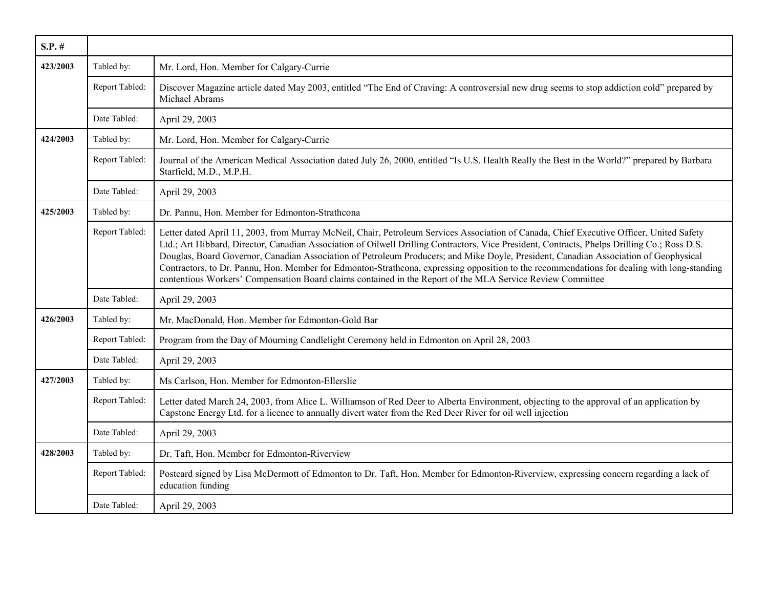| S.P. # | | |
|---|---|---|
| **423/2003** | Tabled by: | Mr. Lord, Hon. Member for Calgary-Currie |
| | Report Tabled: | Discover Magazine article dated May 2003, entitled "The End of Craving: A controversial new drug seems to stop addiction cold" prepared by Michael Abrams |
| | Date Tabled: | April 29, 2003 |
| **424/2003** | Tabled by: | Mr. Lord, Hon. Member for Calgary-Currie |
| | Report Tabled: | Journal of the American Medical Association dated July 26, 2000, entitled "Is U.S. Health Really the Best in the World?" prepared by Barbara Starfield, M.D., M.P.H. |
| | Date Tabled: | April 29, 2003 |
| **425/2003** | Tabled by: | Dr. Pannu, Hon. Member for Edmonton-Strathcona |
| | Report Tabled: | Letter dated April 11, 2003, from Murray McNeil, Chair, Petroleum Services Association of Canada, Chief Executive Officer, United Safety Ltd.; Art Hibbard, Director, Canadian Association of Oilwell Drilling Contractors, Vice President, Contracts, Phelps Drilling Co.; Ross D.S. Douglas, Board Governor, Canadian Association of Petroleum Producers; and Mike Doyle, President, Canadian Association of Geophysical Contractors, to Dr. Pannu, Hon. Member for Edmonton-Strathcona, expressing opposition to the recommendations for dealing with long-standing contentious Workers' Compensation Board claims contained in the Report of the MLA Service Review Committee |
| | Date Tabled: | April 29, 2003 |
| **426/2003** | Tabled by: | Mr. MacDonald, Hon. Member for Edmonton-Gold Bar |
| | Report Tabled: | Program from the Day of Mourning Candlelight Ceremony held in Edmonton on April 28, 2003 |
| | Date Tabled: | April 29, 2003 |
| **427/2003** | Tabled by: | Ms Carlson, Hon. Member for Edmonton-Ellerslie |
| | Report Tabled: | Letter dated March 24, 2003, from Alice L. Williamson of Red Deer to Alberta Environment, objecting to the approval of an application by Capstone Energy Ltd. for a licence to annually divert water from the Red Deer River for oil well injection |
| | Date Tabled: | April 29, 2003 |
| **428/2003** | Tabled by: | Dr. Taft, Hon. Member for Edmonton-Riverview |
| | Report Tabled: | Postcard signed by Lisa McDermott of Edmonton to Dr. Taft, Hon. Member for Edmonton-Riverview, expressing concern regarding a lack of education funding |
| | Date Tabled: | April 29, 2003 |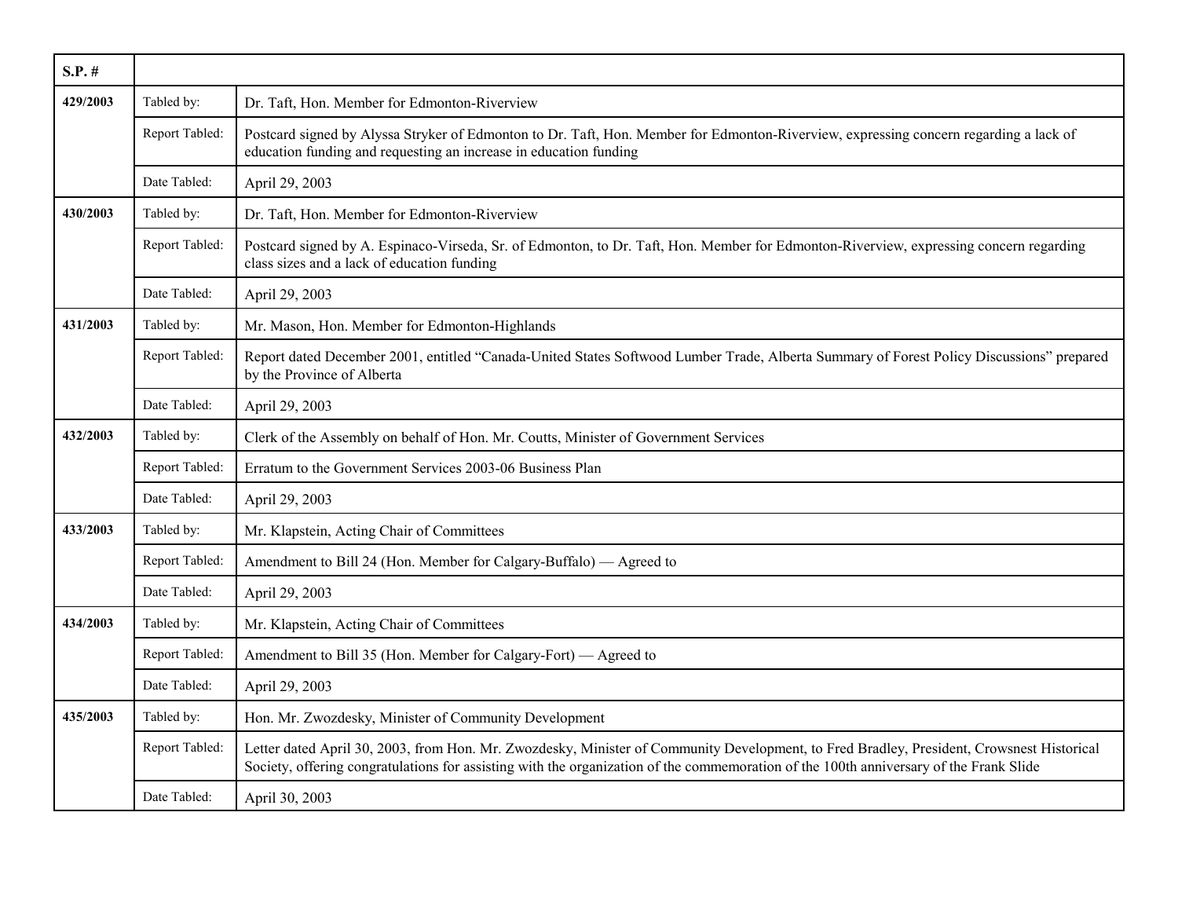| S.P. # | | |
|---|---|---|
| **429/2003** | Tabled by: | Dr. Taft, Hon. Member for Edmonton-Riverview |
| | Report Tabled: | Postcard signed by Alyssa Stryker of Edmonton to Dr. Taft, Hon. Member for Edmonton-Riverview, expressing concern regarding a lack of education funding and requesting an increase in education funding |
| | Date Tabled: | April 29, 2003 |
| **430/2003** | Tabled by: | Dr. Taft, Hon. Member for Edmonton-Riverview |
| | Report Tabled: | Postcard signed by A. Espinaco-Virseda, Sr. of Edmonton, to Dr. Taft, Hon. Member for Edmonton-Riverview, expressing concern regarding class sizes and a lack of education funding |
| | Date Tabled: | April 29, 2003 |
| **431/2003** | Tabled by: | Mr. Mason, Hon. Member for Edmonton-Highlands |
| | Report Tabled: | Report dated December 2001, entitled "Canada-United States Softwood Lumber Trade, Alberta Summary of Forest Policy Discussions" prepared by the Province of Alberta |
| | Date Tabled: | April 29, 2003 |
| **432/2003** | Tabled by: | Clerk of the Assembly on behalf of Hon. Mr. Coutts, Minister of Government Services |
| | Report Tabled: | Erratum to the Government Services 2003-06 Business Plan |
| | Date Tabled: | April 29, 2003 |
| **433/2003** | Tabled by: | Mr. Klapstein, Acting Chair of Committees |
| | Report Tabled: | Amendment to Bill 24 (Hon. Member for Calgary-Buffalo) — Agreed to |
| | Date Tabled: | April 29, 2003 |
| **434/2003** | Tabled by: | Mr. Klapstein, Acting Chair of Committees |
| | Report Tabled: | Amendment to Bill 35 (Hon. Member for Calgary-Fort) — Agreed to |
| | Date Tabled: | April 29, 2003 |
| **435/2003** | Tabled by: | Hon. Mr. Zwozdesky, Minister of Community Development |
| | Report Tabled: | Letter dated April 30, 2003, from Hon. Mr. Zwozdesky, Minister of Community Development, to Fred Bradley, President, Crowsnest Historical Society, offering congratulations for assisting with the organization of the commemoration of the 100th anniversary of the Frank Slide |
| | Date Tabled: | April 30, 2003 |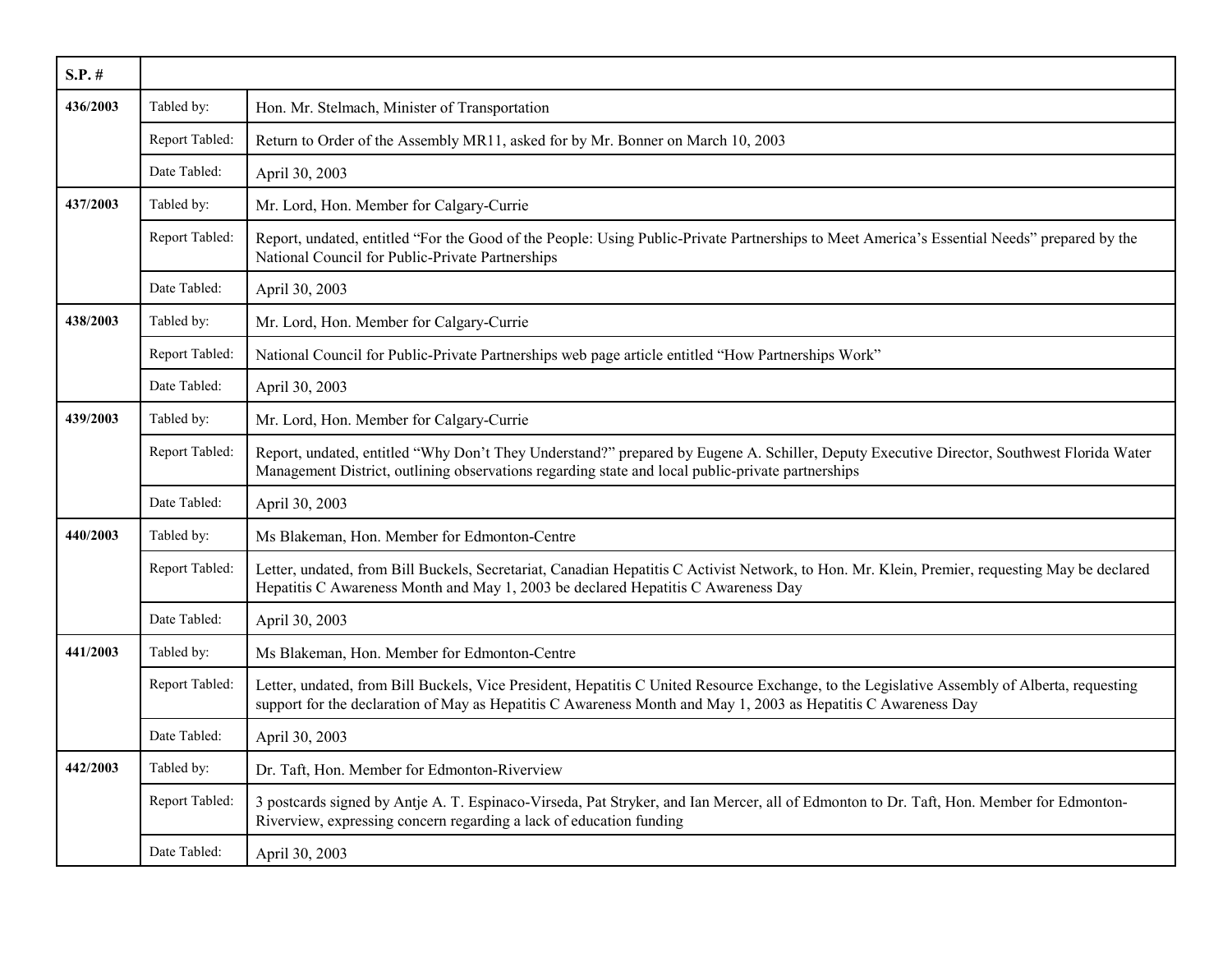| S.P. # | | |
|---|---|---|
| **436/2003** | Tabled by: | Hon. Mr. Stelmach, Minister of Transportation |
| | Report Tabled: | Return to Order of the Assembly MR11, asked for by Mr. Bonner on March 10, 2003 |
| | Date Tabled: | April 30, 2003 |
| **437/2003** | Tabled by: | Mr. Lord, Hon. Member for Calgary-Currie |
| | Report Tabled: | Report, undated, entitled "For the Good of the People: Using Public-Private Partnerships to Meet America's Essential Needs" prepared by the National Council for Public-Private Partnerships |
| | Date Tabled: | April 30, 2003 |
| **438/2003** | Tabled by: | Mr. Lord, Hon. Member for Calgary-Currie |
| | Report Tabled: | National Council for Public-Private Partnerships web page article entitled "How Partnerships Work" |
| | Date Tabled: | April 30, 2003 |
| **439/2003** | Tabled by: | Mr. Lord, Hon. Member for Calgary-Currie |
| | Report Tabled: | Report, undated, entitled "Why Don't They Understand?" prepared by Eugene A. Schiller, Deputy Executive Director, Southwest Florida Water Management District, outlining observations regarding state and local public-private partnerships |
| | Date Tabled: | April 30, 2003 |
| **440/2003** | Tabled by: | Ms Blakeman, Hon. Member for Edmonton-Centre |
| | Report Tabled: | Letter, undated, from Bill Buckels, Secretariat, Canadian Hepatitis C Activist Network, to Hon. Mr. Klein, Premier, requesting May be declared Hepatitis C Awareness Month and May 1, 2003 be declared Hepatitis C Awareness Day |
| | Date Tabled: | April 30, 2003 |
| **441/2003** | Tabled by: | Ms Blakeman, Hon. Member for Edmonton-Centre |
| | Report Tabled: | Letter, undated, from Bill Buckels, Vice President, Hepatitis C United Resource Exchange, to the Legislative Assembly of Alberta, requesting support for the declaration of May as Hepatitis C Awareness Month and May 1, 2003 as Hepatitis C Awareness Day |
| | Date Tabled: | April 30, 2003 |
| **442/2003** | Tabled by: | Dr. Taft, Hon. Member for Edmonton-Riverview |
| | Report Tabled: | 3 postcards signed by Antje A. T. Espinaco-Virseda, Pat Stryker, and Ian Mercer, all of Edmonton to Dr. Taft, Hon. Member for Edmonton-Riverview, expressing concern regarding a lack of education funding |
| | Date Tabled: | April 30, 2003 |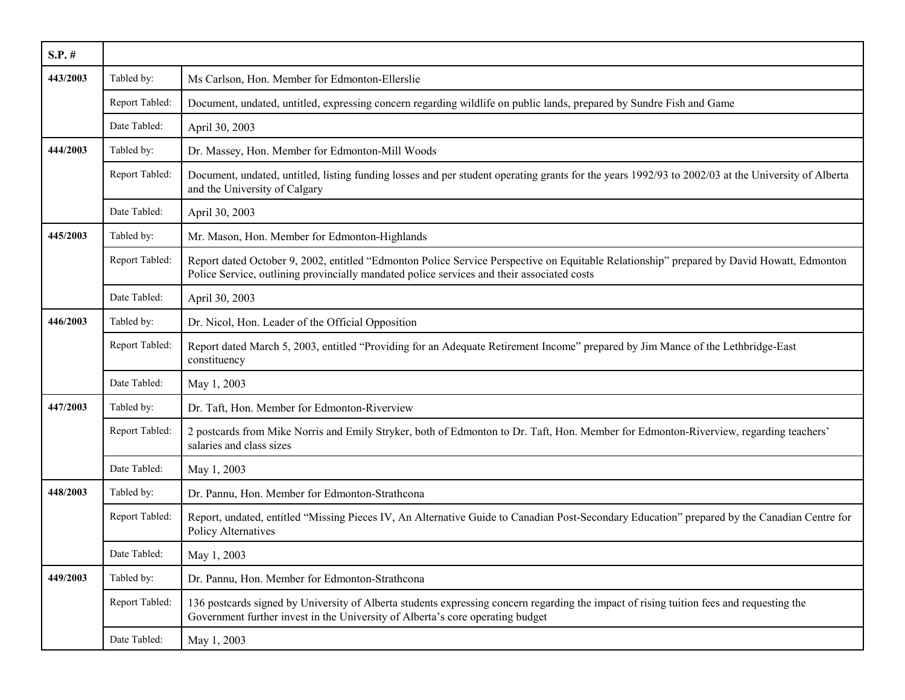| S.P. # | | |
|---|---|---|
| 443/2003 | Tabled by: | Ms Carlson, Hon. Member for Edmonton-Ellerslie |
| | Report Tabled: | Document, undated, untitled, expressing concern regarding wildlife on public lands, prepared by Sundre Fish and Game |
| | Date Tabled: | April 30, 2003 |
| 444/2003 | Tabled by: | Dr. Massey, Hon. Member for Edmonton-Mill Woods |
| | Report Tabled: | Document, undated, untitled, listing funding losses and per student operating grants for the years 1992/93 to 2002/03 at the University of Alberta and the University of Calgary |
| | Date Tabled: | April 30, 2003 |
| 445/2003 | Tabled by: | Mr. Mason, Hon. Member for Edmonton-Highlands |
| | Report Tabled: | Report dated October 9, 2002, entitled "Edmonton Police Service Perspective on Equitable Relationship" prepared by David Howatt, Edmonton Police Service, outlining provincially mandated police services and their associated costs |
| | Date Tabled: | April 30, 2003 |
| 446/2003 | Tabled by: | Dr. Nicol, Hon. Leader of the Official Opposition |
| | Report Tabled: | Report dated March 5, 2003, entitled "Providing for an Adequate Retirement Income" prepared by Jim Mance of the Lethbridge-East constituency |
| | Date Tabled: | May 1, 2003 |
| 447/2003 | Tabled by: | Dr. Taft, Hon. Member for Edmonton-Riverview |
| | Report Tabled: | 2 postcards from Mike Norris and Emily Stryker, both of Edmonton to Dr. Taft, Hon. Member for Edmonton-Riverview, regarding teachers' salaries and class sizes |
| | Date Tabled: | May 1, 2003 |
| 448/2003 | Tabled by: | Dr. Pannu, Hon. Member for Edmonton-Strathcona |
| | Report Tabled: | Report, undated, entitled "Missing Pieces IV, An Alternative Guide to Canadian Post-Secondary Education" prepared by the Canadian Centre for Policy Alternatives |
| | Date Tabled: | May 1, 2003 |
| 449/2003 | Tabled by: | Dr. Pannu, Hon. Member for Edmonton-Strathcona |
| | Report Tabled: | 136 postcards signed by University of Alberta students expressing concern regarding the impact of rising tuition fees and requesting the Government further invest in the University of Alberta's core operating budget |
| | Date Tabled: | May 1, 2003 |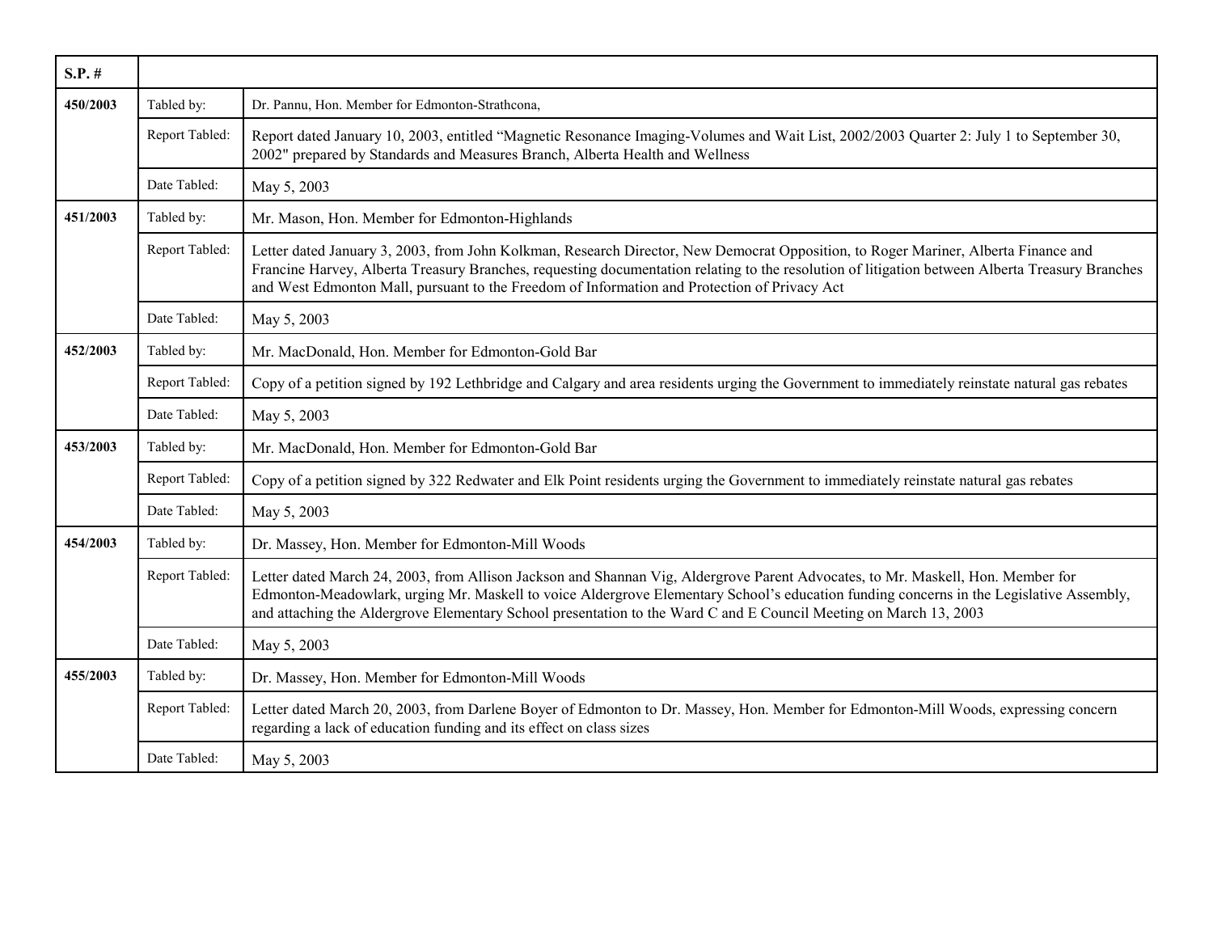| S.P. # | | |
|---|---|---|
| 450/2003 | Tabled by: | Dr. Pannu, Hon. Member for Edmonton-Strathcona, |
| | Report Tabled: | Report dated January 10, 2003, entitled "Magnetic Resonance Imaging-Volumes and Wait List, 2002/2003 Quarter 2: July 1 to September 30, 2002" prepared by Standards and Measures Branch, Alberta Health and Wellness |
| | Date Tabled: | May 5, 2003 |
| 451/2003 | Tabled by: | Mr. Mason, Hon. Member for Edmonton-Highlands |
| | Report Tabled: | Letter dated January 3, 2003, from John Kolkman, Research Director, New Democrat Opposition, to Roger Mariner, Alberta Finance and Francine Harvey, Alberta Treasury Branches, requesting documentation relating to the resolution of litigation between Alberta Treasury Branches and West Edmonton Mall, pursuant to the Freedom of Information and Protection of Privacy Act |
| | Date Tabled: | May 5, 2003 |
| 452/2003 | Tabled by: | Mr. MacDonald, Hon. Member for Edmonton-Gold Bar |
| | Report Tabled: | Copy of a petition signed by 192 Lethbridge and Calgary and area residents urging the Government to immediately reinstate natural gas rebates |
| | Date Tabled: | May 5, 2003 |
| 453/2003 | Tabled by: | Mr. MacDonald, Hon. Member for Edmonton-Gold Bar |
| | Report Tabled: | Copy of a petition signed by 322 Redwater and Elk Point residents urging the Government to immediately reinstate natural gas rebates |
| | Date Tabled: | May 5, 2003 |
| 454/2003 | Tabled by: | Dr. Massey, Hon. Member for Edmonton-Mill Woods |
| | Report Tabled: | Letter dated March 24, 2003, from Allison Jackson and Shannan Vig, Aldergrove Parent Advocates, to Mr. Maskell, Hon. Member for Edmonton-Meadowlark, urging Mr. Maskell to voice Aldergrove Elementary School's education funding concerns in the Legislative Assembly, and attaching the Aldergrove Elementary School presentation to the Ward C and E Council Meeting on March 13, 2003 |
| | Date Tabled: | May 5, 2003 |
| 455/2003 | Tabled by: | Dr. Massey, Hon. Member for Edmonton-Mill Woods |
| | Report Tabled: | Letter dated March 20, 2003, from Darlene Boyer of Edmonton to Dr. Massey, Hon. Member for Edmonton-Mill Woods, expressing concern regarding a lack of education funding and its effect on class sizes |
| | Date Tabled: | May 5, 2003 |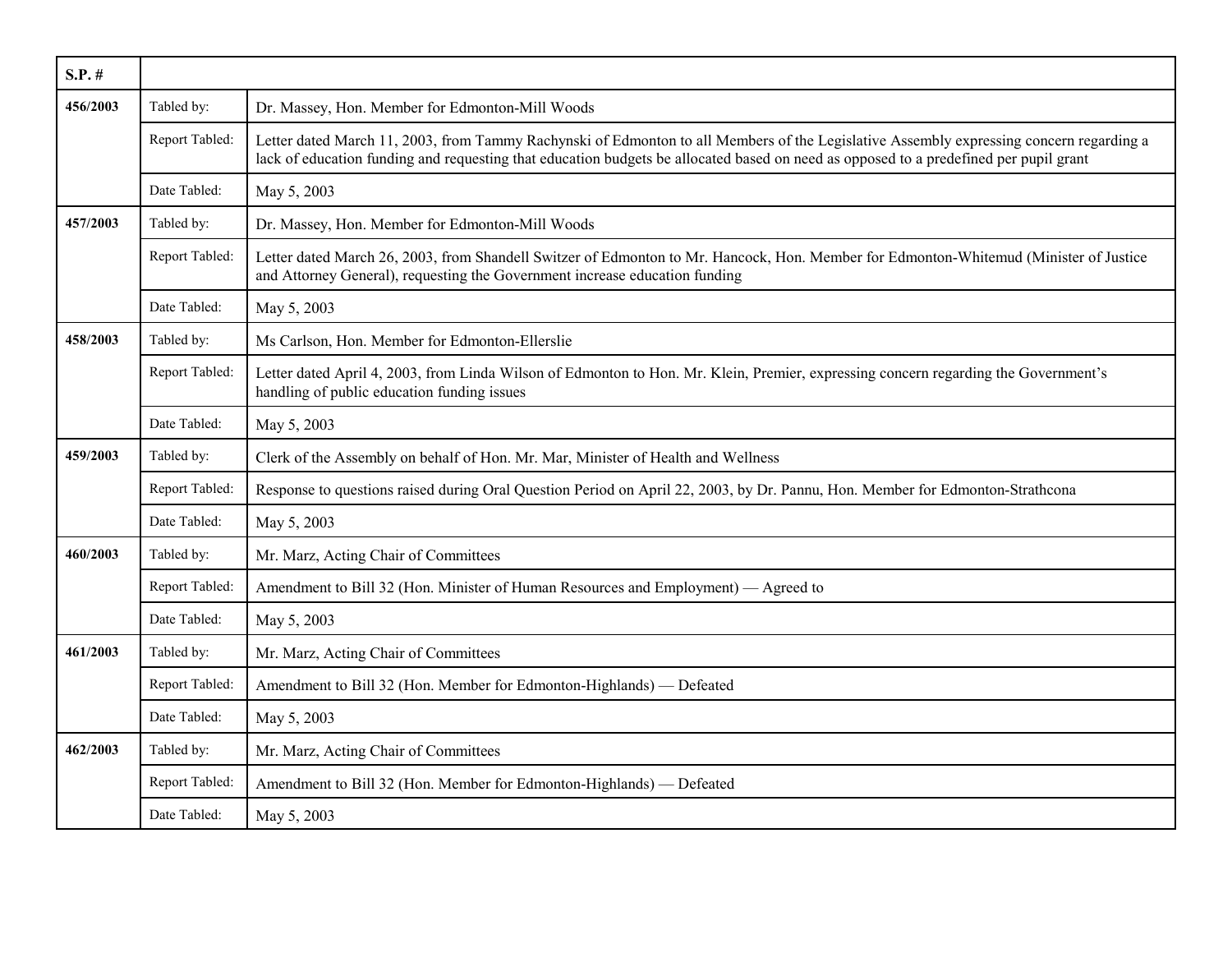| S.P. # | | |
|---|---|---|
| 456/2003 | Tabled by: | Dr. Massey, Hon. Member for Edmonton-Mill Woods |
| | Report Tabled: | Letter dated March 11, 2003, from Tammy Rachynski of Edmonton to all Members of the Legislative Assembly expressing concern regarding a lack of education funding and requesting that education budgets be allocated based on need as opposed to a predefined per pupil grant |
| | Date Tabled: | May 5, 2003 |
| 457/2003 | Tabled by: | Dr. Massey, Hon. Member for Edmonton-Mill Woods |
| | Report Tabled: | Letter dated March 26, 2003, from Shandell Switzer of Edmonton to Mr. Hancock, Hon. Member for Edmonton-Whitemud (Minister of Justice and Attorney General), requesting the Government increase education funding |
| | Date Tabled: | May 5, 2003 |
| 458/2003 | Tabled by: | Ms Carlson, Hon. Member for Edmonton-Ellerslie |
| | Report Tabled: | Letter dated April 4, 2003, from Linda Wilson of Edmonton to Hon. Mr. Klein, Premier, expressing concern regarding the Government's handling of public education funding issues |
| | Date Tabled: | May 5, 2003 |
| 459/2003 | Tabled by: | Clerk of the Assembly on behalf of Hon. Mr. Mar, Minister of Health and Wellness |
| | Report Tabled: | Response to questions raised during Oral Question Period on April 22, 2003, by Dr. Pannu, Hon. Member for Edmonton-Strathcona |
| | Date Tabled: | May 5, 2003 |
| 460/2003 | Tabled by: | Mr. Marz, Acting Chair of Committees |
| | Report Tabled: | Amendment to Bill 32 (Hon. Minister of Human Resources and Employment) — Agreed to |
| | Date Tabled: | May 5, 2003 |
| 461/2003 | Tabled by: | Mr. Marz, Acting Chair of Committees |
| | Report Tabled: | Amendment to Bill 32 (Hon. Member for Edmonton-Highlands) — Defeated |
| | Date Tabled: | May 5, 2003 |
| 462/2003 | Tabled by: | Mr. Marz, Acting Chair of Committees |
| | Report Tabled: | Amendment to Bill 32 (Hon. Member for Edmonton-Highlands) — Defeated |
| | Date Tabled: | May 5, 2003 |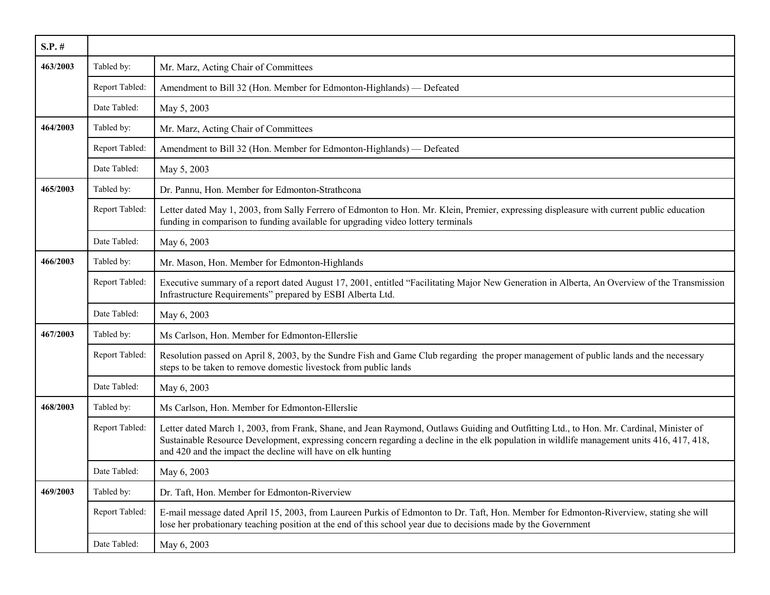| S.P. # | | |
|---|---|---|
| **463/2003** | Tabled by: | Mr. Marz, Acting Chair of Committees |
| | Report Tabled: | Amendment to Bill 32 (Hon. Member for Edmonton-Highlands) — Defeated |
| | Date Tabled: | May 5, 2003 |
| **464/2003** | Tabled by: | Mr. Marz, Acting Chair of Committees |
| | Report Tabled: | Amendment to Bill 32 (Hon. Member for Edmonton-Highlands) — Defeated |
| | Date Tabled: | May 5, 2003 |
| **465/2003** | Tabled by: | Dr. Pannu, Hon. Member for Edmonton-Strathcona |
| | Report Tabled: | Letter dated May 1, 2003, from Sally Ferrero of Edmonton to Hon. Mr. Klein, Premier, expressing displeasure with current public education funding in comparison to funding available for upgrading video lottery terminals |
| | Date Tabled: | May 6, 2003 |
| **466/2003** | Tabled by: | Mr. Mason, Hon. Member for Edmonton-Highlands |
| | Report Tabled: | Executive summary of a report dated August 17, 2001, entitled “Facilitating Major New Generation in Alberta, An Overview of the Transmission Infrastructure Requirements” prepared by ESBI Alberta Ltd. |
| | Date Tabled: | May 6, 2003 |
| **467/2003** | Tabled by: | Ms Carlson, Hon. Member for Edmonton-Ellerslie |
| | Report Tabled: | Resolution passed on April 8, 2003, by the Sundre Fish and Game Club regarding the proper management of public lands and the necessary steps to be taken to remove domestic livestock from public lands |
| | Date Tabled: | May 6, 2003 |
| **468/2003** | Tabled by: | Ms Carlson, Hon. Member for Edmonton-Ellerslie |
| | Report Tabled: | Letter dated March 1, 2003, from Frank, Shane, and Jean Raymond, Outlaws Guiding and Outfitting Ltd., to Hon. Mr. Cardinal, Minister of Sustainable Resource Development, expressing concern regarding a decline in the elk population in wildlife management units 416, 417, 418, and 420 and the impact the decline will have on elk hunting |
| | Date Tabled: | May 6, 2003 |
| **469/2003** | Tabled by: | Dr. Taft, Hon. Member for Edmonton-Riverview |
| | Report Tabled: | E-mail message dated April 15, 2003, from Laureen Purkis of Edmonton to Dr. Taft, Hon. Member for Edmonton-Riverview, stating she will lose her probationary teaching position at the end of this school year due to decisions made by the Government |
| | Date Tabled: | May 6, 2003 |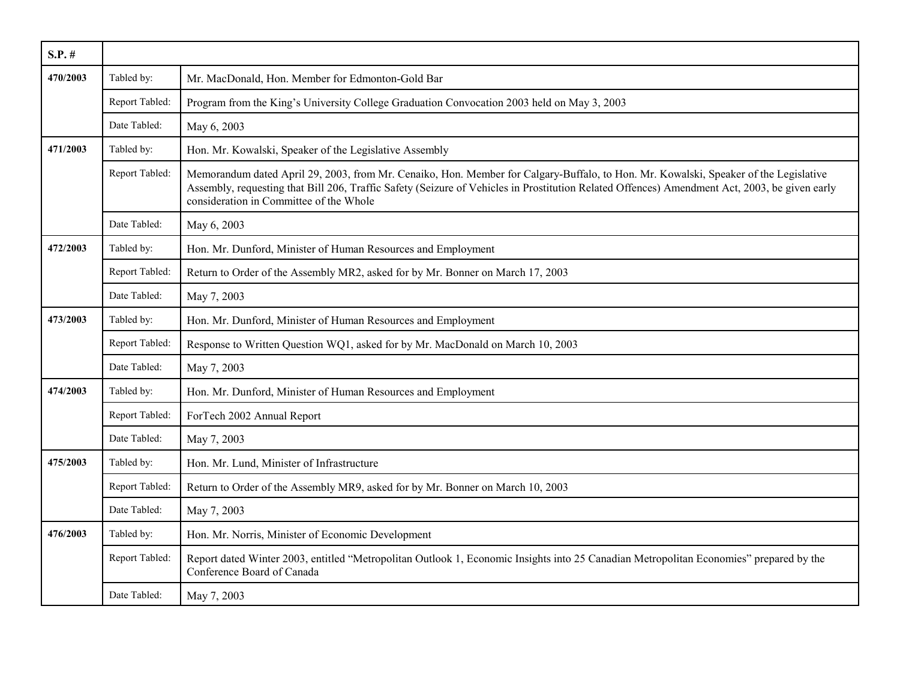| S.P. # | | |
|---|---|---|
| **470/2003** | Tabled by: | Mr. MacDonald, Hon. Member for Edmonton-Gold Bar |
| | Report Tabled: | Program from the King's University College Graduation Convocation 2003 held on May 3, 2003 |
| | Date Tabled: | May 6, 2003 |
| **471/2003** | Tabled by: | Hon. Mr. Kowalski, Speaker of the Legislative Assembly |
| | Report Tabled: | Memorandum dated April 29, 2003, from Mr. Cenaiko, Hon. Member for Calgary-Buffalo, to Hon. Mr. Kowalski, Speaker of the Legislative Assembly, requesting that Bill 206, Traffic Safety (Seizure of Vehicles in Prostitution Related Offences) Amendment Act, 2003, be given early consideration in Committee of the Whole |
| | Date Tabled: | May 6, 2003 |
| **472/2003** | Tabled by: | Hon. Mr. Dunford, Minister of Human Resources and Employment |
| | Report Tabled: | Return to Order of the Assembly MR2, asked for by Mr. Bonner on March 17, 2003 |
| | Date Tabled: | May 7, 2003 |
| **473/2003** | Tabled by: | Hon. Mr. Dunford, Minister of Human Resources and Employment |
| | Report Tabled: | Response to Written Question WQ1, asked for by Mr. MacDonald on March 10, 2003 |
| | Date Tabled: | May 7, 2003 |
| **474/2003** | Tabled by: | Hon. Mr. Dunford, Minister of Human Resources and Employment |
| | Report Tabled: | ForTech 2002 Annual Report |
| | Date Tabled: | May 7, 2003 |
| **475/2003** | Tabled by: | Hon. Mr. Lund, Minister of Infrastructure |
| | Report Tabled: | Return to Order of the Assembly MR9, asked for by Mr. Bonner on March 10, 2003 |
| | Date Tabled: | May 7, 2003 |
| **476/2003** | Tabled by: | Hon. Mr. Norris, Minister of Economic Development |
| | Report Tabled: | Report dated Winter 2003, entitled "Metropolitan Outlook 1, Economic Insights into 25 Canadian Metropolitan Economies" prepared by the Conference Board of Canada |
| | Date Tabled: | May 7, 2003 |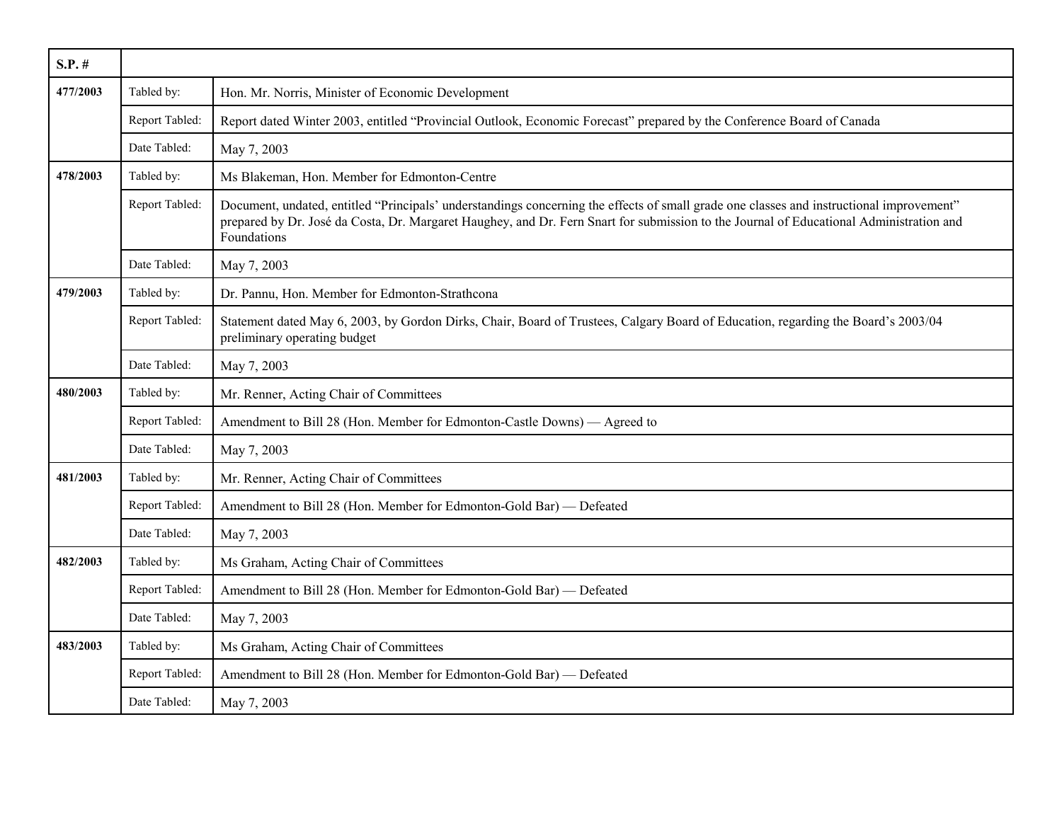| S.P. # | | |
|---|---|---|
| **477/2003** | Tabled by: | Hon. Mr. Norris, Minister of Economic Development |
| | Report Tabled: | Report dated Winter 2003, entitled “Provincial Outlook, Economic Forecast” prepared by the Conference Board of Canada |
| | Date Tabled: | May 7, 2003 |
| **478/2003** | Tabled by: | Ms Blakeman, Hon. Member for Edmonton-Centre |
| | Report Tabled: | Document, undated, entitled “Principals’ understandings concerning the effects of small grade one classes and instructional improvement” prepared by Dr. José da Costa, Dr. Margaret Haughey, and Dr. Fern Snart for submission to the Journal of Educational Administration and Foundations |
| | Date Tabled: | May 7, 2003 |
| **479/2003** | Tabled by: | Dr. Pannu, Hon. Member for Edmonton-Strathcona |
| | Report Tabled: | Statement dated May 6, 2003, by Gordon Dirks, Chair, Board of Trustees, Calgary Board of Education, regarding the Board’s 2003/04 preliminary operating budget |
| | Date Tabled: | May 7, 2003 |
| **480/2003** | Tabled by: | Mr. Renner, Acting Chair of Committees |
| | Report Tabled: | Amendment to Bill 28 (Hon. Member for Edmonton-Castle Downs) — Agreed to |
| | Date Tabled: | May 7, 2003 |
| **481/2003** | Tabled by: | Mr. Renner, Acting Chair of Committees |
| | Report Tabled: | Amendment to Bill 28 (Hon. Member for Edmonton-Gold Bar) — Defeated |
| | Date Tabled: | May 7, 2003 |
| **482/2003** | Tabled by: | Ms Graham, Acting Chair of Committees |
| | Report Tabled: | Amendment to Bill 28 (Hon. Member for Edmonton-Gold Bar) — Defeated |
| | Date Tabled: | May 7, 2003 |
| **483/2003** | Tabled by: | Ms Graham, Acting Chair of Committees |
| | Report Tabled: | Amendment to Bill 28 (Hon. Member for Edmonton-Gold Bar) — Defeated |
| | Date Tabled: | May 7, 2003 |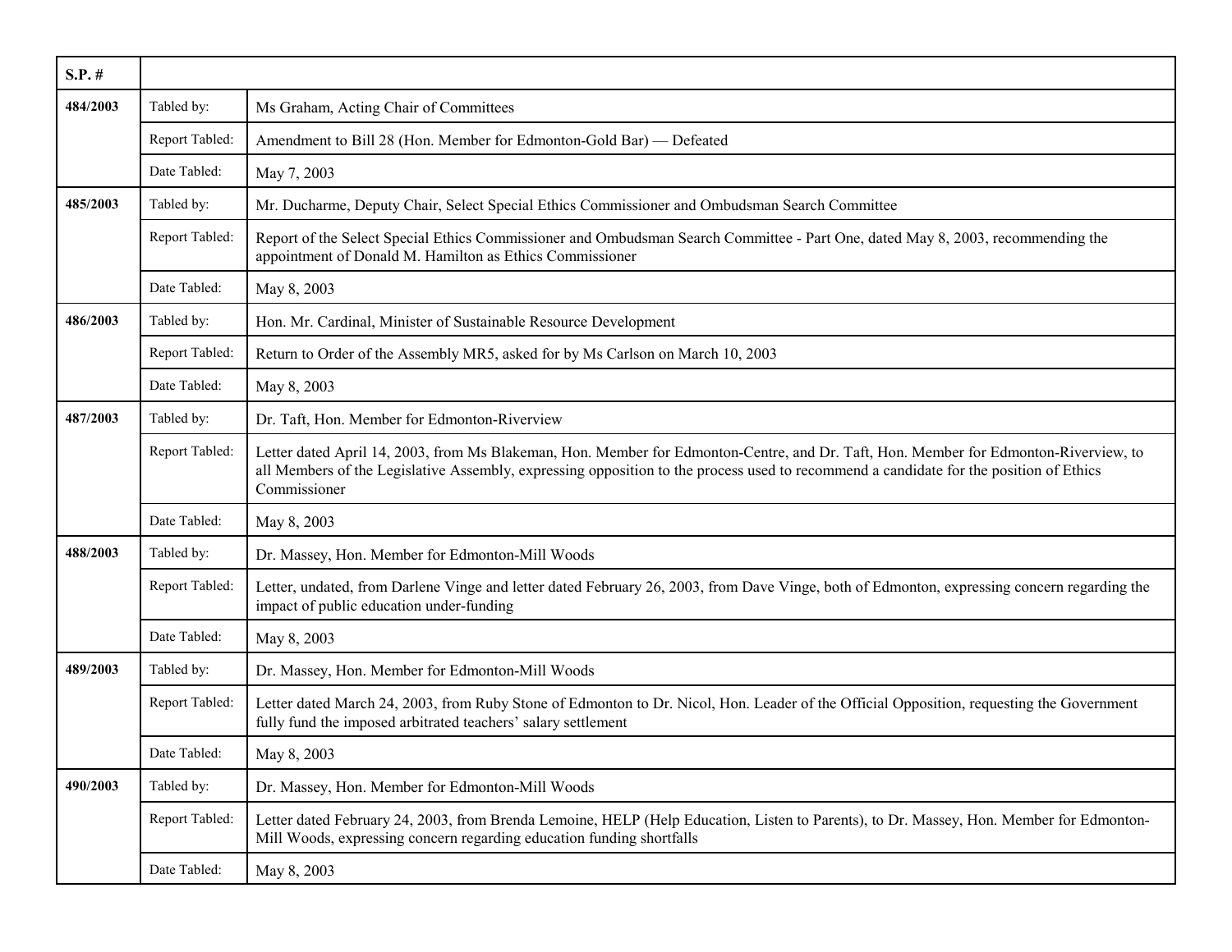| S.P. # | | |
|---|---|---|
| **484/2003** | Tabled by: | Ms Graham, Acting Chair of Committees |
| | Report Tabled: | Amendment to Bill 28 (Hon. Member for Edmonton-Gold Bar) — Defeated |
| | Date Tabled: | May 7, 2003 |
| **485/2003** | Tabled by: | Mr. Ducharme, Deputy Chair, Select Special Ethics Commissioner and Ombudsman Search Committee |
| | Report Tabled: | Report of the Select Special Ethics Commissioner and Ombudsman Search Committee - Part One, dated May 8, 2003, recommending the appointment of Donald M. Hamilton as Ethics Commissioner |
| | Date Tabled: | May 8, 2003 |
| **486/2003** | Tabled by: | Hon. Mr. Cardinal, Minister of Sustainable Resource Development |
| | Report Tabled: | Return to Order of the Assembly MR5, asked for by Ms Carlson on March 10, 2003 |
| | Date Tabled: | May 8, 2003 |
| **487/2003** | Tabled by: | Dr. Taft, Hon. Member for Edmonton-Riverview |
| | Report Tabled: | Letter dated April 14, 2003, from Ms Blakeman, Hon. Member for Edmonton-Centre, and Dr. Taft, Hon. Member for Edmonton-Riverview, to all Members of the Legislative Assembly, expressing opposition to the process used to recommend a candidate for the position of Ethics Commissioner |
| | Date Tabled: | May 8, 2003 |
| **488/2003** | Tabled by: | Dr. Massey, Hon. Member for Edmonton-Mill Woods |
| | Report Tabled: | Letter, undated, from Darlene Vinge and letter dated February 26, 2003, from Dave Vinge, both of Edmonton, expressing concern regarding the impact of public education under-funding |
| | Date Tabled: | May 8, 2003 |
| **489/2003** | Tabled by: | Dr. Massey, Hon. Member for Edmonton-Mill Woods |
| | Report Tabled: | Letter dated March 24, 2003, from Ruby Stone of Edmonton to Dr. Nicol, Hon. Leader of the Official Opposition, requesting the Government fully fund the imposed arbitrated teachers' salary settlement |
| | Date Tabled: | May 8, 2003 |
| **490/2003** | Tabled by: | Dr. Massey, Hon. Member for Edmonton-Mill Woods |
| | Report Tabled: | Letter dated February 24, 2003, from Brenda Lemoine, HELP (Help Education, Listen to Parents), to Dr. Massey, Hon. Member for Edmonton-Mill Woods, expressing concern regarding education funding shortfalls |
| | Date Tabled: | May 8, 2003 |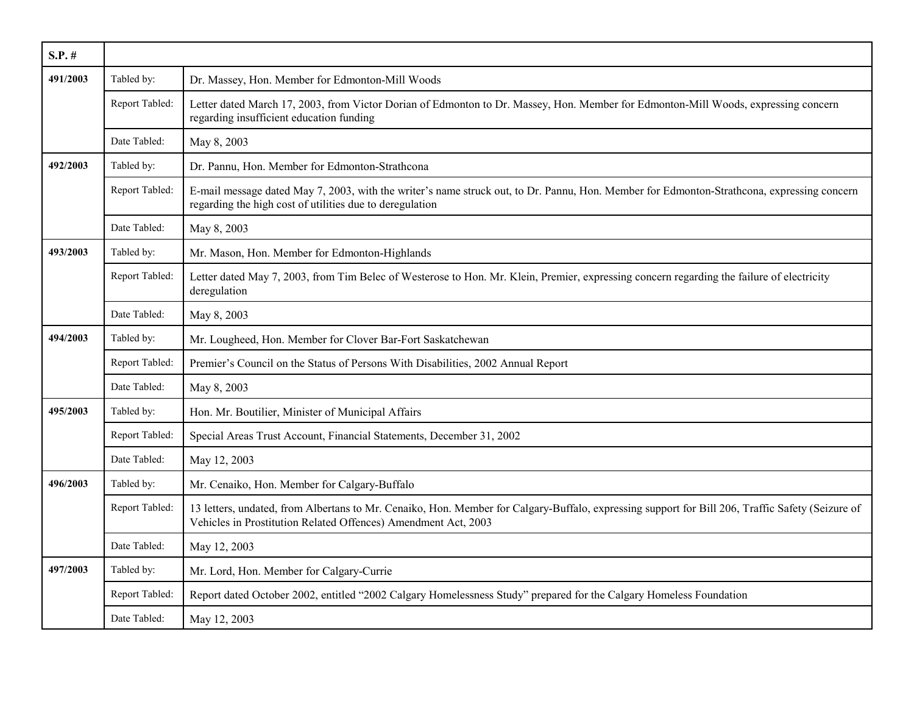| S.P. # | | |
|---|---|---|
| **491/2003** | Tabled by: | Dr. Massey, Hon. Member for Edmonton-Mill Woods |
| | Report Tabled: | Letter dated March 17, 2003, from Victor Dorian of Edmonton to Dr. Massey, Hon. Member for Edmonton-Mill Woods, expressing concern regarding insufficient education funding |
| | Date Tabled: | May 8, 2003 |
| **492/2003** | Tabled by: | Dr. Pannu, Hon. Member for Edmonton-Strathcona |
| | Report Tabled: | E-mail message dated May 7, 2003, with the writer's name struck out, to Dr. Pannu, Hon. Member for Edmonton-Strathcona, expressing concern regarding the high cost of utilities due to deregulation |
| | Date Tabled: | May 8, 2003 |
| **493/2003** | Tabled by: | Mr. Mason, Hon. Member for Edmonton-Highlands |
| | Report Tabled: | Letter dated May 7, 2003, from Tim Belec of Westerose to Hon. Mr. Klein, Premier, expressing concern regarding the failure of electricity deregulation |
| | Date Tabled: | May 8, 2003 |
| **494/2003** | Tabled by: | Mr. Lougheed, Hon. Member for Clover Bar-Fort Saskatchewan |
| | Report Tabled: | Premier's Council on the Status of Persons With Disabilities, 2002 Annual Report |
| | Date Tabled: | May 8, 2003 |
| **495/2003** | Tabled by: | Hon. Mr. Boutilier, Minister of Municipal Affairs |
| | Report Tabled: | Special Areas Trust Account, Financial Statements, December 31, 2002 |
| | Date Tabled: | May 12, 2003 |
| **496/2003** | Tabled by: | Mr. Cenaiko, Hon. Member for Calgary-Buffalo |
| | Report Tabled: | 13 letters, undated, from Albertans to Mr. Cenaiko, Hon. Member for Calgary-Buffalo, expressing support for Bill 206, Traffic Safety (Seizure of Vehicles in Prostitution Related Offences) Amendment Act, 2003 |
| | Date Tabled: | May 12, 2003 |
| **497/2003** | Tabled by: | Mr. Lord, Hon. Member for Calgary-Currie |
| | Report Tabled: | Report dated October 2002, entitled "2002 Calgary Homelessness Study" prepared for the Calgary Homeless Foundation |
| | Date Tabled: | May 12, 2003 |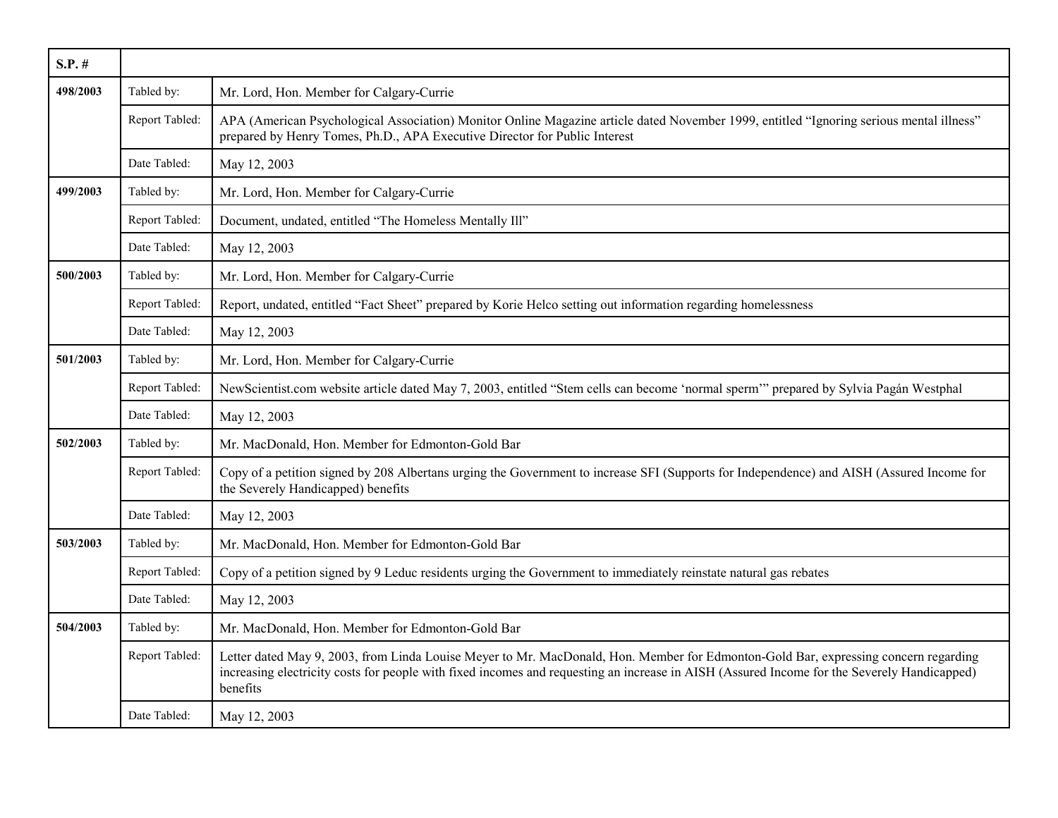| S.P. # | | |
|---|---|---|
| **498/2003** | Tabled by: | Mr. Lord, Hon. Member for Calgary-Currie |
| | Report Tabled: | APA (American Psychological Association) Monitor Online Magazine article dated November 1999, entitled “Ignoring serious mental illness” prepared by Henry Tomes, Ph.D., APA Executive Director for Public Interest |
| | Date Tabled: | May 12, 2003 |
| **499/2003** | Tabled by: | Mr. Lord, Hon. Member for Calgary-Currie |
| | Report Tabled: | Document, undated, entitled “The Homeless Mentally Ill” |
| | Date Tabled: | May 12, 2003 |
| **500/2003** | Tabled by: | Mr. Lord, Hon. Member for Calgary-Currie |
| | Report Tabled: | Report, undated, entitled “Fact Sheet” prepared by Korie Helco setting out information regarding homelessness |
| | Date Tabled: | May 12, 2003 |
| **501/2003** | Tabled by: | Mr. Lord, Hon. Member for Calgary-Currie |
| | Report Tabled: | NewScientist.com website article dated May 7, 2003, entitled “Stem cells can become ‘normal sperm’” prepared by Sylvia Pagán Westphal |
| | Date Tabled: | May 12, 2003 |
| **502/2003** | Tabled by: | Mr. MacDonald, Hon. Member for Edmonton-Gold Bar |
| | Report Tabled: | Copy of a petition signed by 208 Albertans urging the Government to increase SFI (Supports for Independence) and AISH (Assured Income for the Severely Handicapped) benefits |
| | Date Tabled: | May 12, 2003 |
| **503/2003** | Tabled by: | Mr. MacDonald, Hon. Member for Edmonton-Gold Bar |
| | Report Tabled: | Copy of a petition signed by 9 Leduc residents urging the Government to immediately reinstate natural gas rebates |
| | Date Tabled: | May 12, 2003 |
| **504/2003** | Tabled by: | Mr. MacDonald, Hon. Member for Edmonton-Gold Bar |
| | Report Tabled: | Letter dated May 9, 2003, from Linda Louise Meyer to Mr. MacDonald, Hon. Member for Edmonton-Gold Bar, expressing concern regarding increasing electricity costs for people with fixed incomes and requesting an increase in AISH (Assured Income for the Severely Handicapped) benefits |
| | Date Tabled: | May 12, 2003 |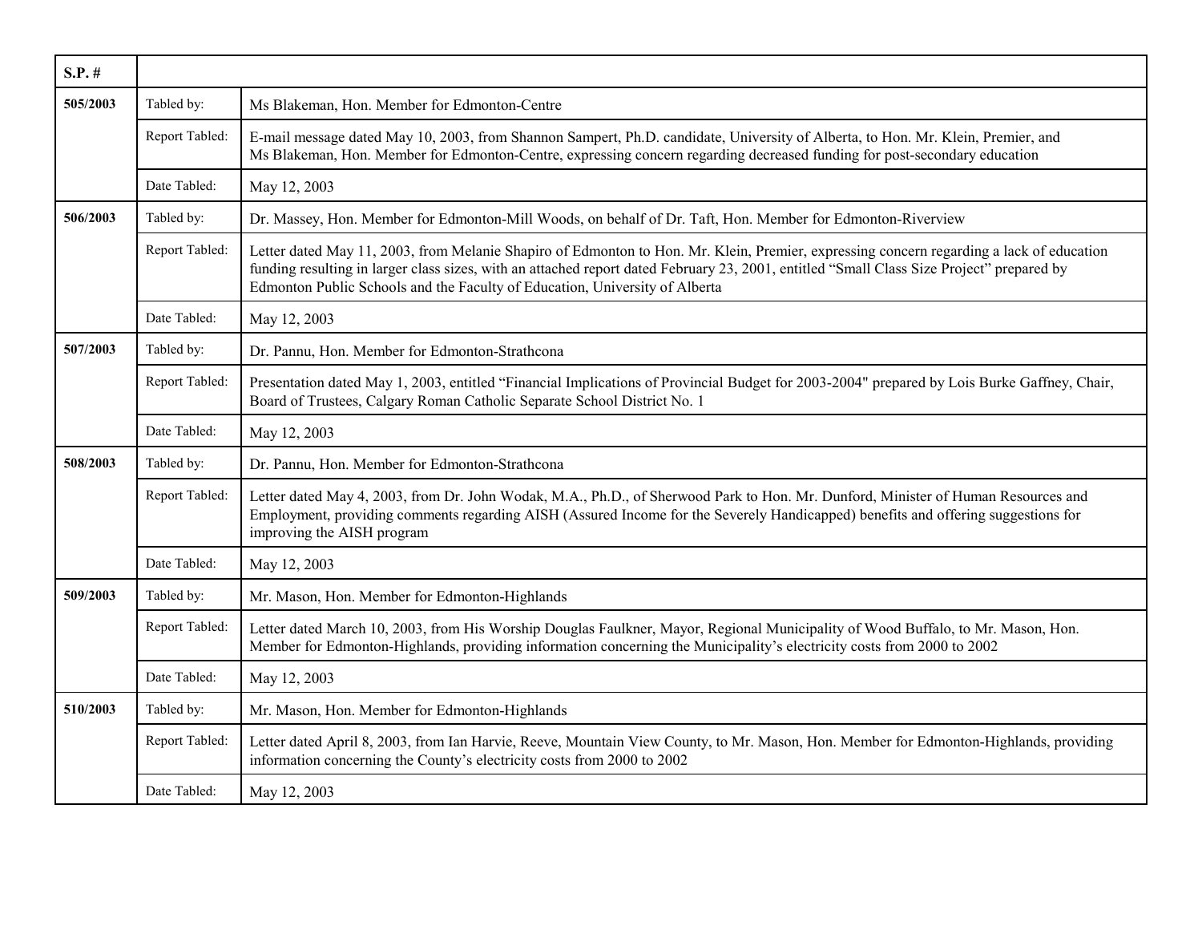| S.P. # | | |
|---|---|---|
| 505/2003 | Tabled by: | Ms Blakeman, Hon. Member for Edmonton-Centre |
| | Report Tabled: | E-mail message dated May 10, 2003, from Shannon Sampert, Ph.D. candidate, University of Alberta, to Hon. Mr. Klein, Premier, and Ms Blakeman, Hon. Member for Edmonton-Centre, expressing concern regarding decreased funding for post-secondary education |
| | Date Tabled: | May 12, 2003 |
| 506/2003 | Tabled by: | Dr. Massey, Hon. Member for Edmonton-Mill Woods, on behalf of Dr. Taft, Hon. Member for Edmonton-Riverview |
| | Report Tabled: | Letter dated May 11, 2003, from Melanie Shapiro of Edmonton to Hon. Mr. Klein, Premier, expressing concern regarding a lack of education funding resulting in larger class sizes, with an attached report dated February 23, 2001, entitled "Small Class Size Project" prepared by Edmonton Public Schools and the Faculty of Education, University of Alberta |
| | Date Tabled: | May 12, 2003 |
| 507/2003 | Tabled by: | Dr. Pannu, Hon. Member for Edmonton-Strathcona |
| | Report Tabled: | Presentation dated May 1, 2003, entitled "Financial Implications of Provincial Budget for 2003-2004" prepared by Lois Burke Gaffney, Chair, Board of Trustees, Calgary Roman Catholic Separate School District No. 1 |
| | Date Tabled: | May 12, 2003 |
| 508/2003 | Tabled by: | Dr. Pannu, Hon. Member for Edmonton-Strathcona |
| | Report Tabled: | Letter dated May 4, 2003, from Dr. John Wodak, M.A., Ph.D., of Sherwood Park to Hon. Mr. Dunford, Minister of Human Resources and Employment, providing comments regarding AISH (Assured Income for the Severely Handicapped) benefits and offering suggestions for improving the AISH program |
| | Date Tabled: | May 12, 2003 |
| 509/2003 | Tabled by: | Mr. Mason, Hon. Member for Edmonton-Highlands |
| | Report Tabled: | Letter dated March 10, 2003, from His Worship Douglas Faulkner, Mayor, Regional Municipality of Wood Buffalo, to Mr. Mason, Hon. Member for Edmonton-Highlands, providing information concerning the Municipality's electricity costs from 2000 to 2002 |
| | Date Tabled: | May 12, 2003 |
| 510/2003 | Tabled by: | Mr. Mason, Hon. Member for Edmonton-Highlands |
| | Report Tabled: | Letter dated April 8, 2003, from Ian Harvie, Reeve, Mountain View County, to Mr. Mason, Hon. Member for Edmonton-Highlands, providing information concerning the County's electricity costs from 2000 to 2002 |
| | Date Tabled: | May 12, 2003 |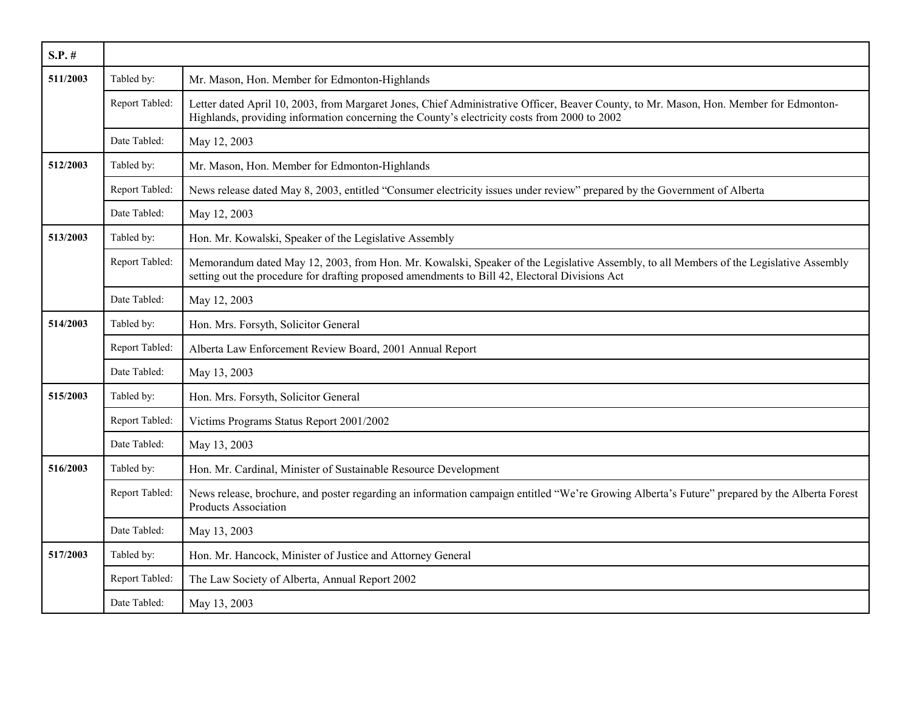| S.P. # | | |
|---|---|---|
| 511/2003 | Tabled by: | Mr. Mason, Hon. Member for Edmonton-Highlands |
| | Report Tabled: | Letter dated April 10, 2003, from Margaret Jones, Chief Administrative Officer, Beaver County, to Mr. Mason, Hon. Member for Edmonton-Highlands, providing information concerning the County's electricity costs from 2000 to 2002 |
| | Date Tabled: | May 12, 2003 |
| 512/2003 | Tabled by: | Mr. Mason, Hon. Member for Edmonton-Highlands |
| | Report Tabled: | News release dated May 8, 2003, entitled "Consumer electricity issues under review" prepared by the Government of Alberta |
| | Date Tabled: | May 12, 2003 |
| 513/2003 | Tabled by: | Hon. Mr. Kowalski, Speaker of the Legislative Assembly |
| | Report Tabled: | Memorandum dated May 12, 2003, from Hon. Mr. Kowalski, Speaker of the Legislative Assembly, to all Members of the Legislative Assembly setting out the procedure for drafting proposed amendments to Bill 42, Electoral Divisions Act |
| | Date Tabled: | May 12, 2003 |
| 514/2003 | Tabled by: | Hon. Mrs. Forsyth, Solicitor General |
| | Report Tabled: | Alberta Law Enforcement Review Board, 2001 Annual Report |
| | Date Tabled: | May 13, 2003 |
| 515/2003 | Tabled by: | Hon. Mrs. Forsyth, Solicitor General |
| | Report Tabled: | Victims Programs Status Report 2001/2002 |
| | Date Tabled: | May 13, 2003 |
| 516/2003 | Tabled by: | Hon. Mr. Cardinal, Minister of Sustainable Resource Development |
| | Report Tabled: | News release, brochure, and poster regarding an information campaign entitled "We're Growing Alberta's Future" prepared by the Alberta Forest Products Association |
| | Date Tabled: | May 13, 2003 |
| 517/2003 | Tabled by: | Hon. Mr. Hancock, Minister of Justice and Attorney General |
| | Report Tabled: | The Law Society of Alberta, Annual Report 2002 |
| | Date Tabled: | May 13, 2003 |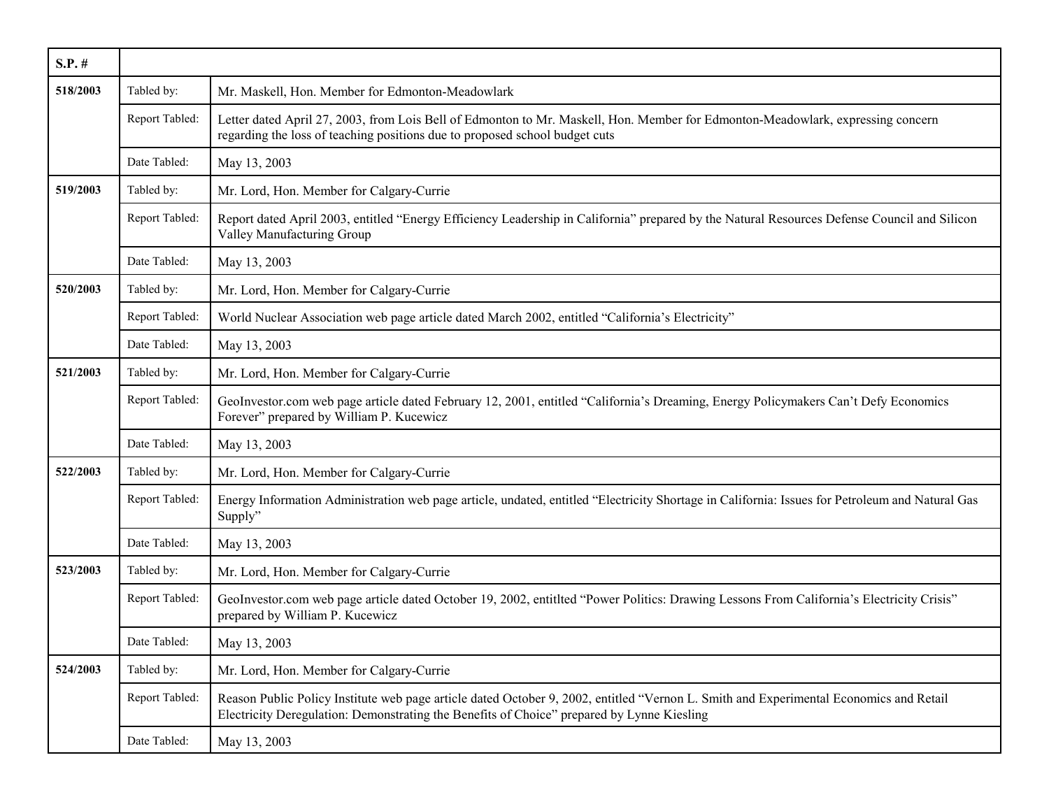| S.P. # | | |
|---|---|---|
| **518/2003** | Tabled by: | Mr. Maskell, Hon. Member for Edmonton-Meadowlark |
| | Report Tabled: | Letter dated April 27, 2003, from Lois Bell of Edmonton to Mr. Maskell, Hon. Member for Edmonton-Meadowlark, expressing concern regarding the loss of teaching positions due to proposed school budget cuts |
| | Date Tabled: | May 13, 2003 |
| **519/2003** | Tabled by: | Mr. Lord, Hon. Member for Calgary-Currie |
| | Report Tabled: | Report dated April 2003, entitled "Energy Efficiency Leadership in California" prepared by the Natural Resources Defense Council and Silicon Valley Manufacturing Group |
| | Date Tabled: | May 13, 2003 |
| **520/2003** | Tabled by: | Mr. Lord, Hon. Member for Calgary-Currie |
| | Report Tabled: | World Nuclear Association web page article dated March 2002, entitled "California's Electricity" |
| | Date Tabled: | May 13, 2003 |
| **521/2003** | Tabled by: | Mr. Lord, Hon. Member for Calgary-Currie |
| | Report Tabled: | GeoInvestor.com web page article dated February 12, 2001, entitled "California's Dreaming, Energy Policymakers Can't Defy Economics Forever" prepared by William P. Kucewicz |
| | Date Tabled: | May 13, 2003 |
| **522/2003** | Tabled by: | Mr. Lord, Hon. Member for Calgary-Currie |
| | Report Tabled: | Energy Information Administration web page article, undated, entitled "Electricity Shortage in California: Issues for Petroleum and Natural Gas Supply" |
| | Date Tabled: | May 13, 2003 |
| **523/2003** | Tabled by: | Mr. Lord, Hon. Member for Calgary-Currie |
| | Report Tabled: | GeoInvestor.com web page article dated October 19, 2002, entitlted "Power Politics: Drawing Lessons From California's Electricity Crisis" prepared by William P. Kucewicz |
| | Date Tabled: | May 13, 2003 |
| **524/2003** | Tabled by: | Mr. Lord, Hon. Member for Calgary-Currie |
| | Report Tabled: | Reason Public Policy Institute web page article dated October 9, 2002, entitled "Vernon L. Smith and Experimental Economics and Retail Electricity Deregulation: Demonstrating the Benefits of Choice" prepared by Lynne Kiesling |
| | Date Tabled: | May 13, 2003 |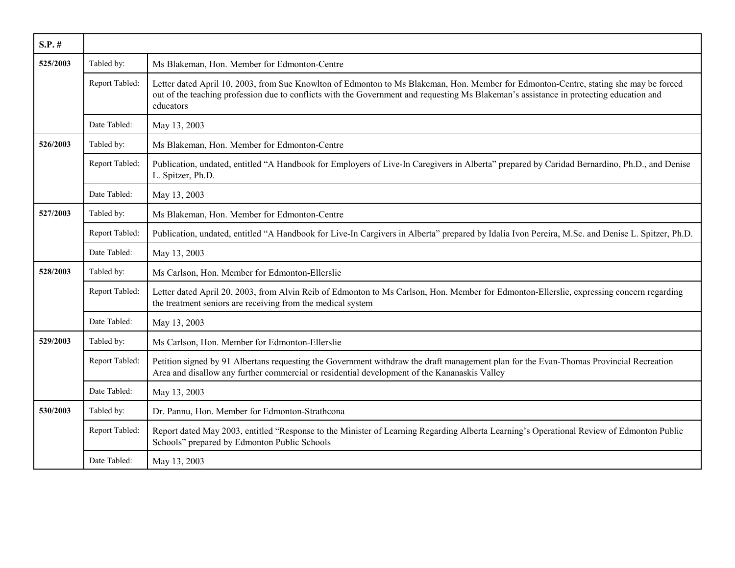| S.P. # | | |
|---|---|---|
| **525/2003** | Tabled by: | Ms Blakeman, Hon. Member for Edmonton-Centre |
| | Report Tabled: | Letter dated April 10, 2003, from Sue Knowlton of Edmonton to Ms Blakeman, Hon. Member for Edmonton-Centre, stating she may be forced out of the teaching profession due to conflicts with the Government and requesting Ms Blakeman's assistance in protecting education and educators |
| | Date Tabled: | May 13, 2003 |
| **526/2003** | Tabled by: | Ms Blakeman, Hon. Member for Edmonton-Centre |
| | Report Tabled: | Publication, undated, entitled "A Handbook for Employers of Live-In Caregivers in Alberta" prepared by Caridad Bernardino, Ph.D., and Denise L. Spitzer, Ph.D. |
| | Date Tabled: | May 13, 2003 |
| **527/2003** | Tabled by: | Ms Blakeman, Hon. Member for Edmonton-Centre |
| | Report Tabled: | Publication, undated, entitled "A Handbook for Live-In Cargivers in Alberta" prepared by Idalia Ivon Pereira, M.Sc. and Denise L. Spitzer, Ph.D. |
| | Date Tabled: | May 13, 2003 |
| **528/2003** | Tabled by: | Ms Carlson, Hon. Member for Edmonton-Ellerslie |
| | Report Tabled: | Letter dated April 20, 2003, from Alvin Reib of Edmonton to Ms Carlson, Hon. Member for Edmonton-Ellerslie, expressing concern regarding the treatment seniors are receiving from the medical system |
| | Date Tabled: | May 13, 2003 |
| **529/2003** | Tabled by: | Ms Carlson, Hon. Member for Edmonton-Ellerslie |
| | Report Tabled: | Petition signed by 91 Albertans requesting the Government withdraw the draft management plan for the Evan-Thomas Provincial Recreation Area and disallow any further commercial or residential development of the Kananaskis Valley |
| | Date Tabled: | May 13, 2003 |
| **530/2003** | Tabled by: | Dr. Pannu, Hon. Member for Edmonton-Strathcona |
| | Report Tabled: | Report dated May 2003, entitled "Response to the Minister of Learning Regarding Alberta Learning's Operational Review of Edmonton Public Schools" prepared by Edmonton Public Schools |
| | Date Tabled: | May 13, 2003 |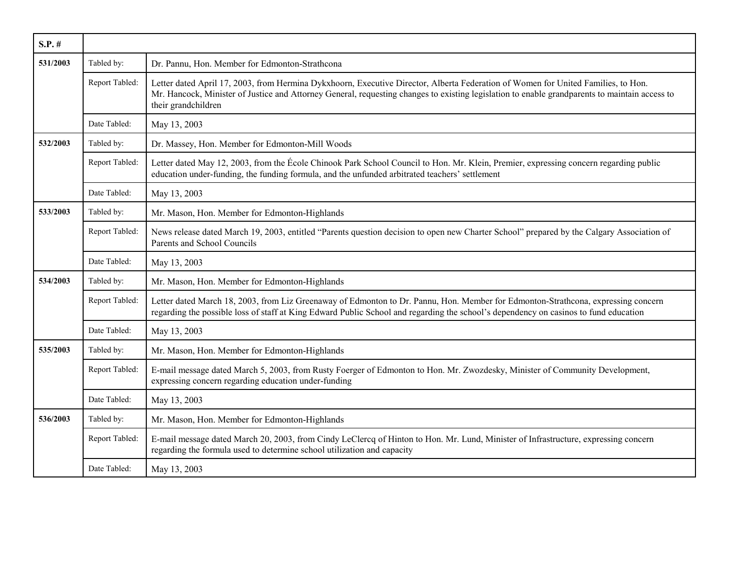| S.P. # | | |
|---|---|---|
| 531/2003 | Tabled by: | Dr. Pannu, Hon. Member for Edmonton-Strathcona |
| | Report Tabled: | Letter dated April 17, 2003, from Hermina Dykxhoorn, Executive Director, Alberta Federation of Women for United Families, to Hon. Mr. Hancock, Minister of Justice and Attorney General, requesting changes to existing legislation to enable grandparents to maintain access to their grandchildren |
| | Date Tabled: | May 13, 2003 |
| 532/2003 | Tabled by: | Dr. Massey, Hon. Member for Edmonton-Mill Woods |
| | Report Tabled: | Letter dated May 12, 2003, from the École Chinook Park School Council to Hon. Mr. Klein, Premier, expressing concern regarding public education under-funding, the funding formula, and the unfunded arbitrated teachers' settlement |
| | Date Tabled: | May 13, 2003 |
| 533/2003 | Tabled by: | Mr. Mason, Hon. Member for Edmonton-Highlands |
| | Report Tabled: | News release dated March 19, 2003, entitled "Parents question decision to open new Charter School" prepared by the Calgary Association of Parents and School Councils |
| | Date Tabled: | May 13, 2003 |
| 534/2003 | Tabled by: | Mr. Mason, Hon. Member for Edmonton-Highlands |
| | Report Tabled: | Letter dated March 18, 2003, from Liz Greenaway of Edmonton to Dr. Pannu, Hon. Member for Edmonton-Strathcona, expressing concern regarding the possible loss of staff at King Edward Public School and regarding the school's dependency on casinos to fund education |
| | Date Tabled: | May 13, 2003 |
| 535/2003 | Tabled by: | Mr. Mason, Hon. Member for Edmonton-Highlands |
| | Report Tabled: | E-mail message dated March 5, 2003, from Rusty Foerger of Edmonton to Hon. Mr. Zwozdesky, Minister of Community Development, expressing concern regarding education under-funding |
| | Date Tabled: | May 13, 2003 |
| 536/2003 | Tabled by: | Mr. Mason, Hon. Member for Edmonton-Highlands |
| | Report Tabled: | E-mail message dated March 20, 2003, from Cindy LeClercq of Hinton to Hon. Mr. Lund, Minister of Infrastructure, expressing concern regarding the formula used to determine school utilization and capacity |
| | Date Tabled: | May 13, 2003 |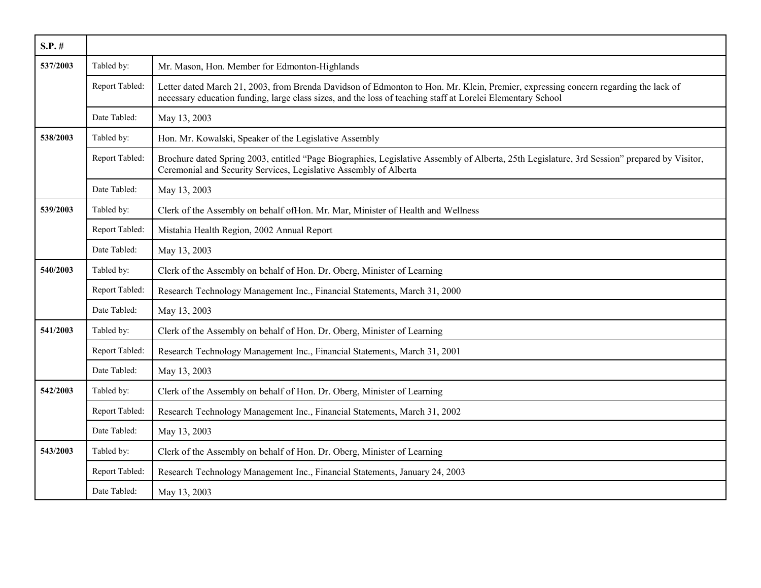| S.P. # | | |
|---|---|---|
| **537/2003** | Tabled by: | Mr. Mason, Hon. Member for Edmonton-Highlands |
| | Report Tabled: | Letter dated March 21, 2003, from Brenda Davidson of Edmonton to Hon. Mr. Klein, Premier, expressing concern regarding the lack of necessary education funding, large class sizes, and the loss of teaching staff at Lorelei Elementary School |
| | Date Tabled: | May 13, 2003 |
| **538/2003** | Tabled by: | Hon. Mr. Kowalski, Speaker of the Legislative Assembly |
| | Report Tabled: | Brochure dated Spring 2003, entitled “Page Biographies, Legislative Assembly of Alberta, 25th Legislature, 3rd Session” prepared by Visitor, Ceremonial and Security Services, Legislative Assembly of Alberta |
| | Date Tabled: | May 13, 2003 |
| **539/2003** | Tabled by: | Clerk of the Assembly on behalf ofHon. Mr. Mar, Minister of Health and Wellness |
| | Report Tabled: | Mistahia Health Region, 2002 Annual Report |
| | Date Tabled: | May 13, 2003 |
| **540/2003** | Tabled by: | Clerk of the Assembly on behalf of Hon. Dr. Oberg, Minister of Learning |
| | Report Tabled: | Research Technology Management Inc., Financial Statements, March 31, 2000 |
| | Date Tabled: | May 13, 2003 |
| **541/2003** | Tabled by: | Clerk of the Assembly on behalf of Hon. Dr. Oberg, Minister of Learning |
| | Report Tabled: | Research Technology Management Inc., Financial Statements, March 31, 2001 |
| | Date Tabled: | May 13, 2003 |
| **542/2003** | Tabled by: | Clerk of the Assembly on behalf of Hon. Dr. Oberg, Minister of Learning |
| | Report Tabled: | Research Technology Management Inc., Financial Statements, March 31, 2002 |
| | Date Tabled: | May 13, 2003 |
| **543/2003** | Tabled by: | Clerk of the Assembly on behalf of Hon. Dr. Oberg, Minister of Learning |
| | Report Tabled: | Research Technology Management Inc., Financial Statements, January 24, 2003 |
| | Date Tabled: | May 13, 2003 |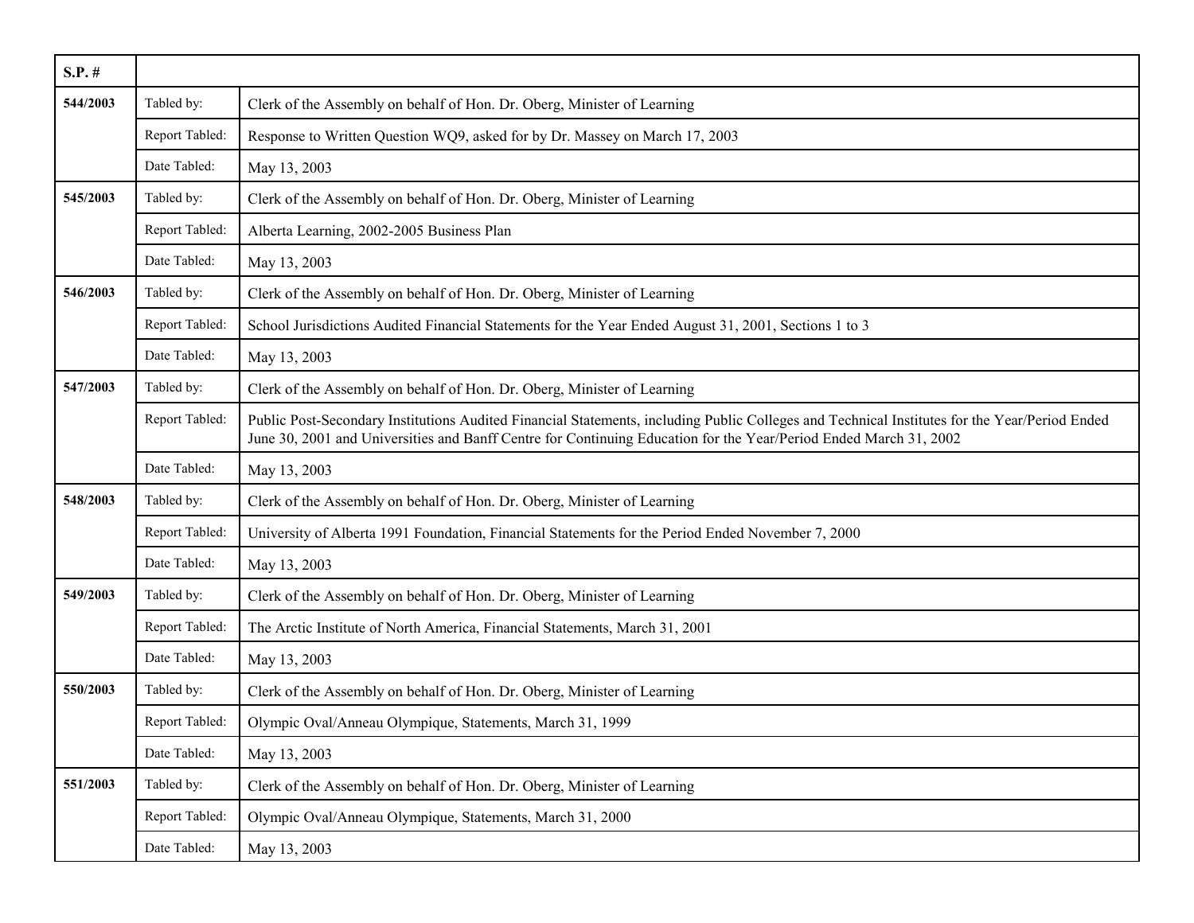| S.P. # | | |
|---|---|---|
| **544/2003** | Tabled by: | Clerk of the Assembly on behalf of Hon. Dr. Oberg, Minister of Learning |
| | Report Tabled: | Response to Written Question WQ9, asked for by Dr. Massey on March 17, 2003 |
| | Date Tabled: | May 13, 2003 |
| **545/2003** | Tabled by: | Clerk of the Assembly on behalf of Hon. Dr. Oberg, Minister of Learning |
| | Report Tabled: | Alberta Learning, 2002-2005 Business Plan |
| | Date Tabled: | May 13, 2003 |
| **546/2003** | Tabled by: | Clerk of the Assembly on behalf of Hon. Dr. Oberg, Minister of Learning |
| | Report Tabled: | School Jurisdictions Audited Financial Statements for the Year Ended August 31, 2001, Sections 1 to 3 |
| | Date Tabled: | May 13, 2003 |
| **547/2003** | Tabled by: | Clerk of the Assembly on behalf of Hon. Dr. Oberg, Minister of Learning |
| | Report Tabled: | Public Post-Secondary Institutions Audited Financial Statements, including Public Colleges and Technical Institutes for the Year/Period Ended June 30, 2001 and Universities and Banff Centre for Continuing Education for the Year/Period Ended March 31, 2002 |
| | Date Tabled: | May 13, 2003 |
| **548/2003** | Tabled by: | Clerk of the Assembly on behalf of Hon. Dr. Oberg, Minister of Learning |
| | Report Tabled: | University of Alberta 1991 Foundation, Financial Statements for the Period Ended November 7, 2000 |
| | Date Tabled: | May 13, 2003 |
| **549/2003** | Tabled by: | Clerk of the Assembly on behalf of Hon. Dr. Oberg, Minister of Learning |
| | Report Tabled: | The Arctic Institute of North America, Financial Statements, March 31, 2001 |
| | Date Tabled: | May 13, 2003 |
| **550/2003** | Tabled by: | Clerk of the Assembly on behalf of Hon. Dr. Oberg, Minister of Learning |
| | Report Tabled: | Olympic Oval/Anneau Olympique, Statements, March 31, 1999 |
| | Date Tabled: | May 13, 2003 |
| **551/2003** | Tabled by: | Clerk of the Assembly on behalf of Hon. Dr. Oberg, Minister of Learning |
| | Report Tabled: | Olympic Oval/Anneau Olympique, Statements, March 31, 2000 |
| | Date Tabled: | May 13, 2003 |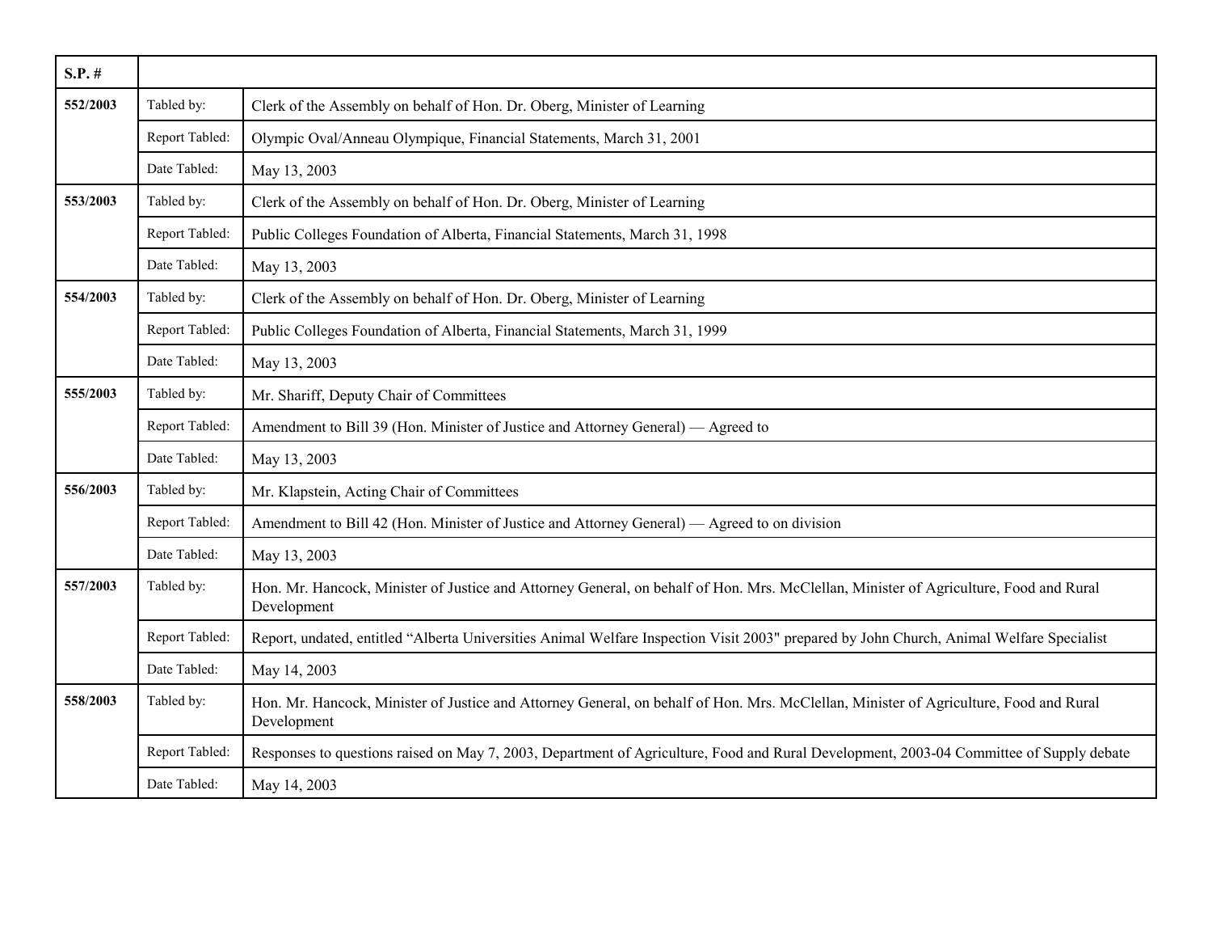| S.P. # | | |
|---|---|---|
| 552/2003 | Tabled by: | Clerk of the Assembly on behalf of Hon. Dr. Oberg, Minister of Learning |
| | Report Tabled: | Olympic Oval/Anneau Olympique, Financial Statements, March 31, 2001 |
| | Date Tabled: | May 13, 2003 |
| 553/2003 | Tabled by: | Clerk of the Assembly on behalf of Hon. Dr. Oberg, Minister of Learning |
| | Report Tabled: | Public Colleges Foundation of Alberta, Financial Statements, March 31, 1998 |
| | Date Tabled: | May 13, 2003 |
| 554/2003 | Tabled by: | Clerk of the Assembly on behalf of Hon. Dr. Oberg, Minister of Learning |
| | Report Tabled: | Public Colleges Foundation of Alberta, Financial Statements, March 31, 1999 |
| | Date Tabled: | May 13, 2003 |
| 555/2003 | Tabled by: | Mr. Shariff, Deputy Chair of Committees |
| | Report Tabled: | Amendment to Bill 39 (Hon. Minister of Justice and Attorney General) — Agreed to |
| | Date Tabled: | May 13, 2003 |
| 556/2003 | Tabled by: | Mr. Klapstein, Acting Chair of Committees |
| | Report Tabled: | Amendment to Bill 42 (Hon. Minister of Justice and Attorney General) — Agreed to on division |
| | Date Tabled: | May 13, 2003 |
| 557/2003 | Tabled by: | Hon. Mr. Hancock, Minister of Justice and Attorney General, on behalf of Hon. Mrs. McClellan, Minister of Agriculture, Food and Rural Development |
| | Report Tabled: | Report, undated, entitled "Alberta Universities Animal Welfare Inspection Visit 2003" prepared by John Church, Animal Welfare Specialist |
| | Date Tabled: | May 14, 2003 |
| 558/2003 | Tabled by: | Hon. Mr. Hancock, Minister of Justice and Attorney General, on behalf of Hon. Mrs. McClellan, Minister of Agriculture, Food and Rural Development |
| | Report Tabled: | Responses to questions raised on May 7, 2003, Department of Agriculture, Food and Rural Development, 2003-04 Committee of Supply debate |
| | Date Tabled: | May 14, 2003 |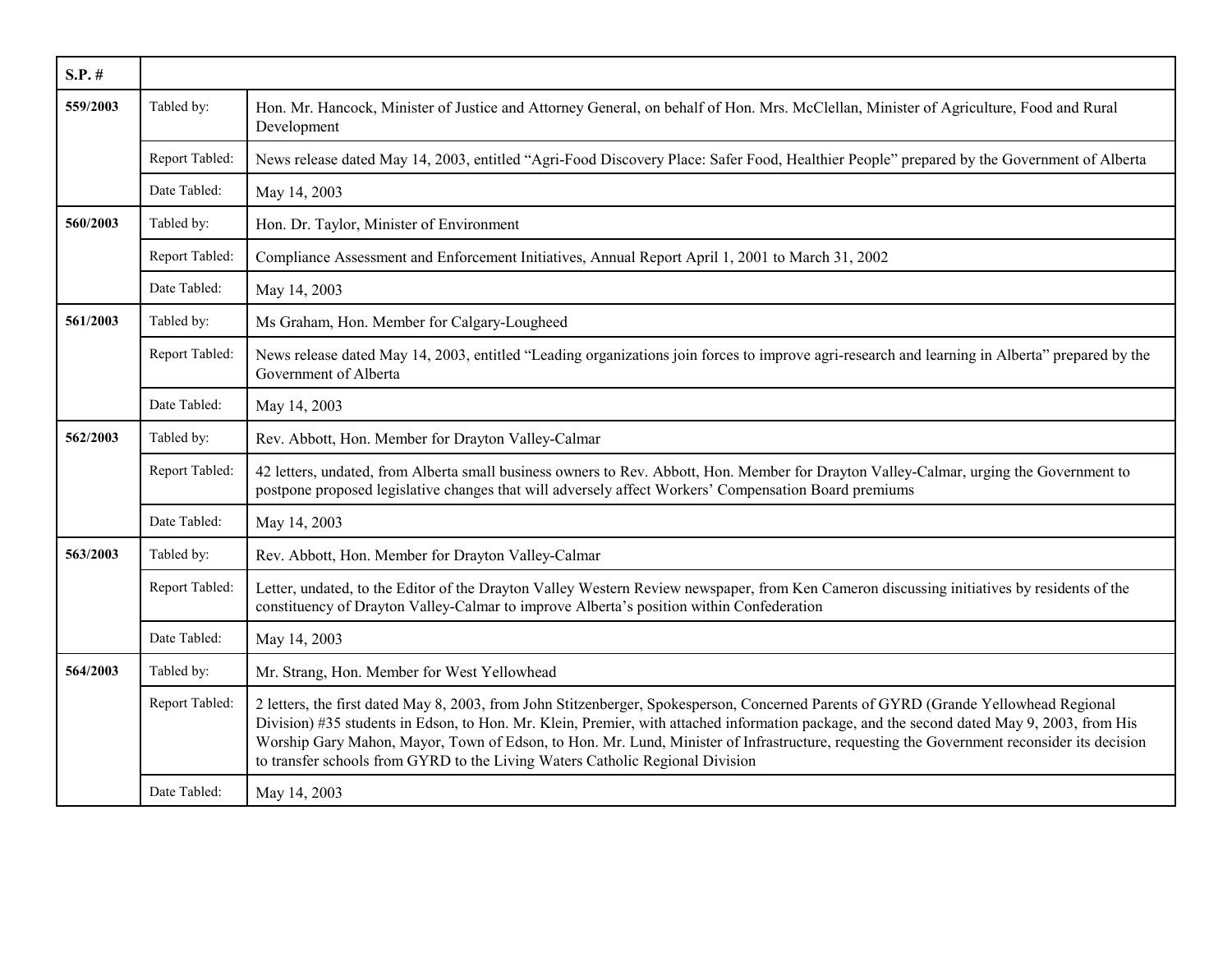| S.P. # | | |
|---|---|---|
| **559/2003** | Tabled by: | Hon. Mr. Hancock, Minister of Justice and Attorney General, on behalf of Hon. Mrs. McClellan, Minister of Agriculture, Food and Rural Development |
| | Report Tabled: | News release dated May 14, 2003, entitled “Agri-Food Discovery Place: Safer Food, Healthier People” prepared by the Government of Alberta |
| | Date Tabled: | May 14, 2003 |
| **560/2003** | Tabled by: | Hon. Dr. Taylor, Minister of Environment |
| | Report Tabled: | Compliance Assessment and Enforcement Initiatives, Annual Report April 1, 2001 to March 31, 2002 |
| | Date Tabled: | May 14, 2003 |
| **561/2003** | Tabled by: | Ms Graham, Hon. Member for Calgary-Lougheed |
| | Report Tabled: | News release dated May 14, 2003, entitled “Leading organizations join forces to improve agri-research and learning in Alberta” prepared by the Government of Alberta |
| | Date Tabled: | May 14, 2003 |
| **562/2003** | Tabled by: | Rev. Abbott, Hon. Member for Drayton Valley-Calmar |
| | Report Tabled: | 42 letters, undated, from Alberta small business owners to Rev. Abbott, Hon. Member for Drayton Valley-Calmar, urging the Government to postpone proposed legislative changes that will adversely affect Workers’ Compensation Board premiums |
| | Date Tabled: | May 14, 2003 |
| **563/2003** | Tabled by: | Rev. Abbott, Hon. Member for Drayton Valley-Calmar |
| | Report Tabled: | Letter, undated, to the Editor of the Drayton Valley Western Review newspaper, from Ken Cameron discussing initiatives by residents of the constituency of Drayton Valley-Calmar to improve Alberta’s position within Confederation |
| | Date Tabled: | May 14, 2003 |
| **564/2003** | Tabled by: | Mr. Strang, Hon. Member for West Yellowhead |
| | Report Tabled: | 2 letters, the first dated May 8, 2003, from John Stitzenberger, Spokesperson, Concerned Parents of GYRD (Grande Yellowhead Regional Division) #35 students in Edson, to Hon. Mr. Klein, Premier, with attached information package, and the second dated May 9, 2003, from His Worship Gary Mahon, Mayor, Town of Edson, to Hon. Mr. Lund, Minister of Infrastructure, requesting the Government reconsider its decision to transfer schools from GYRD to the Living Waters Catholic Regional Division |
| | Date Tabled: | May 14, 2003 |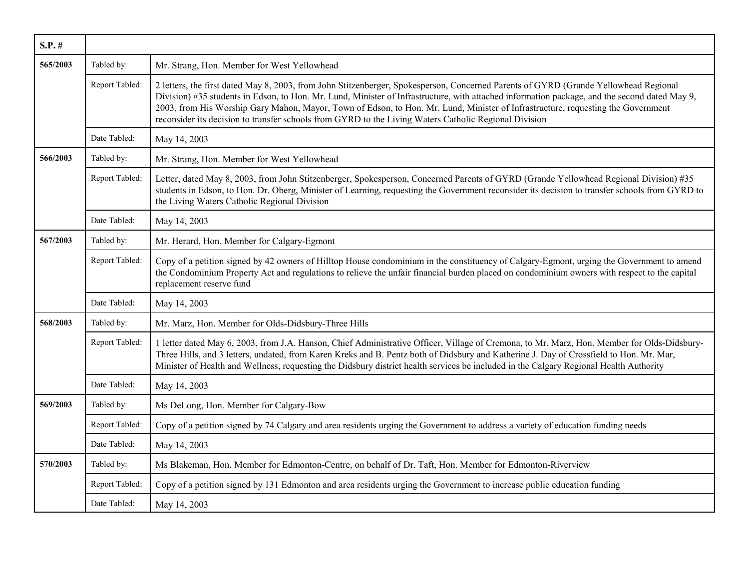| S.P. # | | |
|---|---|---|
| 565/2003 | Tabled by: | Mr. Strang, Hon. Member for West Yellowhead |
| | Report Tabled: | 2 letters, the first dated May 8, 2003, from John Stitzenberger, Spokesperson, Concerned Parents of GYRD (Grande Yellowhead Regional Division) #35 students in Edson, to Hon. Mr. Lund, Minister of Infrastructure, with attached information package, and the second dated May 9, 2003, from His Worship Gary Mahon, Mayor, Town of Edson, to Hon. Mr. Lund, Minister of Infrastructure, requesting the Government reconsider its decision to transfer schools from GYRD to the Living Waters Catholic Regional Division |
| | Date Tabled: | May 14, 2003 |
| 566/2003 | Tabled by: | Mr. Strang, Hon. Member for West Yellowhead |
| | Report Tabled: | Letter, dated May 8, 2003, from John Stitzenberger, Spokesperson, Concerned Parents of GYRD (Grande Yellowhead Regional Division) #35 students in Edson, to Hon. Dr. Oberg, Minister of Learning, requesting the Government reconsider its decision to transfer schools from GYRD to the Living Waters Catholic Regional Division |
| | Date Tabled: | May 14, 2003 |
| 567/2003 | Tabled by: | Mr. Herard, Hon. Member for Calgary-Egmont |
| | Report Tabled: | Copy of a petition signed by 42 owners of Hilltop House condominium in the constituency of Calgary-Egmont, urging the Government to amend the Condominium Property Act and regulations to relieve the unfair financial burden placed on condominium owners with respect to the capital replacement reserve fund |
| | Date Tabled: | May 14, 2003 |
| 568/2003 | Tabled by: | Mr. Marz, Hon. Member for Olds-Didsbury-Three Hills |
| | Report Tabled: | 1 letter dated May 6, 2003, from J.A. Hanson, Chief Administrative Officer, Village of Cremona, to Mr. Marz, Hon. Member for Olds-Didsbury-Three Hills, and 3 letters, undated, from Karen Kreks and B. Pentz both of Didsbury and Katherine J. Day of Crossfield to Hon. Mr. Mar, Minister of Health and Wellness, requesting the Didsbury district health services be included in the Calgary Regional Health Authority |
| | Date Tabled: | May 14, 2003 |
| 569/2003 | Tabled by: | Ms DeLong, Hon. Member for Calgary-Bow |
| | Report Tabled: | Copy of a petition signed by 74 Calgary and area residents urging the Government to address a variety of education funding needs |
| | Date Tabled: | May 14, 2003 |
| 570/2003 | Tabled by: | Ms Blakeman, Hon. Member for Edmonton-Centre, on behalf of Dr. Taft, Hon. Member for Edmonton-Riverview |
| | Report Tabled: | Copy of a petition signed by 131 Edmonton and area residents urging the Government to increase public education funding |
| | Date Tabled: | May 14, 2003 |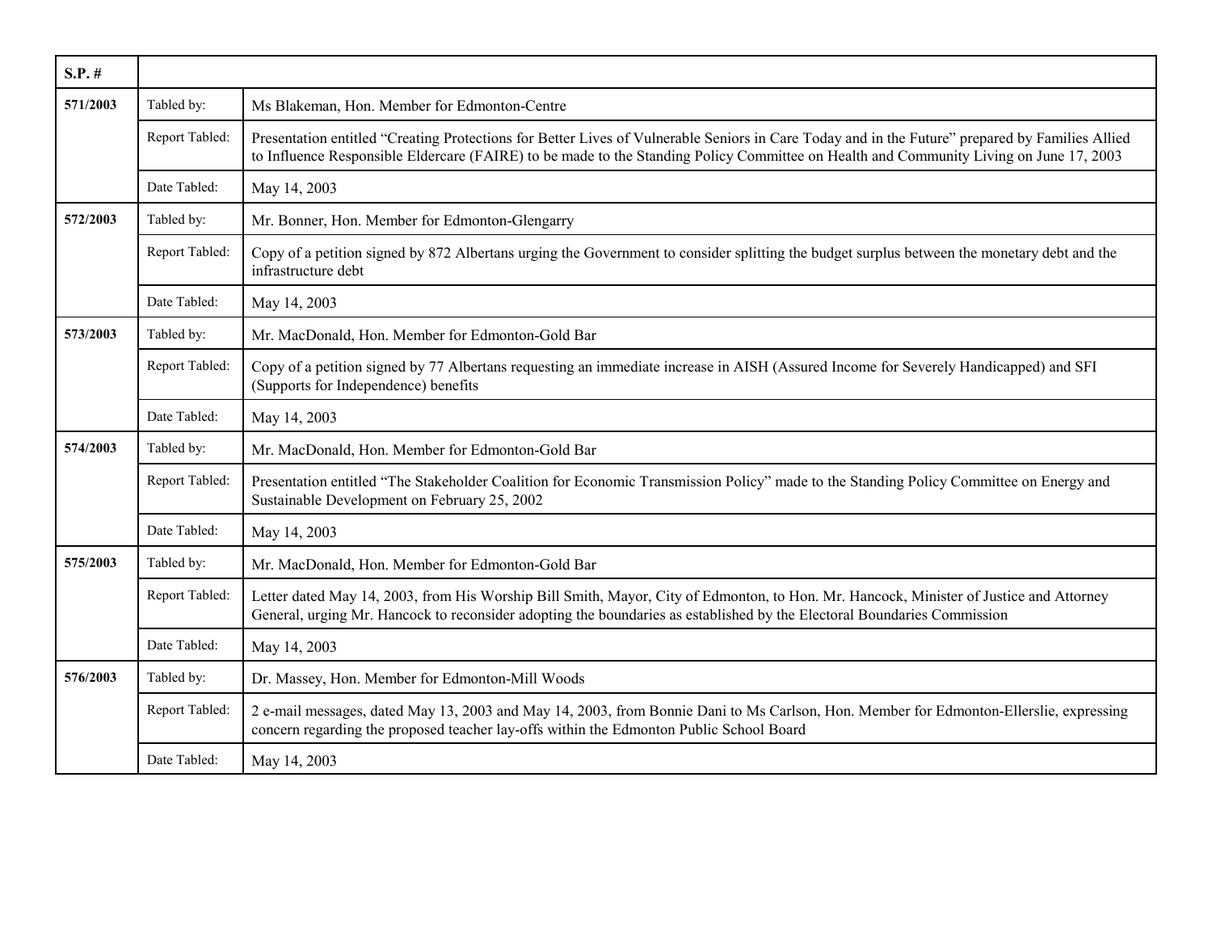| S.P. # | | |
|---|---|---|
| 571/2003 | Tabled by: | Ms Blakeman, Hon. Member for Edmonton-Centre |
| | Report Tabled: | Presentation entitled "Creating Protections for Better Lives of Vulnerable Seniors in Care Today and in the Future" prepared by Families Allied to Influence Responsible Eldercare (FAIRE) to be made to the Standing Policy Committee on Health and Community Living on June 17, 2003 |
| | Date Tabled: | May 14, 2003 |
| 572/2003 | Tabled by: | Mr. Bonner, Hon. Member for Edmonton-Glengarry |
| | Report Tabled: | Copy of a petition signed by 872 Albertans urging the Government to consider splitting the budget surplus between the monetary debt and the infrastructure debt |
| | Date Tabled: | May 14, 2003 |
| 573/2003 | Tabled by: | Mr. MacDonald, Hon. Member for Edmonton-Gold Bar |
| | Report Tabled: | Copy of a petition signed by 77 Albertans requesting an immediate increase in AISH (Assured Income for Severely Handicapped) and SFI (Supports for Independence) benefits |
| | Date Tabled: | May 14, 2003 |
| 574/2003 | Tabled by: | Mr. MacDonald, Hon. Member for Edmonton-Gold Bar |
| | Report Tabled: | Presentation entitled "The Stakeholder Coalition for Economic Transmission Policy" made to the Standing Policy Committee on Energy and Sustainable Development on February 25, 2002 |
| | Date Tabled: | May 14, 2003 |
| 575/2003 | Tabled by: | Mr. MacDonald, Hon. Member for Edmonton-Gold Bar |
| | Report Tabled: | Letter dated May 14, 2003, from His Worship Bill Smith, Mayor, City of Edmonton, to Hon. Mr. Hancock, Minister of Justice and Attorney General, urging Mr. Hancock to reconsider adopting the boundaries as established by the Electoral Boundaries Commission |
| | Date Tabled: | May 14, 2003 |
| 576/2003 | Tabled by: | Dr. Massey, Hon. Member for Edmonton-Mill Woods |
| | Report Tabled: | 2 e-mail messages, dated May 13, 2003 and May 14, 2003, from Bonnie Dani to Ms Carlson, Hon. Member for Edmonton-Ellerslie, expressing concern regarding the proposed teacher lay-offs within the Edmonton Public School Board |
| | Date Tabled: | May 14, 2003 |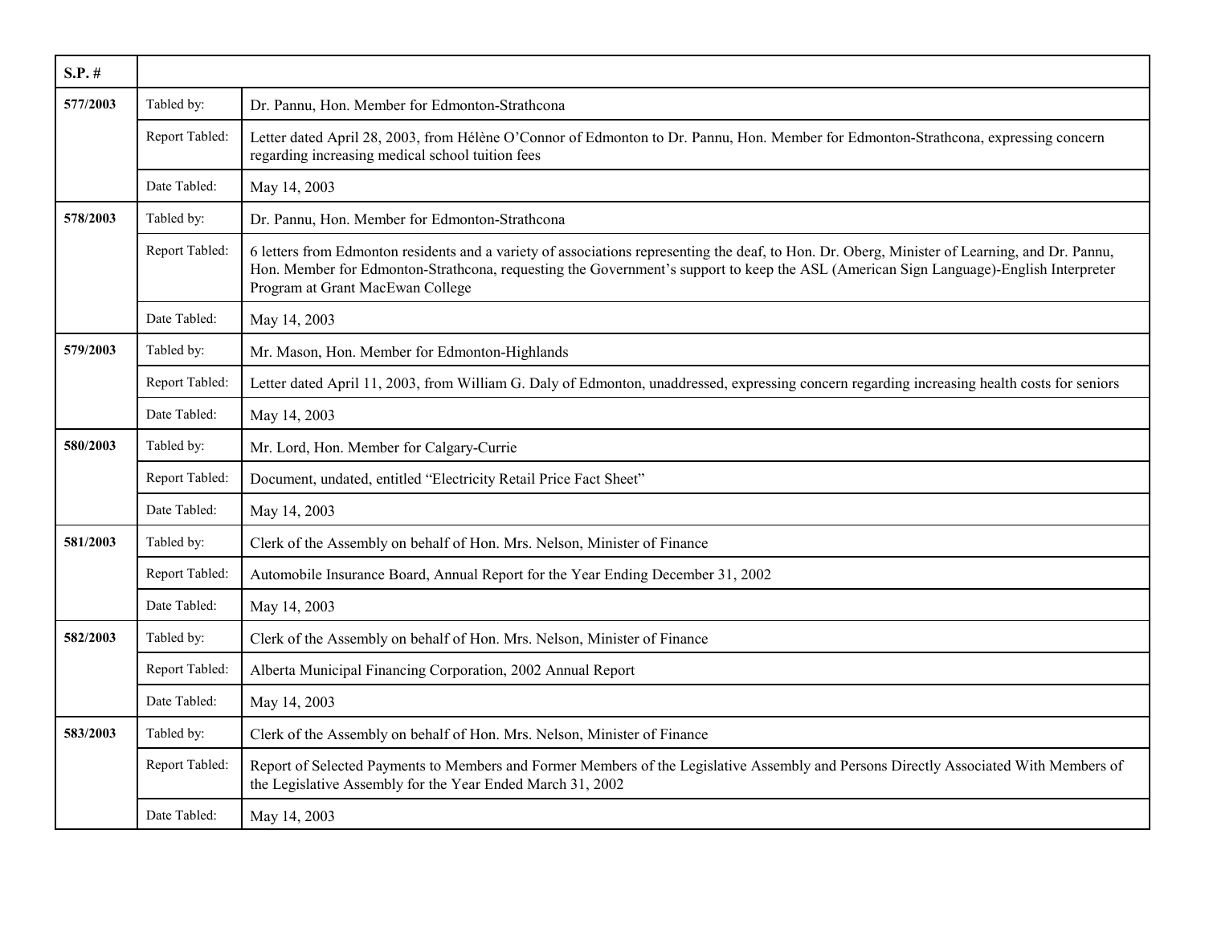| S.P. # | | |
|---|---|---|
| 577/2003 | Tabled by: | Dr. Pannu, Hon. Member for Edmonton-Strathcona |
| | Report Tabled: | Letter dated April 28, 2003, from Hélène O'Connor of Edmonton to Dr. Pannu, Hon. Member for Edmonton-Strathcona, expressing concern regarding increasing medical school tuition fees |
| | Date Tabled: | May 14, 2003 |
| 578/2003 | Tabled by: | Dr. Pannu, Hon. Member for Edmonton-Strathcona |
| | Report Tabled: | 6 letters from Edmonton residents and a variety of associations representing the deaf, to Hon. Dr. Oberg, Minister of Learning, and Dr. Pannu, Hon. Member for Edmonton-Strathcona, requesting the Government's support to keep the ASL (American Sign Language)-English Interpreter Program at Grant MacEwan College |
| | Date Tabled: | May 14, 2003 |
| 579/2003 | Tabled by: | Mr. Mason, Hon. Member for Edmonton-Highlands |
| | Report Tabled: | Letter dated April 11, 2003, from William G. Daly of Edmonton, unaddressed, expressing concern regarding increasing health costs for seniors |
| | Date Tabled: | May 14, 2003 |
| 580/2003 | Tabled by: | Mr. Lord, Hon. Member for Calgary-Currie |
| | Report Tabled: | Document, undated, entitled "Electricity Retail Price Fact Sheet" |
| | Date Tabled: | May 14, 2003 |
| 581/2003 | Tabled by: | Clerk of the Assembly on behalf of Hon. Mrs. Nelson, Minister of Finance |
| | Report Tabled: | Automobile Insurance Board, Annual Report for the Year Ending December 31, 2002 |
| | Date Tabled: | May 14, 2003 |
| 582/2003 | Tabled by: | Clerk of the Assembly on behalf of Hon. Mrs. Nelson, Minister of Finance |
| | Report Tabled: | Alberta Municipal Financing Corporation, 2002 Annual Report |
| | Date Tabled: | May 14, 2003 |
| 583/2003 | Tabled by: | Clerk of the Assembly on behalf of Hon. Mrs. Nelson, Minister of Finance |
| | Report Tabled: | Report of Selected Payments to Members and Former Members of the Legislative Assembly and Persons Directly Associated With Members of the Legislative Assembly for the Year Ended March 31, 2002 |
| | Date Tabled: | May 14, 2003 |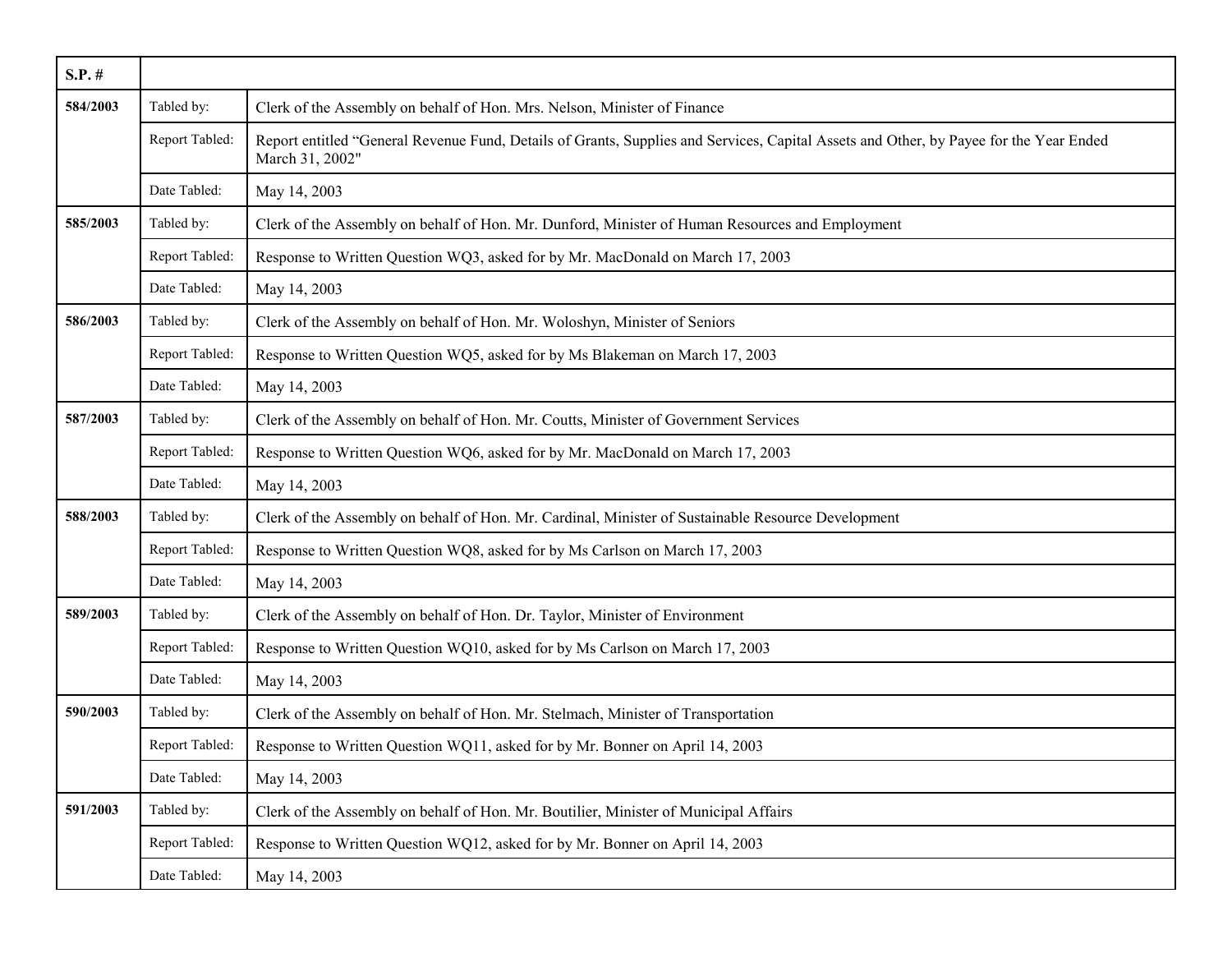| S.P. # | | |
|---|---|---|
| **584/2003** | Tabled by: | Clerk of the Assembly on behalf of Hon. Mrs. Nelson, Minister of Finance |
| | Report Tabled: | Report entitled "General Revenue Fund, Details of Grants, Supplies and Services, Capital Assets and Other, by Payee for the Year Ended March 31, 2002" |
| | Date Tabled: | May 14, 2003 |
| **585/2003** | Tabled by: | Clerk of the Assembly on behalf of Hon. Mr. Dunford, Minister of Human Resources and Employment |
| | Report Tabled: | Response to Written Question WQ3, asked for by Mr. MacDonald on March 17, 2003 |
| | Date Tabled: | May 14, 2003 |
| **586/2003** | Tabled by: | Clerk of the Assembly on behalf of Hon. Mr. Woloshyn, Minister of Seniors |
| | Report Tabled: | Response to Written Question WQ5, asked for by Ms Blakeman on March 17, 2003 |
| | Date Tabled: | May 14, 2003 |
| **587/2003** | Tabled by: | Clerk of the Assembly on behalf of Hon. Mr. Coutts, Minister of Government Services |
| | Report Tabled: | Response to Written Question WQ6, asked for by Mr. MacDonald on March 17, 2003 |
| | Date Tabled: | May 14, 2003 |
| **588/2003** | Tabled by: | Clerk of the Assembly on behalf of Hon. Mr. Cardinal, Minister of Sustainable Resource Development |
| | Report Tabled: | Response to Written Question WQ8, asked for by Ms Carlson on March 17, 2003 |
| | Date Tabled: | May 14, 2003 |
| **589/2003** | Tabled by: | Clerk of the Assembly on behalf of Hon. Dr. Taylor, Minister of Environment |
| | Report Tabled: | Response to Written Question WQ10, asked for by Ms Carlson on March 17, 2003 |
| | Date Tabled: | May 14, 2003 |
| **590/2003** | Tabled by: | Clerk of the Assembly on behalf of Hon. Mr. Stelmach, Minister of Transportation |
| | Report Tabled: | Response to Written Question WQ11, asked for by Mr. Bonner on April 14, 2003 |
| | Date Tabled: | May 14, 2003 |
| **591/2003** | Tabled by: | Clerk of the Assembly on behalf of Hon. Mr. Boutilier, Minister of Municipal Affairs |
| | Report Tabled: | Response to Written Question WQ12, asked for by Mr. Bonner on April 14, 2003 |
| | Date Tabled: | May 14, 2003 |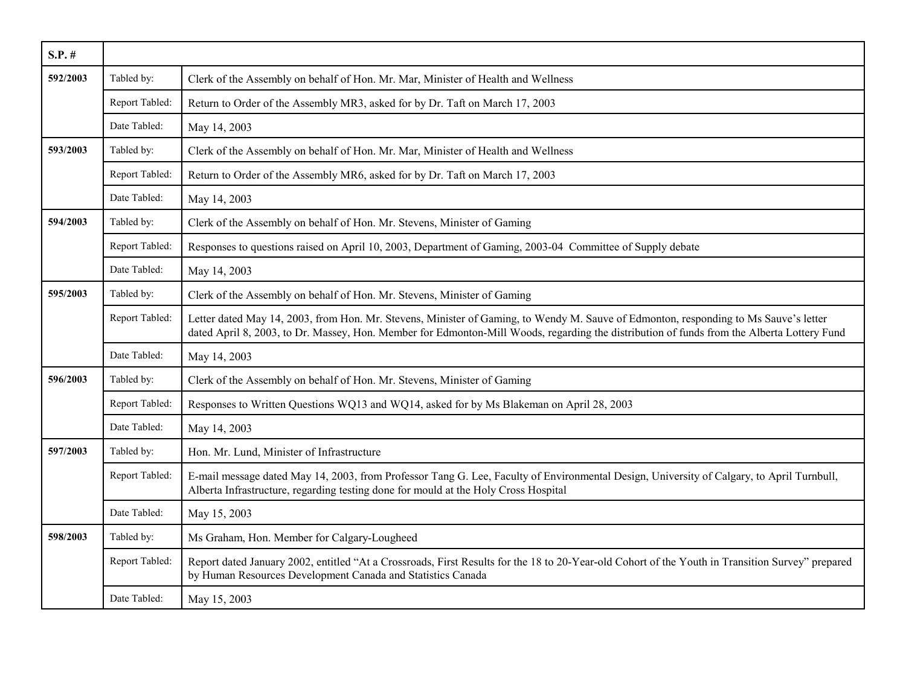| S.P. # | | |
|---|---|---|
| **592/2003** | Tabled by: | Clerk of the Assembly on behalf of Hon. Mr. Mar, Minister of Health and Wellness |
| | Report Tabled: | Return to Order of the Assembly MR3, asked for by Dr. Taft on March 17, 2003 |
| | Date Tabled: | May 14, 2003 |
| **593/2003** | Tabled by: | Clerk of the Assembly on behalf of Hon. Mr. Mar, Minister of Health and Wellness |
| | Report Tabled: | Return to Order of the Assembly MR6, asked for by Dr. Taft on March 17, 2003 |
| | Date Tabled: | May 14, 2003 |
| **594/2003** | Tabled by: | Clerk of the Assembly on behalf of Hon. Mr. Stevens, Minister of Gaming |
| | Report Tabled: | Responses to questions raised on April 10, 2003, Department of Gaming, 2003-04 Committee of Supply debate |
| | Date Tabled: | May 14, 2003 |
| **595/2003** | Tabled by: | Clerk of the Assembly on behalf of Hon. Mr. Stevens, Minister of Gaming |
| | Report Tabled: | Letter dated May 14, 2003, from Hon. Mr. Stevens, Minister of Gaming, to Wendy M. Sauve of Edmonton, responding to Ms Sauve's letter dated April 8, 2003, to Dr. Massey, Hon. Member for Edmonton-Mill Woods, regarding the distribution of funds from the Alberta Lottery Fund |
| | Date Tabled: | May 14, 2003 |
| **596/2003** | Tabled by: | Clerk of the Assembly on behalf of Hon. Mr. Stevens, Minister of Gaming |
| | Report Tabled: | Responses to Written Questions WQ13 and WQ14, asked for by Ms Blakeman on April 28, 2003 |
| | Date Tabled: | May 14, 2003 |
| **597/2003** | Tabled by: | Hon. Mr. Lund, Minister of Infrastructure |
| | Report Tabled: | E-mail message dated May 14, 2003, from Professor Tang G. Lee, Faculty of Environmental Design, University of Calgary, to April Turnbull, Alberta Infrastructure, regarding testing done for mould at the Holy Cross Hospital |
| | Date Tabled: | May 15, 2003 |
| **598/2003** | Tabled by: | Ms Graham, Hon. Member for Calgary-Lougheed |
| | Report Tabled: | Report dated January 2002, entitled "At a Crossroads, First Results for the 18 to 20-Year-old Cohort of the Youth in Transition Survey" prepared by Human Resources Development Canada and Statistics Canada |
| | Date Tabled: | May 15, 2003 |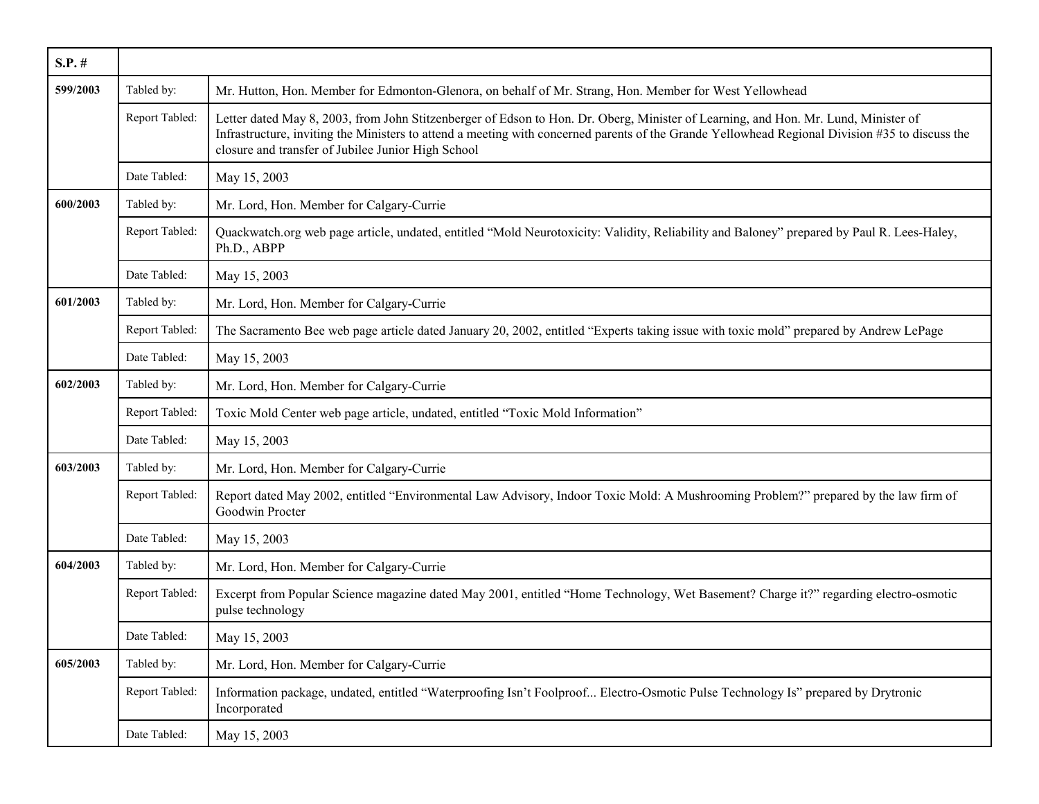| S.P. # | | |
|---|---|---|
| **599/2003** | Tabled by: | Mr. Hutton, Hon. Member for Edmonton-Glenora, on behalf of Mr. Strang, Hon. Member for West Yellowhead |
| | Report Tabled: | Letter dated May 8, 2003, from John Stitzenberger of Edson to Hon. Dr. Oberg, Minister of Learning, and Hon. Mr. Lund, Minister of Infrastructure, inviting the Ministers to attend a meeting with concerned parents of the Grande Yellowhead Regional Division #35 to discuss the closure and transfer of Jubilee Junior High School |
| | Date Tabled: | May 15, 2003 |
| **600/2003** | Tabled by: | Mr. Lord, Hon. Member for Calgary-Currie |
| | Report Tabled: | Quackwatch.org web page article, undated, entitled "Mold Neurotoxicity: Validity, Reliability and Baloney" prepared by Paul R. Lees-Haley, Ph.D., ABPP |
| | Date Tabled: | May 15, 2003 |
| **601/2003** | Tabled by: | Mr. Lord, Hon. Member for Calgary-Currie |
| | Report Tabled: | The Sacramento Bee web page article dated January 20, 2002, entitled "Experts taking issue with toxic mold" prepared by Andrew LePage |
| | Date Tabled: | May 15, 2003 |
| **602/2003** | Tabled by: | Mr. Lord, Hon. Member for Calgary-Currie |
| | Report Tabled: | Toxic Mold Center web page article, undated, entitled "Toxic Mold Information" |
| | Date Tabled: | May 15, 2003 |
| **603/2003** | Tabled by: | Mr. Lord, Hon. Member for Calgary-Currie |
| | Report Tabled: | Report dated May 2002, entitled "Environmental Law Advisory, Indoor Toxic Mold: A Mushrooming Problem?" prepared by the law firm of Goodwin Procter |
| | Date Tabled: | May 15, 2003 |
| **604/2003** | Tabled by: | Mr. Lord, Hon. Member for Calgary-Currie |
| | Report Tabled: | Excerpt from Popular Science magazine dated May 2001, entitled "Home Technology, Wet Basement? Charge it?" regarding electro-osmotic pulse technology |
| | Date Tabled: | May 15, 2003 |
| **605/2003** | Tabled by: | Mr. Lord, Hon. Member for Calgary-Currie |
| | Report Tabled: | Information package, undated, entitled "Waterproofing Isn't Foolproof... Electro-Osmotic Pulse Technology Is" prepared by Drytronic Incorporated |
| | Date Tabled: | May 15, 2003 |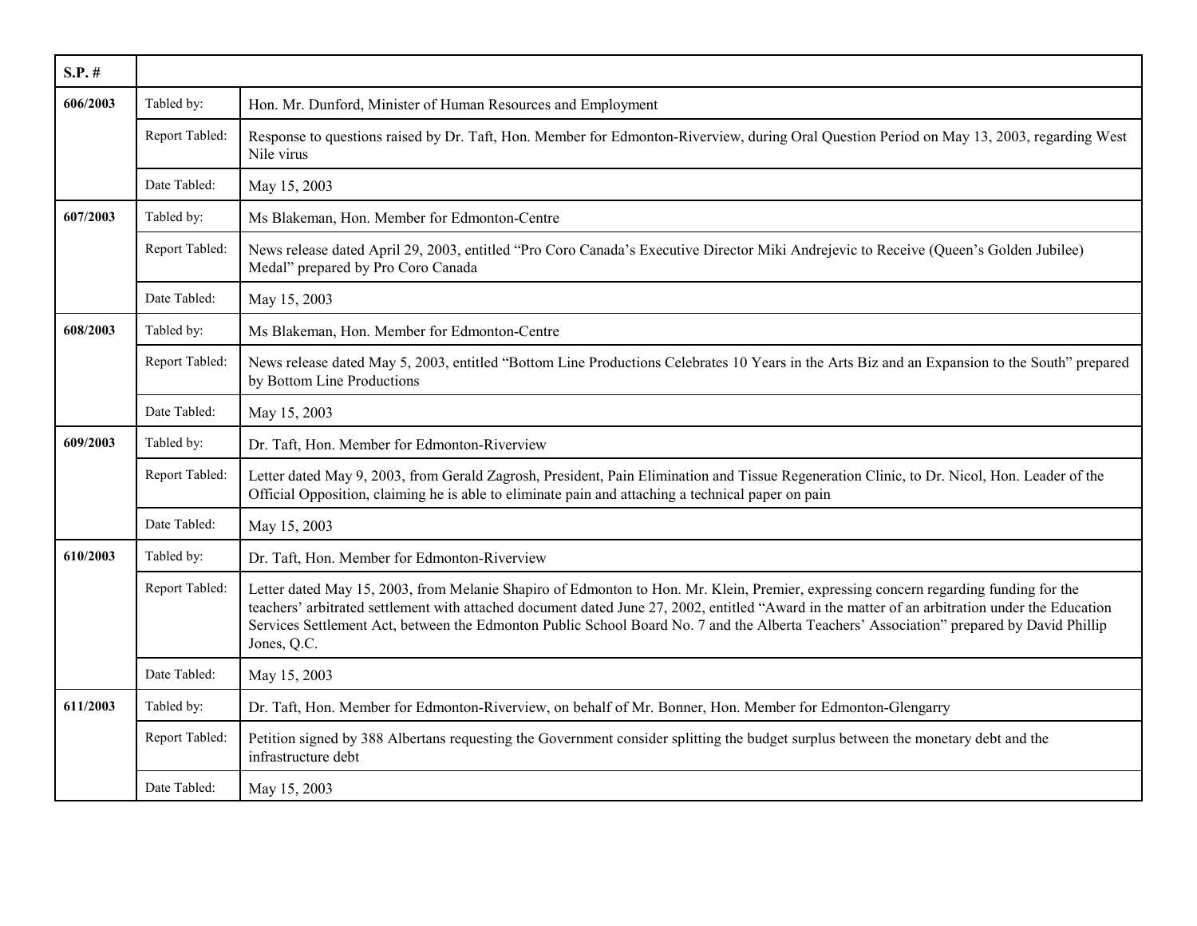| S.P. # | | |
|---|---|---|
| **606/2003** | Tabled by: | Hon. Mr. Dunford, Minister of Human Resources and Employment |
| | Report Tabled: | Response to questions raised by Dr. Taft, Hon. Member for Edmonton-Riverview, during Oral Question Period on May 13, 2003, regarding West Nile virus |
| | Date Tabled: | May 15, 2003 |
| **607/2003** | Tabled by: | Ms Blakeman, Hon. Member for Edmonton-Centre |
| | Report Tabled: | News release dated April 29, 2003, entitled "Pro Coro Canada's Executive Director Miki Andrejevic to Receive (Queen's Golden Jubilee) Medal" prepared by Pro Coro Canada |
| | Date Tabled: | May 15, 2003 |
| **608/2003** | Tabled by: | Ms Blakeman, Hon. Member for Edmonton-Centre |
| | Report Tabled: | News release dated May 5, 2003, entitled "Bottom Line Productions Celebrates 10 Years in the Arts Biz and an Expansion to the South" prepared by Bottom Line Productions |
| | Date Tabled: | May 15, 2003 |
| **609/2003** | Tabled by: | Dr. Taft, Hon. Member for Edmonton-Riverview |
| | Report Tabled: | Letter dated May 9, 2003, from Gerald Zagrosh, President, Pain Elimination and Tissue Regeneration Clinic, to Dr. Nicol, Hon. Leader of the Official Opposition, claiming he is able to eliminate pain and attaching a technical paper on pain |
| | Date Tabled: | May 15, 2003 |
| **610/2003** | Tabled by: | Dr. Taft, Hon. Member for Edmonton-Riverview |
| | Report Tabled: | Letter dated May 15, 2003, from Melanie Shapiro of Edmonton to Hon. Mr. Klein, Premier, expressing concern regarding funding for the teachers' arbitrated settlement with attached document dated June 27, 2002, entitled "Award in the matter of an arbitration under the Education Services Settlement Act, between the Edmonton Public School Board No. 7 and the Alberta Teachers' Association" prepared by David Phillip Jones, Q.C. |
| | Date Tabled: | May 15, 2003 |
| **611/2003** | Tabled by: | Dr. Taft, Hon. Member for Edmonton-Riverview, on behalf of Mr. Bonner, Hon. Member for Edmonton-Glengarry |
| | Report Tabled: | Petition signed by 388 Albertans requesting the Government consider splitting the budget surplus between the monetary debt and the infrastructure debt |
| | Date Tabled: | May 15, 2003 |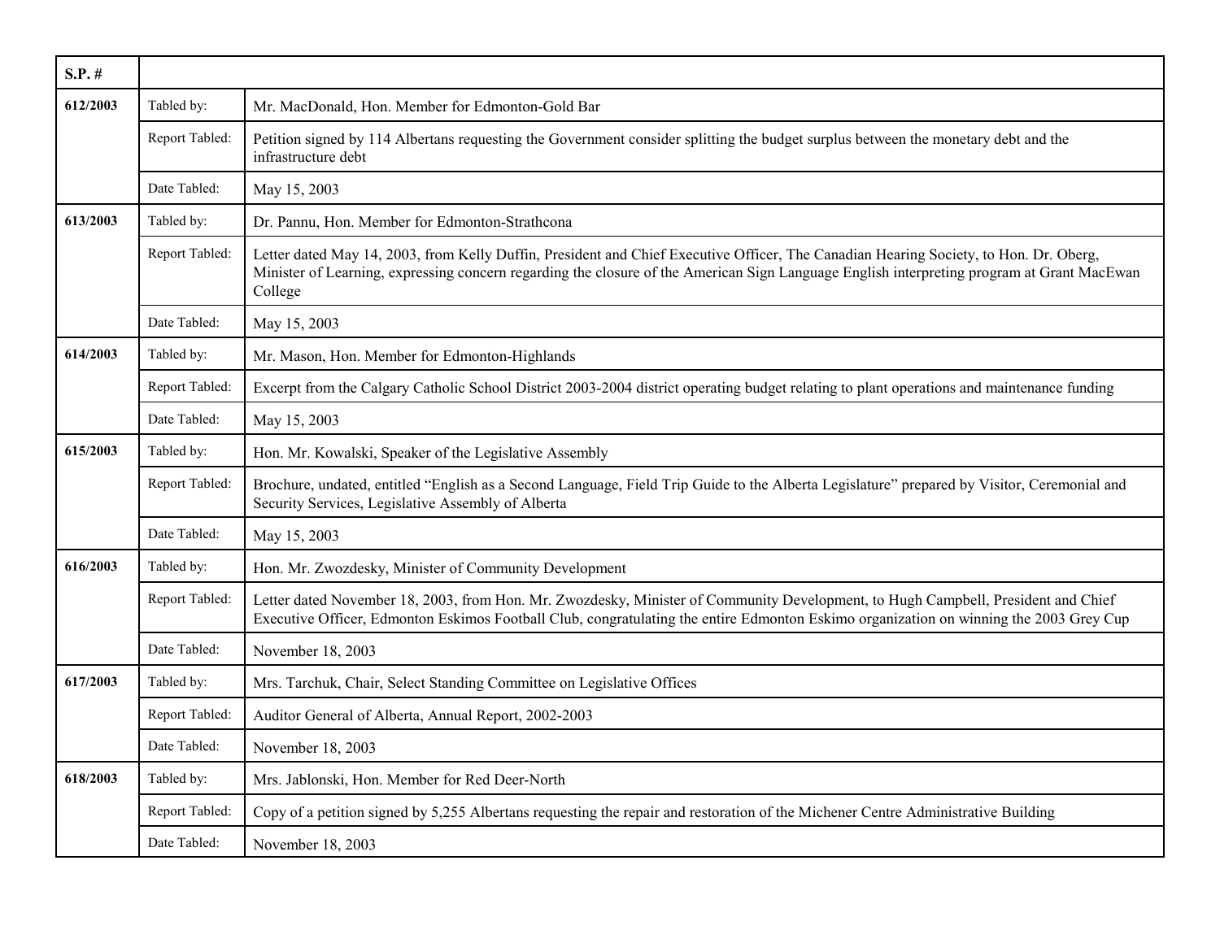| S.P. # | | |
|---|---|---|
| **612/2003** | Tabled by: | Mr. MacDonald, Hon. Member for Edmonton-Gold Bar |
| | Report Tabled: | Petition signed by 114 Albertans requesting the Government consider splitting the budget surplus between the monetary debt and the infrastructure debt |
| | Date Tabled: | May 15, 2003 |
| **613/2003** | Tabled by: | Dr. Pannu, Hon. Member for Edmonton-Strathcona |
| | Report Tabled: | Letter dated May 14, 2003, from Kelly Duffin, President and Chief Executive Officer, The Canadian Hearing Society, to Hon. Dr. Oberg, Minister of Learning, expressing concern regarding the closure of the American Sign Language English interpreting program at Grant MacEwan College |
| | Date Tabled: | May 15, 2003 |
| **614/2003** | Tabled by: | Mr. Mason, Hon. Member for Edmonton-Highlands |
| | Report Tabled: | Excerpt from the Calgary Catholic School District 2003-2004 district operating budget relating to plant operations and maintenance funding |
| | Date Tabled: | May 15, 2003 |
| **615/2003** | Tabled by: | Hon. Mr. Kowalski, Speaker of the Legislative Assembly |
| | Report Tabled: | Brochure, undated, entitled "English as a Second Language, Field Trip Guide to the Alberta Legislature" prepared by Visitor, Ceremonial and Security Services, Legislative Assembly of Alberta |
| | Date Tabled: | May 15, 2003 |
| **616/2003** | Tabled by: | Hon. Mr. Zwozdesky, Minister of Community Development |
| | Report Tabled: | Letter dated November 18, 2003, from Hon. Mr. Zwozdesky, Minister of Community Development, to Hugh Campbell, President and Chief Executive Officer, Edmonton Eskimos Football Club, congratulating the entire Edmonton Eskimo organization on winning the 2003 Grey Cup |
| | Date Tabled: | November 18, 2003 |
| **617/2003** | Tabled by: | Mrs. Tarchuk, Chair, Select Standing Committee on Legislative Offices |
| | Report Tabled: | Auditor General of Alberta, Annual Report, 2002-2003 |
| | Date Tabled: | November 18, 2003 |
| **618/2003** | Tabled by: | Mrs. Jablonski, Hon. Member for Red Deer-North |
| | Report Tabled: | Copy of a petition signed by 5,255 Albertans requesting the repair and restoration of the Michener Centre Administrative Building |
| | Date Tabled: | November 18, 2003 |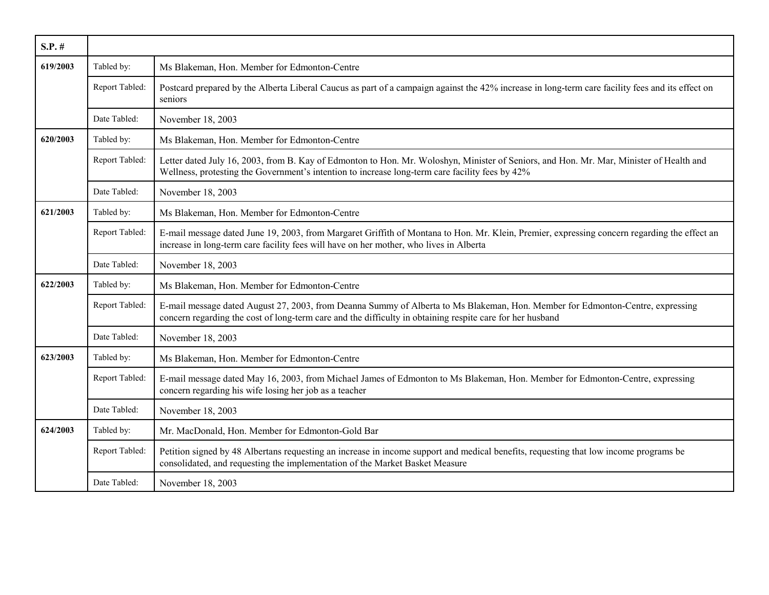| S.P. # | | |
|---|---|---|
| **619/2003** | Tabled by: | Ms Blakeman, Hon. Member for Edmonton-Centre |
| | Report Tabled: | Postcard prepared by the Alberta Liberal Caucus as part of a campaign against the 42% increase in long-term care facility fees and its effect on seniors |
| | Date Tabled: | November 18, 2003 |
| **620/2003** | Tabled by: | Ms Blakeman, Hon. Member for Edmonton-Centre |
| | Report Tabled: | Letter dated July 16, 2003, from B. Kay of Edmonton to Hon. Mr. Woloshyn, Minister of Seniors, and Hon. Mr. Mar, Minister of Health and Wellness, protesting the Government's intention to increase long-term care facility fees by 42% |
| | Date Tabled: | November 18, 2003 |
| **621/2003** | Tabled by: | Ms Blakeman, Hon. Member for Edmonton-Centre |
| | Report Tabled: | E-mail message dated June 19, 2003, from Margaret Griffith of Montana to Hon. Mr. Klein, Premier, expressing concern regarding the effect an increase in long-term care facility fees will have on her mother, who lives in Alberta |
| | Date Tabled: | November 18, 2003 |
| **622/2003** | Tabled by: | Ms Blakeman, Hon. Member for Edmonton-Centre |
| | Report Tabled: | E-mail message dated August 27, 2003, from Deanna Summy of Alberta to Ms Blakeman, Hon. Member for Edmonton-Centre, expressing concern regarding the cost of long-term care and the difficulty in obtaining respite care for her husband |
| | Date Tabled: | November 18, 2003 |
| **623/2003** | Tabled by: | Ms Blakeman, Hon. Member for Edmonton-Centre |
| | Report Tabled: | E-mail message dated May 16, 2003, from Michael James of Edmonton to Ms Blakeman, Hon. Member for Edmonton-Centre, expressing concern regarding his wife losing her job as a teacher |
| | Date Tabled: | November 18, 2003 |
| **624/2003** | Tabled by: | Mr. MacDonald, Hon. Member for Edmonton-Gold Bar |
| | Report Tabled: | Petition signed by 48 Albertans requesting an increase in income support and medical benefits, requesting that low income programs be consolidated, and requesting the implementation of the Market Basket Measure |
| | Date Tabled: | November 18, 2003 |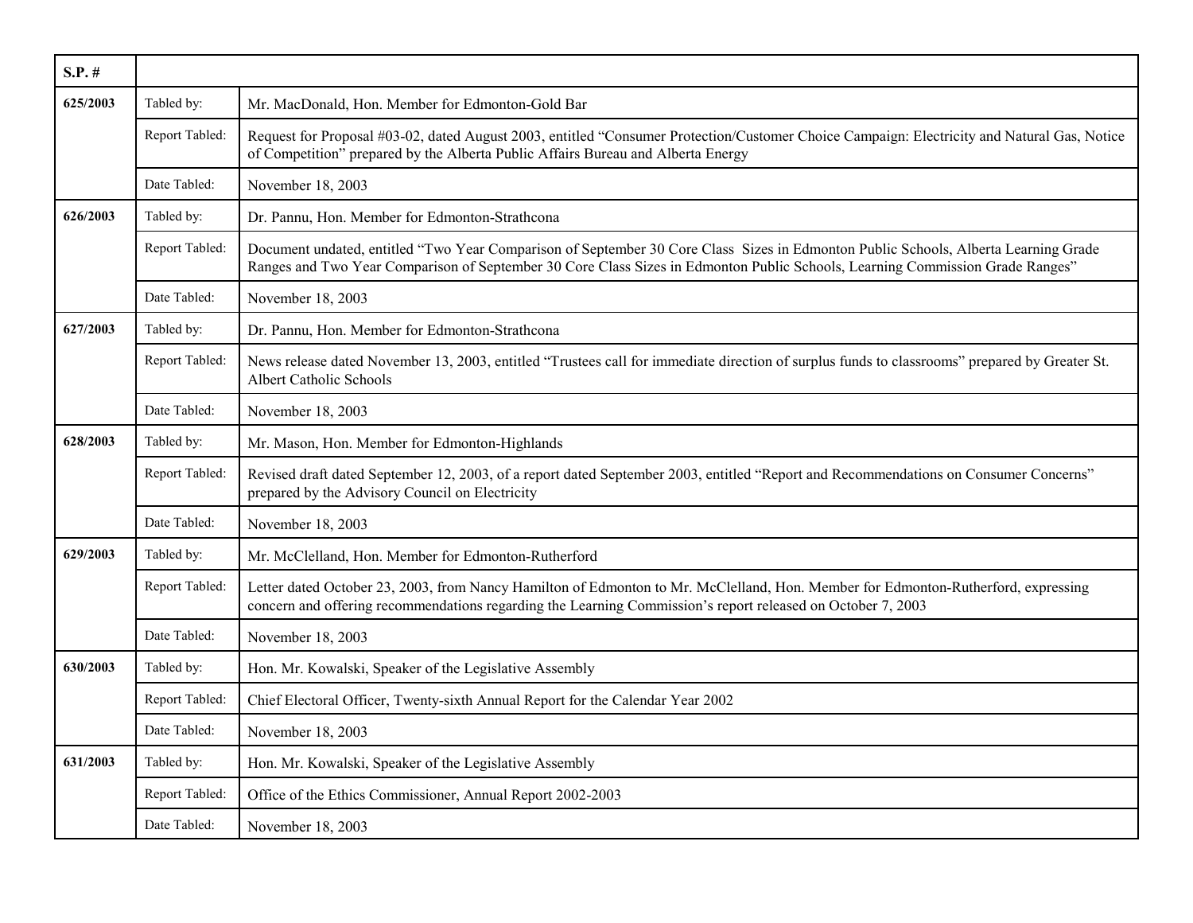| S.P. # | | |
| --- | --- | --- |
| 625/2003 | Tabled by: | Mr. MacDonald, Hon. Member for Edmonton-Gold Bar |
| | Report Tabled: | Request for Proposal #03-02, dated August 2003, entitled “Consumer Protection/Customer Choice Campaign: Electricity and Natural Gas, Notice of Competition” prepared by the Alberta Public Affairs Bureau and Alberta Energy |
| | Date Tabled: | November 18, 2003 |
| 626/2003 | Tabled by: | Dr. Pannu, Hon. Member for Edmonton-Strathcona |
| | Report Tabled: | Document undated, entitled “Two Year Comparison of September 30 Core Class Sizes in Edmonton Public Schools, Alberta Learning Grade Ranges and Two Year Comparison of September 30 Core Class Sizes in Edmonton Public Schools, Learning Commission Grade Ranges” |
| | Date Tabled: | November 18, 2003 |
| 627/2003 | Tabled by: | Dr. Pannu, Hon. Member for Edmonton-Strathcona |
| | Report Tabled: | News release dated November 13, 2003, entitled “Trustees call for immediate direction of surplus funds to classrooms” prepared by Greater St. Albert Catholic Schools |
| | Date Tabled: | November 18, 2003 |
| 628/2003 | Tabled by: | Mr. Mason, Hon. Member for Edmonton-Highlands |
| | Report Tabled: | Revised draft dated September 12, 2003, of a report dated September 2003, entitled “Report and Recommendations on Consumer Concerns” prepared by the Advisory Council on Electricity |
| | Date Tabled: | November 18, 2003 |
| 629/2003 | Tabled by: | Mr. McClelland, Hon. Member for Edmonton-Rutherford |
| | Report Tabled: | Letter dated October 23, 2003, from Nancy Hamilton of Edmonton to Mr. McClelland, Hon. Member for Edmonton-Rutherford, expressing concern and offering recommendations regarding the Learning Commission’s report released on October 7, 2003 |
| | Date Tabled: | November 18, 2003 |
| 630/2003 | Tabled by: | Hon. Mr. Kowalski, Speaker of the Legislative Assembly |
| | Report Tabled: | Chief Electoral Officer, Twenty-sixth Annual Report for the Calendar Year 2002 |
| | Date Tabled: | November 18, 2003 |
| 631/2003 | Tabled by: | Hon. Mr. Kowalski, Speaker of the Legislative Assembly |
| | Report Tabled: | Office of the Ethics Commissioner, Annual Report 2002-2003 |
| | Date Tabled: | November 18, 2003 |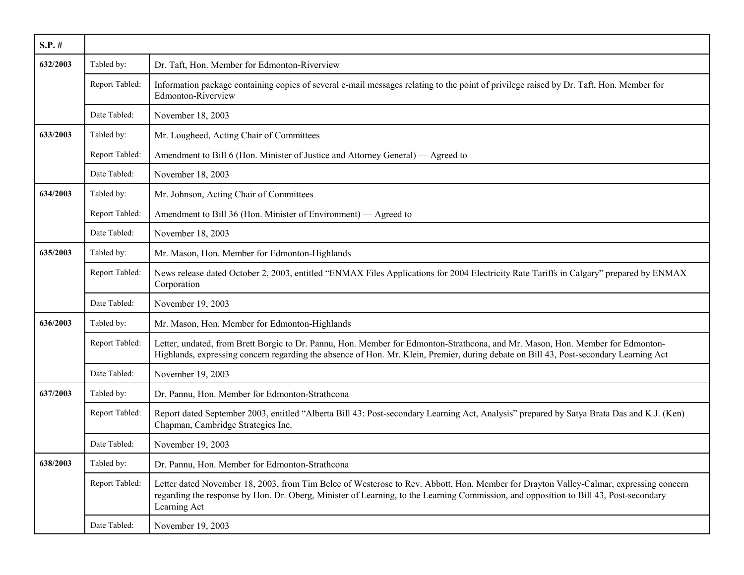| S.P. # | | |
|---|---|---|
| **632/2003** | Tabled by: | Dr. Taft, Hon. Member for Edmonton-Riverview |
| | Report Tabled: | Information package containing copies of several e-mail messages relating to the point of privilege raised by Dr. Taft, Hon. Member for Edmonton-Riverview |
| | Date Tabled: | November 18, 2003 |
| **633/2003** | Tabled by: | Mr. Lougheed, Acting Chair of Committees |
| | Report Tabled: | Amendment to Bill 6 (Hon. Minister of Justice and Attorney General) — Agreed to |
| | Date Tabled: | November 18, 2003 |
| **634/2003** | Tabled by: | Mr. Johnson, Acting Chair of Committees |
| | Report Tabled: | Amendment to Bill 36 (Hon. Minister of Environment) — Agreed to |
| | Date Tabled: | November 18, 2003 |
| **635/2003** | Tabled by: | Mr. Mason, Hon. Member for Edmonton-Highlands |
| | Report Tabled: | News release dated October 2, 2003, entitled "ENMAX Files Applications for 2004 Electricity Rate Tariffs in Calgary" prepared by ENMAX Corporation |
| | Date Tabled: | November 19, 2003 |
| **636/2003** | Tabled by: | Mr. Mason, Hon. Member for Edmonton-Highlands |
| | Report Tabled: | Letter, undated, from Brett Borgic to Dr. Pannu, Hon. Member for Edmonton-Strathcona, and Mr. Mason, Hon. Member for Edmonton-Highlands, expressing concern regarding the absence of Hon. Mr. Klein, Premier, during debate on Bill 43, Post-secondary Learning Act |
| | Date Tabled: | November 19, 2003 |
| **637/2003** | Tabled by: | Dr. Pannu, Hon. Member for Edmonton-Strathcona |
| | Report Tabled: | Report dated September 2003, entitled "Alberta Bill 43: Post-secondary Learning Act, Analysis" prepared by Satya Brata Das and K.J. (Ken) Chapman, Cambridge Strategies Inc. |
| | Date Tabled: | November 19, 2003 |
| **638/2003** | Tabled by: | Dr. Pannu, Hon. Member for Edmonton-Strathcona |
| | Report Tabled: | Letter dated November 18, 2003, from Tim Belec of Westerose to Rev. Abbott, Hon. Member for Drayton Valley-Calmar, expressing concern regarding the response by Hon. Dr. Oberg, Minister of Learning, to the Learning Commission, and opposition to Bill 43, Post-secondary Learning Act |
| | Date Tabled: | November 19, 2003 |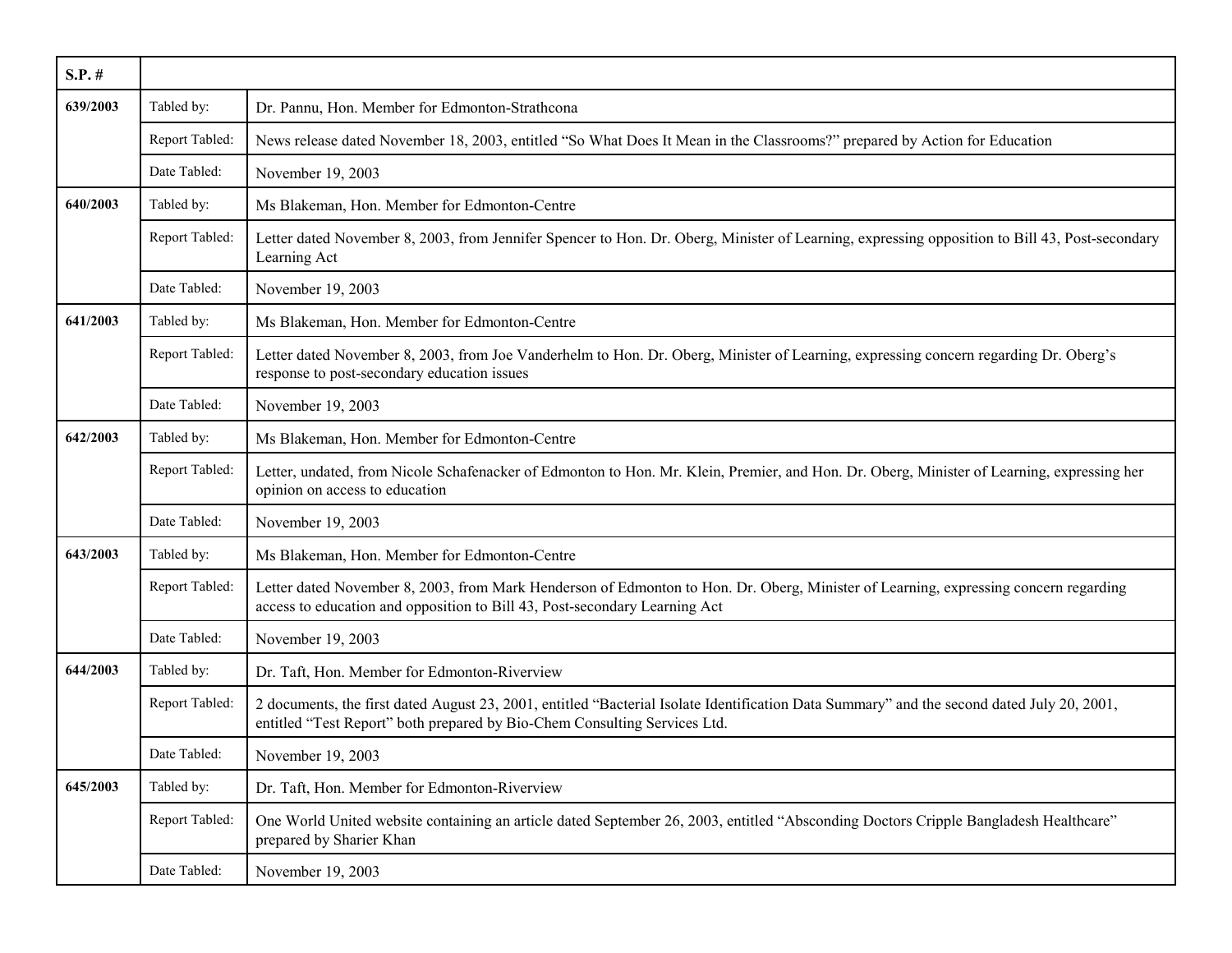| S.P. # | | |
|---|---|---|
| **639/2003** | Tabled by: | Dr. Pannu, Hon. Member for Edmonton-Strathcona |
| | Report Tabled: | News release dated November 18, 2003, entitled "So What Does It Mean in the Classrooms?" prepared by Action for Education |
| | Date Tabled: | November 19, 2003 |
| **640/2003** | Tabled by: | Ms Blakeman, Hon. Member for Edmonton-Centre |
| | Report Tabled: | Letter dated November 8, 2003, from Jennifer Spencer to Hon. Dr. Oberg, Minister of Learning, expressing opposition to Bill 43, Post-secondary Learning Act |
| | Date Tabled: | November 19, 2003 |
| **641/2003** | Tabled by: | Ms Blakeman, Hon. Member for Edmonton-Centre |
| | Report Tabled: | Letter dated November 8, 2003, from Joe Vanderhelm to Hon. Dr. Oberg, Minister of Learning, expressing concern regarding Dr. Oberg's response to post-secondary education issues |
| | Date Tabled: | November 19, 2003 |
| **642/2003** | Tabled by: | Ms Blakeman, Hon. Member for Edmonton-Centre |
| | Report Tabled: | Letter, undated, from Nicole Schafenacker of Edmonton to Hon. Mr. Klein, Premier, and Hon. Dr. Oberg, Minister of Learning, expressing her opinion on access to education |
| | Date Tabled: | November 19, 2003 |
| **643/2003** | Tabled by: | Ms Blakeman, Hon. Member for Edmonton-Centre |
| | Report Tabled: | Letter dated November 8, 2003, from Mark Henderson of Edmonton to Hon. Dr. Oberg, Minister of Learning, expressing concern regarding access to education and opposition to Bill 43, Post-secondary Learning Act |
| | Date Tabled: | November 19, 2003 |
| **644/2003** | Tabled by: | Dr. Taft, Hon. Member for Edmonton-Riverview |
| | Report Tabled: | 2 documents, the first dated August 23, 2001, entitled "Bacterial Isolate Identification Data Summary" and the second dated July 20, 2001, entitled "Test Report" both prepared by Bio-Chem Consulting Services Ltd. |
| | Date Tabled: | November 19, 2003 |
| **645/2003** | Tabled by: | Dr. Taft, Hon. Member for Edmonton-Riverview |
| | Report Tabled: | One World United website containing an article dated September 26, 2003, entitled "Absconding Doctors Cripple Bangladesh Healthcare" prepared by Sharier Khan |
| | Date Tabled: | November 19, 2003 |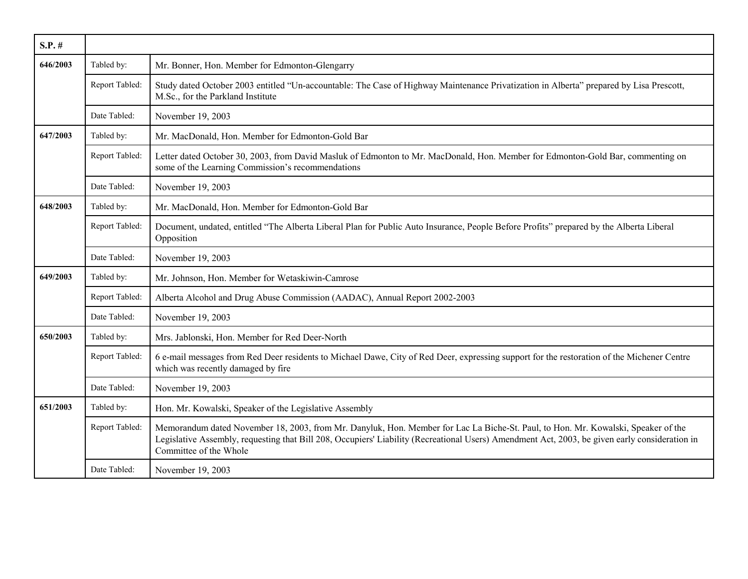| S.P. # | | |
|---|---|---|
| 646/2003 | Tabled by: | Mr. Bonner, Hon. Member for Edmonton-Glengarry |
| | Report Tabled: | Study dated October 2003 entitled "Un-accountable: The Case of Highway Maintenance Privatization in Alberta" prepared by Lisa Prescott, M.Sc., for the Parkland Institute |
| | Date Tabled: | November 19, 2003 |
| 647/2003 | Tabled by: | Mr. MacDonald, Hon. Member for Edmonton-Gold Bar |
| | Report Tabled: | Letter dated October 30, 2003, from David Masluk of Edmonton to Mr. MacDonald, Hon. Member for Edmonton-Gold Bar, commenting on some of the Learning Commission's recommendations |
| | Date Tabled: | November 19, 2003 |
| 648/2003 | Tabled by: | Mr. MacDonald, Hon. Member for Edmonton-Gold Bar |
| | Report Tabled: | Document, undated, entitled "The Alberta Liberal Plan for Public Auto Insurance, People Before Profits" prepared by the Alberta Liberal Opposition |
| | Date Tabled: | November 19, 2003 |
| 649/2003 | Tabled by: | Mr. Johnson, Hon. Member for Wetaskiwin-Camrose |
| | Report Tabled: | Alberta Alcohol and Drug Abuse Commission (AADAC), Annual Report 2002-2003 |
| | Date Tabled: | November 19, 2003 |
| 650/2003 | Tabled by: | Mrs. Jablonski, Hon. Member for Red Deer-North |
| | Report Tabled: | 6 e-mail messages from Red Deer residents to Michael Dawe, City of Red Deer, expressing support for the restoration of the Michener Centre which was recently damaged by fire |
| | Date Tabled: | November 19, 2003 |
| 651/2003 | Tabled by: | Hon. Mr. Kowalski, Speaker of the Legislative Assembly |
| | Report Tabled: | Memorandum dated November 18, 2003, from Mr. Danyluk, Hon. Member for Lac La Biche-St. Paul, to Hon. Mr. Kowalski, Speaker of the Legislative Assembly, requesting that Bill 208, Occupiers' Liability (Recreational Users) Amendment Act, 2003, be given early consideration in Committee of the Whole |
| | Date Tabled: | November 19, 2003 |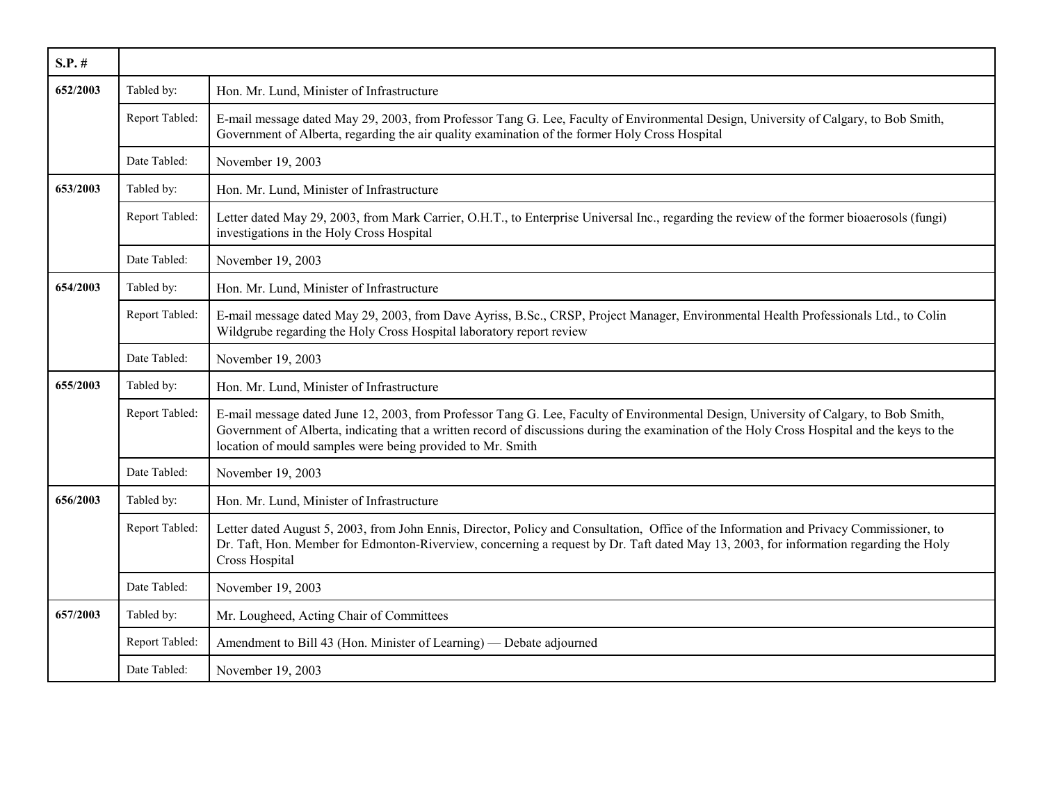| S.P. # | | |
|---|---|---|
| **652/2003** | Tabled by: | Hon. Mr. Lund, Minister of Infrastructure |
| | Report Tabled: | E-mail message dated May 29, 2003, from Professor Tang G. Lee, Faculty of Environmental Design, University of Calgary, to Bob Smith, Government of Alberta, regarding the air quality examination of the former Holy Cross Hospital |
| | Date Tabled: | November 19, 2003 |
| **653/2003** | Tabled by: | Hon. Mr. Lund, Minister of Infrastructure |
| | Report Tabled: | Letter dated May 29, 2003, from Mark Carrier, O.H.T., to Enterprise Universal Inc., regarding the review of the former bioaerosols (fungi) investigations in the Holy Cross Hospital |
| | Date Tabled: | November 19, 2003 |
| **654/2003** | Tabled by: | Hon. Mr. Lund, Minister of Infrastructure |
| | Report Tabled: | E-mail message dated May 29, 2003, from Dave Ayriss, B.Sc., CRSP, Project Manager, Environmental Health Professionals Ltd., to Colin Wildgrube regarding the Holy Cross Hospital laboratory report review |
| | Date Tabled: | November 19, 2003 |
| **655/2003** | Tabled by: | Hon. Mr. Lund, Minister of Infrastructure |
| | Report Tabled: | E-mail message dated June 12, 2003, from Professor Tang G. Lee, Faculty of Environmental Design, University of Calgary, to Bob Smith, Government of Alberta, indicating that a written record of discussions during the examination of the Holy Cross Hospital and the keys to the location of mould samples were being provided to Mr. Smith |
| | Date Tabled: | November 19, 2003 |
| **656/2003** | Tabled by: | Hon. Mr. Lund, Minister of Infrastructure |
| | Report Tabled: | Letter dated August 5, 2003, from John Ennis, Director, Policy and Consultation, Office of the Information and Privacy Commissioner, to Dr. Taft, Hon. Member for Edmonton-Riverview, concerning a request by Dr. Taft dated May 13, 2003, for information regarding the Holy Cross Hospital |
| | Date Tabled: | November 19, 2003 |
| **657/2003** | Tabled by: | Mr. Lougheed, Acting Chair of Committees |
| | Report Tabled: | Amendment to Bill 43 (Hon. Minister of Learning) — Debate adjourned |
| | Date Tabled: | November 19, 2003 |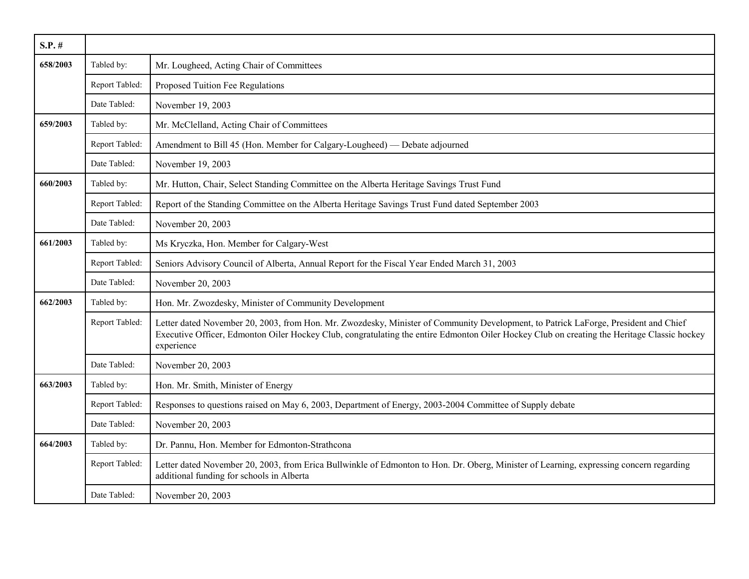| S.P. # | | |
|---|---|---|
| **658/2003** | Tabled by: | Mr. Lougheed, Acting Chair of Committees |
| | Report Tabled: | Proposed Tuition Fee Regulations |
| | Date Tabled: | November 19, 2003 |
| **659/2003** | Tabled by: | Mr. McClelland, Acting Chair of Committees |
| | Report Tabled: | Amendment to Bill 45 (Hon. Member for Calgary-Lougheed) — Debate adjourned |
| | Date Tabled: | November 19, 2003 |
| **660/2003** | Tabled by: | Mr. Hutton, Chair, Select Standing Committee on the Alberta Heritage Savings Trust Fund |
| | Report Tabled: | Report of the Standing Committee on the Alberta Heritage Savings Trust Fund dated September 2003 |
| | Date Tabled: | November 20, 2003 |
| **661/2003** | Tabled by: | Ms Kryczka, Hon. Member for Calgary-West |
| | Report Tabled: | Seniors Advisory Council of Alberta, Annual Report for the Fiscal Year Ended March 31, 2003 |
| | Date Tabled: | November 20, 2003 |
| **662/2003** | Tabled by: | Hon. Mr. Zwozdesky, Minister of Community Development |
| | Report Tabled: | Letter dated November 20, 2003, from Hon. Mr. Zwozdesky, Minister of Community Development, to Patrick LaForge, President and Chief Executive Officer, Edmonton Oiler Hockey Club, congratulating the entire Edmonton Oiler Hockey Club on creating the Heritage Classic hockey experience |
| | Date Tabled: | November 20, 2003 |
| **663/2003** | Tabled by: | Hon. Mr. Smith, Minister of Energy |
| | Report Tabled: | Responses to questions raised on May 6, 2003, Department of Energy, 2003-2004 Committee of Supply debate |
| | Date Tabled: | November 20, 2003 |
| **664/2003** | Tabled by: | Dr. Pannu, Hon. Member for Edmonton-Strathcona |
| | Report Tabled: | Letter dated November 20, 2003, from Erica Bullwinkle of Edmonton to Hon. Dr. Oberg, Minister of Learning, expressing concern regarding additional funding for schools in Alberta |
| | Date Tabled: | November 20, 2003 |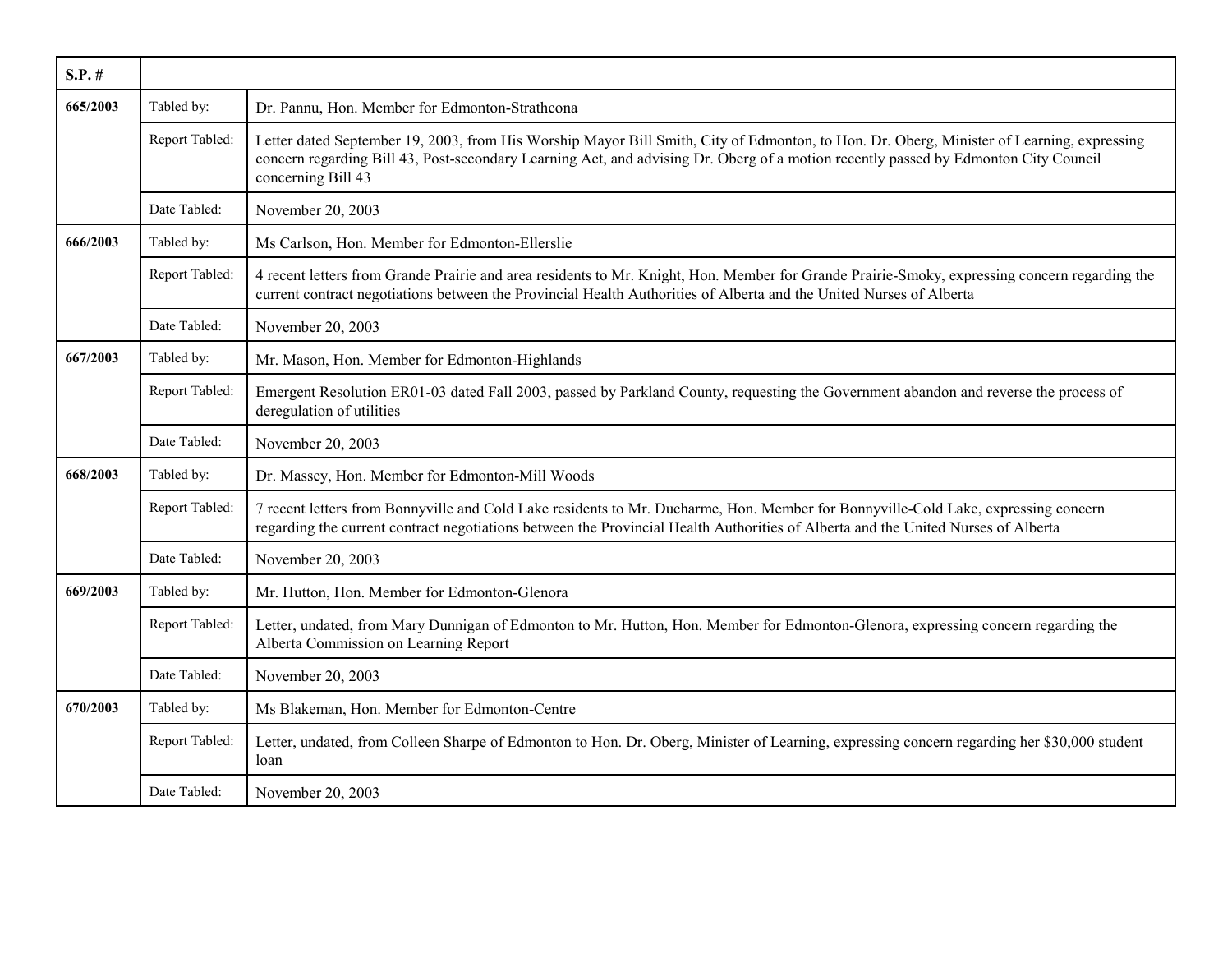| S.P. # | | |
|---|---|---|
| 665/2003 | Tabled by: | Dr. Pannu, Hon. Member for Edmonton-Strathcona |
| | Report Tabled: | Letter dated September 19, 2003, from His Worship Mayor Bill Smith, City of Edmonton, to Hon. Dr. Oberg, Minister of Learning, expressing concern regarding Bill 43, Post-secondary Learning Act, and advising Dr. Oberg of a motion recently passed by Edmonton City Council concerning Bill 43 |
| | Date Tabled: | November 20, 2003 |
| 666/2003 | Tabled by: | Ms Carlson, Hon. Member for Edmonton-Ellerslie |
| | Report Tabled: | 4 recent letters from Grande Prairie and area residents to Mr. Knight, Hon. Member for Grande Prairie-Smoky, expressing concern regarding the current contract negotiations between the Provincial Health Authorities of Alberta and the United Nurses of Alberta |
| | Date Tabled: | November 20, 2003 |
| 667/2003 | Tabled by: | Mr. Mason, Hon. Member for Edmonton-Highlands |
| | Report Tabled: | Emergent Resolution ER01-03 dated Fall 2003, passed by Parkland County, requesting the Government abandon and reverse the process of deregulation of utilities |
| | Date Tabled: | November 20, 2003 |
| 668/2003 | Tabled by: | Dr. Massey, Hon. Member for Edmonton-Mill Woods |
| | Report Tabled: | 7 recent letters from Bonnyville and Cold Lake residents to Mr. Ducharme, Hon. Member for Bonnyville-Cold Lake, expressing concern regarding the current contract negotiations between the Provincial Health Authorities of Alberta and the United Nurses of Alberta |
| | Date Tabled: | November 20, 2003 |
| 669/2003 | Tabled by: | Mr. Hutton, Hon. Member for Edmonton-Glenora |
| | Report Tabled: | Letter, undated, from Mary Dunnigan of Edmonton to Mr. Hutton, Hon. Member for Edmonton-Glenora, expressing concern regarding the Alberta Commission on Learning Report |
| | Date Tabled: | November 20, 2003 |
| 670/2003 | Tabled by: | Ms Blakeman, Hon. Member for Edmonton-Centre |
| | Report Tabled: | Letter, undated, from Colleen Sharpe of Edmonton to Hon. Dr. Oberg, Minister of Learning, expressing concern regarding her $30,000 student loan |
| | Date Tabled: | November 20, 2003 |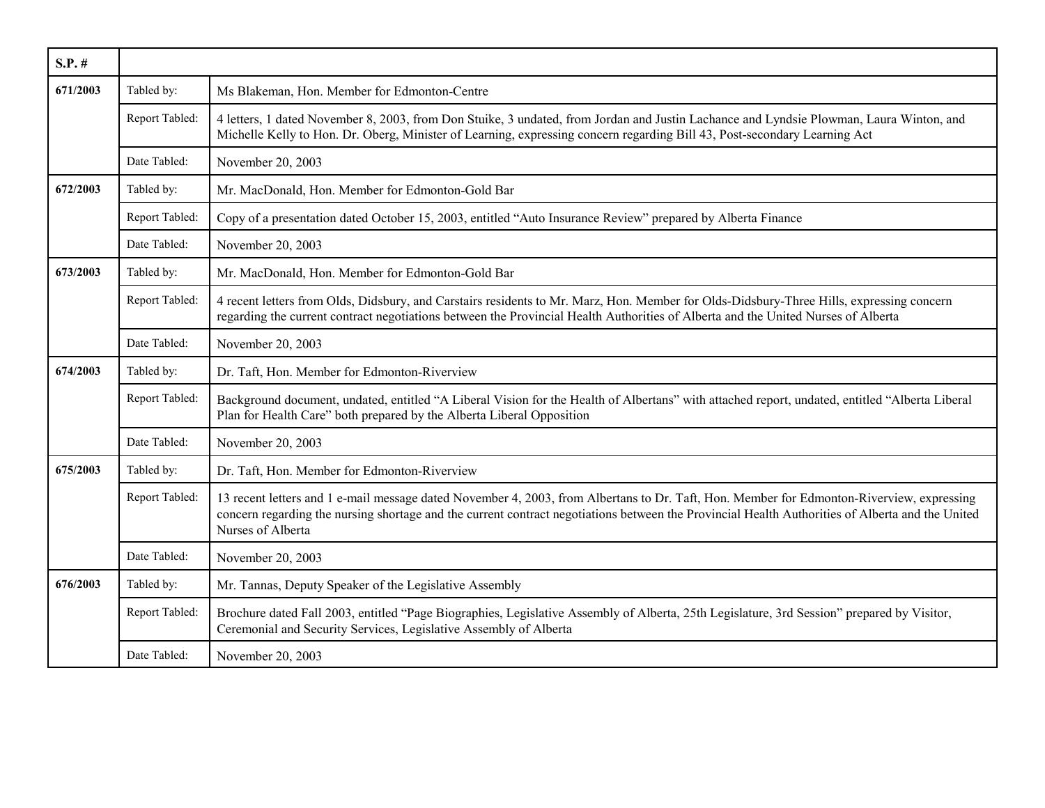| S.P. # | | |
|---|---|---|
| 671/2003 | Tabled by: | Ms Blakeman, Hon. Member for Edmonton-Centre |
| | Report Tabled: | 4 letters, 1 dated November 8, 2003, from Don Stuike, 3 undated, from Jordan and Justin Lachance and Lyndsie Plowman, Laura Winton, and Michelle Kelly to Hon. Dr. Oberg, Minister of Learning, expressing concern regarding Bill 43, Post-secondary Learning Act |
| | Date Tabled: | November 20, 2003 |
| 672/2003 | Tabled by: | Mr. MacDonald, Hon. Member for Edmonton-Gold Bar |
| | Report Tabled: | Copy of a presentation dated October 15, 2003, entitled “Auto Insurance Review” prepared by Alberta Finance |
| | Date Tabled: | November 20, 2003 |
| 673/2003 | Tabled by: | Mr. MacDonald, Hon. Member for Edmonton-Gold Bar |
| | Report Tabled: | 4 recent letters from Olds, Didsbury, and Carstairs residents to Mr. Marz, Hon. Member for Olds-Didsbury-Three Hills, expressing concern regarding the current contract negotiations between the Provincial Health Authorities of Alberta and the United Nurses of Alberta |
| | Date Tabled: | November 20, 2003 |
| 674/2003 | Tabled by: | Dr. Taft, Hon. Member for Edmonton-Riverview |
| | Report Tabled: | Background document, undated, entitled “A Liberal Vision for the Health of Albertans” with attached report, undated, entitled “Alberta Liberal Plan for Health Care” both prepared by the Alberta Liberal Opposition |
| | Date Tabled: | November 20, 2003 |
| 675/2003 | Tabled by: | Dr. Taft, Hon. Member for Edmonton-Riverview |
| | Report Tabled: | 13 recent letters and 1 e-mail message dated November 4, 2003, from Albertans to Dr. Taft, Hon. Member for Edmonton-Riverview, expressing concern regarding the nursing shortage and the current contract negotiations between the Provincial Health Authorities of Alberta and the United Nurses of Alberta |
| | Date Tabled: | November 20, 2003 |
| 676/2003 | Tabled by: | Mr. Tannas, Deputy Speaker of the Legislative Assembly |
| | Report Tabled: | Brochure dated Fall 2003, entitled “Page Biographies, Legislative Assembly of Alberta, 25th Legislature, 3rd Session” prepared by Visitor, Ceremonial and Security Services, Legislative Assembly of Alberta |
| | Date Tabled: | November 20, 2003 |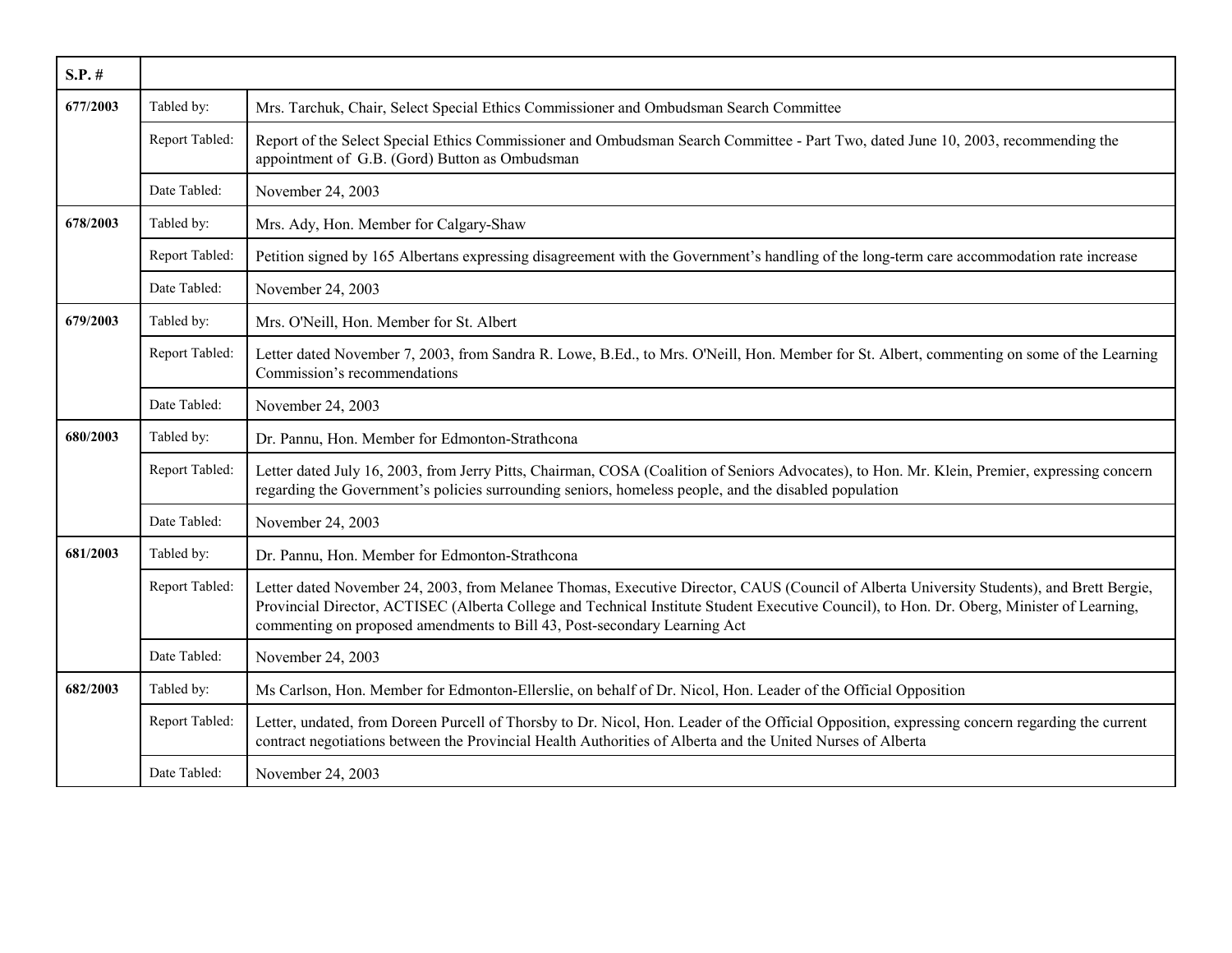| S.P. # | | |
|---|---|---|
| **677/2003** | Tabled by: | Mrs. Tarchuk, Chair, Select Special Ethics Commissioner and Ombudsman Search Committee |
| | Report Tabled: | Report of the Select Special Ethics Commissioner and Ombudsman Search Committee - Part Two, dated June 10, 2003, recommending the appointment of G.B. (Gord) Button as Ombudsman |
| | Date Tabled: | November 24, 2003 |
| **678/2003** | Tabled by: | Mrs. Ady, Hon. Member for Calgary-Shaw |
| | Report Tabled: | Petition signed by 165 Albertans expressing disagreement with the Government's handling of the long-term care accommodation rate increase |
| | Date Tabled: | November 24, 2003 |
| **679/2003** | Tabled by: | Mrs. O'Neill, Hon. Member for St. Albert |
| | Report Tabled: | Letter dated November 7, 2003, from Sandra R. Lowe, B.Ed., to Mrs. O'Neill, Hon. Member for St. Albert, commenting on some of the Learning Commission's recommendations |
| | Date Tabled: | November 24, 2003 |
| **680/2003** | Tabled by: | Dr. Pannu, Hon. Member for Edmonton-Strathcona |
| | Report Tabled: | Letter dated July 16, 2003, from Jerry Pitts, Chairman, COSA (Coalition of Seniors Advocates), to Hon. Mr. Klein, Premier, expressing concern regarding the Government's policies surrounding seniors, homeless people, and the disabled population |
| | Date Tabled: | November 24, 2003 |
| **681/2003** | Tabled by: | Dr. Pannu, Hon. Member for Edmonton-Strathcona |
| | Report Tabled: | Letter dated November 24, 2003, from Melanee Thomas, Executive Director, CAUS (Council of Alberta University Students), and Brett Bergie, Provincial Director, ACTISEC (Alberta College and Technical Institute Student Executive Council), to Hon. Dr. Oberg, Minister of Learning, commenting on proposed amendments to Bill 43, Post-secondary Learning Act |
| | Date Tabled: | November 24, 2003 |
| **682/2003** | Tabled by: | Ms Carlson, Hon. Member for Edmonton-Ellerslie, on behalf of Dr. Nicol, Hon. Leader of the Official Opposition |
| | Report Tabled: | Letter, undated, from Doreen Purcell of Thorsby to Dr. Nicol, Hon. Leader of the Official Opposition, expressing concern regarding the current contract negotiations between the Provincial Health Authorities of Alberta and the United Nurses of Alberta |
| | Date Tabled: | November 24, 2003 |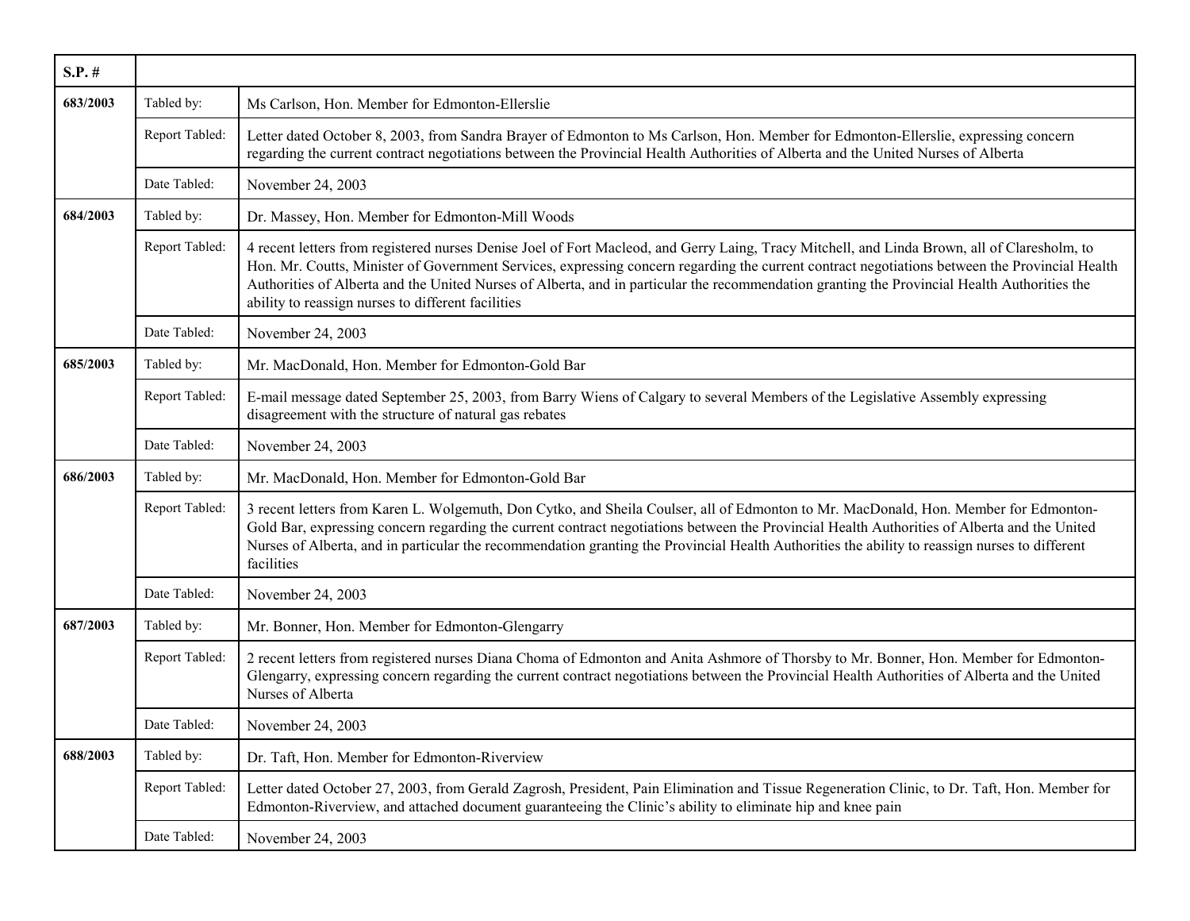| S.P. # | | |
|---|---|---|
| **683/2003** | Tabled by: | Ms Carlson, Hon. Member for Edmonton-Ellerslie |
| | Report Tabled: | Letter dated October 8, 2003, from Sandra Brayer of Edmonton to Ms Carlson, Hon. Member for Edmonton-Ellerslie, expressing concern regarding the current contract negotiations between the Provincial Health Authorities of Alberta and the United Nurses of Alberta |
| | Date Tabled: | November 24, 2003 |
| **684/2003** | Tabled by: | Dr. Massey, Hon. Member for Edmonton-Mill Woods |
| | Report Tabled: | 4 recent letters from registered nurses Denise Joel of Fort Macleod, and Gerry Laing, Tracy Mitchell, and Linda Brown, all of Claresholm, to Hon. Mr. Coutts, Minister of Government Services, expressing concern regarding the current contract negotiations between the Provincial Health Authorities of Alberta and the United Nurses of Alberta, and in particular the recommendation granting the Provincial Health Authorities the ability to reassign nurses to different facilities |
| | Date Tabled: | November 24, 2003 |
| **685/2003** | Tabled by: | Mr. MacDonald, Hon. Member for Edmonton-Gold Bar |
| | Report Tabled: | E-mail message dated September 25, 2003, from Barry Wiens of Calgary to several Members of the Legislative Assembly expressing disagreement with the structure of natural gas rebates |
| | Date Tabled: | November 24, 2003 |
| **686/2003** | Tabled by: | Mr. MacDonald, Hon. Member for Edmonton-Gold Bar |
| | Report Tabled: | 3 recent letters from Karen L. Wolgemuth, Don Cytko, and Sheila Coulser, all of Edmonton to Mr. MacDonald, Hon. Member for Edmonton-Gold Bar, expressing concern regarding the current contract negotiations between the Provincial Health Authorities of Alberta and the United Nurses of Alberta, and in particular the recommendation granting the Provincial Health Authorities the ability to reassign nurses to different facilities |
| | Date Tabled: | November 24, 2003 |
| **687/2003** | Tabled by: | Mr. Bonner, Hon. Member for Edmonton-Glengarry |
| | Report Tabled: | 2 recent letters from registered nurses Diana Choma of Edmonton and Anita Ashmore of Thorsby to Mr. Bonner, Hon. Member for Edmonton-Glengarry, expressing concern regarding the current contract negotiations between the Provincial Health Authorities of Alberta and the United Nurses of Alberta |
| | Date Tabled: | November 24, 2003 |
| **688/2003** | Tabled by: | Dr. Taft, Hon. Member for Edmonton-Riverview |
| | Report Tabled: | Letter dated October 27, 2003, from Gerald Zagrosh, President, Pain Elimination and Tissue Regeneration Clinic, to Dr. Taft, Hon. Member for Edmonton-Riverview, and attached document guaranteeing the Clinic's ability to eliminate hip and knee pain |
| | Date Tabled: | November 24, 2003 |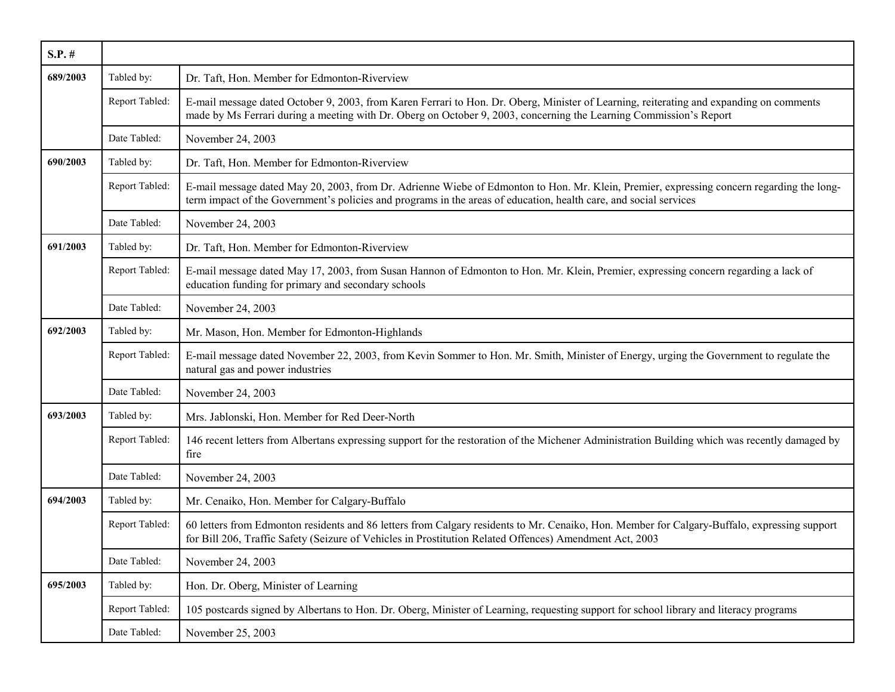| S.P. # | | |
|---|---|---|
| **689/2003** | Tabled by: | Dr. Taft, Hon. Member for Edmonton-Riverview |
| | Report Tabled: | E-mail message dated October 9, 2003, from Karen Ferrari to Hon. Dr. Oberg, Minister of Learning, reiterating and expanding on comments made by Ms Ferrari during a meeting with Dr. Oberg on October 9, 2003, concerning the Learning Commission's Report |
| | Date Tabled: | November 24, 2003 |
| **690/2003** | Tabled by: | Dr. Taft, Hon. Member for Edmonton-Riverview |
| | Report Tabled: | E-mail message dated May 20, 2003, from Dr. Adrienne Wiebe of Edmonton to Hon. Mr. Klein, Premier, expressing concern regarding the long-term impact of the Government's policies and programs in the areas of education, health care, and social services |
| | Date Tabled: | November 24, 2003 |
| **691/2003** | Tabled by: | Dr. Taft, Hon. Member for Edmonton-Riverview |
| | Report Tabled: | E-mail message dated May 17, 2003, from Susan Hannon of Edmonton to Hon. Mr. Klein, Premier, expressing concern regarding a lack of education funding for primary and secondary schools |
| | Date Tabled: | November 24, 2003 |
| **692/2003** | Tabled by: | Mr. Mason, Hon. Member for Edmonton-Highlands |
| | Report Tabled: | E-mail message dated November 22, 2003, from Kevin Sommer to Hon. Mr. Smith, Minister of Energy, urging the Government to regulate the natural gas and power industries |
| | Date Tabled: | November 24, 2003 |
| **693/2003** | Tabled by: | Mrs. Jablonski, Hon. Member for Red Deer-North |
| | Report Tabled: | 146 recent letters from Albertans expressing support for the restoration of the Michener Administration Building which was recently damaged by fire |
| | Date Tabled: | November 24, 2003 |
| **694/2003** | Tabled by: | Mr. Cenaiko, Hon. Member for Calgary-Buffalo |
| | Report Tabled: | 60 letters from Edmonton residents and 86 letters from Calgary residents to Mr. Cenaiko, Hon. Member for Calgary-Buffalo, expressing support for Bill 206, Traffic Safety (Seizure of Vehicles in Prostitution Related Offences) Amendment Act, 2003 |
| | Date Tabled: | November 24, 2003 |
| **695/2003** | Tabled by: | Hon. Dr. Oberg, Minister of Learning |
| | Report Tabled: | 105 postcards signed by Albertans to Hon. Dr. Oberg, Minister of Learning, requesting support for school library and literacy programs |
| | Date Tabled: | November 25, 2003 |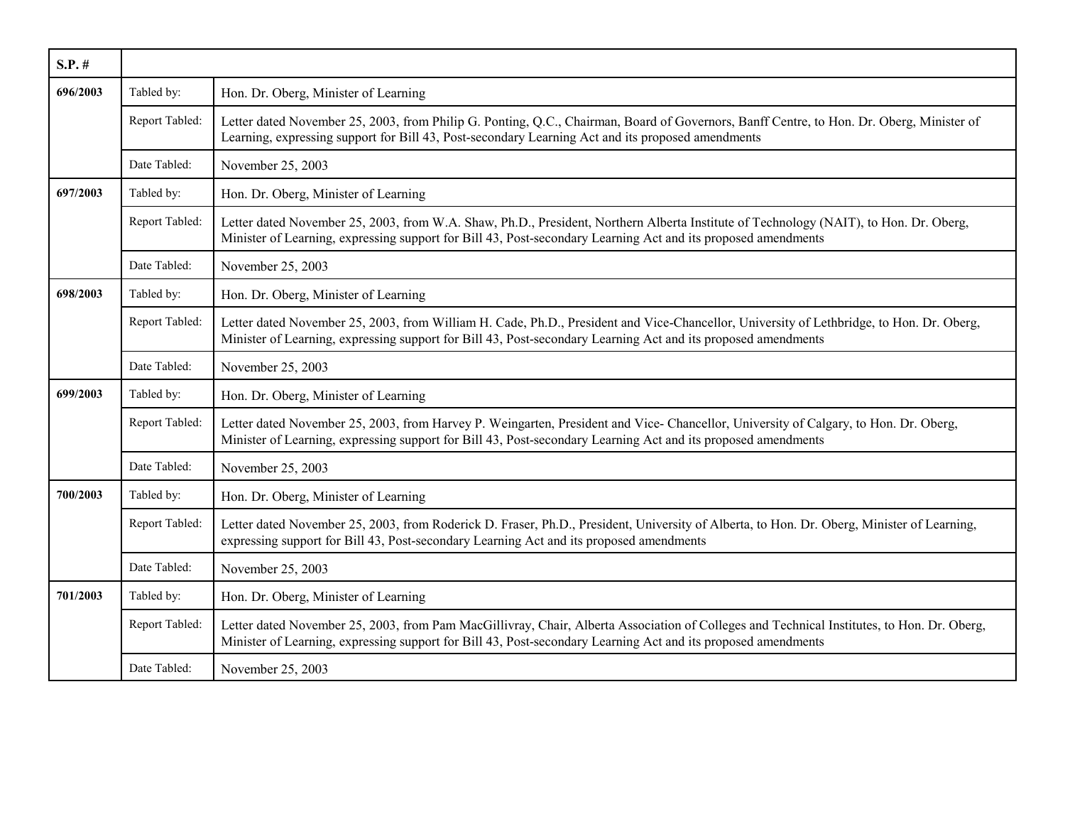| S.P. # | | |
|---|---|---|
| **696/2003** | Tabled by: | Hon. Dr. Oberg, Minister of Learning |
| | Report Tabled: | Letter dated November 25, 2003, from Philip G. Ponting, Q.C., Chairman, Board of Governors, Banff Centre, to Hon. Dr. Oberg, Minister of Learning, expressing support for Bill 43, Post-secondary Learning Act and its proposed amendments |
| | Date Tabled: | November 25, 2003 |
| **697/2003** | Tabled by: | Hon. Dr. Oberg, Minister of Learning |
| | Report Tabled: | Letter dated November 25, 2003, from W.A. Shaw, Ph.D., President, Northern Alberta Institute of Technology (NAIT), to Hon. Dr. Oberg, Minister of Learning, expressing support for Bill 43, Post-secondary Learning Act and its proposed amendments |
| | Date Tabled: | November 25, 2003 |
| **698/2003** | Tabled by: | Hon. Dr. Oberg, Minister of Learning |
| | Report Tabled: | Letter dated November 25, 2003, from William H. Cade, Ph.D., President and Vice-Chancellor, University of Lethbridge, to Hon. Dr. Oberg, Minister of Learning, expressing support for Bill 43, Post-secondary Learning Act and its proposed amendments |
| | Date Tabled: | November 25, 2003 |
| **699/2003** | Tabled by: | Hon. Dr. Oberg, Minister of Learning |
| | Report Tabled: | Letter dated November 25, 2003, from Harvey P. Weingarten, President and Vice- Chancellor, University of Calgary, to Hon. Dr. Oberg, Minister of Learning, expressing support for Bill 43, Post-secondary Learning Act and its proposed amendments |
| | Date Tabled: | November 25, 2003 |
| **700/2003** | Tabled by: | Hon. Dr. Oberg, Minister of Learning |
| | Report Tabled: | Letter dated November 25, 2003, from Roderick D. Fraser, Ph.D., President, University of Alberta, to Hon. Dr. Oberg, Minister of Learning, expressing support for Bill 43, Post-secondary Learning Act and its proposed amendments |
| | Date Tabled: | November 25, 2003 |
| **701/2003** | Tabled by: | Hon. Dr. Oberg, Minister of Learning |
| | Report Tabled: | Letter dated November 25, 2003, from Pam MacGillivray, Chair, Alberta Association of Colleges and Technical Institutes, to Hon. Dr. Oberg, Minister of Learning, expressing support for Bill 43, Post-secondary Learning Act and its proposed amendments |
| | Date Tabled: | November 25, 2003 |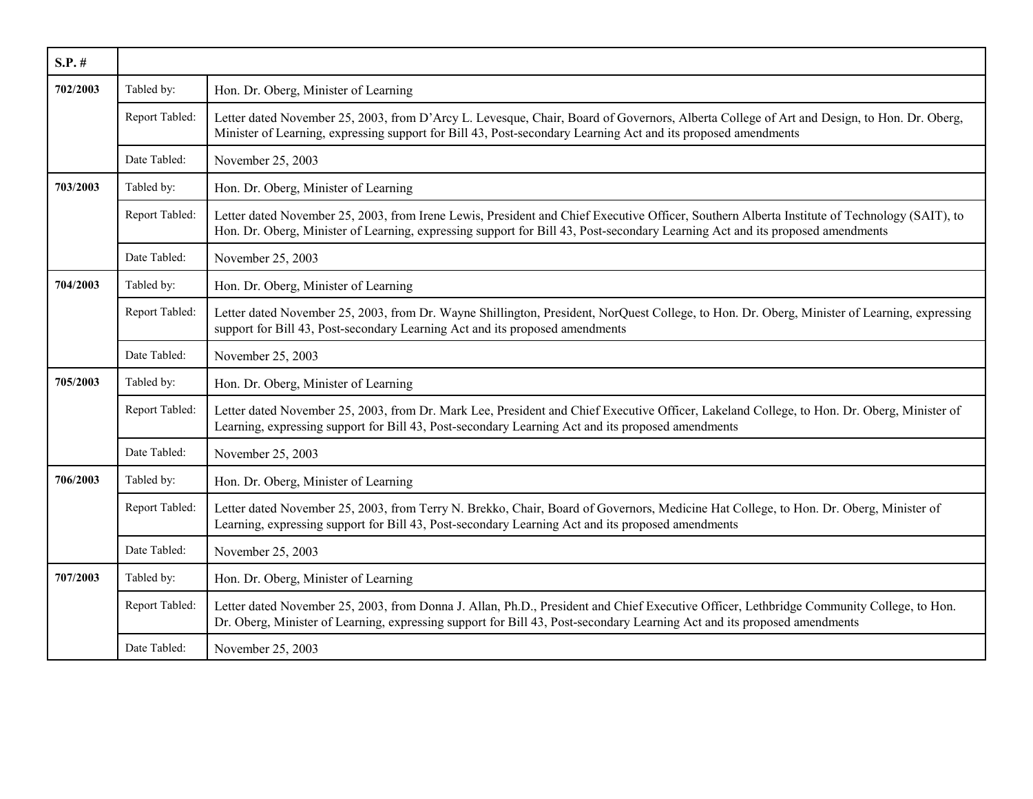| S.P. # | | |
|---|---|---|
| 702/2003 | Tabled by: | Hon. Dr. Oberg, Minister of Learning |
| | Report Tabled: | Letter dated November 25, 2003, from D'Arcy L. Levesque, Chair, Board of Governors, Alberta College of Art and Design, to Hon. Dr. Oberg, Minister of Learning, expressing support for Bill 43, Post-secondary Learning Act and its proposed amendments |
| | Date Tabled: | November 25, 2003 |
| 703/2003 | Tabled by: | Hon. Dr. Oberg, Minister of Learning |
| | Report Tabled: | Letter dated November 25, 2003, from Irene Lewis, President and Chief Executive Officer, Southern Alberta Institute of Technology (SAIT), to Hon. Dr. Oberg, Minister of Learning, expressing support for Bill 43, Post-secondary Learning Act and its proposed amendments |
| | Date Tabled: | November 25, 2003 |
| 704/2003 | Tabled by: | Hon. Dr. Oberg, Minister of Learning |
| | Report Tabled: | Letter dated November 25, 2003, from Dr. Wayne Shillington, President, NorQuest College, to Hon. Dr. Oberg, Minister of Learning, expressing support for Bill 43, Post-secondary Learning Act and its proposed amendments |
| | Date Tabled: | November 25, 2003 |
| 705/2003 | Tabled by: | Hon. Dr. Oberg, Minister of Learning |
| | Report Tabled: | Letter dated November 25, 2003, from Dr. Mark Lee, President and Chief Executive Officer, Lakeland College, to Hon. Dr. Oberg, Minister of Learning, expressing support for Bill 43, Post-secondary Learning Act and its proposed amendments |
| | Date Tabled: | November 25, 2003 |
| 706/2003 | Tabled by: | Hon. Dr. Oberg, Minister of Learning |
| | Report Tabled: | Letter dated November 25, 2003, from Terry N. Brekko, Chair, Board of Governors, Medicine Hat College, to Hon. Dr. Oberg, Minister of Learning, expressing support for Bill 43, Post-secondary Learning Act and its proposed amendments |
| | Date Tabled: | November 25, 2003 |
| 707/2003 | Tabled by: | Hon. Dr. Oberg, Minister of Learning |
| | Report Tabled: | Letter dated November 25, 2003, from Donna J. Allan, Ph.D., President and Chief Executive Officer, Lethbridge Community College, to Hon. Dr. Oberg, Minister of Learning, expressing support for Bill 43, Post-secondary Learning Act and its proposed amendments |
| | Date Tabled: | November 25, 2003 |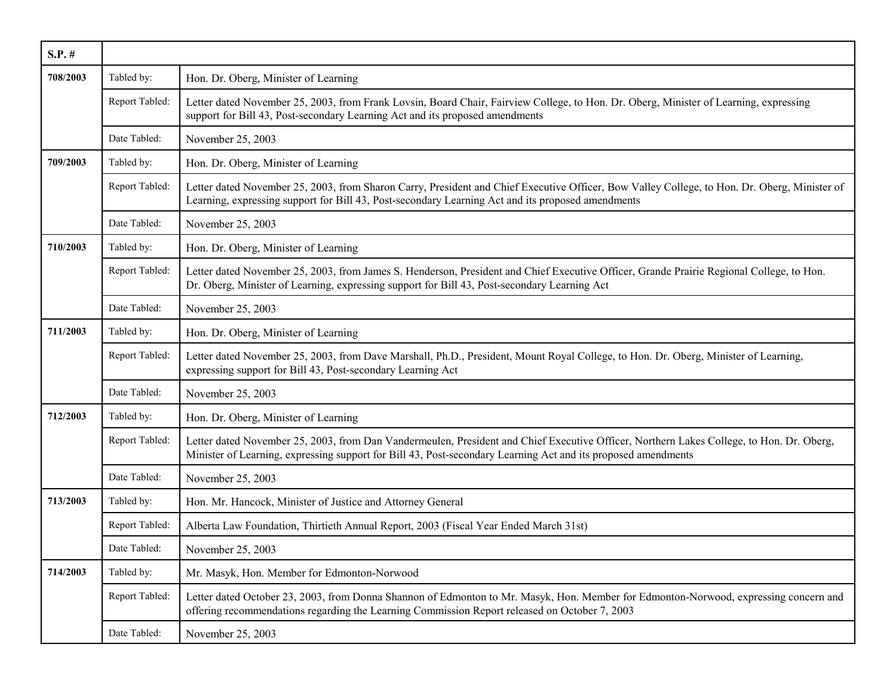| S.P. # | | |
|---|---|---|
| 708/2003 | Tabled by: | Hon. Dr. Oberg, Minister of Learning |
| | Report Tabled: | Letter dated November 25, 2003, from Frank Lovsin, Board Chair, Fairview College, to Hon. Dr. Oberg, Minister of Learning, expressing support for Bill 43, Post-secondary Learning Act and its proposed amendments |
| | Date Tabled: | November 25, 2003 |
| 709/2003 | Tabled by: | Hon. Dr. Oberg, Minister of Learning |
| | Report Tabled: | Letter dated November 25, 2003, from Sharon Carry, President and Chief Executive Officer, Bow Valley College, to Hon. Dr. Oberg, Minister of Learning, expressing support for Bill 43, Post-secondary Learning Act and its proposed amendments |
| | Date Tabled: | November 25, 2003 |
| 710/2003 | Tabled by: | Hon. Dr. Oberg, Minister of Learning |
| | Report Tabled: | Letter dated November 25, 2003, from James S. Henderson, President and Chief Executive Officer, Grande Prairie Regional College, to Hon. Dr. Oberg, Minister of Learning, expressing support for Bill 43, Post-secondary Learning Act |
| | Date Tabled: | November 25, 2003 |
| 711/2003 | Tabled by: | Hon. Dr. Oberg, Minister of Learning |
| | Report Tabled: | Letter dated November 25, 2003, from Dave Marshall, Ph.D., President, Mount Royal College, to Hon. Dr. Oberg, Minister of Learning, expressing support for Bill 43, Post-secondary Learning Act |
| | Date Tabled: | November 25, 2003 |
| 712/2003 | Tabled by: | Hon. Dr. Oberg, Minister of Learning |
| | Report Tabled: | Letter dated November 25, 2003, from Dan Vandermeulen, President and Chief Executive Officer, Northern Lakes College, to Hon. Dr. Oberg, Minister of Learning, expressing support for Bill 43, Post-secondary Learning Act and its proposed amendments |
| | Date Tabled: | November 25, 2003 |
| 713/2003 | Tabled by: | Hon. Mr. Hancock, Minister of Justice and Attorney General |
| | Report Tabled: | Alberta Law Foundation, Thirtieth Annual Report, 2003 (Fiscal Year Ended March 31st) |
| | Date Tabled: | November 25, 2003 |
| 714/2003 | Tabled by: | Mr. Masyk, Hon. Member for Edmonton-Norwood |
| | Report Tabled: | Letter dated October 23, 2003, from Donna Shannon of Edmonton to Mr. Masyk, Hon. Member for Edmonton-Norwood, expressing concern and offering recommendations regarding the Learning Commission Report released on October 7, 2003 |
| | Date Tabled: | November 25, 2003 |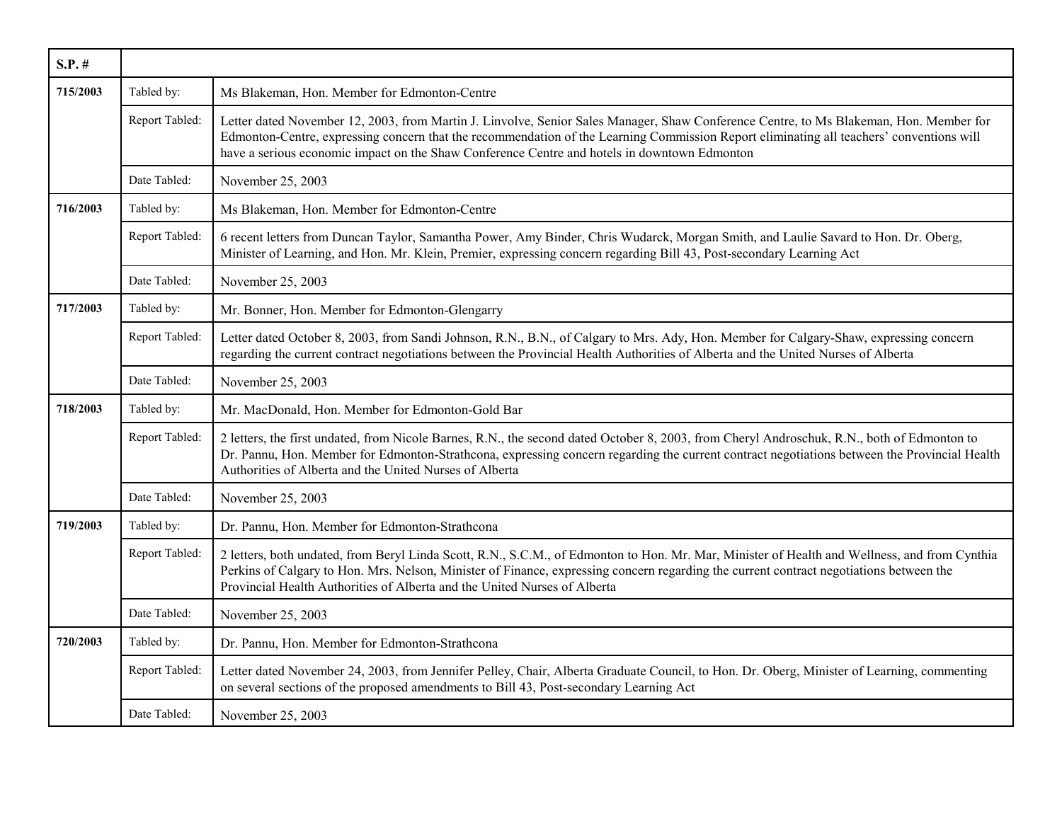| S.P. # | | |
|---|---|---|
| 715/2003 | Tabled by: | Ms Blakeman, Hon. Member for Edmonton-Centre |
| | Report Tabled: | Letter dated November 12, 2003, from Martin J. Linvolve, Senior Sales Manager, Shaw Conference Centre, to Ms Blakeman, Hon. Member for Edmonton-Centre, expressing concern that the recommendation of the Learning Commission Report eliminating all teachers' conventions will have a serious economic impact on the Shaw Conference Centre and hotels in downtown Edmonton |
| | Date Tabled: | November 25, 2003 |
| 716/2003 | Tabled by: | Ms Blakeman, Hon. Member for Edmonton-Centre |
| | Report Tabled: | 6 recent letters from Duncan Taylor, Samantha Power, Amy Binder, Chris Wudarck, Morgan Smith, and Laulie Savard to Hon. Dr. Oberg, Minister of Learning, and Hon. Mr. Klein, Premier, expressing concern regarding Bill 43, Post-secondary Learning Act |
| | Date Tabled: | November 25, 2003 |
| 717/2003 | Tabled by: | Mr. Bonner, Hon. Member for Edmonton-Glengarry |
| | Report Tabled: | Letter dated October 8, 2003, from Sandi Johnson, R.N., B.N., of Calgary to Mrs. Ady, Hon. Member for Calgary-Shaw, expressing concern regarding the current contract negotiations between the Provincial Health Authorities of Alberta and the United Nurses of Alberta |
| | Date Tabled: | November 25, 2003 |
| 718/2003 | Tabled by: | Mr. MacDonald, Hon. Member for Edmonton-Gold Bar |
| | Report Tabled: | 2 letters, the first undated, from Nicole Barnes, R.N., the second dated October 8, 2003, from Cheryl Androschuk, R.N., both of Edmonton to Dr. Pannu, Hon. Member for Edmonton-Strathcona, expressing concern regarding the current contract negotiations between the Provincial Health Authorities of Alberta and the United Nurses of Alberta |
| | Date Tabled: | November 25, 2003 |
| 719/2003 | Tabled by: | Dr. Pannu, Hon. Member for Edmonton-Strathcona |
| | Report Tabled: | 2 letters, both undated, from Beryl Linda Scott, R.N., S.C.M., of Edmonton to Hon. Mr. Mar, Minister of Health and Wellness, and from Cynthia Perkins of Calgary to Hon. Mrs. Nelson, Minister of Finance, expressing concern regarding the current contract negotiations between the Provincial Health Authorities of Alberta and the United Nurses of Alberta |
| | Date Tabled: | November 25, 2003 |
| 720/2003 | Tabled by: | Dr. Pannu, Hon. Member for Edmonton-Strathcona |
| | Report Tabled: | Letter dated November 24, 2003, from Jennifer Pelley, Chair, Alberta Graduate Council, to Hon. Dr. Oberg, Minister of Learning, commenting on several sections of the proposed amendments to Bill 43, Post-secondary Learning Act |
| | Date Tabled: | November 25, 2003 |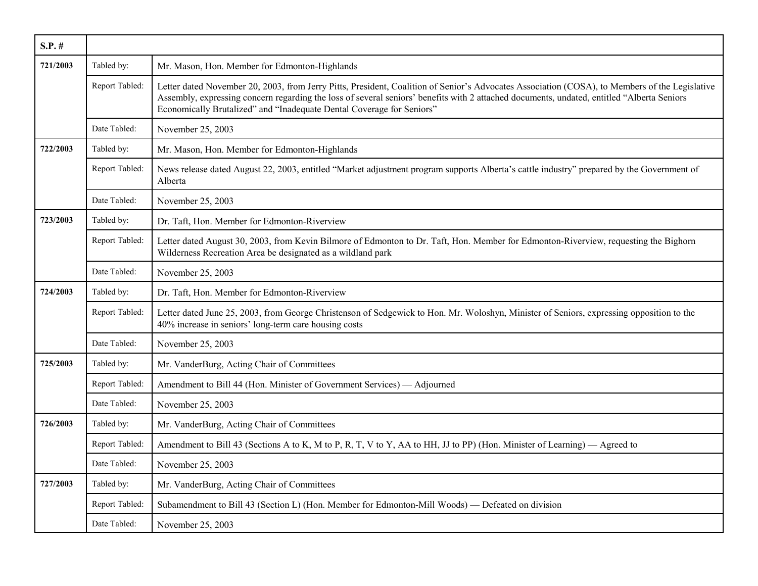| S.P. # | | |
|---|---|---|
| **721/2003** | Tabled by: | Mr. Mason, Hon. Member for Edmonton-Highlands |
| | Report Tabled: | Letter dated November 20, 2003, from Jerry Pitts, President, Coalition of Senior's Advocates Association (COSA), to Members of the Legislative Assembly, expressing concern regarding the loss of several seniors' benefits with 2 attached documents, undated, entitled "Alberta Seniors Economically Brutalized" and "Inadequate Dental Coverage for Seniors" |
| | Date Tabled: | November 25, 2003 |
| **722/2003** | Tabled by: | Mr. Mason, Hon. Member for Edmonton-Highlands |
| | Report Tabled: | News release dated August 22, 2003, entitled "Market adjustment program supports Alberta's cattle industry" prepared by the Government of Alberta |
| | Date Tabled: | November 25, 2003 |
| **723/2003** | Tabled by: | Dr. Taft, Hon. Member for Edmonton-Riverview |
| | Report Tabled: | Letter dated August 30, 2003, from Kevin Bilmore of Edmonton to Dr. Taft, Hon. Member for Edmonton-Riverview, requesting the Bighorn Wilderness Recreation Area be designated as a wildland park |
| | Date Tabled: | November 25, 2003 |
| **724/2003** | Tabled by: | Dr. Taft, Hon. Member for Edmonton-Riverview |
| | Report Tabled: | Letter dated June 25, 2003, from George Christenson of Sedgewick to Hon. Mr. Woloshyn, Minister of Seniors, expressing opposition to the 40% increase in seniors' long-term care housing costs |
| | Date Tabled: | November 25, 2003 |
| **725/2003** | Tabled by: | Mr. VanderBurg, Acting Chair of Committees |
| | Report Tabled: | Amendment to Bill 44 (Hon. Minister of Government Services) — Adjourned |
| | Date Tabled: | November 25, 2003 |
| **726/2003** | Tabled by: | Mr. VanderBurg, Acting Chair of Committees |
| | Report Tabled: | Amendment to Bill 43 (Sections A to K, M to P, R, T, V to Y, AA to HH, JJ to PP) (Hon. Minister of Learning) — Agreed to |
| | Date Tabled: | November 25, 2003 |
| **727/2003** | Tabled by: | Mr. VanderBurg, Acting Chair of Committees |
| | Report Tabled: | Subamendment to Bill 43 (Section L) (Hon. Member for Edmonton-Mill Woods) — Defeated on division |
| | Date Tabled: | November 25, 2003 |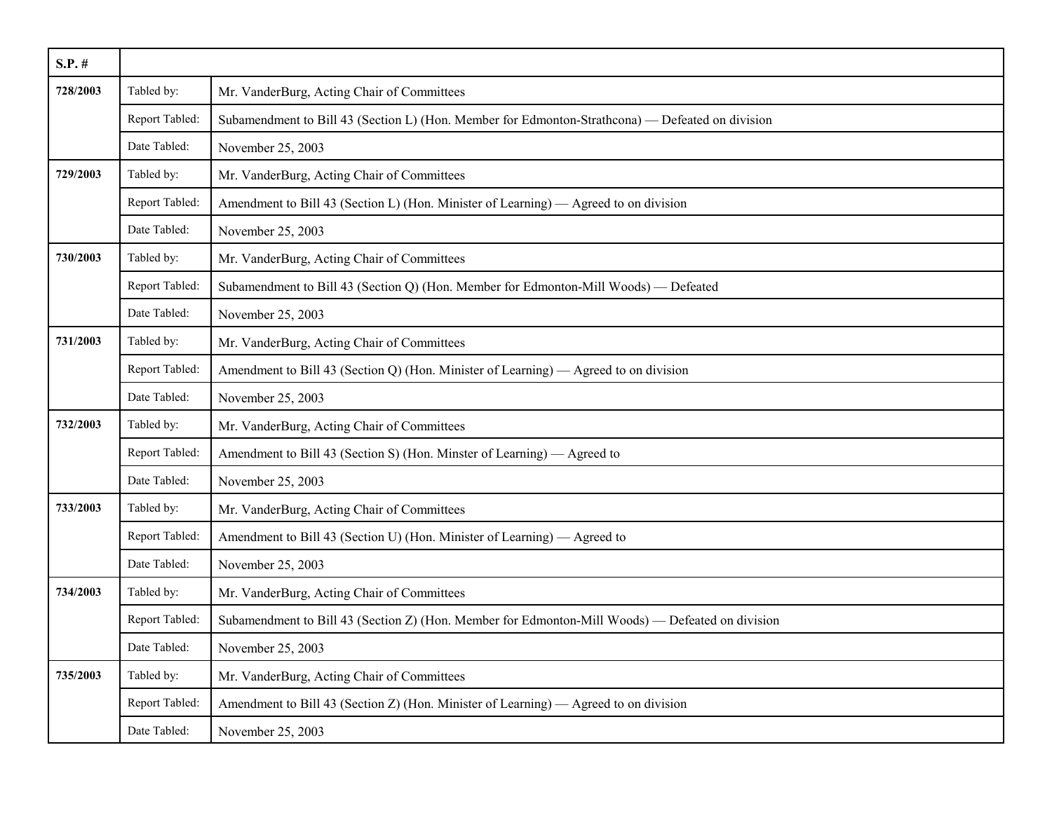| S.P. # | | |
|---|---|---|
| **728/2003** | Tabled by: | Mr. VanderBurg, Acting Chair of Committees |
| | Report Tabled: | Subamendment to Bill 43 (Section L) (Hon. Member for Edmonton-Strathcona) — Defeated on division |
| | Date Tabled: | November 25, 2003 |
| **729/2003** | Tabled by: | Mr. VanderBurg, Acting Chair of Committees |
| | Report Tabled: | Amendment to Bill 43 (Section L) (Hon. Minister of Learning) — Agreed to on division |
| | Date Tabled: | November 25, 2003 |
| **730/2003** | Tabled by: | Mr. VanderBurg, Acting Chair of Committees |
| | Report Tabled: | Subamendment to Bill 43 (Section Q) (Hon. Member for Edmonton-Mill Woods) — Defeated |
| | Date Tabled: | November 25, 2003 |
| **731/2003** | Tabled by: | Mr. VanderBurg, Acting Chair of Committees |
| | Report Tabled: | Amendment to Bill 43 (Section Q) (Hon. Minister of Learning) — Agreed to on division |
| | Date Tabled: | November 25, 2003 |
| **732/2003** | Tabled by: | Mr. VanderBurg, Acting Chair of Committees |
| | Report Tabled: | Amendment to Bill 43 (Section S) (Hon. Minster of Learning) — Agreed to |
| | Date Tabled: | November 25, 2003 |
| **733/2003** | Tabled by: | Mr. VanderBurg, Acting Chair of Committees |
| | Report Tabled: | Amendment to Bill 43 (Section U) (Hon. Minister of Learning) — Agreed to |
| | Date Tabled: | November 25, 2003 |
| **734/2003** | Tabled by: | Mr. VanderBurg, Acting Chair of Committees |
| | Report Tabled: | Subamendment to Bill 43 (Section Z) (Hon. Member for Edmonton-Mill Woods) — Defeated on division |
| | Date Tabled: | November 25, 2003 |
| **735/2003** | Tabled by: | Mr. VanderBurg, Acting Chair of Committees |
| | Report Tabled: | Amendment to Bill 43 (Section Z) (Hon. Minister of Learning) — Agreed to on division |
| | Date Tabled: | November 25, 2003 |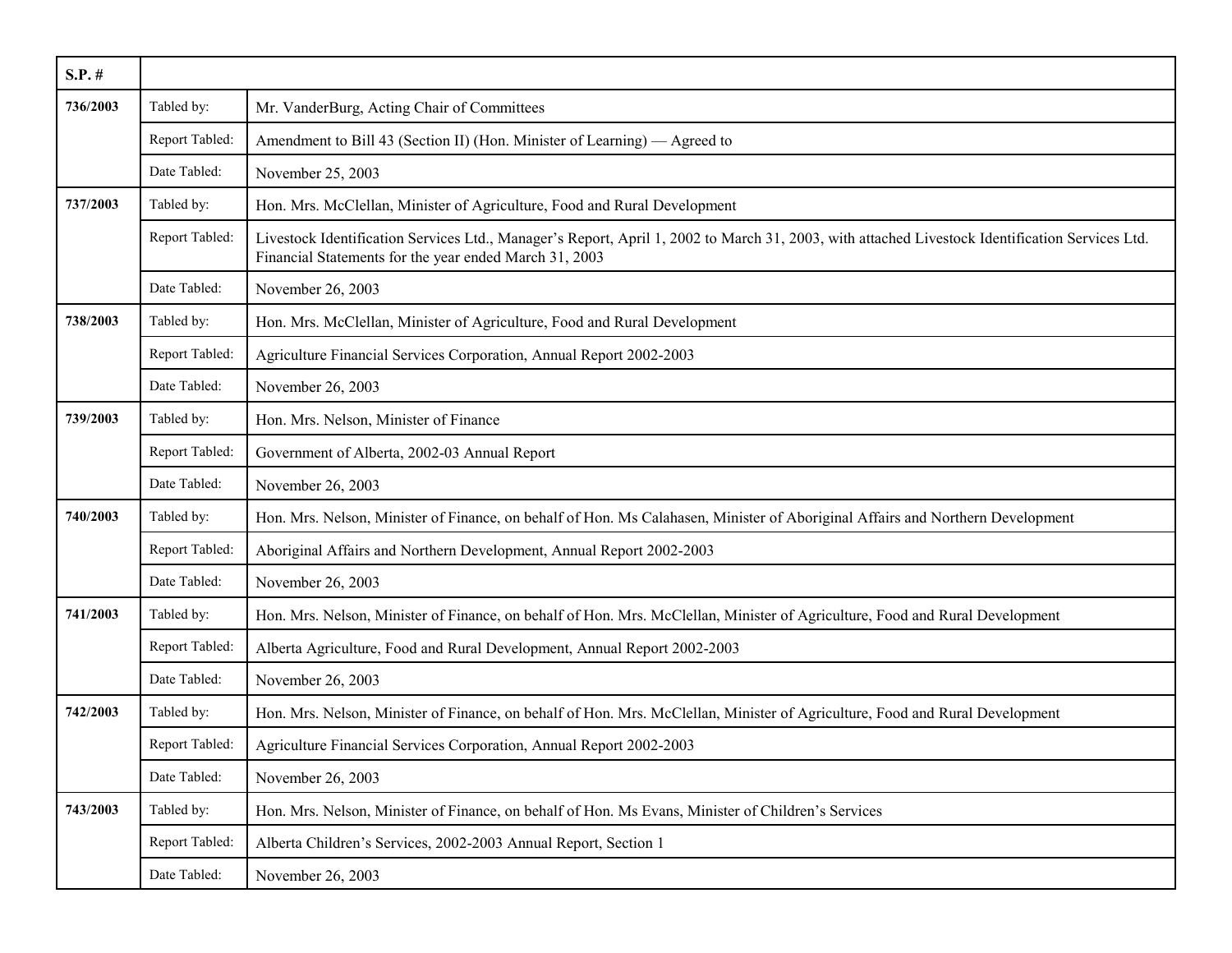| S.P. # | | |
|---|---|---|
| **736/2003** | Tabled by: | Mr. VanderBurg, Acting Chair of Committees |
| | Report Tabled: | Amendment to Bill 43 (Section II) (Hon. Minister of Learning) — Agreed to |
| | Date Tabled: | November 25, 2003 |
| **737/2003** | Tabled by: | Hon. Mrs. McClellan, Minister of Agriculture, Food and Rural Development |
| | Report Tabled: | Livestock Identification Services Ltd., Manager's Report, April 1, 2002 to March 31, 2003, with attached Livestock Identification Services Ltd. Financial Statements for the year ended March 31, 2003 |
| | Date Tabled: | November 26, 2003 |
| **738/2003** | Tabled by: | Hon. Mrs. McClellan, Minister of Agriculture, Food and Rural Development |
| | Report Tabled: | Agriculture Financial Services Corporation, Annual Report 2002-2003 |
| | Date Tabled: | November 26, 2003 |
| **739/2003** | Tabled by: | Hon. Mrs. Nelson, Minister of Finance |
| | Report Tabled: | Government of Alberta, 2002-03 Annual Report |
| | Date Tabled: | November 26, 2003 |
| **740/2003** | Tabled by: | Hon. Mrs. Nelson, Minister of Finance, on behalf of Hon. Ms Calahasen, Minister of Aboriginal Affairs and Northern Development |
| | Report Tabled: | Aboriginal Affairs and Northern Development, Annual Report 2002-2003 |
| | Date Tabled: | November 26, 2003 |
| **741/2003** | Tabled by: | Hon. Mrs. Nelson, Minister of Finance, on behalf of Hon. Mrs. McClellan, Minister of Agriculture, Food and Rural Development |
| | Report Tabled: | Alberta Agriculture, Food and Rural Development, Annual Report 2002-2003 |
| | Date Tabled: | November 26, 2003 |
| **742/2003** | Tabled by: | Hon. Mrs. Nelson, Minister of Finance, on behalf of Hon. Mrs. McClellan, Minister of Agriculture, Food and Rural Development |
| | Report Tabled: | Agriculture Financial Services Corporation, Annual Report 2002-2003 |
| | Date Tabled: | November 26, 2003 |
| **743/2003** | Tabled by: | Hon. Mrs. Nelson, Minister of Finance, on behalf of Hon. Ms Evans, Minister of Children's Services |
| | Report Tabled: | Alberta Children's Services, 2002-2003 Annual Report, Section 1 |
| | Date Tabled: | November 26, 2003 |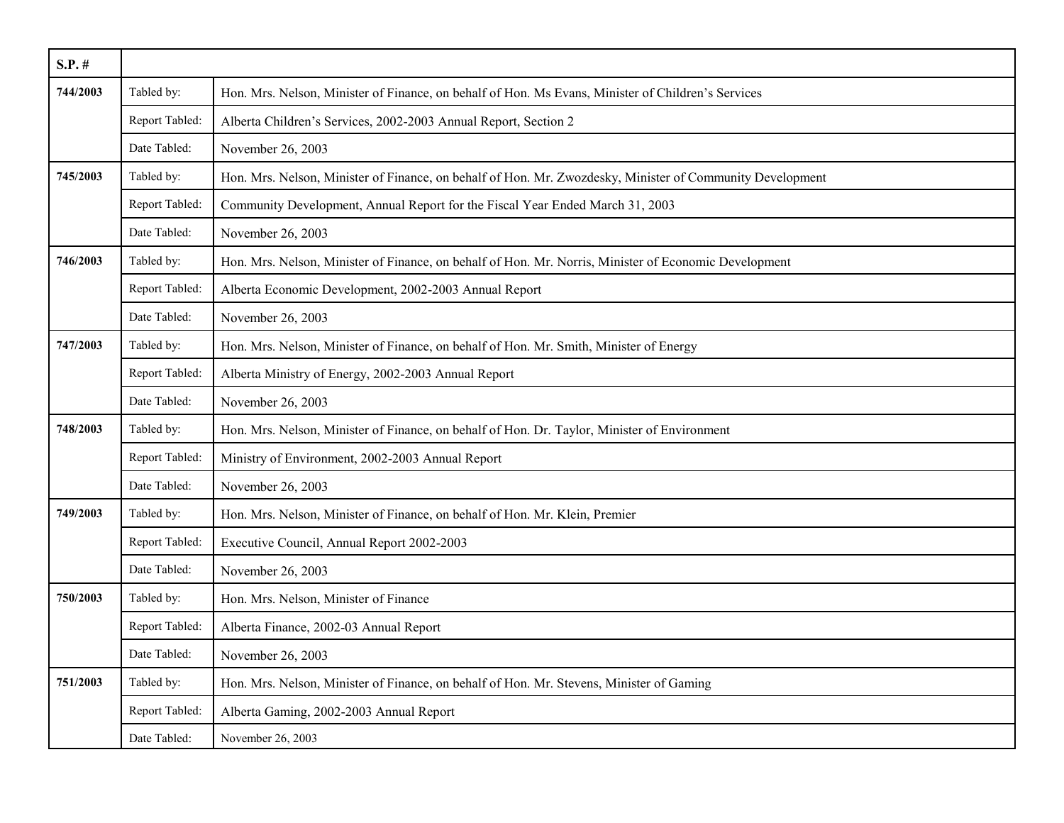| S.P. # | | |
|---|---|---|
| **744/2003** | Tabled by: | Hon. Mrs. Nelson, Minister of Finance, on behalf of Hon. Ms Evans, Minister of Children's Services |
| | Report Tabled: | Alberta Children's Services, 2002-2003 Annual Report, Section 2 |
| | Date Tabled: | November 26, 2003 |
| **745/2003** | Tabled by: | Hon. Mrs. Nelson, Minister of Finance, on behalf of Hon. Mr. Zwozdesky, Minister of Community Development |
| | Report Tabled: | Community Development, Annual Report for the Fiscal Year Ended March 31, 2003 |
| | Date Tabled: | November 26, 2003 |
| **746/2003** | Tabled by: | Hon. Mrs. Nelson, Minister of Finance, on behalf of Hon. Mr. Norris, Minister of Economic Development |
| | Report Tabled: | Alberta Economic Development, 2002-2003 Annual Report |
| | Date Tabled: | November 26, 2003 |
| **747/2003** | Tabled by: | Hon. Mrs. Nelson, Minister of Finance, on behalf of Hon. Mr. Smith, Minister of Energy |
| | Report Tabled: | Alberta Ministry of Energy, 2002-2003 Annual Report |
| | Date Tabled: | November 26, 2003 |
| **748/2003** | Tabled by: | Hon. Mrs. Nelson, Minister of Finance, on behalf of Hon. Dr. Taylor, Minister of Environment |
| | Report Tabled: | Ministry of Environment, 2002-2003 Annual Report |
| | Date Tabled: | November 26, 2003 |
| **749/2003** | Tabled by: | Hon. Mrs. Nelson, Minister of Finance, on behalf of Hon. Mr. Klein, Premier |
| | Report Tabled: | Executive Council, Annual Report 2002-2003 |
| | Date Tabled: | November 26, 2003 |
| **750/2003** | Tabled by: | Hon. Mrs. Nelson, Minister of Finance |
| | Report Tabled: | Alberta Finance, 2002-03 Annual Report |
| | Date Tabled: | November 26, 2003 |
| **751/2003** | Tabled by: | Hon. Mrs. Nelson, Minister of Finance, on behalf of Hon. Mr. Stevens, Minister of Gaming |
| | Report Tabled: | Alberta Gaming, 2002-2003 Annual Report |
| | Date Tabled: | November 26, 2003 |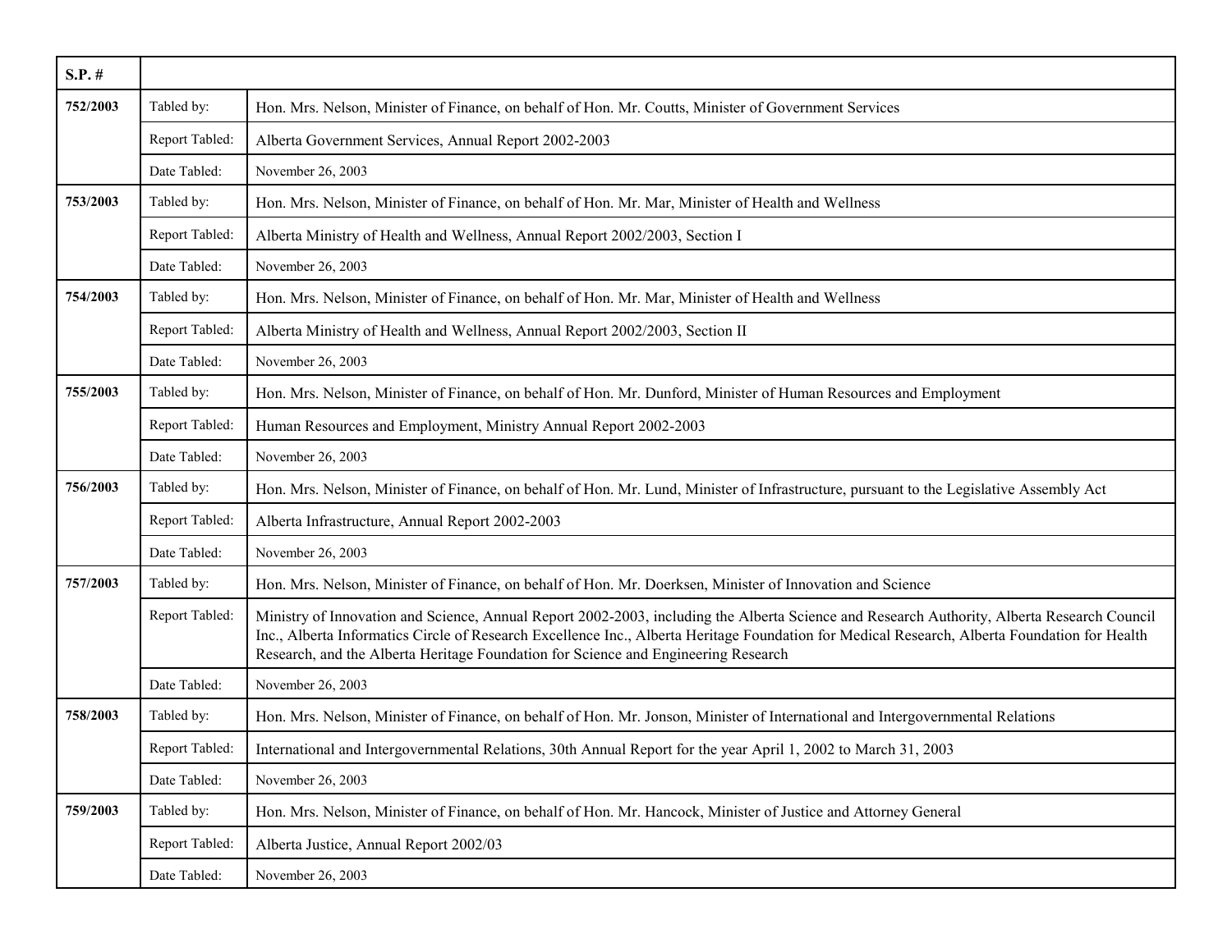| S.P. # | | |
|---|---|---|
| 752/2003 | Tabled by: | Hon. Mrs. Nelson, Minister of Finance, on behalf of Hon. Mr. Coutts, Minister of Government Services |
| | Report Tabled: | Alberta Government Services, Annual Report 2002-2003 |
| | Date Tabled: | November 26, 2003 |
| 753/2003 | Tabled by: | Hon. Mrs. Nelson, Minister of Finance, on behalf of Hon. Mr. Mar, Minister of Health and Wellness |
| | Report Tabled: | Alberta Ministry of Health and Wellness, Annual Report 2002/2003, Section I |
| | Date Tabled: | November 26, 2003 |
| 754/2003 | Tabled by: | Hon. Mrs. Nelson, Minister of Finance, on behalf of Hon. Mr. Mar, Minister of Health and Wellness |
| | Report Tabled: | Alberta Ministry of Health and Wellness, Annual Report 2002/2003, Section II |
| | Date Tabled: | November 26, 2003 |
| 755/2003 | Tabled by: | Hon. Mrs. Nelson, Minister of Finance, on behalf of Hon. Mr. Dunford, Minister of Human Resources and Employment |
| | Report Tabled: | Human Resources and Employment, Ministry Annual Report 2002-2003 |
| | Date Tabled: | November 26, 2003 |
| 756/2003 | Tabled by: | Hon. Mrs. Nelson, Minister of Finance, on behalf of Hon. Mr. Lund, Minister of Infrastructure, pursuant to the Legislative Assembly Act |
| | Report Tabled: | Alberta Infrastructure, Annual Report 2002-2003 |
| | Date Tabled: | November 26, 2003 |
| 757/2003 | Tabled by: | Hon. Mrs. Nelson, Minister of Finance, on behalf of Hon. Mr. Doerksen, Minister of Innovation and Science |
| | Report Tabled: | Ministry of Innovation and Science, Annual Report 2002-2003, including the Alberta Science and Research Authority, Alberta Research Council Inc., Alberta Informatics Circle of Research Excellence Inc., Alberta Heritage Foundation for Medical Research, Alberta Foundation for Health Research, and the Alberta Heritage Foundation for Science and Engineering Research |
| | Date Tabled: | November 26, 2003 |
| 758/2003 | Tabled by: | Hon. Mrs. Nelson, Minister of Finance, on behalf of Hon. Mr. Jonson, Minister of International and Intergovernmental Relations |
| | Report Tabled: | International and Intergovernmental Relations, 30th Annual Report for the year April 1, 2002 to March 31, 2003 |
| | Date Tabled: | November 26, 2003 |
| 759/2003 | Tabled by: | Hon. Mrs. Nelson, Minister of Finance, on behalf of Hon. Mr. Hancock, Minister of Justice and Attorney General |
| | Report Tabled: | Alberta Justice, Annual Report 2002/03 |
| | Date Tabled: | November 26, 2003 |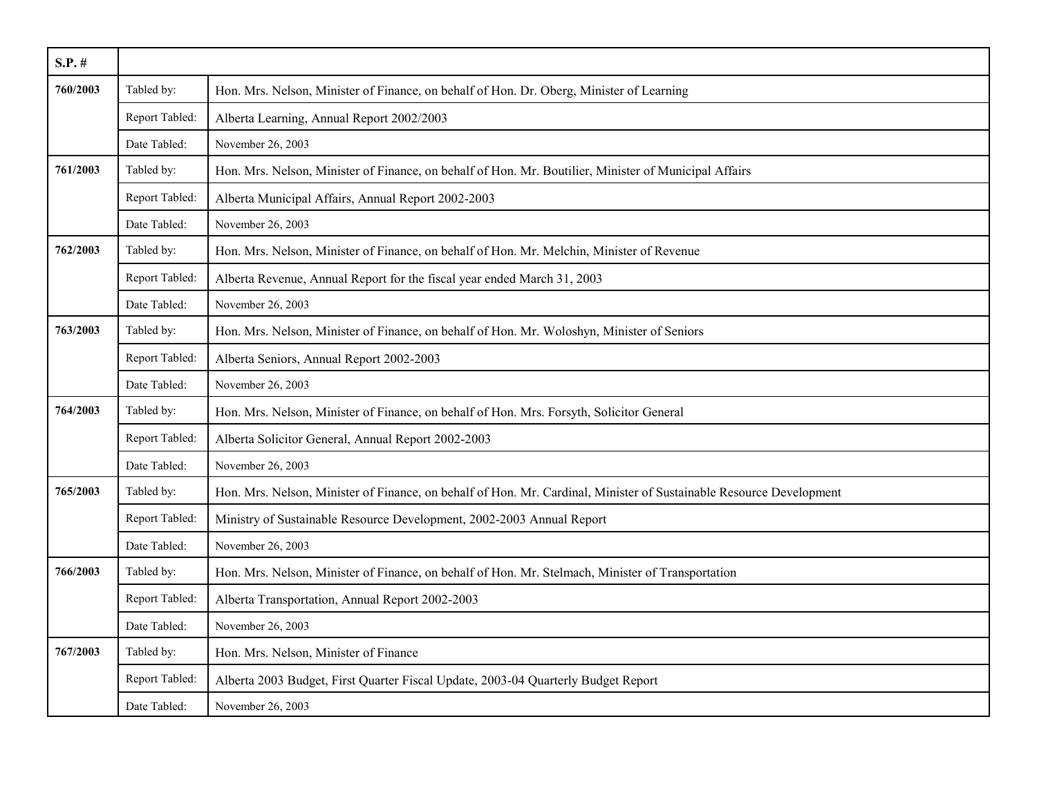| S.P. # | | |
|---|---|---|
| **760/2003** | Tabled by: | Hon. Mrs. Nelson, Minister of Finance, on behalf of Hon. Dr. Oberg, Minister of Learning |
| | Report Tabled: | Alberta Learning, Annual Report 2002/2003 |
| | Date Tabled: | November 26, 2003 |
| **761/2003** | Tabled by: | Hon. Mrs. Nelson, Minister of Finance, on behalf of Hon. Mr. Boutilier, Minister of Municipal Affairs |
| | Report Tabled: | Alberta Municipal Affairs, Annual Report 2002-2003 |
| | Date Tabled: | November 26, 2003 |
| **762/2003** | Tabled by: | Hon. Mrs. Nelson, Minister of Finance, on behalf of Hon. Mr. Melchin, Minister of Revenue |
| | Report Tabled: | Alberta Revenue, Annual Report for the fiscal year ended March 31, 2003 |
| | Date Tabled: | November 26, 2003 |
| **763/2003** | Tabled by: | Hon. Mrs. Nelson, Minister of Finance, on behalf of Hon. Mr. Woloshyn, Minister of Seniors |
| | Report Tabled: | Alberta Seniors, Annual Report 2002-2003 |
| | Date Tabled: | November 26, 2003 |
| **764/2003** | Tabled by: | Hon. Mrs. Nelson, Minister of Finance, on behalf of Hon. Mrs. Forsyth, Solicitor General |
| | Report Tabled: | Alberta Solicitor General, Annual Report 2002-2003 |
| | Date Tabled: | November 26, 2003 |
| **765/2003** | Tabled by: | Hon. Mrs. Nelson, Minister of Finance, on behalf of Hon. Mr. Cardinal, Minister of Sustainable Resource Development |
| | Report Tabled: | Ministry of Sustainable Resource Development, 2002-2003 Annual Report |
| | Date Tabled: | November 26, 2003 |
| **766/2003** | Tabled by: | Hon. Mrs. Nelson, Minister of Finance, on behalf of Hon. Mr. Stelmach, Minister of Transportation |
| | Report Tabled: | Alberta Transportation, Annual Report 2002-2003 |
| | Date Tabled: | November 26, 2003 |
| **767/2003** | Tabled by: | Hon. Mrs. Nelson, Minister of Finance |
| | Report Tabled: | Alberta 2003 Budget, First Quarter Fiscal Update, 2003-04 Quarterly Budget Report |
| | Date Tabled: | November 26, 2003 |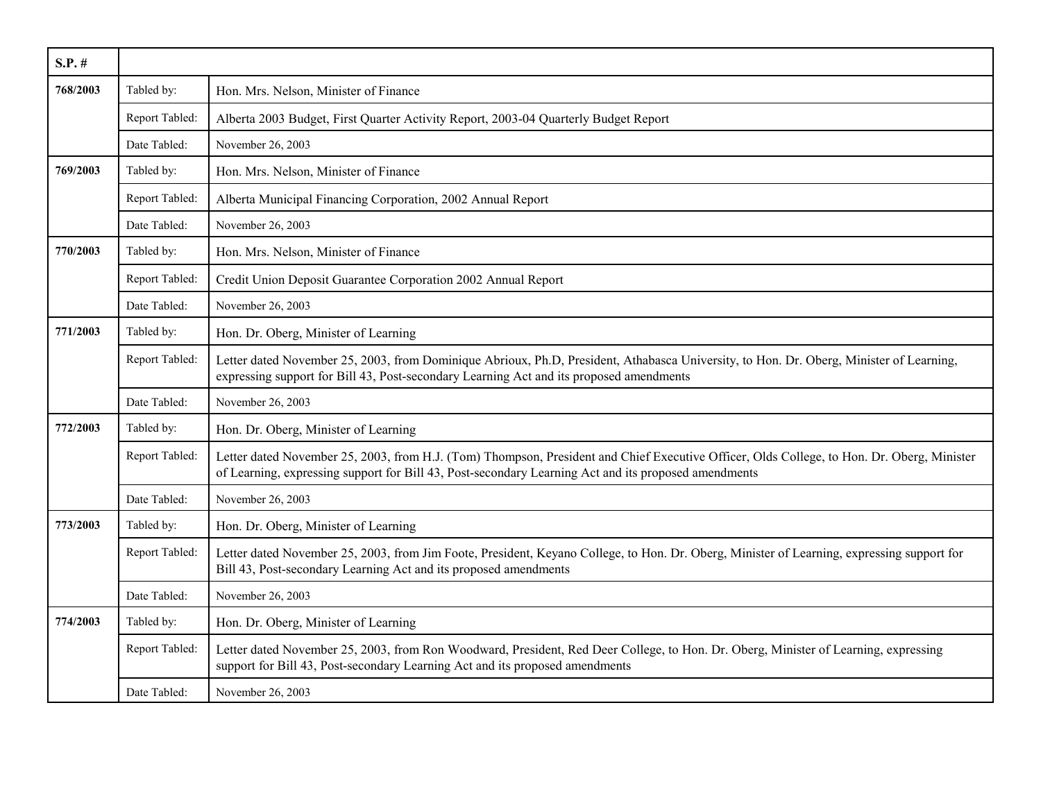| S.P. # | | |
|---|---|---|
| **768/2003** | Tabled by: | Hon. Mrs. Nelson, Minister of Finance |
| | Report Tabled: | Alberta 2003 Budget, First Quarter Activity Report, 2003-04 Quarterly Budget Report |
| | Date Tabled: | November 26, 2003 |
| **769/2003** | Tabled by: | Hon. Mrs. Nelson, Minister of Finance |
| | Report Tabled: | Alberta Municipal Financing Corporation, 2002 Annual Report |
| | Date Tabled: | November 26, 2003 |
| **770/2003** | Tabled by: | Hon. Mrs. Nelson, Minister of Finance |
| | Report Tabled: | Credit Union Deposit Guarantee Corporation 2002 Annual Report |
| | Date Tabled: | November 26, 2003 |
| **771/2003** | Tabled by: | Hon. Dr. Oberg, Minister of Learning |
| | Report Tabled: | Letter dated November 25, 2003, from Dominique Abrioux, Ph.D, President, Athabasca University, to Hon. Dr. Oberg, Minister of Learning, expressing support for Bill 43, Post-secondary Learning Act and its proposed amendments |
| | Date Tabled: | November 26, 2003 |
| **772/2003** | Tabled by: | Hon. Dr. Oberg, Minister of Learning |
| | Report Tabled: | Letter dated November 25, 2003, from H.J. (Tom) Thompson, President and Chief Executive Officer, Olds College, to Hon. Dr. Oberg, Minister of Learning, expressing support for Bill 43, Post-secondary Learning Act and its proposed amendments |
| | Date Tabled: | November 26, 2003 |
| **773/2003** | Tabled by: | Hon. Dr. Oberg, Minister of Learning |
| | Report Tabled: | Letter dated November 25, 2003, from Jim Foote, President, Keyano College, to Hon. Dr. Oberg, Minister of Learning, expressing support for Bill 43, Post-secondary Learning Act and its proposed amendments |
| | Date Tabled: | November 26, 2003 |
| **774/2003** | Tabled by: | Hon. Dr. Oberg, Minister of Learning |
| | Report Tabled: | Letter dated November 25, 2003, from Ron Woodward, President, Red Deer College, to Hon. Dr. Oberg, Minister of Learning, expressing support for Bill 43, Post-secondary Learning Act and its proposed amendments |
| | Date Tabled: | November 26, 2003 |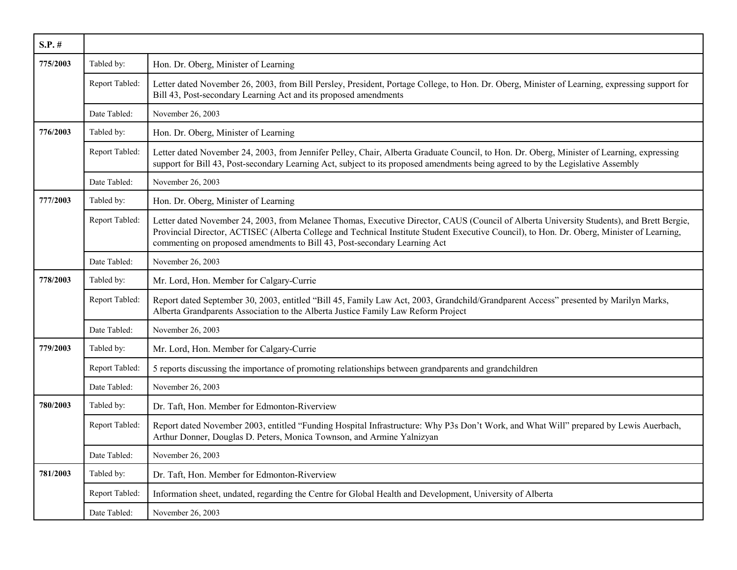| S.P. # | | |
|---|---|---|
| **775/2003** | Tabled by: | Hon. Dr. Oberg, Minister of Learning |
| | Report Tabled: | Letter dated November 26, 2003, from Bill Persley, President, Portage College, to Hon. Dr. Oberg, Minister of Learning, expressing support for Bill 43, Post-secondary Learning Act and its proposed amendments |
| | Date Tabled: | November 26, 2003 |
| **776/2003** | Tabled by: | Hon. Dr. Oberg, Minister of Learning |
| | Report Tabled: | Letter dated November 24, 2003, from Jennifer Pelley, Chair, Alberta Graduate Council, to Hon. Dr. Oberg, Minister of Learning, expressing support for Bill 43, Post-secondary Learning Act, subject to its proposed amendments being agreed to by the Legislative Assembly |
| | Date Tabled: | November 26, 2003 |
| **777/2003** | Tabled by: | Hon. Dr. Oberg, Minister of Learning |
| | Report Tabled: | Letter dated November 24, 2003, from Melanee Thomas, Executive Director, CAUS (Council of Alberta University Students), and Brett Bergie, Provincial Director, ACTISEC (Alberta College and Technical Institute Student Executive Council), to Hon. Dr. Oberg, Minister of Learning, commenting on proposed amendments to Bill 43, Post-secondary Learning Act |
| | Date Tabled: | November 26, 2003 |
| **778/2003** | Tabled by: | Mr. Lord, Hon. Member for Calgary-Currie |
| | Report Tabled: | Report dated September 30, 2003, entitled "Bill 45, Family Law Act, 2003, Grandchild/Grandparent Access" presented by Marilyn Marks, Alberta Grandparents Association to the Alberta Justice Family Law Reform Project |
| | Date Tabled: | November 26, 2003 |
| **779/2003** | Tabled by: | Mr. Lord, Hon. Member for Calgary-Currie |
| | Report Tabled: | 5 reports discussing the importance of promoting relationships between grandparents and grandchildren |
| | Date Tabled: | November 26, 2003 |
| **780/2003** | Tabled by: | Dr. Taft, Hon. Member for Edmonton-Riverview |
| | Report Tabled: | Report dated November 2003, entitled "Funding Hospital Infrastructure: Why P3s Don't Work, and What Will" prepared by Lewis Auerbach, Arthur Donner, Douglas D. Peters, Monica Townson, and Armine Yalnizyan |
| | Date Tabled: | November 26, 2003 |
| **781/2003** | Tabled by: | Dr. Taft, Hon. Member for Edmonton-Riverview |
| | Report Tabled: | Information sheet, undated, regarding the Centre for Global Health and Development, University of Alberta |
| | Date Tabled: | November 26, 2003 |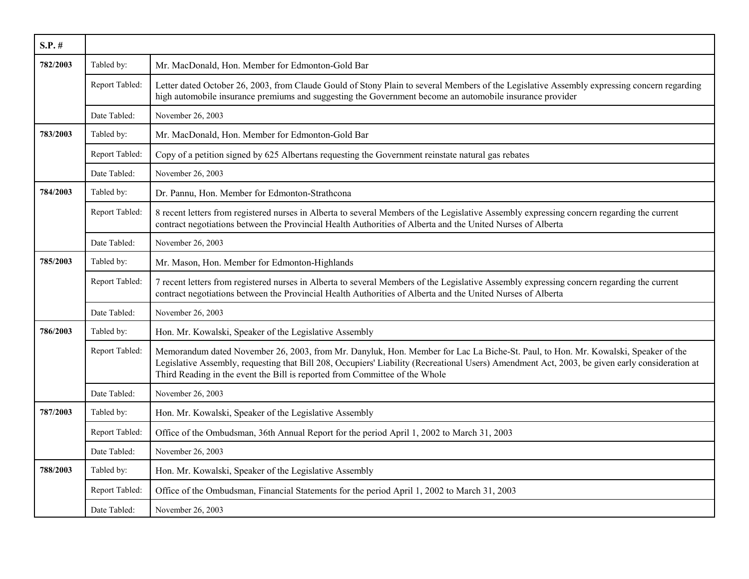| S.P. # | | |
|---|---|---|
| 782/2003 | Tabled by: | Mr. MacDonald, Hon. Member for Edmonton-Gold Bar |
| | Report Tabled: | Letter dated October 26, 2003, from Claude Gould of Stony Plain to several Members of the Legislative Assembly expressing concern regarding high automobile insurance premiums and suggesting the Government become an automobile insurance provider |
| | Date Tabled: | November 26, 2003 |
| 783/2003 | Tabled by: | Mr. MacDonald, Hon. Member for Edmonton-Gold Bar |
| | Report Tabled: | Copy of a petition signed by 625 Albertans requesting the Government reinstate natural gas rebates |
| | Date Tabled: | November 26, 2003 |
| 784/2003 | Tabled by: | Dr. Pannu, Hon. Member for Edmonton-Strathcona |
| | Report Tabled: | 8 recent letters from registered nurses in Alberta to several Members of the Legislative Assembly expressing concern regarding the current contract negotiations between the Provincial Health Authorities of Alberta and the United Nurses of Alberta |
| | Date Tabled: | November 26, 2003 |
| 785/2003 | Tabled by: | Mr. Mason, Hon. Member for Edmonton-Highlands |
| | Report Tabled: | 7 recent letters from registered nurses in Alberta to several Members of the Legislative Assembly expressing concern regarding the current contract negotiations between the Provincial Health Authorities of Alberta and the United Nurses of Alberta |
| | Date Tabled: | November 26, 2003 |
| 786/2003 | Tabled by: | Hon. Mr. Kowalski, Speaker of the Legislative Assembly |
| | Report Tabled: | Memorandum dated November 26, 2003, from Mr. Danyluk, Hon. Member for Lac La Biche-St. Paul, to Hon. Mr. Kowalski, Speaker of the Legislative Assembly, requesting that Bill 208, Occupiers' Liability (Recreational Users) Amendment Act, 2003, be given early consideration at Third Reading in the event the Bill is reported from Committee of the Whole |
| | Date Tabled: | November 26, 2003 |
| 787/2003 | Tabled by: | Hon. Mr. Kowalski, Speaker of the Legislative Assembly |
| | Report Tabled: | Office of the Ombudsman, 36th Annual Report for the period April 1, 2002 to March 31, 2003 |
| | Date Tabled: | November 26, 2003 |
| 788/2003 | Tabled by: | Hon. Mr. Kowalski, Speaker of the Legislative Assembly |
| | Report Tabled: | Office of the Ombudsman, Financial Statements for the period April 1, 2002 to March 31, 2003 |
| | Date Tabled: | November 26, 2003 |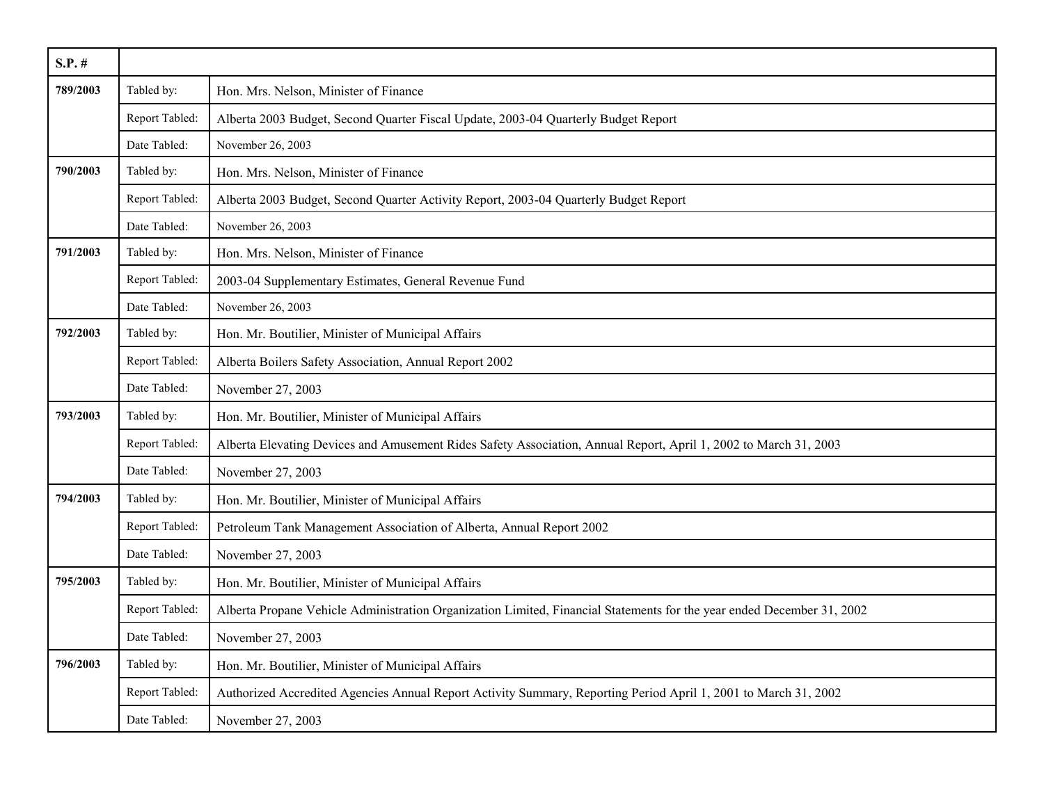| S.P. # | | |
|---|---|---|
| **789/2003** | Tabled by: | Hon. Mrs. Nelson, Minister of Finance |
| | Report Tabled: | Alberta 2003 Budget, Second Quarter Fiscal Update, 2003-04 Quarterly Budget Report |
| | Date Tabled: | November 26, 2003 |
| **790/2003** | Tabled by: | Hon. Mrs. Nelson, Minister of Finance |
| | Report Tabled: | Alberta 2003 Budget, Second Quarter Activity Report, 2003-04 Quarterly Budget Report |
| | Date Tabled: | November 26, 2003 |
| **791/2003** | Tabled by: | Hon. Mrs. Nelson, Minister of Finance |
| | Report Tabled: | 2003-04 Supplementary Estimates, General Revenue Fund |
| | Date Tabled: | November 26, 2003 |
| **792/2003** | Tabled by: | Hon. Mr. Boutilier, Minister of Municipal Affairs |
| | Report Tabled: | Alberta Boilers Safety Association, Annual Report 2002 |
| | Date Tabled: | November 27, 2003 |
| **793/2003** | Tabled by: | Hon. Mr. Boutilier, Minister of Municipal Affairs |
| | Report Tabled: | Alberta Elevating Devices and Amusement Rides Safety Association, Annual Report, April 1, 2002 to March 31, 2003 |
| | Date Tabled: | November 27, 2003 |
| **794/2003** | Tabled by: | Hon. Mr. Boutilier, Minister of Municipal Affairs |
| | Report Tabled: | Petroleum Tank Management Association of Alberta, Annual Report 2002 |
| | Date Tabled: | November 27, 2003 |
| **795/2003** | Tabled by: | Hon. Mr. Boutilier, Minister of Municipal Affairs |
| | Report Tabled: | Alberta Propane Vehicle Administration Organization Limited, Financial Statements for the year ended December 31, 2002 |
| | Date Tabled: | November 27, 2003 |
| **796/2003** | Tabled by: | Hon. Mr. Boutilier, Minister of Municipal Affairs |
| | Report Tabled: | Authorized Accredited Agencies Annual Report Activity Summary, Reporting Period April 1, 2001 to March 31, 2002 |
| | Date Tabled: | November 27, 2003 |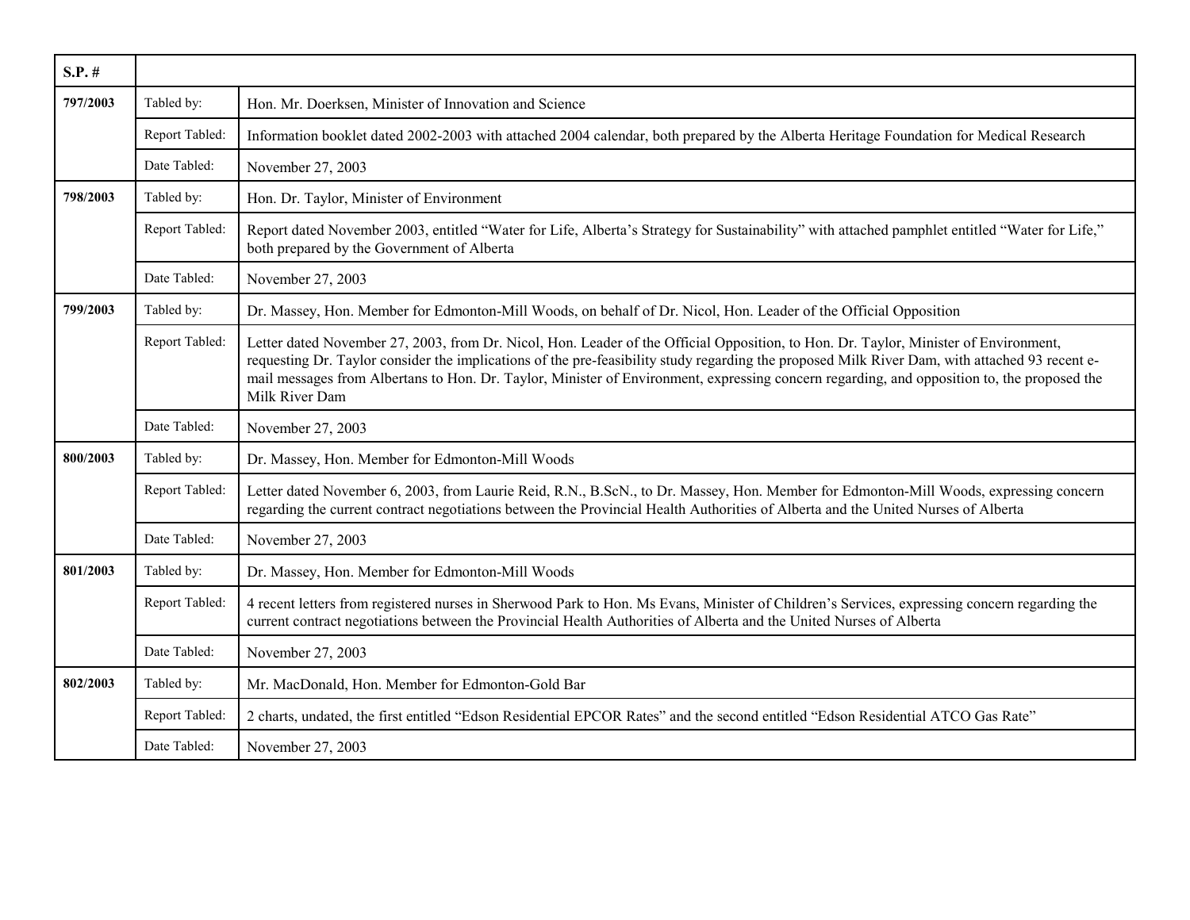| S.P. # | | |
|---|---|---|
| **797/2003** | Tabled by: | Hon. Mr. Doerksen, Minister of Innovation and Science |
| | Report Tabled: | Information booklet dated 2002-2003 with attached 2004 calendar, both prepared by the Alberta Heritage Foundation for Medical Research |
| | Date Tabled: | November 27, 2003 |
| **798/2003** | Tabled by: | Hon. Dr. Taylor, Minister of Environment |
| | Report Tabled: | Report dated November 2003, entitled "Water for Life, Alberta's Strategy for Sustainability" with attached pamphlet entitled "Water for Life," both prepared by the Government of Alberta |
| | Date Tabled: | November 27, 2003 |
| **799/2003** | Tabled by: | Dr. Massey, Hon. Member for Edmonton-Mill Woods, on behalf of Dr. Nicol, Hon. Leader of the Official Opposition |
| | Report Tabled: | Letter dated November 27, 2003, from Dr. Nicol, Hon. Leader of the Official Opposition, to Hon. Dr. Taylor, Minister of Environment, requesting Dr. Taylor consider the implications of the pre-feasibility study regarding the proposed Milk River Dam, with attached 93 recent e-mail messages from Albertans to Hon. Dr. Taylor, Minister of Environment, expressing concern regarding, and opposition to, the proposed the Milk River Dam |
| | Date Tabled: | November 27, 2003 |
| **800/2003** | Tabled by: | Dr. Massey, Hon. Member for Edmonton-Mill Woods |
| | Report Tabled: | Letter dated November 6, 2003, from Laurie Reid, R.N., B.ScN., to Dr. Massey, Hon. Member for Edmonton-Mill Woods, expressing concern regarding the current contract negotiations between the Provincial Health Authorities of Alberta and the United Nurses of Alberta |
| | Date Tabled: | November 27, 2003 |
| **801/2003** | Tabled by: | Dr. Massey, Hon. Member for Edmonton-Mill Woods |
| | Report Tabled: | 4 recent letters from registered nurses in Sherwood Park to Hon. Ms Evans, Minister of Children's Services, expressing concern regarding the current contract negotiations between the Provincial Health Authorities of Alberta and the United Nurses of Alberta |
| | Date Tabled: | November 27, 2003 |
| **802/2003** | Tabled by: | Mr. MacDonald, Hon. Member for Edmonton-Gold Bar |
| | Report Tabled: | 2 charts, undated, the first entitled "Edson Residential EPCOR Rates" and the second entitled "Edson Residential ATCO Gas Rate" |
| | Date Tabled: | November 27, 2003 |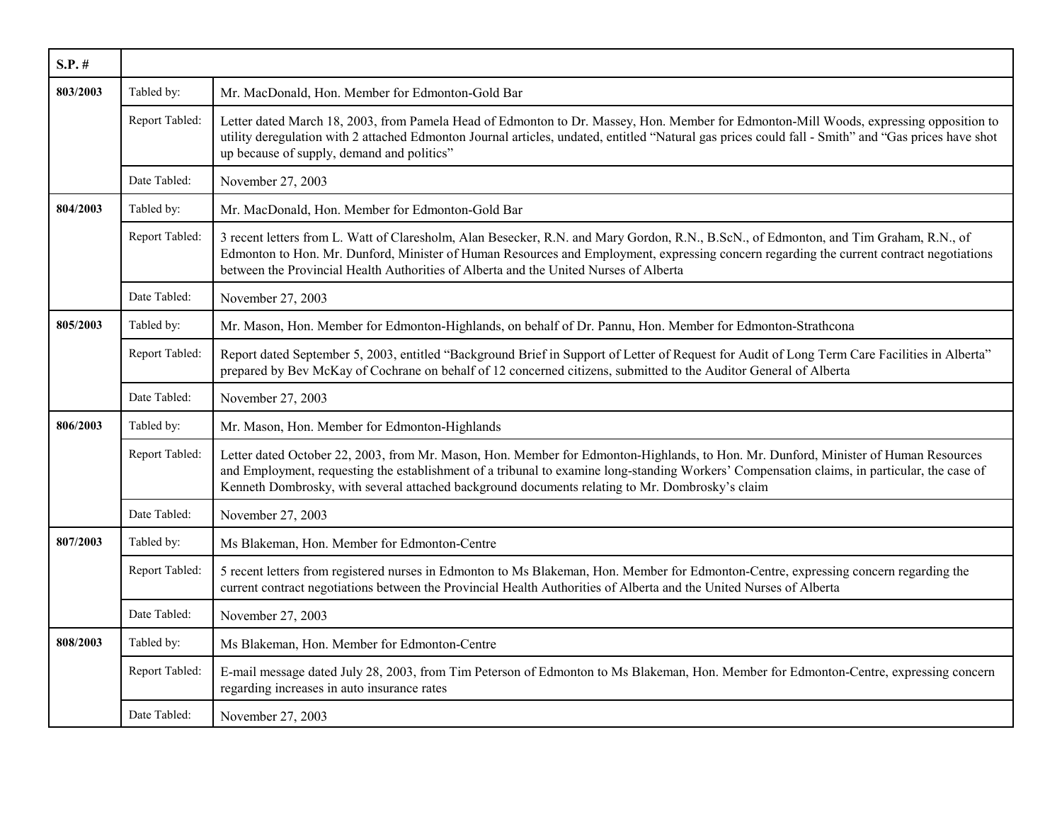| S.P. # | | |
|---|---|---|
| **803/2003** | Tabled by: | Mr. MacDonald, Hon. Member for Edmonton-Gold Bar |
| | Report Tabled: | Letter dated March 18, 2003, from Pamela Head of Edmonton to Dr. Massey, Hon. Member for Edmonton-Mill Woods, expressing opposition to utility deregulation with 2 attached Edmonton Journal articles, undated, entitled "Natural gas prices could fall - Smith" and "Gas prices have shot up because of supply, demand and politics" |
| | Date Tabled: | November 27, 2003 |
| **804/2003** | Tabled by: | Mr. MacDonald, Hon. Member for Edmonton-Gold Bar |
| | Report Tabled: | 3 recent letters from L. Watt of Claresholm, Alan Besecker, R.N. and Mary Gordon, R.N., B.ScN., of Edmonton, and Tim Graham, R.N., of Edmonton to Hon. Mr. Dunford, Minister of Human Resources and Employment, expressing concern regarding the current contract negotiations between the Provincial Health Authorities of Alberta and the United Nurses of Alberta |
| | Date Tabled: | November 27, 2003 |
| **805/2003** | Tabled by: | Mr. Mason, Hon. Member for Edmonton-Highlands, on behalf of Dr. Pannu, Hon. Member for Edmonton-Strathcona |
| | Report Tabled: | Report dated September 5, 2003, entitled "Background Brief in Support of Letter of Request for Audit of Long Term Care Facilities in Alberta" prepared by Bev McKay of Cochrane on behalf of 12 concerned citizens, submitted to the Auditor General of Alberta |
| | Date Tabled: | November 27, 2003 |
| **806/2003** | Tabled by: | Mr. Mason, Hon. Member for Edmonton-Highlands |
| | Report Tabled: | Letter dated October 22, 2003, from Mr. Mason, Hon. Member for Edmonton-Highlands, to Hon. Mr. Dunford, Minister of Human Resources and Employment, requesting the establishment of a tribunal to examine long-standing Workers' Compensation claims, in particular, the case of Kenneth Dombrosky, with several attached background documents relating to Mr. Dombrosky's claim |
| | Date Tabled: | November 27, 2003 |
| **807/2003** | Tabled by: | Ms Blakeman, Hon. Member for Edmonton-Centre |
| | Report Tabled: | 5 recent letters from registered nurses in Edmonton to Ms Blakeman, Hon. Member for Edmonton-Centre, expressing concern regarding the current contract negotiations between the Provincial Health Authorities of Alberta and the United Nurses of Alberta |
| | Date Tabled: | November 27, 2003 |
| **808/2003** | Tabled by: | Ms Blakeman, Hon. Member for Edmonton-Centre |
| | Report Tabled: | E-mail message dated July 28, 2003, from Tim Peterson of Edmonton to Ms Blakeman, Hon. Member for Edmonton-Centre, expressing concern regarding increases in auto insurance rates |
| | Date Tabled: | November 27, 2003 |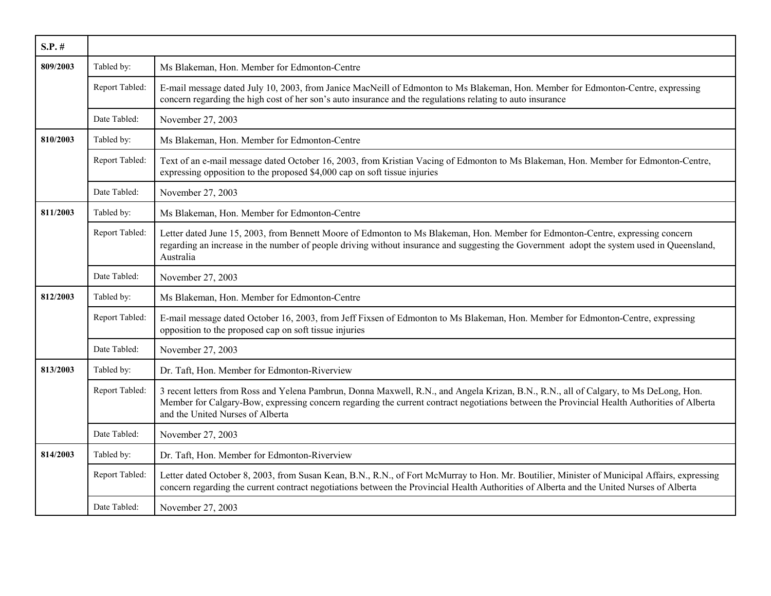| S.P. # | | |
|---|---|---|
| **809/2003** | Tabled by: | Ms Blakeman, Hon. Member for Edmonton-Centre |
| | Report Tabled: | E-mail message dated July 10, 2003, from Janice MacNeill of Edmonton to Ms Blakeman, Hon. Member for Edmonton-Centre, expressing concern regarding the high cost of her son's auto insurance and the regulations relating to auto insurance |
| | Date Tabled: | November 27, 2003 |
| **810/2003** | Tabled by: | Ms Blakeman, Hon. Member for Edmonton-Centre |
| | Report Tabled: | Text of an e-mail message dated October 16, 2003, from Kristian Vacing of Edmonton to Ms Blakeman, Hon. Member for Edmonton-Centre, expressing opposition to the proposed $4,000 cap on soft tissue injuries |
| | Date Tabled: | November 27, 2003 |
| **811/2003** | Tabled by: | Ms Blakeman, Hon. Member for Edmonton-Centre |
| | Report Tabled: | Letter dated June 15, 2003, from Bennett Moore of Edmonton to Ms Blakeman, Hon. Member for Edmonton-Centre, expressing concern regarding an increase in the number of people driving without insurance and suggesting the Government adopt the system used in Queensland, Australia |
| | Date Tabled: | November 27, 2003 |
| **812/2003** | Tabled by: | Ms Blakeman, Hon. Member for Edmonton-Centre |
| | Report Tabled: | E-mail message dated October 16, 2003, from Jeff Fixsen of Edmonton to Ms Blakeman, Hon. Member for Edmonton-Centre, expressing opposition to the proposed cap on soft tissue injuries |
| | Date Tabled: | November 27, 2003 |
| **813/2003** | Tabled by: | Dr. Taft, Hon. Member for Edmonton-Riverview |
| | Report Tabled: | 3 recent letters from Ross and Yelena Pambrun, Donna Maxwell, R.N., and Angela Krizan, B.N., R.N., all of Calgary, to Ms DeLong, Hon. Member for Calgary-Bow, expressing concern regarding the current contract negotiations between the Provincial Health Authorities of Alberta and the United Nurses of Alberta |
| | Date Tabled: | November 27, 2003 |
| **814/2003** | Tabled by: | Dr. Taft, Hon. Member for Edmonton-Riverview |
| | Report Tabled: | Letter dated October 8, 2003, from Susan Kean, B.N., R.N., of Fort McMurray to Hon. Mr. Boutilier, Minister of Municipal Affairs, expressing concern regarding the current contract negotiations between the Provincial Health Authorities of Alberta and the United Nurses of Alberta |
| | Date Tabled: | November 27, 2003 |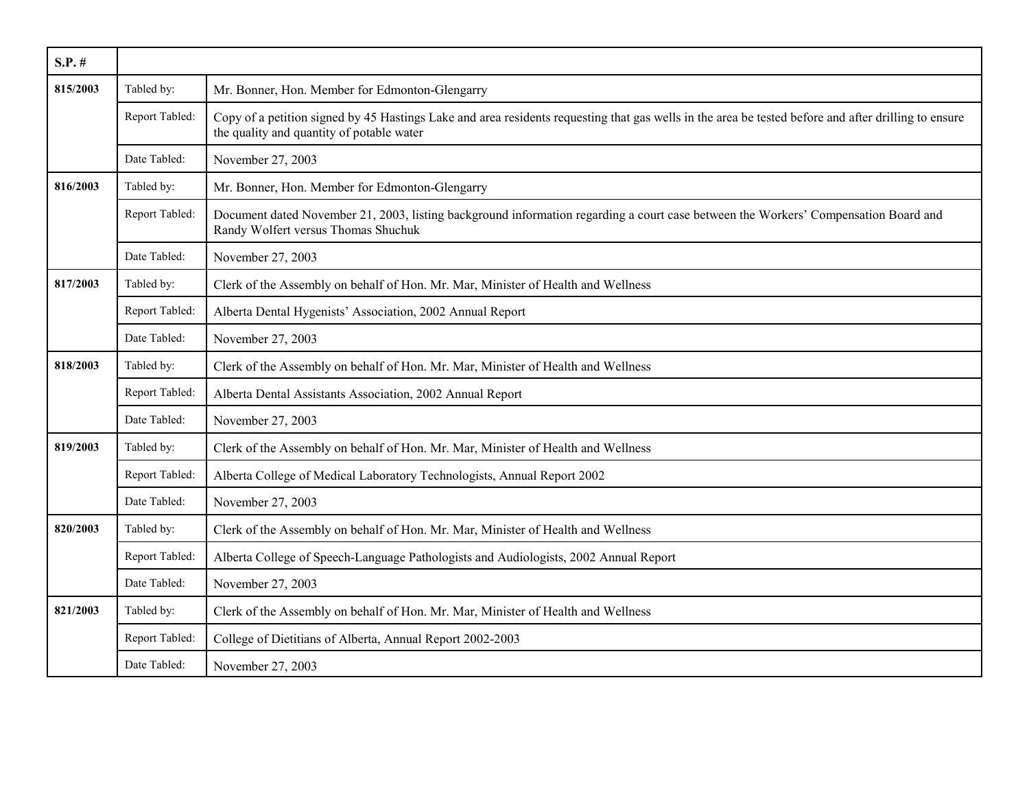| S.P. # | | |
|---|---|---|
| 815/2003 | Tabled by: | Mr. Bonner, Hon. Member for Edmonton-Glengarry |
| | Report Tabled: | Copy of a petition signed by 45 Hastings Lake and area residents requesting that gas wells in the area be tested before and after drilling to ensure the quality and quantity of potable water |
| | Date Tabled: | November 27, 2003 |
| 816/2003 | Tabled by: | Mr. Bonner, Hon. Member for Edmonton-Glengarry |
| | Report Tabled: | Document dated November 21, 2003, listing background information regarding a court case between the Workers' Compensation Board and Randy Wolfert versus Thomas Shuchuk |
| | Date Tabled: | November 27, 2003 |
| 817/2003 | Tabled by: | Clerk of the Assembly on behalf of Hon. Mr. Mar, Minister of Health and Wellness |
| | Report Tabled: | Alberta Dental Hygenists' Association, 2002 Annual Report |
| | Date Tabled: | November 27, 2003 |
| 818/2003 | Tabled by: | Clerk of the Assembly on behalf of Hon. Mr. Mar, Minister of Health and Wellness |
| | Report Tabled: | Alberta Dental Assistants Association, 2002 Annual Report |
| | Date Tabled: | November 27, 2003 |
| 819/2003 | Tabled by: | Clerk of the Assembly on behalf of Hon. Mr. Mar, Minister of Health and Wellness |
| | Report Tabled: | Alberta College of Medical Laboratory Technologists, Annual Report 2002 |
| | Date Tabled: | November 27, 2003 |
| 820/2003 | Tabled by: | Clerk of the Assembly on behalf of Hon. Mr. Mar, Minister of Health and Wellness |
| | Report Tabled: | Alberta College of Speech-Language Pathologists and Audiologists, 2002 Annual Report |
| | Date Tabled: | November 27, 2003 |
| 821/2003 | Tabled by: | Clerk of the Assembly on behalf of Hon. Mr. Mar, Minister of Health and Wellness |
| | Report Tabled: | College of Dietitians of Alberta, Annual Report 2002-2003 |
| | Date Tabled: | November 27, 2003 |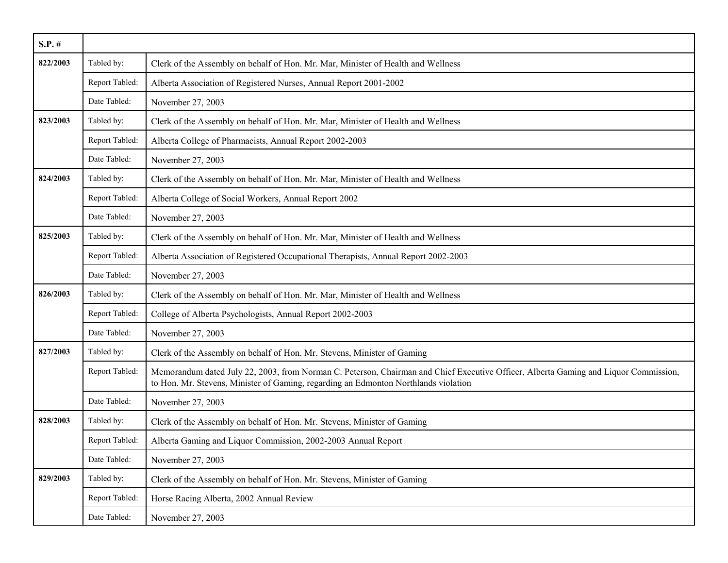| S.P. # | | |
|---|---|---|
| **822/2003** | Tabled by: | Clerk of the Assembly on behalf of Hon. Mr. Mar, Minister of Health and Wellness |
| | Report Tabled: | Alberta Association of Registered Nurses, Annual Report 2001-2002 |
| | Date Tabled: | November 27, 2003 |
| **823/2003** | Tabled by: | Clerk of the Assembly on behalf of Hon. Mr. Mar, Minister of Health and Wellness |
| | Report Tabled: | Alberta College of Pharmacists, Annual Report 2002-2003 |
| | Date Tabled: | November 27, 2003 |
| **824/2003** | Tabled by: | Clerk of the Assembly on behalf of Hon. Mr. Mar, Minister of Health and Wellness |
| | Report Tabled: | Alberta College of Social Workers, Annual Report 2002 |
| | Date Tabled: | November 27, 2003 |
| **825/2003** | Tabled by: | Clerk of the Assembly on behalf of Hon. Mr. Mar, Minister of Health and Wellness |
| | Report Tabled: | Alberta Association of Registered Occupational Therapists, Annual Report 2002-2003 |
| | Date Tabled: | November 27, 2003 |
| **826/2003** | Tabled by: | Clerk of the Assembly on behalf of Hon. Mr. Mar, Minister of Health and Wellness |
| | Report Tabled: | College of Alberta Psychologists, Annual Report 2002-2003 |
| | Date Tabled: | November 27, 2003 |
| **827/2003** | Tabled by: | Clerk of the Assembly on behalf of Hon. Mr. Stevens, Minister of Gaming |
| | Report Tabled: | Memorandum dated July 22, 2003, from Norman C. Peterson, Chairman and Chief Executive Officer, Alberta Gaming and Liquor Commission, to Hon. Mr. Stevens, Minister of Gaming, regarding an Edmonton Northlands violation |
| | Date Tabled: | November 27, 2003 |
| **828/2003** | Tabled by: | Clerk of the Assembly on behalf of Hon. Mr. Stevens, Minister of Gaming |
| | Report Tabled: | Alberta Gaming and Liquor Commission, 2002-2003 Annual Report |
| | Date Tabled: | November 27, 2003 |
| **829/2003** | Tabled by: | Clerk of the Assembly on behalf of Hon. Mr. Stevens, Minister of Gaming |
| | Report Tabled: | Horse Racing Alberta, 2002 Annual Review |
| | Date Tabled: | November 27, 2003 |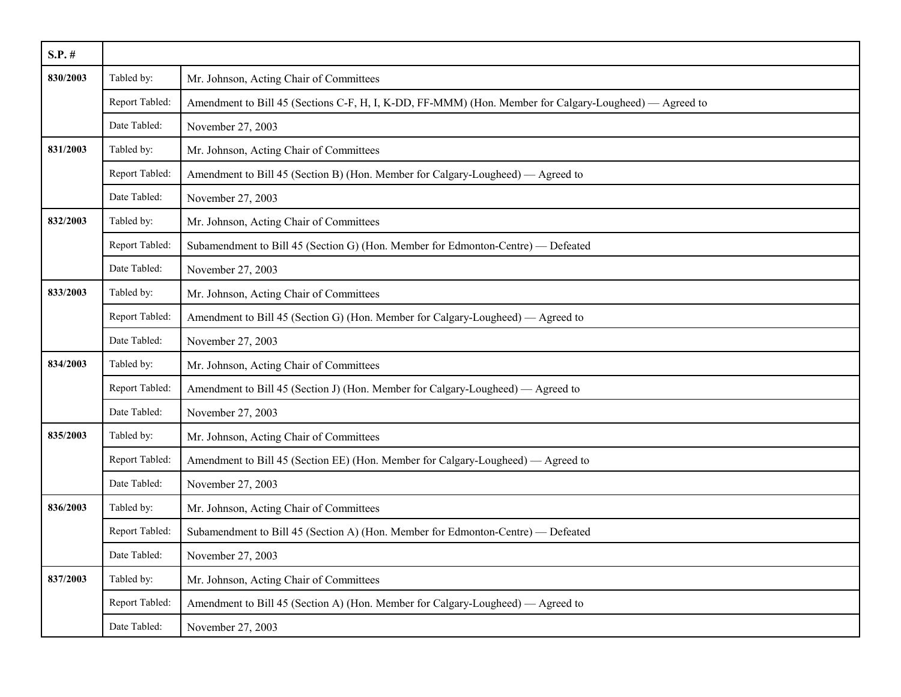| S.P. # | | |
|---|---|---|
| **830/2003** | Tabled by: | Mr. Johnson, Acting Chair of Committees |
| | Report Tabled: | Amendment to Bill 45 (Sections C-F, H, I, K-DD, FF-MMM) (Hon. Member for Calgary-Lougheed) — Agreed to |
| | Date Tabled: | November 27, 2003 |
| **831/2003** | Tabled by: | Mr. Johnson, Acting Chair of Committees |
| | Report Tabled: | Amendment to Bill 45 (Section B) (Hon. Member for Calgary-Lougheed) — Agreed to |
| | Date Tabled: | November 27, 2003 |
| **832/2003** | Tabled by: | Mr. Johnson, Acting Chair of Committees |
| | Report Tabled: | Subamendment to Bill 45 (Section G) (Hon. Member for Edmonton-Centre) — Defeated |
| | Date Tabled: | November 27, 2003 |
| **833/2003** | Tabled by: | Mr. Johnson, Acting Chair of Committees |
| | Report Tabled: | Amendment to Bill 45 (Section G) (Hon. Member for Calgary-Lougheed) — Agreed to |
| | Date Tabled: | November 27, 2003 |
| **834/2003** | Tabled by: | Mr. Johnson, Acting Chair of Committees |
| | Report Tabled: | Amendment to Bill 45 (Section J) (Hon. Member for Calgary-Lougheed) — Agreed to |
| | Date Tabled: | November 27, 2003 |
| **835/2003** | Tabled by: | Mr. Johnson, Acting Chair of Committees |
| | Report Tabled: | Amendment to Bill 45 (Section EE) (Hon. Member for Calgary-Lougheed) — Agreed to |
| | Date Tabled: | November 27, 2003 |
| **836/2003** | Tabled by: | Mr. Johnson, Acting Chair of Committees |
| | Report Tabled: | Subamendment to Bill 45 (Section A) (Hon. Member for Edmonton-Centre) — Defeated |
| | Date Tabled: | November 27, 2003 |
| **837/2003** | Tabled by: | Mr. Johnson, Acting Chair of Committees |
| | Report Tabled: | Amendment to Bill 45 (Section A) (Hon. Member for Calgary-Lougheed) — Agreed to |
| | Date Tabled: | November 27, 2003 |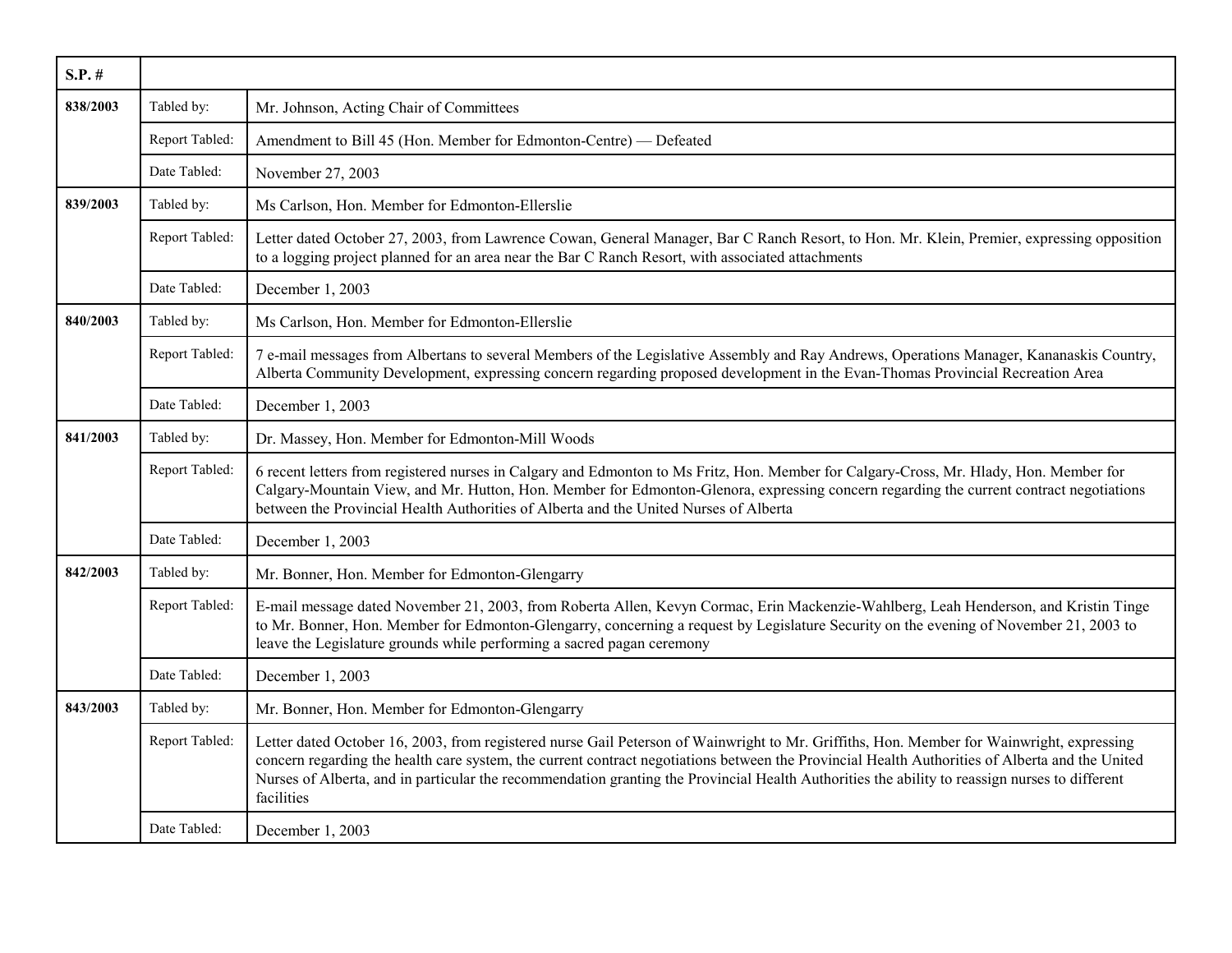| S.P. # | | |
|---|---|---|
| **838/2003** | Tabled by: | Mr. Johnson, Acting Chair of Committees |
| | Report Tabled: | Amendment to Bill 45 (Hon. Member for Edmonton-Centre) — Defeated |
| | Date Tabled: | November 27, 2003 |
| **839/2003** | Tabled by: | Ms Carlson, Hon. Member for Edmonton-Ellerslie |
| | Report Tabled: | Letter dated October 27, 2003, from Lawrence Cowan, General Manager, Bar C Ranch Resort, to Hon. Mr. Klein, Premier, expressing opposition to a logging project planned for an area near the Bar C Ranch Resort, with associated attachments |
| | Date Tabled: | December 1, 2003 |
| **840/2003** | Tabled by: | Ms Carlson, Hon. Member for Edmonton-Ellerslie |
| | Report Tabled: | 7 e-mail messages from Albertans to several Members of the Legislative Assembly and Ray Andrews, Operations Manager, Kananaskis Country, Alberta Community Development, expressing concern regarding proposed development in the Evan-Thomas Provincial Recreation Area |
| | Date Tabled: | December 1, 2003 |
| **841/2003** | Tabled by: | Dr. Massey, Hon. Member for Edmonton-Mill Woods |
| | Report Tabled: | 6 recent letters from registered nurses in Calgary and Edmonton to Ms Fritz, Hon. Member for Calgary-Cross, Mr. Hlady, Hon. Member for Calgary-Mountain View, and Mr. Hutton, Hon. Member for Edmonton-Glenora, expressing concern regarding the current contract negotiations between the Provincial Health Authorities of Alberta and the United Nurses of Alberta |
| | Date Tabled: | December 1, 2003 |
| **842/2003** | Tabled by: | Mr. Bonner, Hon. Member for Edmonton-Glengarry |
| | Report Tabled: | E-mail message dated November 21, 2003, from Roberta Allen, Kevyn Cormac, Erin Mackenzie-Wahlberg, Leah Henderson, and Kristin Tinge to Mr. Bonner, Hon. Member for Edmonton-Glengarry, concerning a request by Legislature Security on the evening of November 21, 2003 to leave the Legislature grounds while performing a sacred pagan ceremony |
| | Date Tabled: | December 1, 2003 |
| **843/2003** | Tabled by: | Mr. Bonner, Hon. Member for Edmonton-Glengarry |
| | Report Tabled: | Letter dated October 16, 2003, from registered nurse Gail Peterson of Wainwright to Mr. Griffiths, Hon. Member for Wainwright, expressing concern regarding the health care system, the current contract negotiations between the Provincial Health Authorities of Alberta and the United Nurses of Alberta, and in particular the recommendation granting the Provincial Health Authorities the ability to reassign nurses to different facilities |
| | Date Tabled: | December 1, 2003 |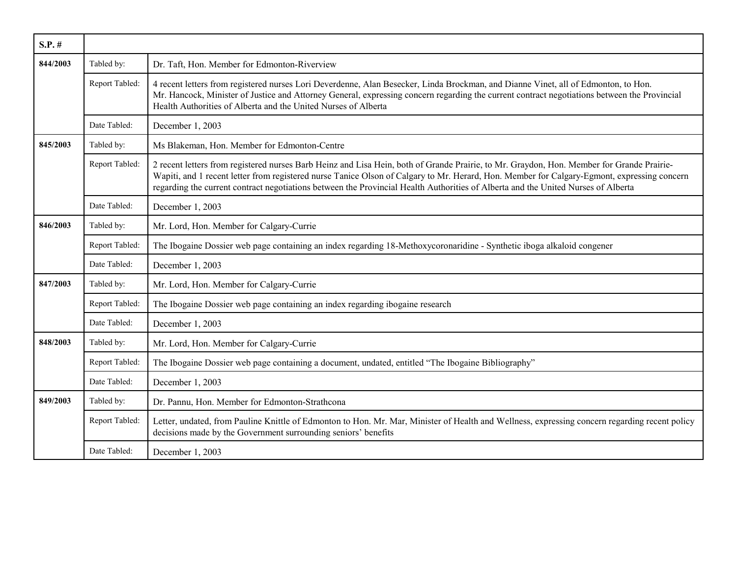| S.P. # | | |
|---|---|---|
| **844/2003** | Tabled by: | Dr. Taft, Hon. Member for Edmonton-Riverview |
| | Report Tabled: | 4 recent letters from registered nurses Lori Deverdenne, Alan Besecker, Linda Brockman, and Dianne Vinet, all of Edmonton, to Hon. Mr. Hancock, Minister of Justice and Attorney General, expressing concern regarding the current contract negotiations between the Provincial Health Authorities of Alberta and the United Nurses of Alberta |
| | Date Tabled: | December 1, 2003 |
| **845/2003** | Tabled by: | Ms Blakeman, Hon. Member for Edmonton-Centre |
| | Report Tabled: | 2 recent letters from registered nurses Barb Heinz and Lisa Hein, both of Grande Prairie, to Mr. Graydon, Hon. Member for Grande Prairie-Wapiti, and 1 recent letter from registered nurse Tanice Olson of Calgary to Mr. Herard, Hon. Member for Calgary-Egmont, expressing concern regarding the current contract negotiations between the Provincial Health Authorities of Alberta and the United Nurses of Alberta |
| | Date Tabled: | December 1, 2003 |
| **846/2003** | Tabled by: | Mr. Lord, Hon. Member for Calgary-Currie |
| | Report Tabled: | The Ibogaine Dossier web page containing an index regarding 18-Methoxycoronaridine - Synthetic iboga alkaloid congener |
| | Date Tabled: | December 1, 2003 |
| **847/2003** | Tabled by: | Mr. Lord, Hon. Member for Calgary-Currie |
| | Report Tabled: | The Ibogaine Dossier web page containing an index regarding ibogaine research |
| | Date Tabled: | December 1, 2003 |
| **848/2003** | Tabled by: | Mr. Lord, Hon. Member for Calgary-Currie |
| | Report Tabled: | The Ibogaine Dossier web page containing a document, undated, entitled "The Ibogaine Bibliography" |
| | Date Tabled: | December 1, 2003 |
| **849/2003** | Tabled by: | Dr. Pannu, Hon. Member for Edmonton-Strathcona |
| | Report Tabled: | Letter, undated, from Pauline Knittle of Edmonton to Hon. Mr. Mar, Minister of Health and Wellness, expressing concern regarding recent policy decisions made by the Government surrounding seniors' benefits |
| | Date Tabled: | December 1, 2003 |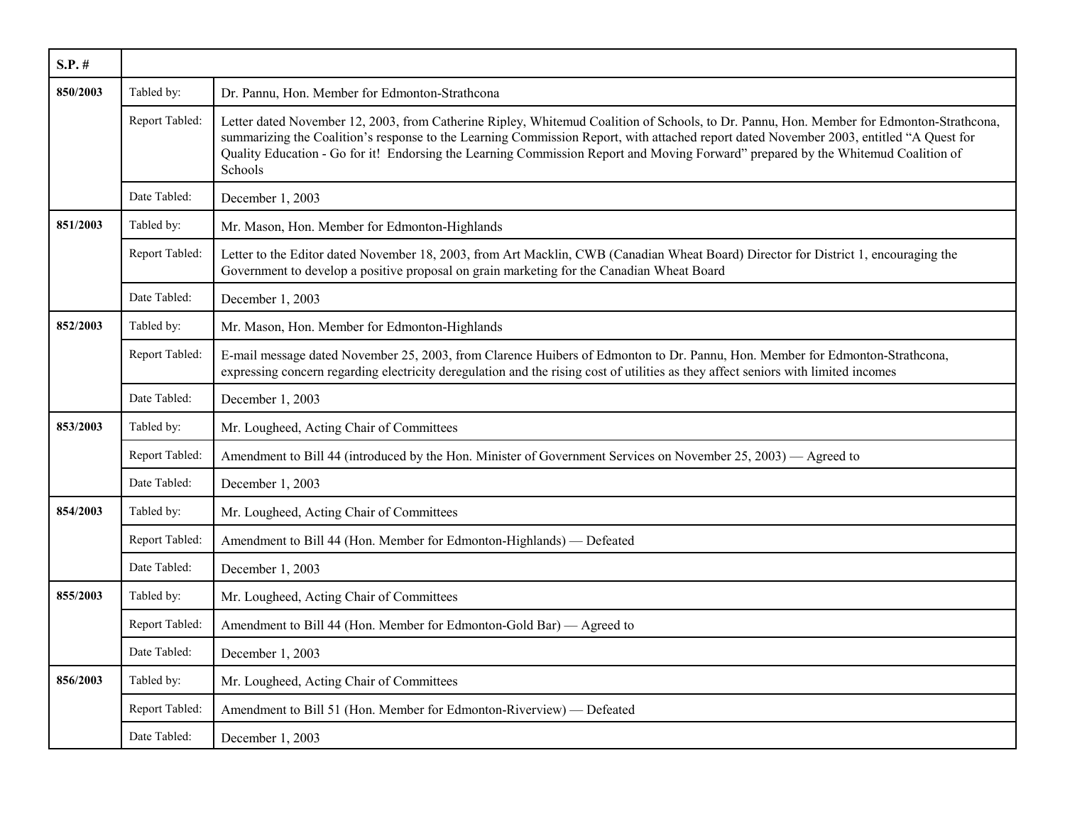| S.P. # | | |
|---|---|---|
| **850/2003** | Tabled by: | Dr. Pannu, Hon. Member for Edmonton-Strathcona |
| | Report Tabled: | Letter dated November 12, 2003, from Catherine Ripley, Whitemud Coalition of Schools, to Dr. Pannu, Hon. Member for Edmonton-Strathcona, summarizing the Coalition's response to the Learning Commission Report, with attached report dated November 2003, entitled "A Quest for Quality Education - Go for it! Endorsing the Learning Commission Report and Moving Forward" prepared by the Whitemud Coalition of Schools |
| | Date Tabled: | December 1, 2003 |
| **851/2003** | Tabled by: | Mr. Mason, Hon. Member for Edmonton-Highlands |
| | Report Tabled: | Letter to the Editor dated November 18, 2003, from Art Macklin, CWB (Canadian Wheat Board) Director for District 1, encouraging the Government to develop a positive proposal on grain marketing for the Canadian Wheat Board |
| | Date Tabled: | December 1, 2003 |
| **852/2003** | Tabled by: | Mr. Mason, Hon. Member for Edmonton-Highlands |
| | Report Tabled: | E-mail message dated November 25, 2003, from Clarence Huibers of Edmonton to Dr. Pannu, Hon. Member for Edmonton-Strathcona, expressing concern regarding electricity deregulation and the rising cost of utilities as they affect seniors with limited incomes |
| | Date Tabled: | December 1, 2003 |
| **853/2003** | Tabled by: | Mr. Lougheed, Acting Chair of Committees |
| | Report Tabled: | Amendment to Bill 44 (introduced by the Hon. Minister of Government Services on November 25, 2003) — Agreed to |
| | Date Tabled: | December 1, 2003 |
| **854/2003** | Tabled by: | Mr. Lougheed, Acting Chair of Committees |
| | Report Tabled: | Amendment to Bill 44 (Hon. Member for Edmonton-Highlands) — Defeated |
| | Date Tabled: | December 1, 2003 |
| **855/2003** | Tabled by: | Mr. Lougheed, Acting Chair of Committees |
| | Report Tabled: | Amendment to Bill 44 (Hon. Member for Edmonton-Gold Bar) — Agreed to |
| | Date Tabled: | December 1, 2003 |
| **856/2003** | Tabled by: | Mr. Lougheed, Acting Chair of Committees |
| | Report Tabled: | Amendment to Bill 51 (Hon. Member for Edmonton-Riverview) — Defeated |
| | Date Tabled: | December 1, 2003 |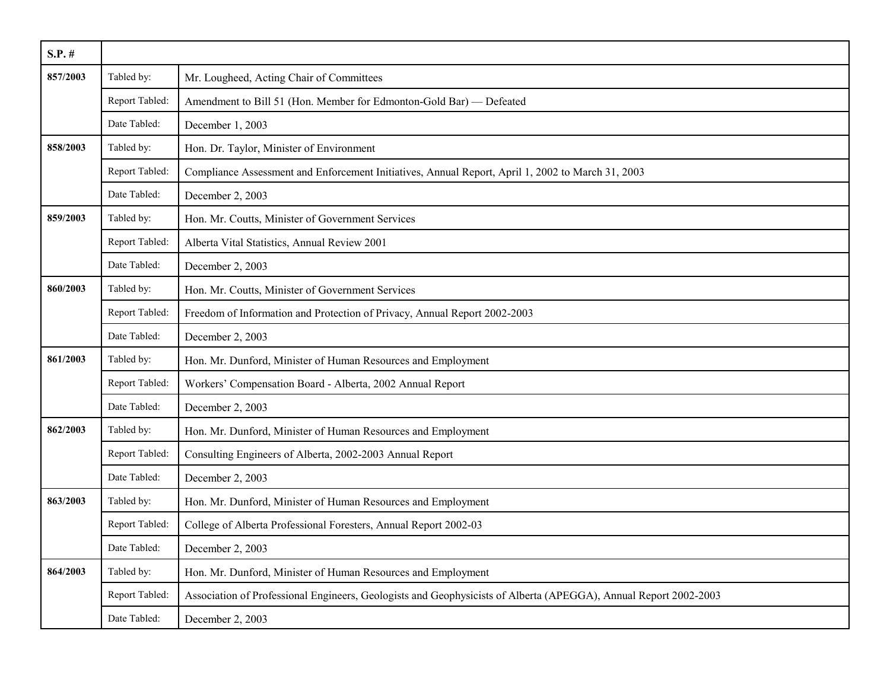| S.P. # | | |
|---|---|---|
| **857/2003** | Tabled by: | Mr. Lougheed, Acting Chair of Committees |
| | Report Tabled: | Amendment to Bill 51 (Hon. Member for Edmonton-Gold Bar) — Defeated |
| | Date Tabled: | December 1, 2003 |
| **858/2003** | Tabled by: | Hon. Dr. Taylor, Minister of Environment |
| | Report Tabled: | Compliance Assessment and Enforcement Initiatives, Annual Report, April 1, 2002 to March 31, 2003 |
| | Date Tabled: | December 2, 2003 |
| **859/2003** | Tabled by: | Hon. Mr. Coutts, Minister of Government Services |
| | Report Tabled: | Alberta Vital Statistics, Annual Review 2001 |
| | Date Tabled: | December 2, 2003 |
| **860/2003** | Tabled by: | Hon. Mr. Coutts, Minister of Government Services |
| | Report Tabled: | Freedom of Information and Protection of Privacy, Annual Report 2002-2003 |
| | Date Tabled: | December 2, 2003 |
| **861/2003** | Tabled by: | Hon. Mr. Dunford, Minister of Human Resources and Employment |
| | Report Tabled: | Workers' Compensation Board - Alberta, 2002 Annual Report |
| | Date Tabled: | December 2, 2003 |
| **862/2003** | Tabled by: | Hon. Mr. Dunford, Minister of Human Resources and Employment |
| | Report Tabled: | Consulting Engineers of Alberta, 2002-2003 Annual Report |
| | Date Tabled: | December 2, 2003 |
| **863/2003** | Tabled by: | Hon. Mr. Dunford, Minister of Human Resources and Employment |
| | Report Tabled: | College of Alberta Professional Foresters, Annual Report 2002-03 |
| | Date Tabled: | December 2, 2003 |
| **864/2003** | Tabled by: | Hon. Mr. Dunford, Minister of Human Resources and Employment |
| | Report Tabled: | Association of Professional Engineers, Geologists and Geophysicists of Alberta (APEGGA), Annual Report 2002-2003 |
| | Date Tabled: | December 2, 2003 |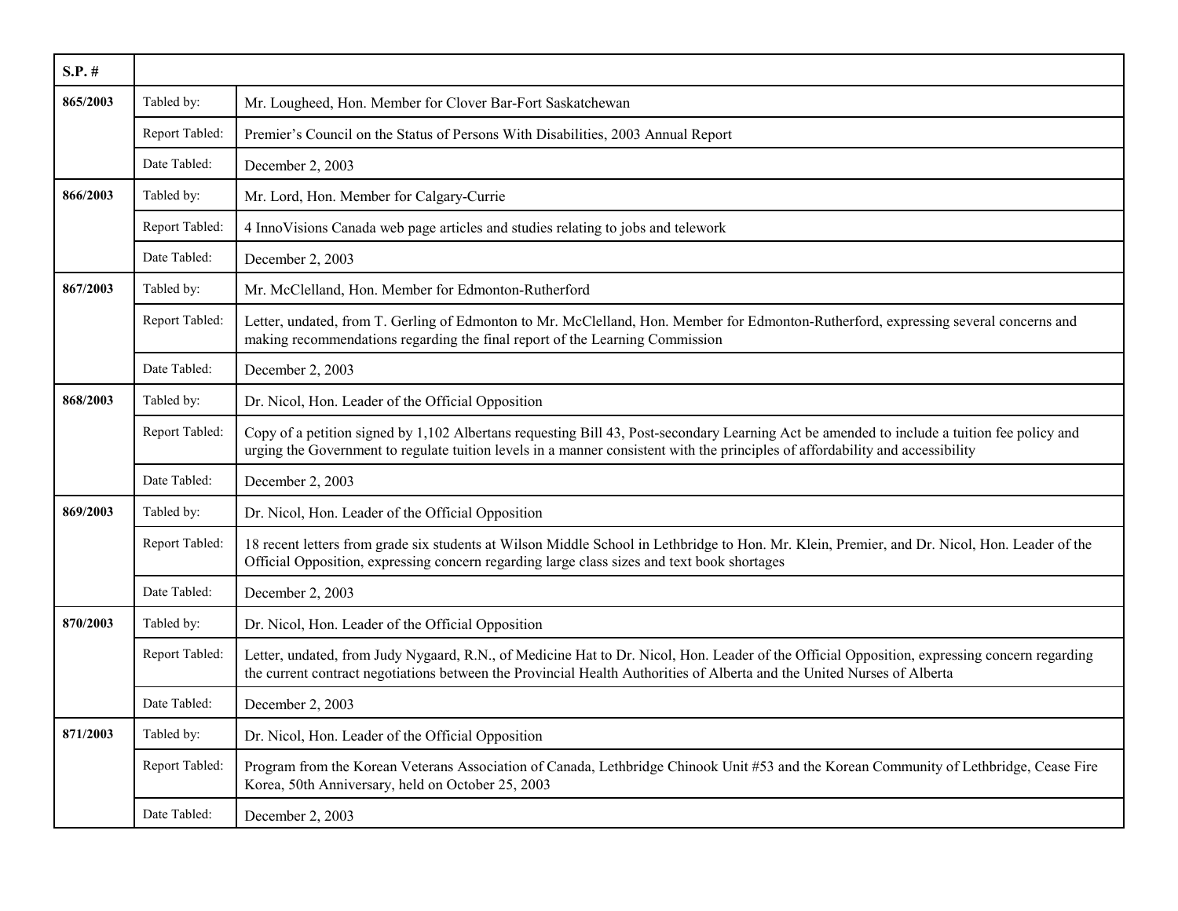| S.P. # | | |
|---|---|---|
| 865/2003 | Tabled by: | Mr. Lougheed, Hon. Member for Clover Bar-Fort Saskatchewan |
| | Report Tabled: | Premier's Council on the Status of Persons With Disabilities, 2003 Annual Report |
| | Date Tabled: | December 2, 2003 |
| 866/2003 | Tabled by: | Mr. Lord, Hon. Member for Calgary-Currie |
| | Report Tabled: | 4 InnoVisions Canada web page articles and studies relating to jobs and telework |
| | Date Tabled: | December 2, 2003 |
| 867/2003 | Tabled by: | Mr. McClelland, Hon. Member for Edmonton-Rutherford |
| | Report Tabled: | Letter, undated, from T. Gerling of Edmonton to Mr. McClelland, Hon. Member for Edmonton-Rutherford, expressing several concerns and making recommendations regarding the final report of the Learning Commission |
| | Date Tabled: | December 2, 2003 |
| 868/2003 | Tabled by: | Dr. Nicol, Hon. Leader of the Official Opposition |
| | Report Tabled: | Copy of a petition signed by 1,102 Albertans requesting Bill 43, Post-secondary Learning Act be amended to include a tuition fee policy and urging the Government to regulate tuition levels in a manner consistent with the principles of affordability and accessibility |
| | Date Tabled: | December 2, 2003 |
| 869/2003 | Tabled by: | Dr. Nicol, Hon. Leader of the Official Opposition |
| | Report Tabled: | 18 recent letters from grade six students at Wilson Middle School in Lethbridge to Hon. Mr. Klein, Premier, and Dr. Nicol, Hon. Leader of the Official Opposition, expressing concern regarding large class sizes and text book shortages |
| | Date Tabled: | December 2, 2003 |
| 870/2003 | Tabled by: | Dr. Nicol, Hon. Leader of the Official Opposition |
| | Report Tabled: | Letter, undated, from Judy Nygaard, R.N., of Medicine Hat to Dr. Nicol, Hon. Leader of the Official Opposition, expressing concern regarding the current contract negotiations between the Provincial Health Authorities of Alberta and the United Nurses of Alberta |
| | Date Tabled: | December 2, 2003 |
| 871/2003 | Tabled by: | Dr. Nicol, Hon. Leader of the Official Opposition |
| | Report Tabled: | Program from the Korean Veterans Association of Canada, Lethbridge Chinook Unit #53 and the Korean Community of Lethbridge, Cease Fire Korea, 50th Anniversary, held on October 25, 2003 |
| | Date Tabled: | December 2, 2003 |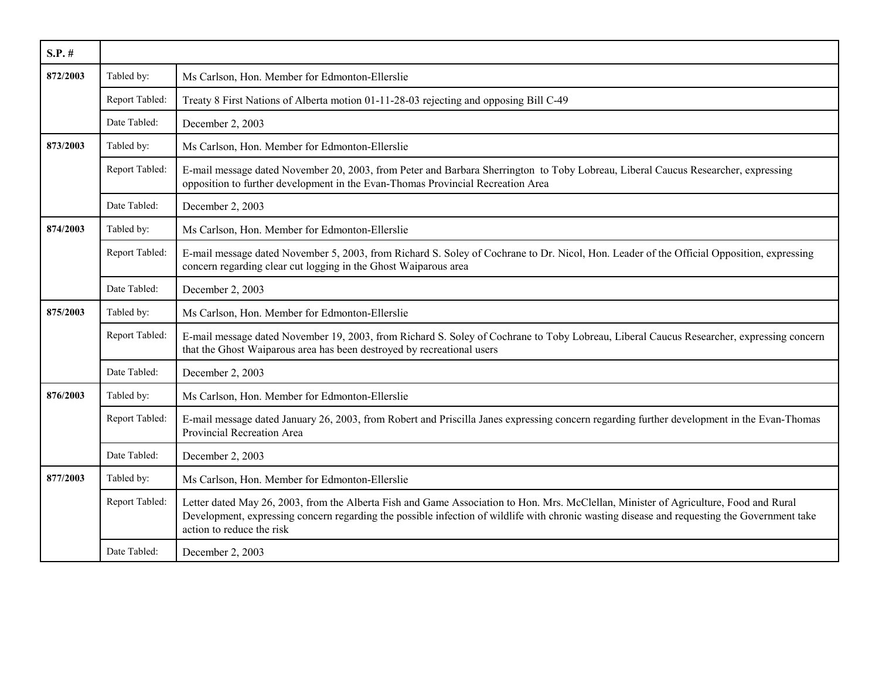| S.P. # | | |
|---|---|---|
| **872/2003** | Tabled by: | Ms Carlson, Hon. Member for Edmonton-Ellerslie |
| | Report Tabled: | Treaty 8 First Nations of Alberta motion 01-11-28-03 rejecting and opposing Bill C-49 |
| | Date Tabled: | December 2, 2003 |
| **873/2003** | Tabled by: | Ms Carlson, Hon. Member for Edmonton-Ellerslie |
| | Report Tabled: | E-mail message dated November 20, 2003, from Peter and Barbara Sherrington to Toby Lobreau, Liberal Caucus Researcher, expressing opposition to further development in the Evan-Thomas Provincial Recreation Area |
| | Date Tabled: | December 2, 2003 |
| **874/2003** | Tabled by: | Ms Carlson, Hon. Member for Edmonton-Ellerslie |
| | Report Tabled: | E-mail message dated November 5, 2003, from Richard S. Soley of Cochrane to Dr. Nicol, Hon. Leader of the Official Opposition, expressing concern regarding clear cut logging in the Ghost Waiparous area |
| | Date Tabled: | December 2, 2003 |
| **875/2003** | Tabled by: | Ms Carlson, Hon. Member for Edmonton-Ellerslie |
| | Report Tabled: | E-mail message dated November 19, 2003, from Richard S. Soley of Cochrane to Toby Lobreau, Liberal Caucus Researcher, expressing concern that the Ghost Waiparous area has been destroyed by recreational users |
| | Date Tabled: | December 2, 2003 |
| **876/2003** | Tabled by: | Ms Carlson, Hon. Member for Edmonton-Ellerslie |
| | Report Tabled: | E-mail message dated January 26, 2003, from Robert and Priscilla Janes expressing concern regarding further development in the Evan-Thomas Provincial Recreation Area |
| | Date Tabled: | December 2, 2003 |
| **877/2003** | Tabled by: | Ms Carlson, Hon. Member for Edmonton-Ellerslie |
| | Report Tabled: | Letter dated May 26, 2003, from the Alberta Fish and Game Association to Hon. Mrs. McClellan, Minister of Agriculture, Food and Rural Development, expressing concern regarding the possible infection of wildlife with chronic wasting disease and requesting the Government take action to reduce the risk |
| | Date Tabled: | December 2, 2003 |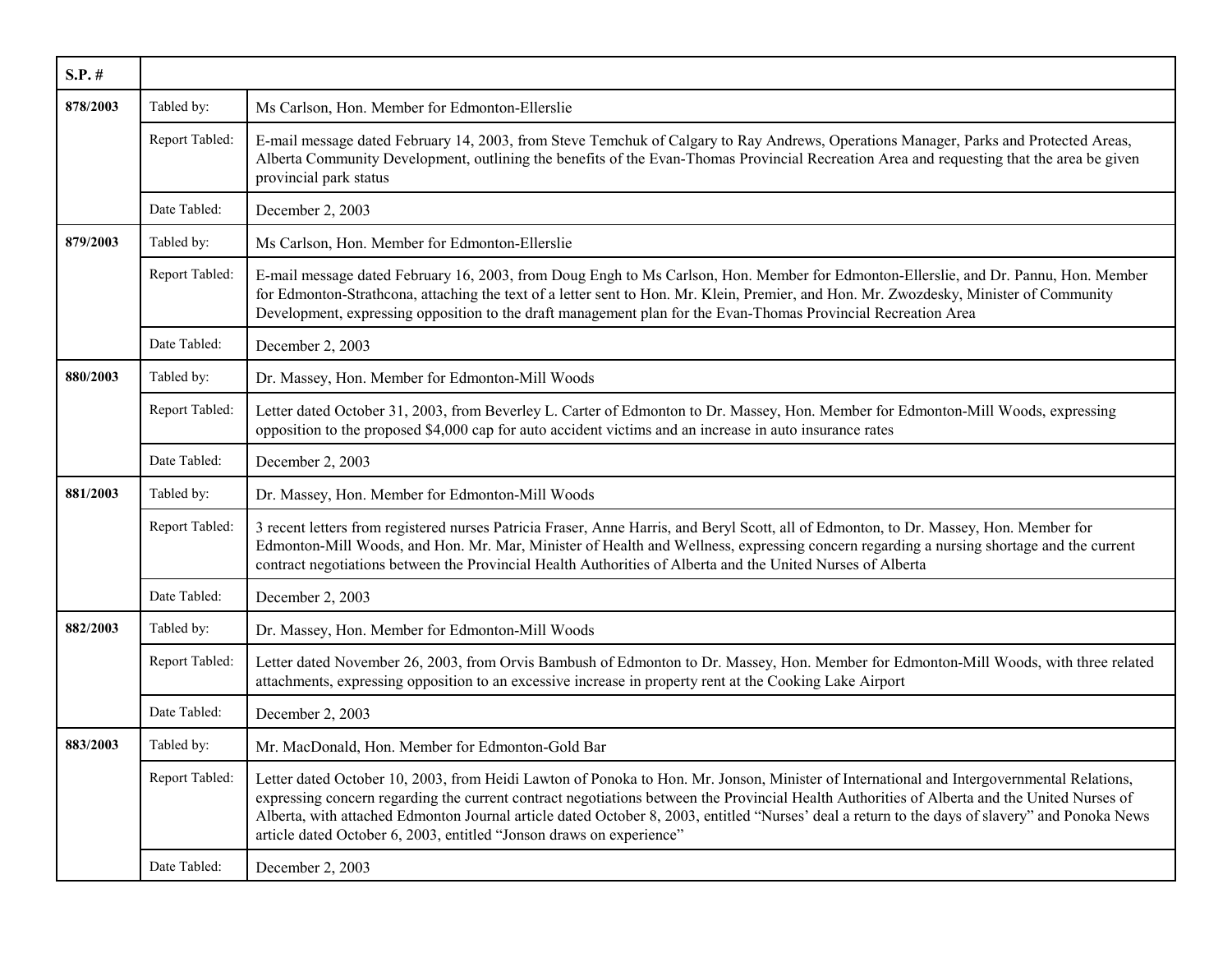| S.P. # | | |
|---|---|---|
| **878/2003** | Tabled by: | Ms Carlson, Hon. Member for Edmonton-Ellerslie |
| | Report Tabled: | E-mail message dated February 14, 2003, from Steve Temchuk of Calgary to Ray Andrews, Operations Manager, Parks and Protected Areas, Alberta Community Development, outlining the benefits of the Evan-Thomas Provincial Recreation Area and requesting that the area be given provincial park status |
| | Date Tabled: | December 2, 2003 |
| **879/2003** | Tabled by: | Ms Carlson, Hon. Member for Edmonton-Ellerslie |
| | Report Tabled: | E-mail message dated February 16, 2003, from Doug Engh to Ms Carlson, Hon. Member for Edmonton-Ellerslie, and Dr. Pannu, Hon. Member for Edmonton-Strathcona, attaching the text of a letter sent to Hon. Mr. Klein, Premier, and Hon. Mr. Zwozdesky, Minister of Community Development, expressing opposition to the draft management plan for the Evan-Thomas Provincial Recreation Area |
| | Date Tabled: | December 2, 2003 |
| **880/2003** | Tabled by: | Dr. Massey, Hon. Member for Edmonton-Mill Woods |
| | Report Tabled: | Letter dated October 31, 2003, from Beverley L. Carter of Edmonton to Dr. Massey, Hon. Member for Edmonton-Mill Woods, expressing opposition to the proposed $4,000 cap for auto accident victims and an increase in auto insurance rates |
| | Date Tabled: | December 2, 2003 |
| **881/2003** | Tabled by: | Dr. Massey, Hon. Member for Edmonton-Mill Woods |
| | Report Tabled: | 3 recent letters from registered nurses Patricia Fraser, Anne Harris, and Beryl Scott, all of Edmonton, to Dr. Massey, Hon. Member for Edmonton-Mill Woods, and Hon. Mr. Mar, Minister of Health and Wellness, expressing concern regarding a nursing shortage and the current contract negotiations between the Provincial Health Authorities of Alberta and the United Nurses of Alberta |
| | Date Tabled: | December 2, 2003 |
| **882/2003** | Tabled by: | Dr. Massey, Hon. Member for Edmonton-Mill Woods |
| | Report Tabled: | Letter dated November 26, 2003, from Orvis Bambush of Edmonton to Dr. Massey, Hon. Member for Edmonton-Mill Woods, with three related attachments, expressing opposition to an excessive increase in property rent at the Cooking Lake Airport |
| | Date Tabled: | December 2, 2003 |
| **883/2003** | Tabled by: | Mr. MacDonald, Hon. Member for Edmonton-Gold Bar |
| | Report Tabled: | Letter dated October 10, 2003, from Heidi Lawton of Ponoka to Hon. Mr. Jonson, Minister of International and Intergovernmental Relations, expressing concern regarding the current contract negotiations between the Provincial Health Authorities of Alberta and the United Nurses of Alberta, with attached Edmonton Journal article dated October 8, 2003, entitled "Nurses' deal a return to the days of slavery" and Ponoka News article dated October 6, 2003, entitled "Jonson draws on experience" |
| | Date Tabled: | December 2, 2003 |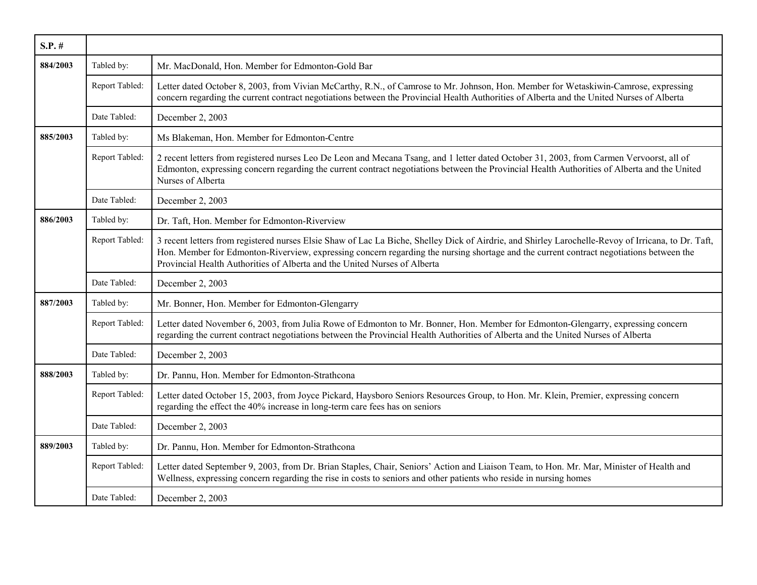| S.P. # | | |
|---|---|---|
| **884/2003** | Tabled by: | Mr. MacDonald, Hon. Member for Edmonton-Gold Bar |
| | Report Tabled: | Letter dated October 8, 2003, from Vivian McCarthy, R.N., of Camrose to Mr. Johnson, Hon. Member for Wetaskiwin-Camrose, expressing concern regarding the current contract negotiations between the Provincial Health Authorities of Alberta and the United Nurses of Alberta |
| | Date Tabled: | December 2, 2003 |
| **885/2003** | Tabled by: | Ms Blakeman, Hon. Member for Edmonton-Centre |
| | Report Tabled: | 2 recent letters from registered nurses Leo De Leon and Mecana Tsang, and 1 letter dated October 31, 2003, from Carmen Vervoorst, all of Edmonton, expressing concern regarding the current contract negotiations between the Provincial Health Authorities of Alberta and the United Nurses of Alberta |
| | Date Tabled: | December 2, 2003 |
| **886/2003** | Tabled by: | Dr. Taft, Hon. Member for Edmonton-Riverview |
| | Report Tabled: | 3 recent letters from registered nurses Elsie Shaw of Lac La Biche, Shelley Dick of Airdrie, and Shirley Larochelle-Revoy of Irricana, to Dr. Taft, Hon. Member for Edmonton-Riverview, expressing concern regarding the nursing shortage and the current contract negotiations between the Provincial Health Authorities of Alberta and the United Nurses of Alberta |
| | Date Tabled: | December 2, 2003 |
| **887/2003** | Tabled by: | Mr. Bonner, Hon. Member for Edmonton-Glengarry |
| | Report Tabled: | Letter dated November 6, 2003, from Julia Rowe of Edmonton to Mr. Bonner, Hon. Member for Edmonton-Glengarry, expressing concern regarding the current contract negotiations between the Provincial Health Authorities of Alberta and the United Nurses of Alberta |
| | Date Tabled: | December 2, 2003 |
| **888/2003** | Tabled by: | Dr. Pannu, Hon. Member for Edmonton-Strathcona |
| | Report Tabled: | Letter dated October 15, 2003, from Joyce Pickard, Haysboro Seniors Resources Group, to Hon. Mr. Klein, Premier, expressing concern regarding the effect the 40% increase in long-term care fees has on seniors |
| | Date Tabled: | December 2, 2003 |
| **889/2003** | Tabled by: | Dr. Pannu, Hon. Member for Edmonton-Strathcona |
| | Report Tabled: | Letter dated September 9, 2003, from Dr. Brian Staples, Chair, Seniors' Action and Liaison Team, to Hon. Mr. Mar, Minister of Health and Wellness, expressing concern regarding the rise in costs to seniors and other patients who reside in nursing homes |
| | Date Tabled: | December 2, 2003 |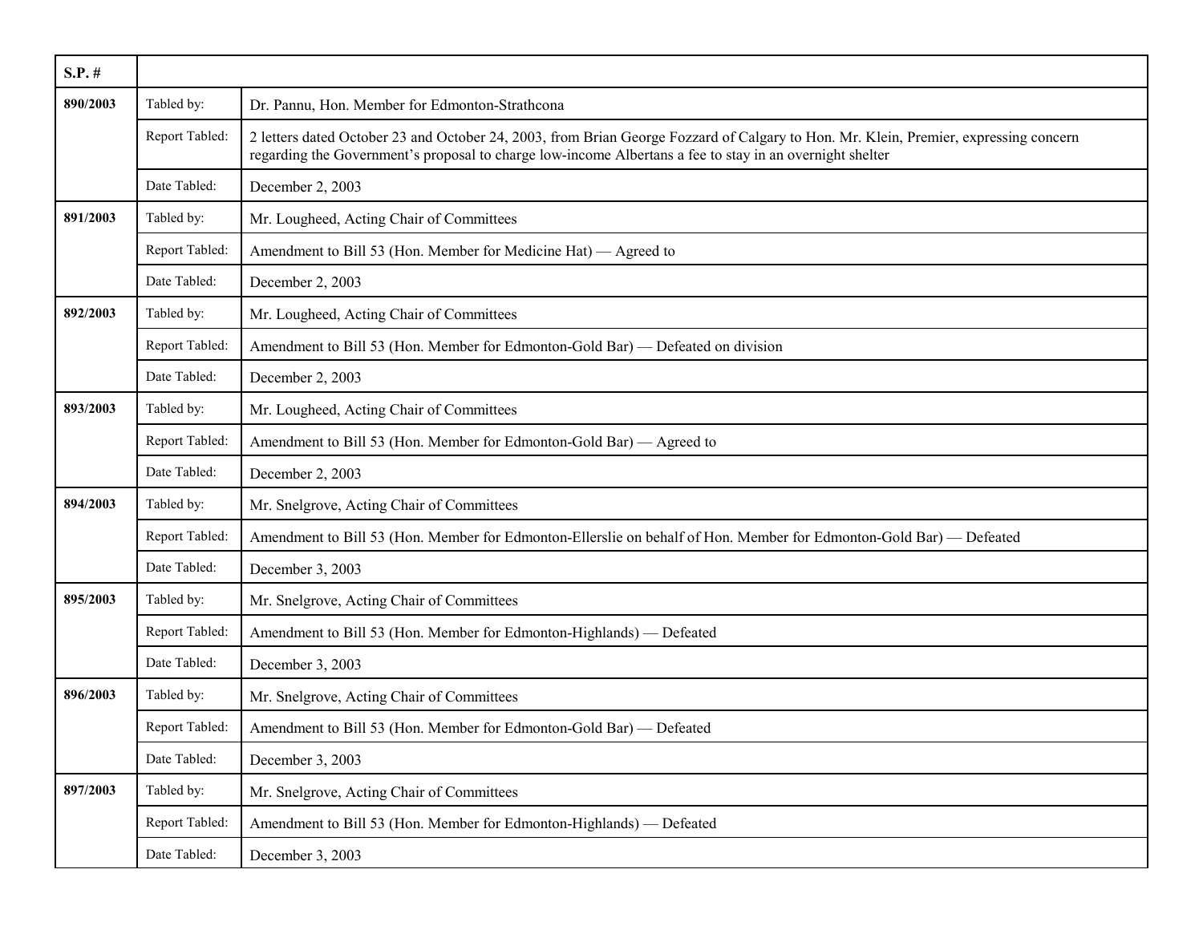| S.P. # | | |
|---|---|---|
| 890/2003 | Tabled by: | Dr. Pannu, Hon. Member for Edmonton-Strathcona |
| | Report Tabled: | 2 letters dated October 23 and October 24, 2003, from Brian George Fozzard of Calgary to Hon. Mr. Klein, Premier, expressing concern regarding the Government's proposal to charge low-income Albertans a fee to stay in an overnight shelter |
| | Date Tabled: | December 2, 2003 |
| 891/2003 | Tabled by: | Mr. Lougheed, Acting Chair of Committees |
| | Report Tabled: | Amendment to Bill 53 (Hon. Member for Medicine Hat) — Agreed to |
| | Date Tabled: | December 2, 2003 |
| 892/2003 | Tabled by: | Mr. Lougheed, Acting Chair of Committees |
| | Report Tabled: | Amendment to Bill 53 (Hon. Member for Edmonton-Gold Bar) — Defeated on division |
| | Date Tabled: | December 2, 2003 |
| 893/2003 | Tabled by: | Mr. Lougheed, Acting Chair of Committees |
| | Report Tabled: | Amendment to Bill 53 (Hon. Member for Edmonton-Gold Bar) — Agreed to |
| | Date Tabled: | December 2, 2003 |
| 894/2003 | Tabled by: | Mr. Snelgrove, Acting Chair of Committees |
| | Report Tabled: | Amendment to Bill 53 (Hon. Member for Edmonton-Ellerslie on behalf of Hon. Member for Edmonton-Gold Bar) — Defeated |
| | Date Tabled: | December 3, 2003 |
| 895/2003 | Tabled by: | Mr. Snelgrove, Acting Chair of Committees |
| | Report Tabled: | Amendment to Bill 53 (Hon. Member for Edmonton-Highlands) — Defeated |
| | Date Tabled: | December 3, 2003 |
| 896/2003 | Tabled by: | Mr. Snelgrove, Acting Chair of Committees |
| | Report Tabled: | Amendment to Bill 53 (Hon. Member for Edmonton-Gold Bar) — Defeated |
| | Date Tabled: | December 3, 2003 |
| 897/2003 | Tabled by: | Mr. Snelgrove, Acting Chair of Committees |
| | Report Tabled: | Amendment to Bill 53 (Hon. Member for Edmonton-Highlands) — Defeated |
| | Date Tabled: | December 3, 2003 |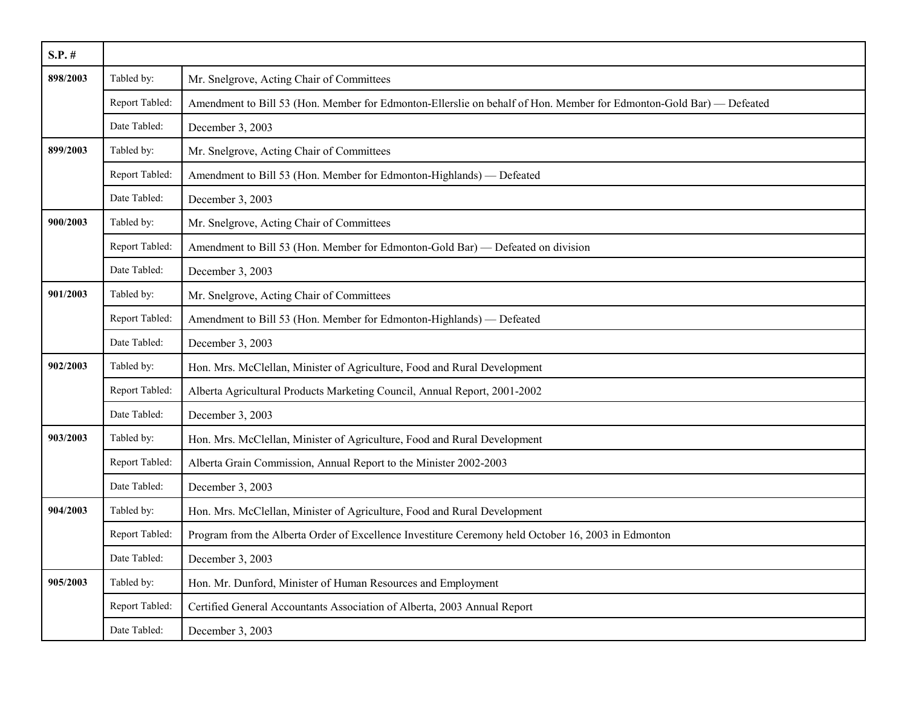| S.P. # | | |
|---|---|---|
| 898/2003 | Tabled by: | Mr. Snelgrove, Acting Chair of Committees |
| | Report Tabled: | Amendment to Bill 53 (Hon. Member for Edmonton-Ellerslie on behalf of Hon. Member for Edmonton-Gold Bar) — Defeated |
| | Date Tabled: | December 3, 2003 |
| 899/2003 | Tabled by: | Mr. Snelgrove, Acting Chair of Committees |
| | Report Tabled: | Amendment to Bill 53 (Hon. Member for Edmonton-Highlands) — Defeated |
| | Date Tabled: | December 3, 2003 |
| 900/2003 | Tabled by: | Mr. Snelgrove, Acting Chair of Committees |
| | Report Tabled: | Amendment to Bill 53 (Hon. Member for Edmonton-Gold Bar) — Defeated on division |
| | Date Tabled: | December 3, 2003 |
| 901/2003 | Tabled by: | Mr. Snelgrove, Acting Chair of Committees |
| | Report Tabled: | Amendment to Bill 53 (Hon. Member for Edmonton-Highlands) — Defeated |
| | Date Tabled: | December 3, 2003 |
| 902/2003 | Tabled by: | Hon. Mrs. McClellan, Minister of Agriculture, Food and Rural Development |
| | Report Tabled: | Alberta Agricultural Products Marketing Council, Annual Report, 2001-2002 |
| | Date Tabled: | December 3, 2003 |
| 903/2003 | Tabled by: | Hon. Mrs. McClellan, Minister of Agriculture, Food and Rural Development |
| | Report Tabled: | Alberta Grain Commission, Annual Report to the Minister 2002-2003 |
| | Date Tabled: | December 3, 2003 |
| 904/2003 | Tabled by: | Hon. Mrs. McClellan, Minister of Agriculture, Food and Rural Development |
| | Report Tabled: | Program from the Alberta Order of Excellence Investiture Ceremony held October 16, 2003 in Edmonton |
| | Date Tabled: | December 3, 2003 |
| 905/2003 | Tabled by: | Hon. Mr. Dunford, Minister of Human Resources and Employment |
| | Report Tabled: | Certified General Accountants Association of Alberta, 2003 Annual Report |
| | Date Tabled: | December 3, 2003 |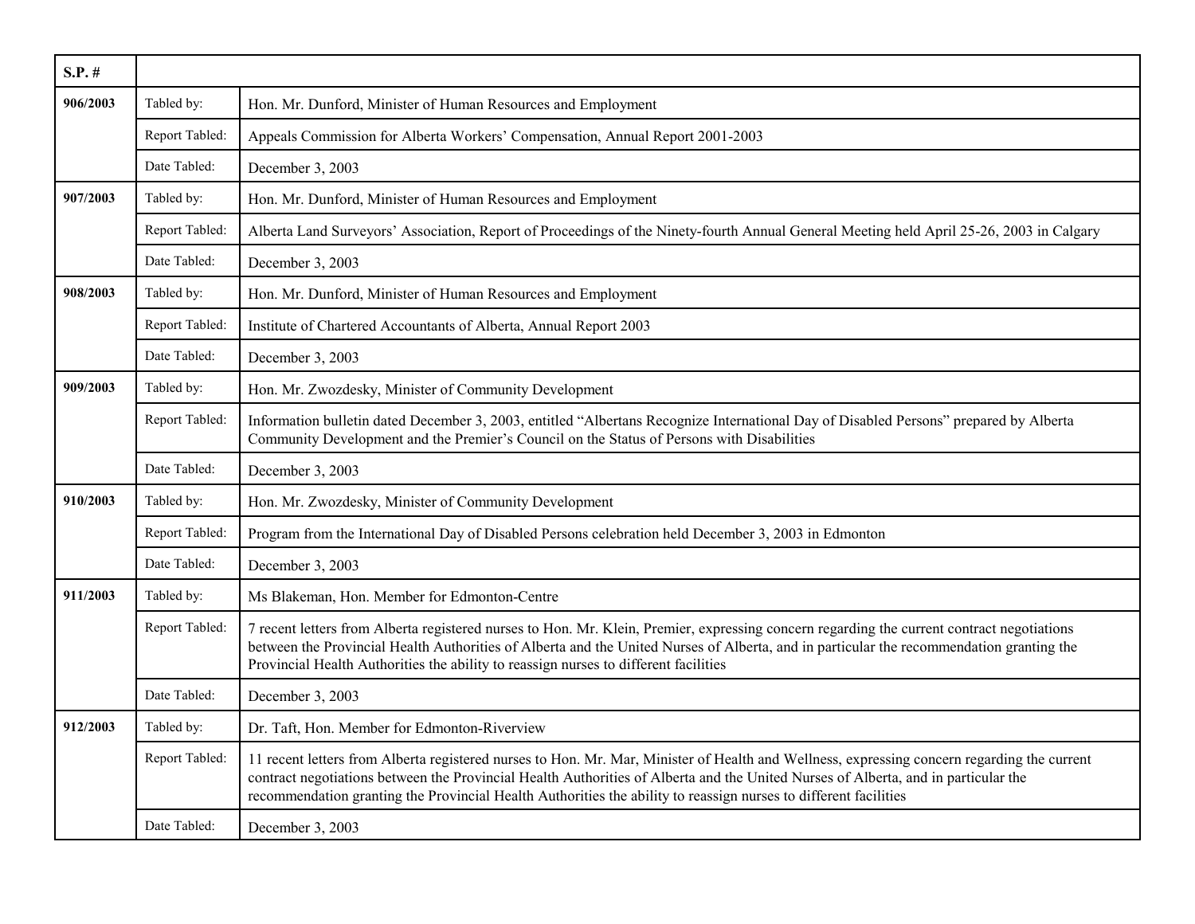| S.P. # | | |
|---|---|---|
| **906/2003** | Tabled by: | Hon. Mr. Dunford, Minister of Human Resources and Employment |
| | Report Tabled: | Appeals Commission for Alberta Workers' Compensation, Annual Report 2001-2003 |
| | Date Tabled: | December 3, 2003 |
| **907/2003** | Tabled by: | Hon. Mr. Dunford, Minister of Human Resources and Employment |
| | Report Tabled: | Alberta Land Surveyors' Association, Report of Proceedings of the Ninety-fourth Annual General Meeting held April 25-26, 2003 in Calgary |
| | Date Tabled: | December 3, 2003 |
| **908/2003** | Tabled by: | Hon. Mr. Dunford, Minister of Human Resources and Employment |
| | Report Tabled: | Institute of Chartered Accountants of Alberta, Annual Report 2003 |
| | Date Tabled: | December 3, 2003 |
| **909/2003** | Tabled by: | Hon. Mr. Zwozdesky, Minister of Community Development |
| | Report Tabled: | Information bulletin dated December 3, 2003, entitled "Albertans Recognize International Day of Disabled Persons" prepared by Alberta Community Development and the Premier's Council on the Status of Persons with Disabilities |
| | Date Tabled: | December 3, 2003 |
| **910/2003** | Tabled by: | Hon. Mr. Zwozdesky, Minister of Community Development |
| | Report Tabled: | Program from the International Day of Disabled Persons celebration held December 3, 2003 in Edmonton |
| | Date Tabled: | December 3, 2003 |
| **911/2003** | Tabled by: | Ms Blakeman, Hon. Member for Edmonton-Centre |
| | Report Tabled: | 7 recent letters from Alberta registered nurses to Hon. Mr. Klein, Premier, expressing concern regarding the current contract negotiations between the Provincial Health Authorities of Alberta and the United Nurses of Alberta, and in particular the recommendation granting the Provincial Health Authorities the ability to reassign nurses to different facilities |
| | Date Tabled: | December 3, 2003 |
| **912/2003** | Tabled by: | Dr. Taft, Hon. Member for Edmonton-Riverview |
| | Report Tabled: | 11 recent letters from Alberta registered nurses to Hon. Mr. Mar, Minister of Health and Wellness, expressing concern regarding the current contract negotiations between the Provincial Health Authorities of Alberta and the United Nurses of Alberta, and in particular the recommendation granting the Provincial Health Authorities the ability to reassign nurses to different facilities |
| | Date Tabled: | December 3, 2003 |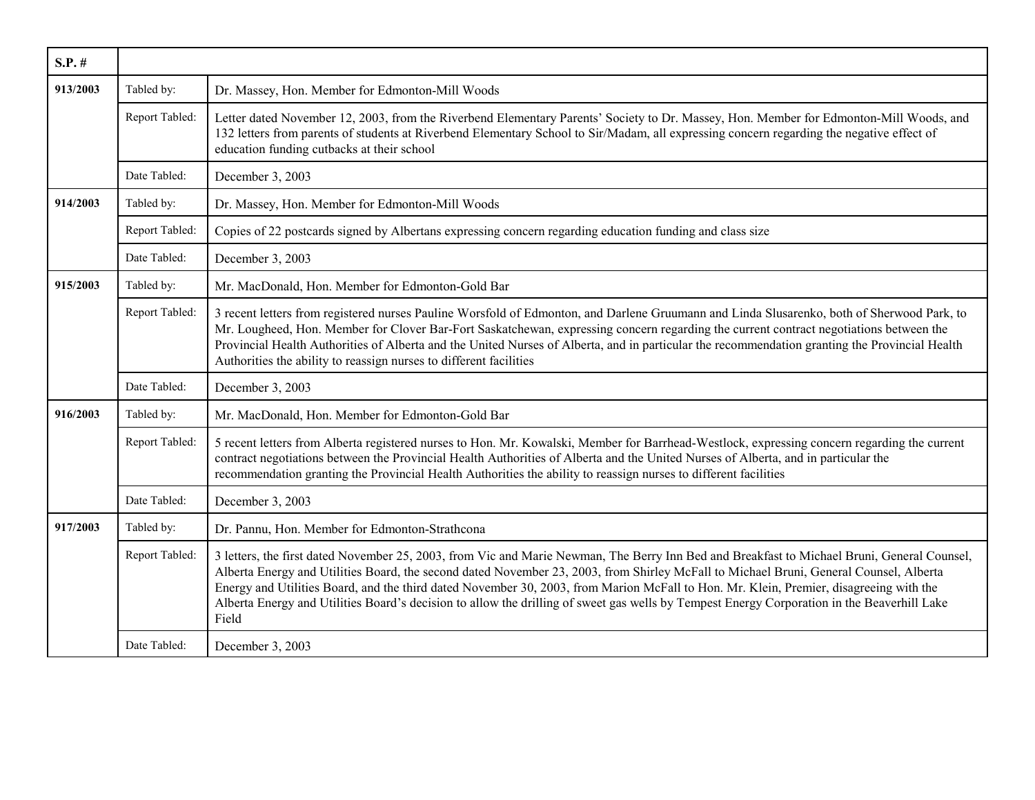| S.P. # | | |
|---|---|---|
| 913/2003 | Tabled by: | Dr. Massey, Hon. Member for Edmonton-Mill Woods |
| | Report Tabled: | Letter dated November 12, 2003, from the Riverbend Elementary Parents' Society to Dr. Massey, Hon. Member for Edmonton-Mill Woods, and 132 letters from parents of students at Riverbend Elementary School to Sir/Madam, all expressing concern regarding the negative effect of education funding cutbacks at their school |
| | Date Tabled: | December 3, 2003 |
| 914/2003 | Tabled by: | Dr. Massey, Hon. Member for Edmonton-Mill Woods |
| | Report Tabled: | Copies of 22 postcards signed by Albertans expressing concern regarding education funding and class size |
| | Date Tabled: | December 3, 2003 |
| 915/2003 | Tabled by: | Mr. MacDonald, Hon. Member for Edmonton-Gold Bar |
| | Report Tabled: | 3 recent letters from registered nurses Pauline Worsfold of Edmonton, and Darlene Gruumann and Linda Slusarenko, both of Sherwood Park, to Mr. Lougheed, Hon. Member for Clover Bar-Fort Saskatchewan, expressing concern regarding the current contract negotiations between the Provincial Health Authorities of Alberta and the United Nurses of Alberta, and in particular the recommendation granting the Provincial Health Authorities the ability to reassign nurses to different facilities |
| | Date Tabled: | December 3, 2003 |
| 916/2003 | Tabled by: | Mr. MacDonald, Hon. Member for Edmonton-Gold Bar |
| | Report Tabled: | 5 recent letters from Alberta registered nurses to Hon. Mr. Kowalski, Member for Barrhead-Westlock, expressing concern regarding the current contract negotiations between the Provincial Health Authorities of Alberta and the United Nurses of Alberta, and in particular the recommendation granting the Provincial Health Authorities the ability to reassign nurses to different facilities |
| | Date Tabled: | December 3, 2003 |
| 917/2003 | Tabled by: | Dr. Pannu, Hon. Member for Edmonton-Strathcona |
| | Report Tabled: | 3 letters, the first dated November 25, 2003, from Vic and Marie Newman, The Berry Inn Bed and Breakfast to Michael Bruni, General Counsel, Alberta Energy and Utilities Board, the second dated November 23, 2003, from Shirley McFall to Michael Bruni, General Counsel, Alberta Energy and Utilities Board, and the third dated November 30, 2003, from Marion McFall to Hon. Mr. Klein, Premier, disagreeing with the Alberta Energy and Utilities Board's decision to allow the drilling of sweet gas wells by Tempest Energy Corporation in the Beaverhill Lake Field |
| | Date Tabled: | December 3, 2003 |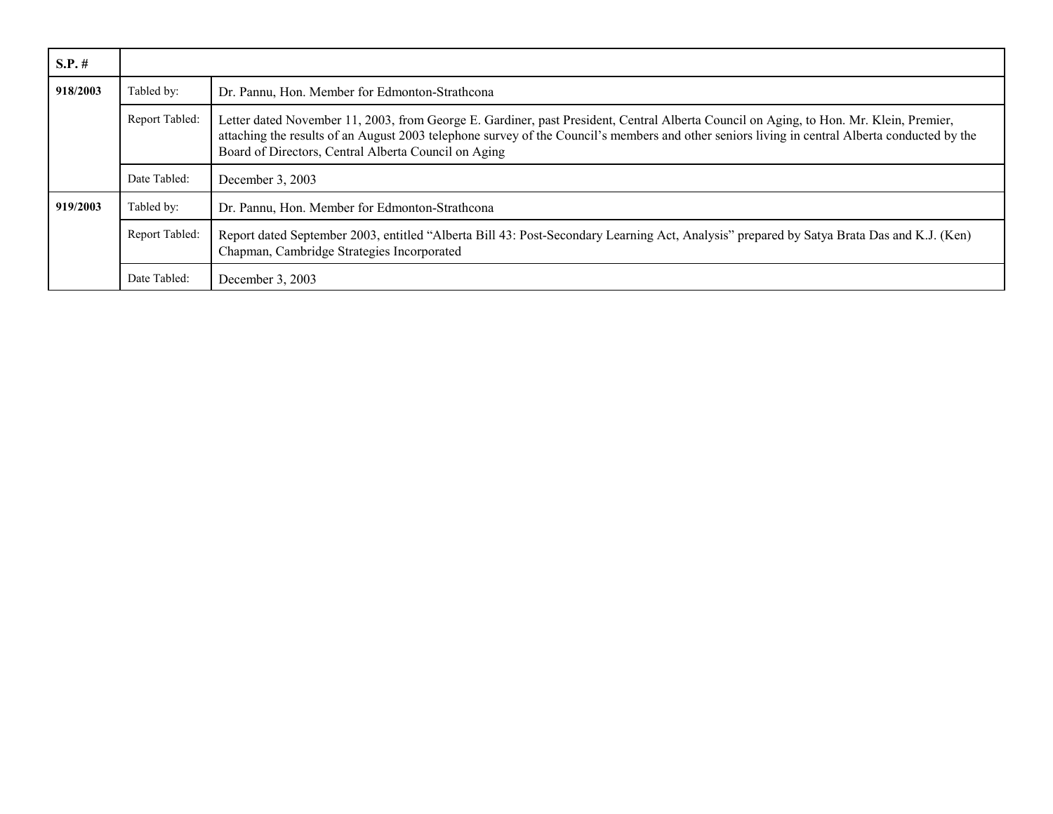| S.P. # | | |
|---|---|---|
| **918/2003** | Tabled by: | Dr. Pannu, Hon. Member for Edmonton-Strathcona |
| | Report Tabled: | Letter dated November 11, 2003, from George E. Gardiner, past President, Central Alberta Council on Aging, to Hon. Mr. Klein, Premier, attaching the results of an August 2003 telephone survey of the Council's members and other seniors living in central Alberta conducted by the Board of Directors, Central Alberta Council on Aging |
| | Date Tabled: | December 3, 2003 |
| **919/2003** | Tabled by: | Dr. Pannu, Hon. Member for Edmonton-Strathcona |
| | Report Tabled: | Report dated September 2003, entitled "Alberta Bill 43: Post-Secondary Learning Act, Analysis" prepared by Satya Brata Das and K.J. (Ken) Chapman, Cambridge Strategies Incorporated |
| | Date Tabled: | December 3, 2003 |